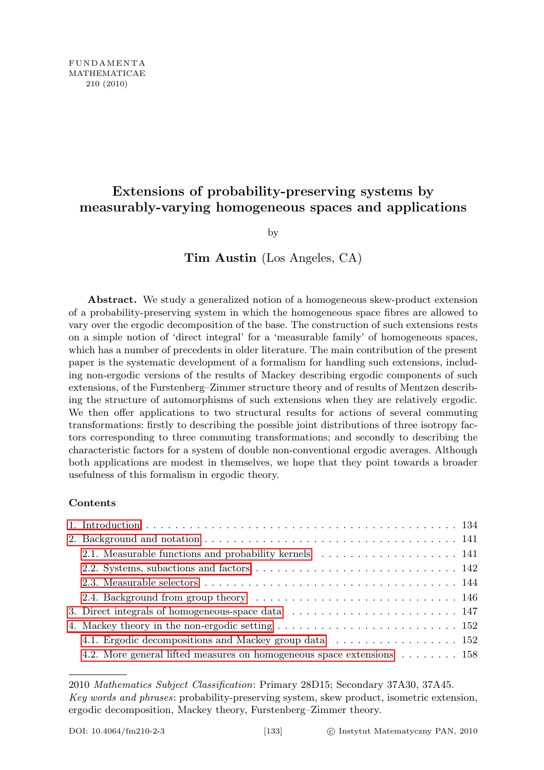# Extensions of probability-preserving systems by measurably-varying homogeneous spaces and applications

by

**Tim Austin** (Los Angeles, CA)

**Abstract.** We study a generalized notion of a homogeneous skew-product extension of a probability-preserving system in which the homogeneous space fibres are allowed to vary over the ergodic decomposition of the base. The construction of such extensions rests on a simple notion of 'direct integral' for a 'measurable family' of homogeneous spaces, which has a number of precedents in older literature. The main contribution of the present paper is the systematic development of a formalism for handling such extensions, including non-ergodic versions of the results of Mackey describing ergodic components of such extensions, of the Furstenberg–Zimmer structure theory and of results of Mentzen describing the structure of automorphisms of such extensions when they are relatively ergodic. We then offer applications to two structural results for actions of several commuting transformations: firstly to describing the possible joint distributions of three isotropy factors corresponding to three commuting transformations; and secondly to describing the characteristic factors for a system of double non-conventional ergodic averages. Although both applications are modest in themselves, we hope that they point towards a broader usefulness of this formalism in ergodic theory.

### Contents

1. Introduction . . . 134
2. Background and notation . . . 141
   - 2.1. Measurable functions and probability kernels . . . 141
   - 2.2. Systems, subactions and factors . . . 142
   - 2.3. Measurable selectors . . . 144
   - 2.4. Background from group theory . . . 146
3. Direct integrals of homogeneous-space data . . . 147
4. Mackey theory in the non-ergodic setting . . . 152
   - 4.1. Ergodic decompositions and Mackey group data . . . 152
   - 4.2. More general lifted measures on homogeneous space extensions . . . 158

---

2010 *Mathematics Subject Classification*: Primary 28D15; Secondary 37A30, 37A45.

*Key words and phrases*: probability-preserving system, skew product, isometric extension, ergodic decomposition, Mackey theory, Furstenberg–Zimmer theory.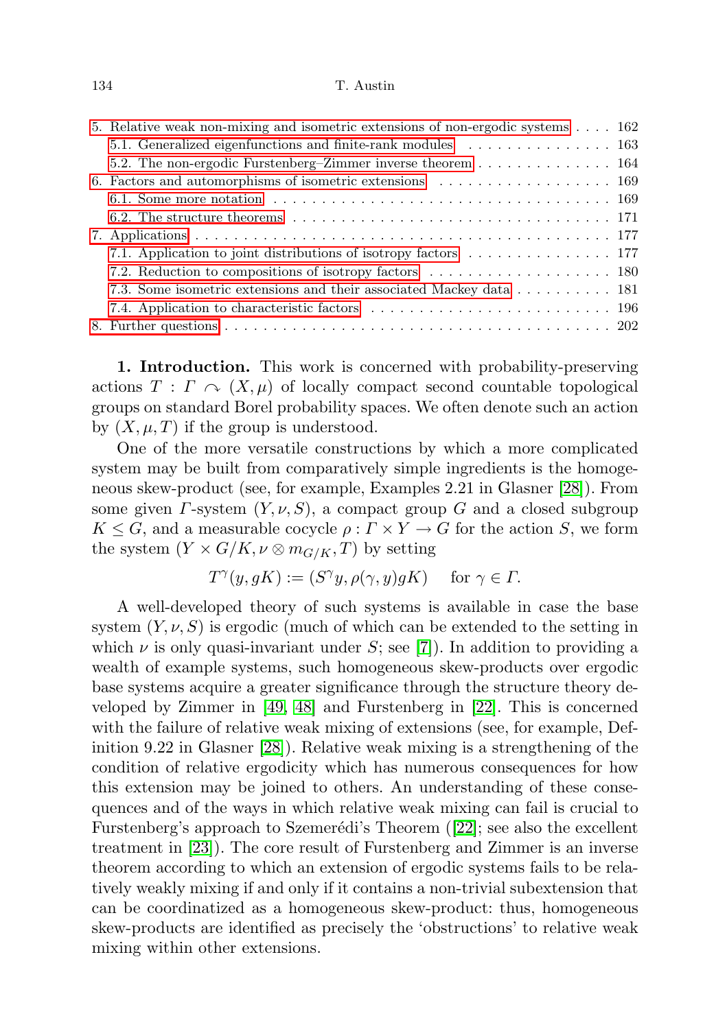5. Relative weak non-mixing and isometric extensions of non-ergodic systems . . . . 162
   - 5.1. Generalized eigenfunctions and finite-rank modules . . . . . . . . . . . . . . . 163
   - 5.2. The non-ergodic Furstenberg–Zimmer inverse theorem . . . . . . . . . . . . . 164
6. Factors and automorphisms of isometric extensions . . . . . . . . . . . . . . . . . . 169
   - 6.1. Some more notation . . . . . . . . . . . . . . . . . . . . . . . . . . . . . . . . . 169
   - 6.2. The structure theorems . . . . . . . . . . . . . . . . . . . . . . . . . . . . . . . 171
7. Applications . . . . . . . . . . . . . . . . . . . . . . . . . . . . . . . . . . . . . . . . 177
   - 7.1. Application to joint distributions of isotropy factors . . . . . . . . . . . . . . . 177
   - 7.2. Reduction to compositions of isotropy factors . . . . . . . . . . . . . . . . . . . 180
   - 7.3. Some isometric extensions and their associated Mackey data . . . . . . . . . . 181
   - 7.4. Application to characteristic factors . . . . . . . . . . . . . . . . . . . . . . . . 196
8. Further questions . . . . . . . . . . . . . . . . . . . . . . . . . . . . . . . . . . . . . 202

**1. Introduction.** This work is concerned with probability-preserving actions $T : \Gamma \curvearrowright (X, \mu)$ of locally compact second countable topological groups on standard Borel probability spaces. We often denote such an action by $(X, \mu, T)$ if the group is understood.

One of the more versatile constructions by which a more complicated system may be built from comparatively simple ingredients is the homogeneous skew-product (see, for example, Examples 2.21 in Glasner [28]). From some given $\Gamma$-system $(Y, \nu, S)$, a compact group $G$ and a closed subgroup $K \leq G$, and a measurable cocycle $\rho : \Gamma \times Y \to G$ for the action $S$, we form the system $(Y \times G/K, \nu \otimes m_{G/K}, T)$ by setting

$$T^{\gamma}(y, gK) := (S^{\gamma}y, \rho(\gamma, y)gK) \quad \text{for } \gamma \in \Gamma.$$

A well-developed theory of such systems is available in case the base system $(Y, \nu, S)$ is ergodic (much of which can be extended to the setting in which $\nu$ is only quasi-invariant under $S$; see [7]). In addition to providing a wealth of example systems, such homogeneous skew-products over ergodic base systems acquire a greater significance through the structure theory developed by Zimmer in [49, 48] and Furstenberg in [22]. This is concerned with the failure of relative weak mixing of extensions (see, for example, Definition 9.22 in Glasner [28]). Relative weak mixing is a strengthening of the condition of relative ergodicity which has numerous consequences for how this extension may be joined to others. An understanding of these consequences and of the ways in which relative weak mixing can fail is crucial to Furstenberg's approach to Szemerédi's Theorem ([22]; see also the excellent treatment in [23]). The core result of Furstenberg and Zimmer is an inverse theorem according to which an extension of ergodic systems fails to be relatively weakly mixing if and only if it contains a non-trivial subextension that can be coordinatized as a homogeneous skew-product: thus, homogeneous skew-products are identified as precisely the 'obstructions' to relative weak mixing within other extensions.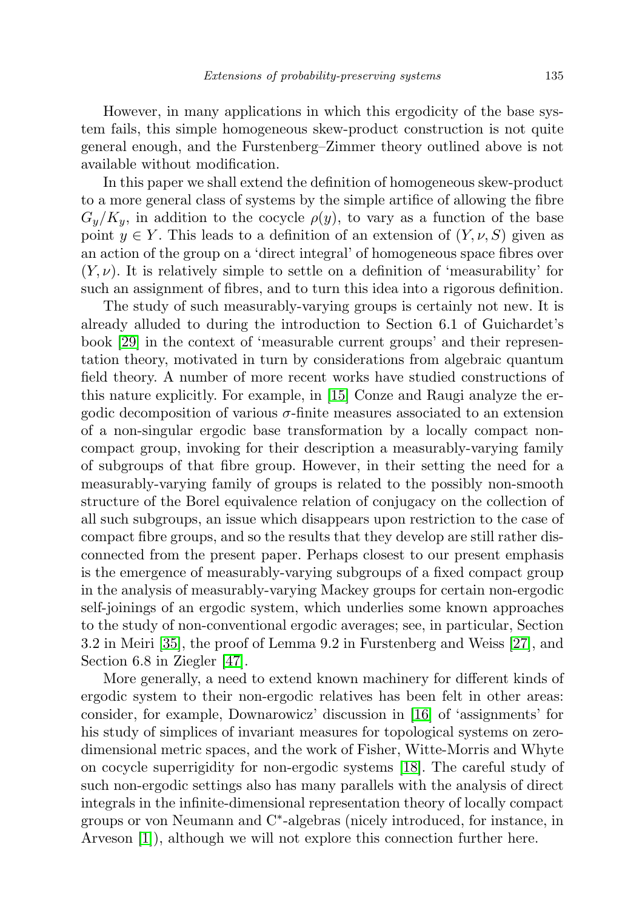However, in many applications in which this ergodicity of the base system fails, this simple homogeneous skew-product construction is not quite general enough, and the Furstenberg–Zimmer theory outlined above is not available without modification.

In this paper we shall extend the definition of homogeneous skew-product to a more general class of systems by the simple artifice of allowing the fibre $G_y/K_y$, in addition to the cocycle $\rho(y)$, to vary as a function of the base point $y \in Y$. This leads to a definition of an extension of $(Y, \nu, S)$ given as an action of the group on a 'direct integral' of homogeneous space fibres over $(Y, \nu)$. It is relatively simple to settle on a definition of 'measurability' for such an assignment of fibres, and to turn this idea into a rigorous definition.

The study of such measurably-varying groups is certainly not new. It is already alluded to during the introduction to Section 6.1 of Guichardet's book [29] in the context of 'measurable current groups' and their representation theory, motivated in turn by considerations from algebraic quantum field theory. A number of more recent works have studied constructions of this nature explicitly. For example, in [15] Conze and Raugi analyze the ergodic decomposition of various $\sigma$-finite measures associated to an extension of a non-singular ergodic base transformation by a locally compact non-compact group, invoking for their description a measurably-varying family of subgroups of that fibre group. However, in their setting the need for a measurably-varying family of groups is related to the possibly non-smooth structure of the Borel equivalence relation of conjugacy on the collection of all such subgroups, an issue which disappears upon restriction to the case of compact fibre groups, and so the results that they develop are still rather disconnected from the present paper. Perhaps closest to our present emphasis is the emergence of measurably-varying subgroups of a fixed compact group in the analysis of measurably-varying Mackey groups for certain non-ergodic self-joinings of an ergodic system, which underlies some known approaches to the study of non-conventional ergodic averages; see, in particular, Section 3.2 in Meiri [35], the proof of Lemma 9.2 in Furstenberg and Weiss [27], and Section 6.8 in Ziegler [47].

More generally, a need to extend known machinery for different kinds of ergodic system to their non-ergodic relatives has been felt in other areas: consider, for example, Downarowicz' discussion in [16] of 'assignments' for his study of simplices of invariant measures for topological systems on zero-dimensional metric spaces, and the work of Fisher, Witte-Morris and Whyte on cocycle superrigidity for non-ergodic systems [18]. The careful study of such non-ergodic settings also has many parallels with the analysis of direct integrals in the infinite-dimensional representation theory of locally compact groups or von Neumann and C*-algebras (nicely introduced, for instance, in Arveson [1]), although we will not explore this connection further here.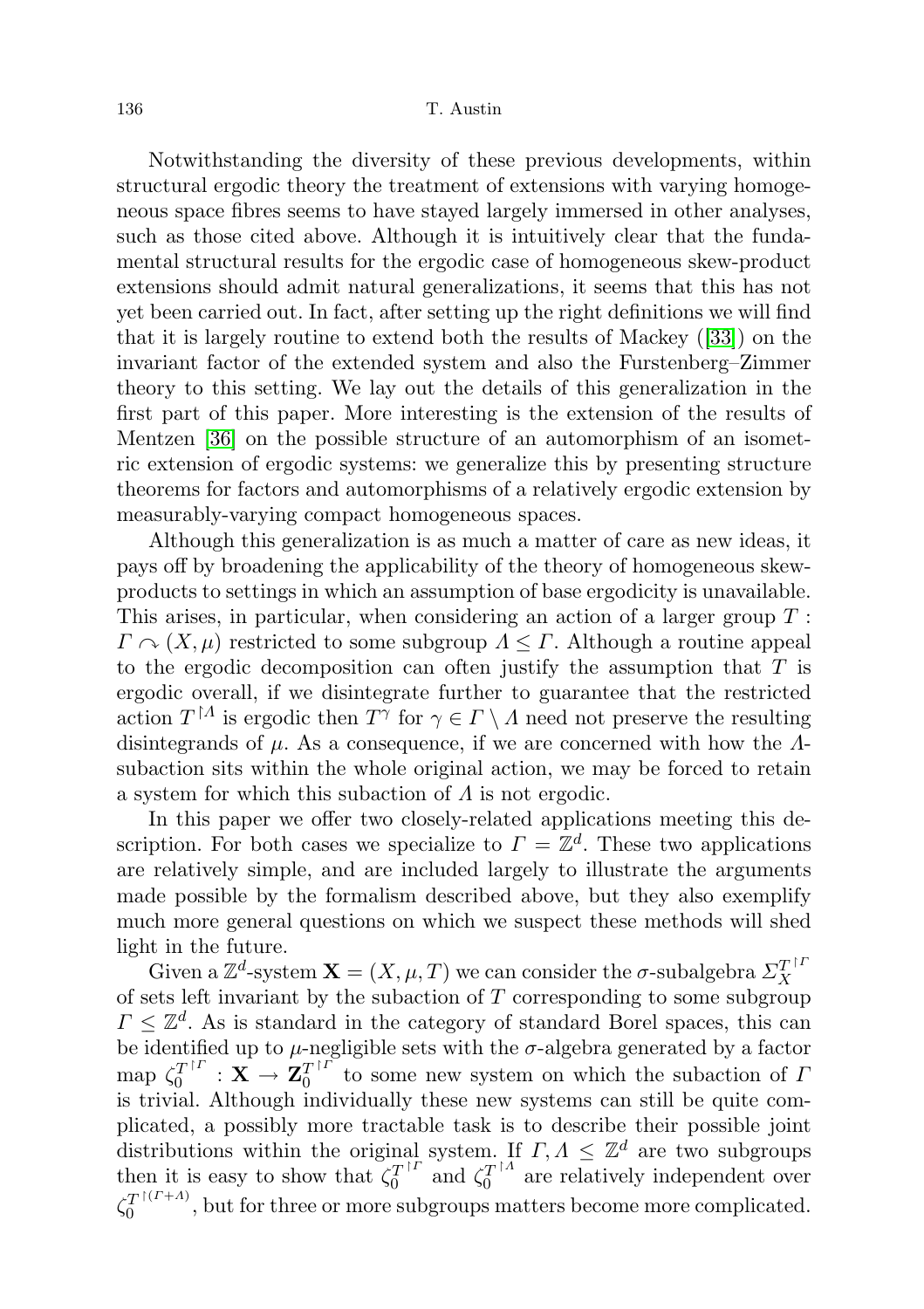Notwithstanding the diversity of these previous developments, within structural ergodic theory the treatment of extensions with varying homogeneous space fibres seems to have stayed largely immersed in other analyses, such as those cited above. Although it is intuitively clear that the fundamental structural results for the ergodic case of homogeneous skew-product extensions should admit natural generalizations, it seems that this has not yet been carried out. In fact, after setting up the right definitions we will find that it is largely routine to extend both the results of Mackey ([33]) on the invariant factor of the extended system and also the Furstenberg–Zimmer theory to this setting. We lay out the details of this generalization in the first part of this paper. More interesting is the extension of the results of Mentzen [36] on the possible structure of an automorphism of an isometric extension of ergodic systems: we generalize this by presenting structure theorems for factors and automorphisms of a relatively ergodic extension by measurably-varying compact homogeneous spaces.

Although this generalization is as much a matter of care as new ideas, it pays off by broadening the applicability of the theory of homogeneous skew-products to settings in which an assumption of base ergodicity is unavailable. This arises, in particular, when considering an action of a larger group $T : \Gamma \curvearrowright (X, \mu)$ restricted to some subgroup $\Lambda \leq \Gamma$. Although a routine appeal to the ergodic decomposition can often justify the assumption that $T$ is ergodic overall, if we disintegrate further to guarantee that the restricted action $T^{\upharpoonright \Lambda}$ is ergodic then $T^{\gamma}$ for $\gamma \in \Gamma \setminus \Lambda$ need not preserve the resulting disintegrands of $\mu$. As a consequence, if we are concerned with how the $\Lambda$-subaction sits within the whole original action, we may be forced to retain a system for which this subaction of $\Lambda$ is not ergodic.

In this paper we offer two closely-related applications meeting this description. For both cases we specialize to $\Gamma = \mathbb{Z}^d$. These two applications are relatively simple, and are included largely to illustrate the arguments made possible by the formalism described above, but they also exemplify much more general questions on which we suspect these methods will shed light in the future.

Given a $\mathbb{Z}^d$-system $\mathbf{X} = (X, \mu, T)$ we can consider the $\sigma$-subalgebra $\Sigma_X^{T^{\upharpoonright \Gamma}}$ of sets left invariant by the subaction of $T$ corresponding to some subgroup $\Gamma \leq \mathbb{Z}^d$. As is standard in the category of standard Borel spaces, this can be identified up to $\mu$-negligible sets with the $\sigma$-algebra generated by a factor map $\zeta_0^{T^{\upharpoonright \Gamma}} : \mathbf{X} \to \mathbf{Z}_0^{T^{\upharpoonright \Gamma}}$ to some new system on which the subaction of $\Gamma$ is trivial. Although individually these new systems can still be quite complicated, a possibly more tractable task is to describe their possible joint distributions within the original system. If $\Gamma, \Lambda \leq \mathbb{Z}^d$ are two subgroups then it is easy to show that $\zeta_0^{T^{\upharpoonright \Gamma}}$ and $\zeta_0^{T^{\upharpoonright \Lambda}}$ are relatively independent over $\zeta_0^{T^{\upharpoonright (\Gamma + \Lambda)}}$, but for three or more subgroups matters become more complicated.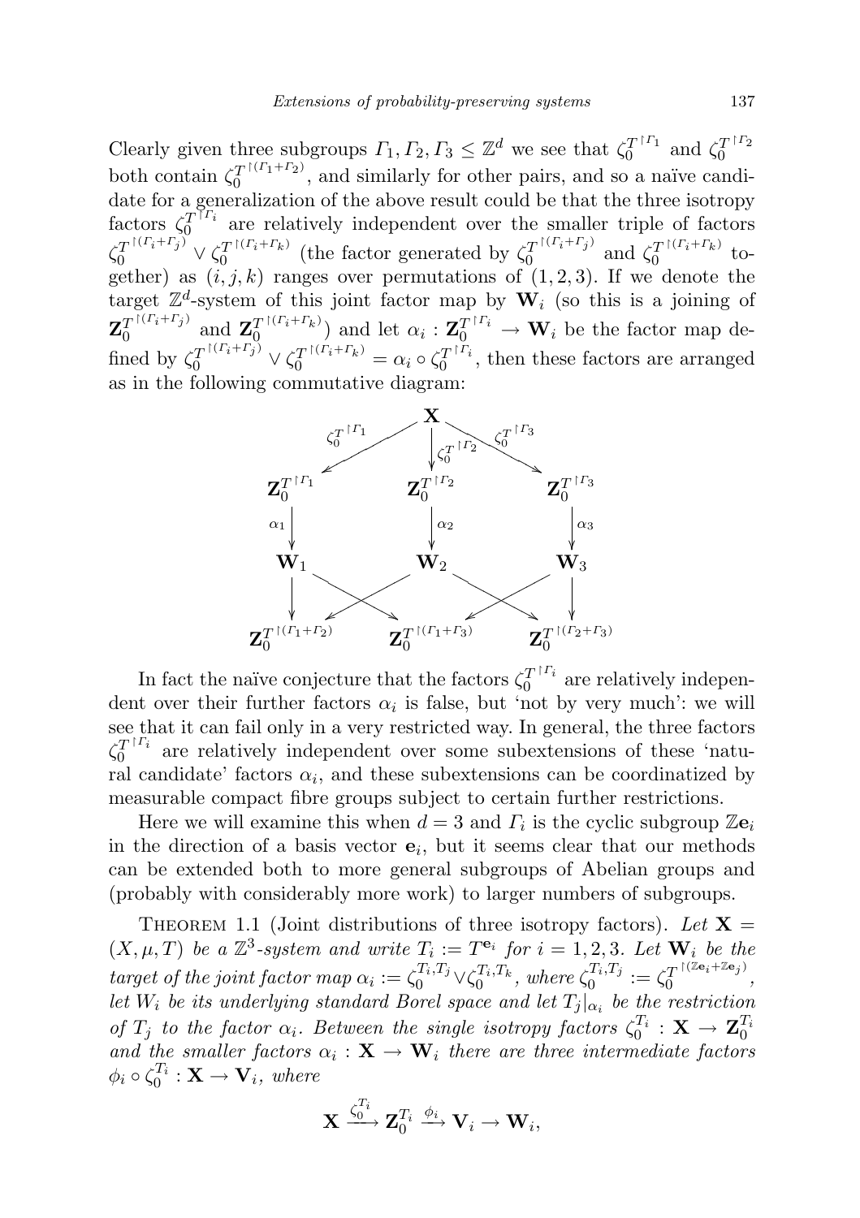Clearly given three subgroups $\Gamma_1, \Gamma_2, \Gamma_3 \leq \mathbb{Z}^d$ we see that $\zeta_0^{T^{\upharpoonright \Gamma_1}}$ and $\zeta_0^{T^{\upharpoonright \Gamma_2}}$ both contain $\zeta_0^{T^{\upharpoonright (\Gamma_1+\Gamma_2)}}$, and similarly for other pairs, and so a naïve candidate for a generalization of the above result could be that the three isotropy factors $\zeta_0^{T^{\upharpoonright \Gamma_i}}$ are relatively independent over the smaller triple of factors $\zeta_0^{T^{\upharpoonright (\Gamma_i+\Gamma_j)}} \vee \zeta_0^{T^{\upharpoonright (\Gamma_i+\Gamma_k)}}$ (the factor generated by $\zeta_0^{T^{\upharpoonright (\Gamma_i+\Gamma_j)}}$ and $\zeta_0^{T^{\upharpoonright (\Gamma_i+\Gamma_k)}}$ together) as $(i,j,k)$ ranges over permutations of $(1,2,3)$. If we denote the target $\mathbb{Z}^d$-system of this joint factor map by $\mathbf{W}_i$ (so this is a joining of $\mathbf{Z}_0^{T^{\upharpoonright (\Gamma_i+\Gamma_j)}}$ and $\mathbf{Z}_0^{T^{\upharpoonright (\Gamma_i+\Gamma_k)}}$) and let $\alpha_i : \mathbf{Z}_0^{T^{\upharpoonright \Gamma_i}} \to \mathbf{W}_i$ be the factor map defined by $\zeta_0^{T^{\upharpoonright (\Gamma_i+\Gamma_j)}} \vee \zeta_0^{T^{\upharpoonright (\Gamma_i+\Gamma_k)}} = \alpha_i \circ \zeta_0^{T^{\upharpoonright \Gamma_i}}$, then these factors are arranged as in the following commutative diagram:

$$
\begin{array}{ccccc}
 & & \mathbf{X} & & \\
 & \swarrow^{\zeta_0^{T^{\upharpoonright \Gamma_1}}} & \downarrow^{\zeta_0^{T^{\upharpoonright \Gamma_2}}} & \searrow^{\zeta_0^{T^{\upharpoonright \Gamma_3}}} & \\
\mathbf{Z}_0^{T^{\upharpoonright \Gamma_1}} & & \mathbf{Z}_0^{T^{\upharpoonright \Gamma_2}} & & \mathbf{Z}_0^{T^{\upharpoonright \Gamma_3}} \\
\downarrow^{\alpha_1} & & \downarrow^{\alpha_2} & & \downarrow^{\alpha_3} \\
\mathbf{W}_1 & & \mathbf{W}_2 & & \mathbf{W}_3 \\
\downarrow & \searrow\!\!\!\!\swarrow & & \searrow\!\!\!\!\swarrow & \downarrow \\
\mathbf{Z}_0^{T^{\upharpoonright (\Gamma_1+\Gamma_2)}} & & \mathbf{Z}_0^{T^{\upharpoonright (\Gamma_1+\Gamma_3)}} & & \mathbf{Z}_0^{T^{\upharpoonright (\Gamma_2+\Gamma_3)}}
\end{array}
$$

In fact the naïve conjecture that the factors $\zeta_0^{T^{\upharpoonright \Gamma_i}}$ are relatively independent over their further factors $\alpha_i$ is false, but 'not by very much': we will see that it can fail only in a very restricted way. In general, the three factors $\zeta_0^{T^{\upharpoonright \Gamma_i}}$ are relatively independent over some subextensions of these 'natural candidate' factors $\alpha_i$, and these subextensions can be coordinatized by measurable compact fibre groups subject to certain further restrictions.

Here we will examine this when $d = 3$ and $\Gamma_i$ is the cyclic subgroup $\mathbb{Z}\mathbf{e}_i$ in the direction of a basis vector $\mathbf{e}_i$, but it seems clear that our methods can be extended both to more general subgroups of Abelian groups and (probably with considerably more work) to larger numbers of subgroups.

Theorem 1.1 (Joint distributions of three isotropy factors). *Let $\mathbf{X} = (X, \mu, T)$ be a $\mathbb{Z}^3$-system and write $T_i := T^{\mathbf{e}_i}$ for $i = 1, 2, 3$. Let $\mathbf{W}_i$ be the target of the joint factor map $\alpha_i := \zeta_0^{T_i,T_j} \vee \zeta_0^{T_i,T_k}$, where $\zeta_0^{T_i,T_j} := \zeta_0^{T^{\upharpoonright (\mathbb{Z}\mathbf{e}_i+\mathbb{Z}\mathbf{e}_j)}}$, let $W_i$ be its underlying standard Borel space and let $T_j|_{\alpha_i}$ be the restriction of $T_j$ to the factor $\alpha_i$. Between the single isotropy factors $\zeta_0^{T_i} : \mathbf{X} \to \mathbf{Z}_0^{T_i}$ and the smaller factors $\alpha_i : \mathbf{X} \to \mathbf{W}_i$ there are three intermediate factors $\phi_i \circ \zeta_0^{T_i} : \mathbf{X} \to \mathbf{V}_i$, where*

$$\mathbf{X} \xrightarrow{\zeta_0^{T_i}} \mathbf{Z}_0^{T_i} \xrightarrow{\phi_i} \mathbf{V}_i \to \mathbf{W}_i,$$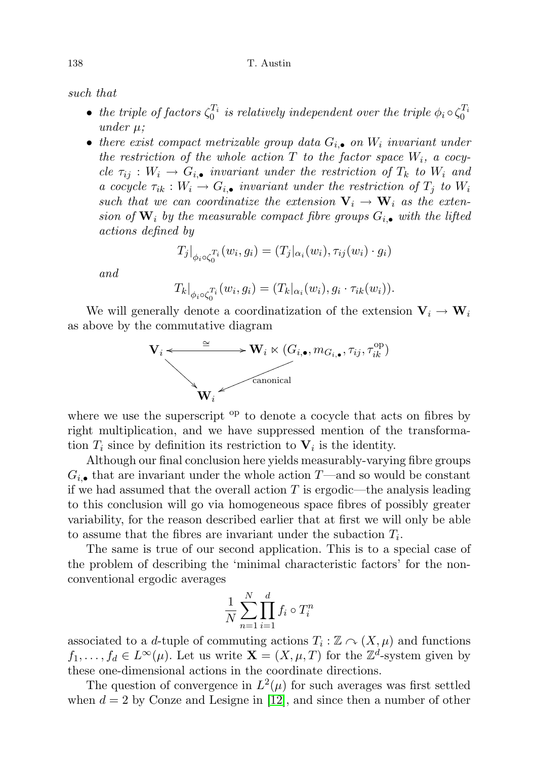*such that*

- *the triple of factors $\zeta_0^{T_i}$ is relatively independent over the triple $\phi_i \circ \zeta_0^{T_i}$ under $\mu$;*
- *there exist compact metrizable group data $G_{i,\bullet}$ on $W_i$ invariant under the restriction of the whole action $T$ to the factor space $W_i$, a cocycle $\tau_{ij} : W_i \to G_{i,\bullet}$ invariant under the restriction of $T_k$ to $W_i$ and a cocycle $\tau_{ik} : W_i \to G_{i,\bullet}$ invariant under the restriction of $T_j$ to $W_i$ such that we can coordinatize the extension $\mathbf{V}_i \to \mathbf{W}_i$ as the extension of $\mathbf{W}_i$ by the measurable compact fibre groups $G_{i,\bullet}$ with the lifted actions defined by*

$$T_j|_{\phi_i \circ \zeta_0^{T_i}}(w_i, g_i) = (T_j|_{\alpha_i}(w_i), \tau_{ij}(w_i) \cdot g_i)$$

*and*

$$T_k|_{\phi_i \circ \zeta_0^{T_i}}(w_i, g_i) = (T_k|_{\alpha_i}(w_i), g_i \cdot \tau_{ik}(w_i)).$$

We will generally denote a coordinatization of the extension $\mathbf{V}_i \to \mathbf{W}_i$ as above by the commutative diagram

$$\begin{array}{ccc} \mathbf{V}_i & \xleftrightarrow{\cong} & \mathbf{W}_i \ltimes (G_{i,\bullet}, m_{G_{i,\bullet}}, \tau_{ij}, \tau_{ik}^{\mathrm{op}}) \\ & \searrow \quad \mathbf{W}_i \quad \swarrow_{\text{canonical}} & \end{array}$$

where we use the superscript $^{\mathrm{op}}$ to denote a cocycle that acts on fibres by right multiplication, and we have suppressed mention of the transformation $T_i$ since by definition its restriction to $\mathbf{V}_i$ is the identity.

Although our final conclusion here yields measurably-varying fibre groups $G_{i,\bullet}$ that are invariant under the whole action $T$—and so would be constant if we had assumed that the overall action $T$ is ergodic—the analysis leading to this conclusion will go via homogeneous space fibres of possibly greater variability, for the reason described earlier that at first we will only be able to assume that the fibres are invariant under the subaction $T_i$.

The same is true of our second application. This is to a special case of the problem of describing the 'minimal characteristic factors' for the nonconventional ergodic averages

$$\frac{1}{N}\sum_{n=1}^{N}\prod_{i=1}^{d} f_i \circ T_i^n$$

associated to a $d$-tuple of commuting actions $T_i : \mathbb{Z} \curvearrowright (X, \mu)$ and functions $f_1, \ldots, f_d \in L^\infty(\mu)$. Let us write $\mathbf{X} = (X, \mu, T)$ for the $\mathbb{Z}^d$-system given by these one-dimensional actions in the coordinate directions.

The question of convergence in $L^2(\mu)$ for such averages was first settled when $d = 2$ by Conze and Lesigne in [12], and since then a number of other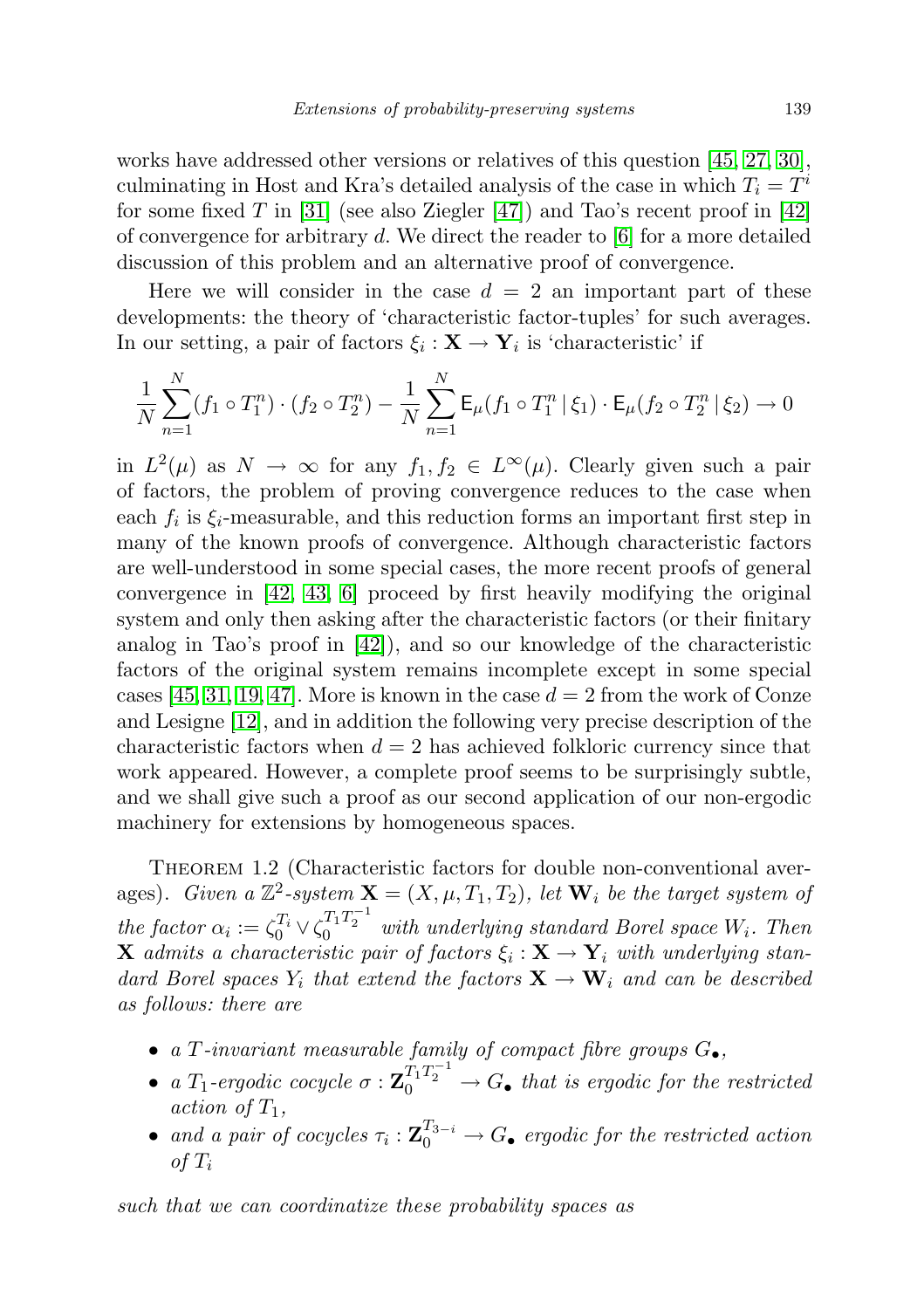works have addressed other versions or relatives of this question [45, 27, 30], culminating in Host and Kra's detailed analysis of the case in which $T_i = T^i$ for some fixed $T$ in [31] (see also Ziegler [47]) and Tao's recent proof in [42] of convergence for arbitrary $d$. We direct the reader to [6] for a more detailed discussion of this problem and an alternative proof of convergence.

Here we will consider in the case $d = 2$ an important part of these developments: the theory of 'characteristic factor-tuples' for such averages. In our setting, a pair of factors $\xi_i : \mathbf{X} \to \mathbf{Y}_i$ is 'characteristic' if

$$\frac{1}{N}\sum_{n=1}^{N}(f_1 \circ T_1^n)\cdot(f_2 \circ T_2^n) - \frac{1}{N}\sum_{n=1}^{N}\mathsf{E}_\mu(f_1 \circ T_1^n \,|\, \xi_1)\cdot \mathsf{E}_\mu(f_2 \circ T_2^n \,|\, \xi_2) \to 0$$

in $L^2(\mu)$ as $N \to \infty$ for any $f_1, f_2 \in L^\infty(\mu)$. Clearly given such a pair of factors, the problem of proving convergence reduces to the case when each $f_i$ is $\xi_i$-measurable, and this reduction forms an important first step in many of the known proofs of convergence. Although characteristic factors are well-understood in some special cases, the more recent proofs of general convergence in [42, 43, 6] proceed by first heavily modifying the original system and only then asking after the characteristic factors (or their finitary analog in Tao's proof in [42]), and so our knowledge of the characteristic factors of the original system remains incomplete except in some special cases [45, 31, 19, 47]. More is known in the case $d = 2$ from the work of Conze and Lesigne [12], and in addition the following very precise description of the characteristic factors when $d = 2$ has achieved folkloric currency since that work appeared. However, a complete proof seems to be surprisingly subtle, and we shall give such a proof as our second application of our non-ergodic machinery for extensions by homogeneous spaces.

Theorem 1.2 (Characteristic factors for double non-conventional averages). *Given a $\mathbb{Z}^2$-system $\mathbf{X} = (X, \mu, T_1, T_2)$, let $\mathbf{W}_i$ be the target system of the factor $\alpha_i := \zeta_0^{T_i} \vee \zeta_0^{T_1 T_2^{-1}}$ with underlying standard Borel space $W_i$. Then $\mathbf{X}$ admits a characteristic pair of factors $\xi_i : \mathbf{X} \to \mathbf{Y}_i$ with underlying standard Borel spaces $Y_i$ that extend the factors $\mathbf{X} \to \mathbf{W}_i$ and can be described as follows: there are*

- *a $T$-invariant measurable family of compact fibre groups $G_\bullet$,*
- *a $T_1$-ergodic cocycle $\sigma : \mathbf{Z}_0^{T_1 T_2^{-1}} \to G_\bullet$ that is ergodic for the restricted action of $T_1$,*
- *and a pair of cocycles $\tau_i : \mathbf{Z}_0^{T_{3-i}} \to G_\bullet$ ergodic for the restricted action of $T_i$*

*such that we can coordinatize these probability spaces as*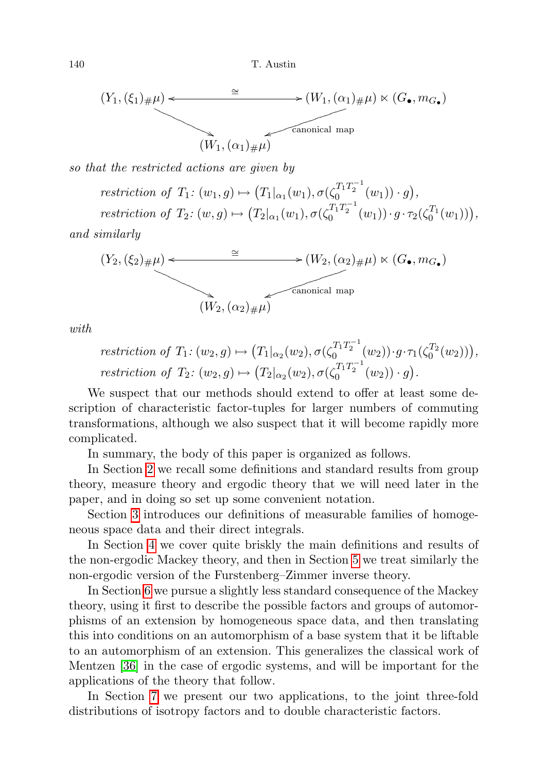$$\begin{array}{ccc}
(Y_1,(\xi_1)_{\#}\mu) & \xleftrightarrow{\ \cong\ } & (W_1,(\alpha_1)_{\#}\mu)\ltimes(G_\bullet,m_{G_\bullet}) \\
& \searrow \quad\quad \swarrow_{\text{canonical map}} & \\
& (W_1,(\alpha_1)_{\#}\mu) &
\end{array}$$

*so that the restricted actions are given by*

$$\textit{restriction of } T_1\text{: } (w_1,g)\mapsto \big(T_1|_{\alpha_1}(w_1),\sigma(\zeta_0^{T_1T_2^{-1}}(w_1))\cdot g\big),$$
$$\textit{restriction of } T_2\text{: } (w,g)\mapsto \big(T_2|_{\alpha_1}(w_1),\sigma(\zeta_0^{T_1T_2^{-1}}(w_1))\cdot g\cdot\tau_2(\zeta_0^{T_1}(w_1))\big),$$

*and similarly*

$$\begin{array}{ccc}
(Y_2,(\xi_2)_{\#}\mu) & \xleftrightarrow{\ \cong\ } & (W_2,(\alpha_2)_{\#}\mu)\ltimes(G_\bullet,m_{G_\bullet}) \\
& \searrow \quad\quad \swarrow_{\text{canonical map}} & \\
& (W_2,(\alpha_2)_{\#}\mu) &
\end{array}$$

*with*

$$\textit{restriction of } T_1\text{: } (w_2,g)\mapsto \big(T_1|_{\alpha_2}(w_2),\sigma(\zeta_0^{T_1T_2^{-1}}(w_2))\cdot g\cdot\tau_1(\zeta_0^{T_2}(w_2))\big),$$
$$\textit{restriction of } T_2\text{: } (w_2,g)\mapsto \big(T_2|_{\alpha_2}(w_2),\sigma(\zeta_0^{T_1T_2^{-1}}(w_2))\cdot g\big).$$

We suspect that our methods should extend to offer at least some description of characteristic factor-tuples for larger numbers of commuting transformations, although we also suspect that it will become rapidly more complicated.

In summary, the body of this paper is organized as follows.

In Section 2 we recall some definitions and standard results from group theory, measure theory and ergodic theory that we will need later in the paper, and in doing so set up some convenient notation.

Section 3 introduces our definitions of measurable families of homogeneous space data and their direct integrals.

In Section 4 we cover quite briskly the main definitions and results of the non-ergodic Mackey theory, and then in Section 5 we treat similarly the non-ergodic version of the Furstenberg–Zimmer inverse theory.

In Section 6 we pursue a slightly less standard consequence of the Mackey theory, using it first to describe the possible factors and groups of automorphisms of an extension by homogeneous space data, and then translating this into conditions on an automorphism of a base system that it be liftable to an automorphism of an extension. This generalizes the classical work of Mentzen [36] in the case of ergodic systems, and will be important for the applications of the theory that follow.

In Section 7 we present our two applications, to the joint three-fold distributions of isotropy factors and to double characteristic factors.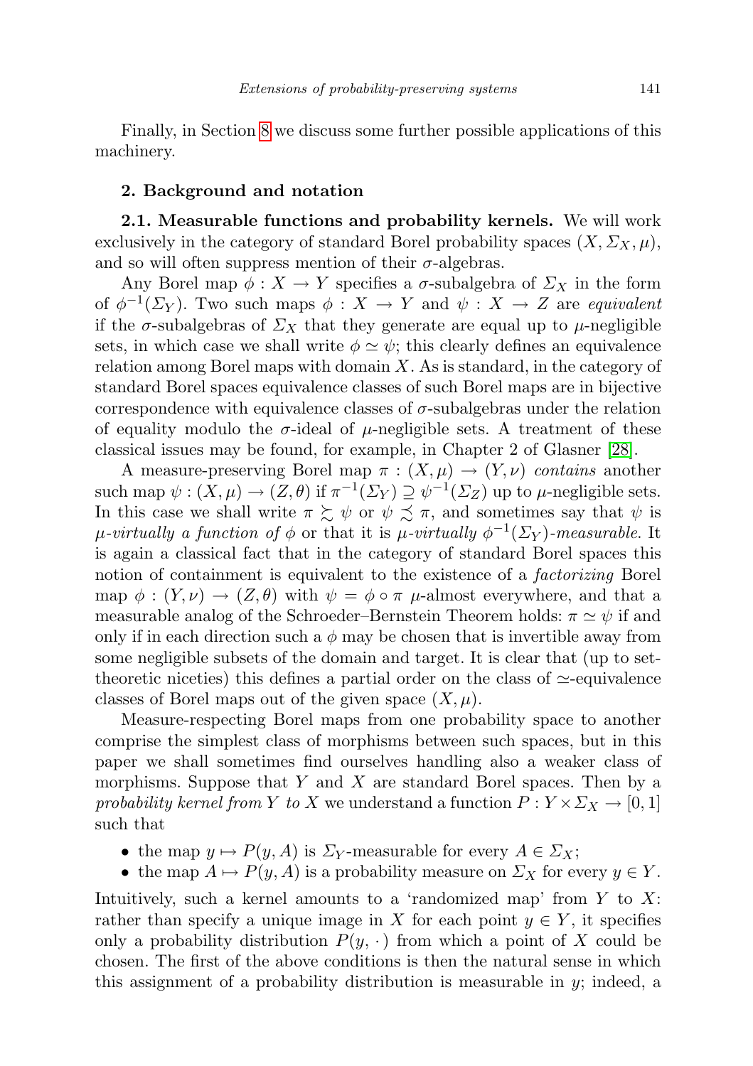Finally, in Section 8 we discuss some further possible applications of this machinery.

## 2. Background and notation

**2.1. Measurable functions and probability kernels.** We will work exclusively in the category of standard Borel probability spaces $(X, \Sigma_X, \mu)$, and so will often suppress mention of their $\sigma$-algebras.

Any Borel map $\phi : X \to Y$ specifies a $\sigma$-subalgebra of $\Sigma_X$ in the form of $\phi^{-1}(\Sigma_Y)$. Two such maps $\phi : X \to Y$ and $\psi : X \to Z$ are *equivalent* if the $\sigma$-subalgebras of $\Sigma_X$ that they generate are equal up to $\mu$-negligible sets, in which case we shall write $\phi \simeq \psi$; this clearly defines an equivalence relation among Borel maps with domain $X$. As is standard, in the category of standard Borel spaces equivalence classes of such Borel maps are in bijective correspondence with equivalence classes of $\sigma$-subalgebras under the relation of equality modulo the $\sigma$-ideal of $\mu$-negligible sets. A treatment of these classical issues may be found, for example, in Chapter 2 of Glasner [28].

A measure-preserving Borel map $\pi : (X, \mu) \to (Y, \nu)$ *contains* another such map $\psi : (X, \mu) \to (Z, \theta)$ if $\pi^{-1}(\Sigma_Y) \supseteq \psi^{-1}(\Sigma_Z)$ up to $\mu$-negligible sets. In this case we shall write $\pi \succsim \psi$ or $\psi \precsim \pi$, and sometimes say that $\psi$ is *$\mu$-virtually a function of* $\phi$ or that it is *$\mu$-virtually $\phi^{-1}(\Sigma_Y)$-measurable*. It is again a classical fact that in the category of standard Borel spaces this notion of containment is equivalent to the existence of a *factorizing* Borel map $\phi : (Y, \nu) \to (Z, \theta)$ with $\psi = \phi \circ \pi$ $\mu$-almost everywhere, and that a measurable analog of the Schroeder–Bernstein Theorem holds: $\pi \simeq \psi$ if and only if in each direction such a $\phi$ may be chosen that is invertible away from some negligible subsets of the domain and target. It is clear that (up to set-theoretic niceties) this defines a partial order on the class of $\simeq$-equivalence classes of Borel maps out of the given space $(X, \mu)$.

Measure-respecting Borel maps from one probability space to another comprise the simplest class of morphisms between such spaces, but in this paper we shall sometimes find ourselves handling also a weaker class of morphisms. Suppose that $Y$ and $X$ are standard Borel spaces. Then by a *probability kernel from* $Y$ *to* $X$ we understand a function $P : Y \times \Sigma_X \to [0, 1]$ such that

- the map $y \mapsto P(y, A)$ is $\Sigma_Y$-measurable for every $A \in \Sigma_X$;
- the map $A \mapsto P(y, A)$ is a probability measure on $\Sigma_X$ for every $y \in Y$.

Intuitively, such a kernel amounts to a 'randomized map' from $Y$ to $X$: rather than specify a unique image in $X$ for each point $y \in Y$, it specifies only a probability distribution $P(y, \cdot)$ from which a point of $X$ could be chosen. The first of the above conditions is then the natural sense in which this assignment of a probability distribution is measurable in $y$; indeed, a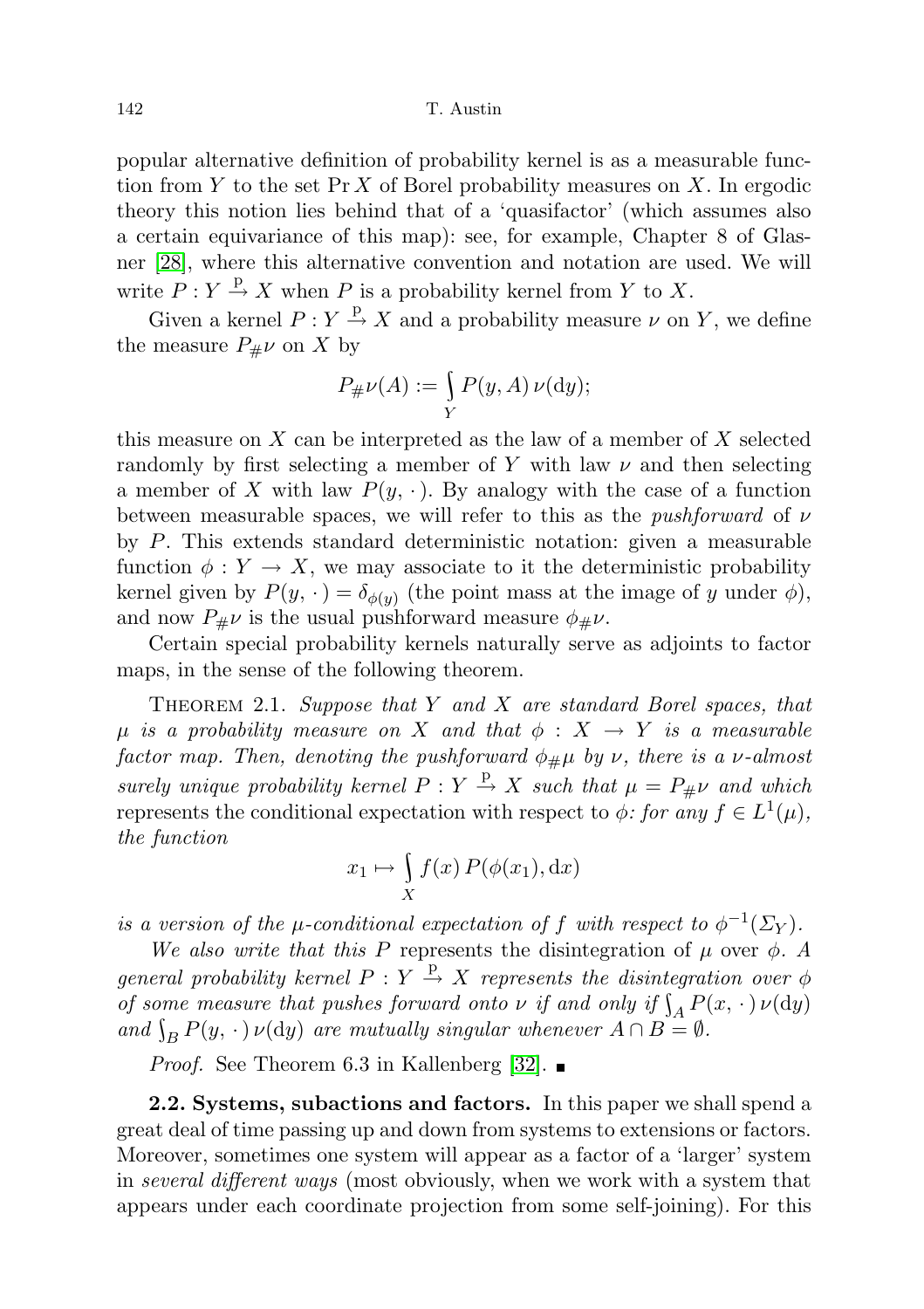popular alternative definition of probability kernel is as a measurable function from $Y$ to the set $\Pr X$ of Borel probability measures on $X$. In ergodic theory this notion lies behind that of a 'quasifactor' (which assumes also a certain equivariance of this map): see, for example, Chapter 8 of Glasner [28], where this alternative convention and notation are used. We will write $P : Y \xrightarrow{\mathrm{p}} X$ when $P$ is a probability kernel from $Y$ to $X$.

Given a kernel $P : Y \xrightarrow{\mathrm{p}} X$ and a probability measure $\nu$ on $Y$, we define the measure $P_{\#}\nu$ on $X$ by

$$P_{\#}\nu(A) := \int_{Y} P(y, A)\, \nu(\mathrm{d}y);$$

this measure on $X$ can be interpreted as the law of a member of $X$ selected randomly by first selecting a member of $Y$ with law $\nu$ and then selecting a member of $X$ with law $P(y, \cdot\,)$. By analogy with the case of a function between measurable spaces, we will refer to this as the *pushforward* of $\nu$ by $P$. This extends standard deterministic notation: given a measurable function $\phi : Y \to X$, we may associate to it the deterministic probability kernel given by $P(y, \cdot\,) = \delta_{\phi(y)}$ (the point mass at the image of $y$ under $\phi$), and now $P_{\#}\nu$ is the usual pushforward measure $\phi_{\#}\nu$.

Certain special probability kernels naturally serve as adjoints to factor maps, in the sense of the following theorem.

Theorem 2.1. *Suppose that $Y$ and $X$ are standard Borel spaces, that $\mu$ is a probability measure on $X$ and that $\phi : X \to Y$ is a measurable factor map. Then, denoting the pushforward $\phi_{\#}\mu$ by $\nu$, there is a $\nu$-almost surely unique probability kernel $P : Y \xrightarrow{\mathrm{p}} X$ such that $\mu = P_{\#}\nu$ and which* represents the conditional expectation with respect to $\phi$*: for any $f \in L^1(\mu)$, the function*

$$x_1 \mapsto \int_{X} f(x)\, P(\phi(x_1), \mathrm{d}x)$$

*is a version of the $\mu$-conditional expectation of $f$ with respect to $\phi^{-1}(\Sigma_Y)$.*

*We also write that this $P$* represents the disintegration of $\mu$ over $\phi$*. A general probability kernel $P : Y \xrightarrow{\mathrm{p}} X$ represents the disintegration over $\phi$ of some measure that pushes forward onto $\nu$ if and only if $\int_A P(x, \cdot\,)\, \nu(\mathrm{d}y)$ and $\int_B P(y, \cdot\,)\, \nu(\mathrm{d}y)$ are mutually singular whenever $A \cap B = \emptyset$.*

*Proof.* See Theorem 6.3 in Kallenberg [32]. ■

**2.2. Systems, subactions and factors.** In this paper we shall spend a great deal of time passing up and down from systems to extensions or factors. Moreover, sometimes one system will appear as a factor of a 'larger' system in *several different ways* (most obviously, when we work with a system that appears under each coordinate projection from some self-joining). For this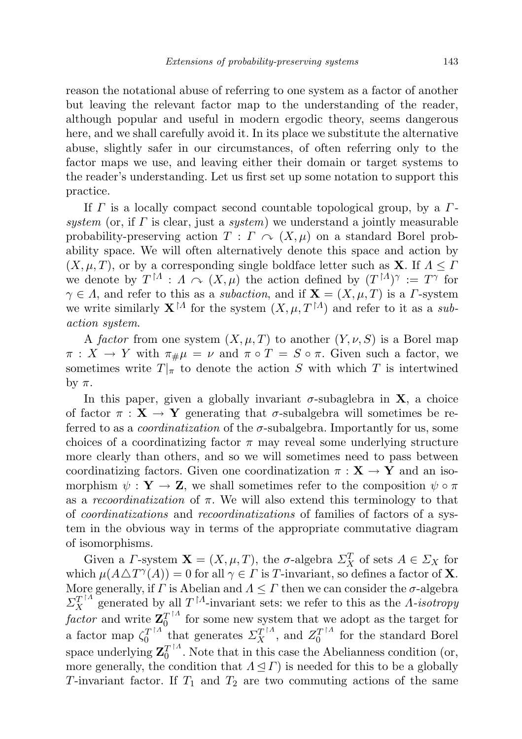reason the notational abuse of referring to one system as a factor of another but leaving the relevant factor map to the understanding of the reader, although popular and useful in modern ergodic theory, seems dangerous here, and we shall carefully avoid it. In its place we substitute the alternative abuse, slightly safer in our circumstances, of often referring only to the factor maps we use, and leaving either their domain or target systems to the reader's understanding. Let us first set up some notation to support this practice.

If $\Gamma$ is a locally compact second countable topological group, by a *$\Gamma$-system* (or, if $\Gamma$ is clear, just a *system*) we understand a jointly measurable probability-preserving action $T : \Gamma \curvearrowright (X, \mu)$ on a standard Borel probability space. We will often alternatively denote this space and action by $(X, \mu, T)$, or by a corresponding single boldface letter such as $\mathbf{X}$. If $\Lambda \leq \Gamma$ we denote by $T^{\upharpoonright \Lambda} : \Lambda \curvearrowright (X, \mu)$ the action defined by $(T^{\upharpoonright \Lambda})^\gamma := T^\gamma$ for $\gamma \in \Lambda$, and refer to this as a *subaction*, and if $\mathbf{X} = (X, \mu, T)$ is a $\Gamma$-system we write similarly $\mathbf{X}^{\upharpoonright \Lambda}$ for the system $(X, \mu, T^{\upharpoonright \Lambda})$ and refer to it as a *subaction system*.

A *factor* from one system $(X, \mu, T)$ to another $(Y, \nu, S)$ is a Borel map $\pi : X \to Y$ with $\pi_{\#}\mu = \nu$ and $\pi \circ T = S \circ \pi$. Given such a factor, we sometimes write $T|_\pi$ to denote the action $S$ with which $T$ is intertwined by $\pi$.

In this paper, given a globally invariant $\sigma$-subaglebra in $\mathbf{X}$, a choice of factor $\pi : \mathbf{X} \to \mathbf{Y}$ generating that $\sigma$-subalgebra will sometimes be referred to as a *coordinatization* of the $\sigma$-subalgebra. Importantly for us, some choices of a coordinatizing factor $\pi$ may reveal some underlying structure more clearly than others, and so we will sometimes need to pass between coordinatizing factors. Given one coordinatization $\pi : \mathbf{X} \to \mathbf{Y}$ and an isomorphism $\psi : \mathbf{Y} \to \mathbf{Z}$, we shall sometimes refer to the composition $\psi \circ \pi$ as a *recoordinatization* of $\pi$. We will also extend this terminology to that of *coordinatizations* and *recoordinatizations* of families of factors of a system in the obvious way in terms of the appropriate commutative diagram of isomorphisms.

Given a $\Gamma$-system $\mathbf{X} = (X, \mu, T)$, the $\sigma$-algebra $\Sigma_X^T$ of sets $A \in \Sigma_X$ for which $\mu(A \triangle T^\gamma(A)) = 0$ for all $\gamma \in \Gamma$ is $T$-invariant, so defines a factor of $\mathbf{X}$. More generally, if $\Gamma$ is Abelian and $\Lambda \leq \Gamma$ then we can consider the $\sigma$-algebra $\Sigma_X^{T^{\upharpoonright \Lambda}}$ generated by all $T^{\upharpoonright \Lambda}$-invariant sets: we refer to this as the *$\Lambda$-isotropy factor* and write $\mathbf{Z}_0^{T^{\upharpoonright \Lambda}}$ for some new system that we adopt as the target for a factor map $\zeta_0^{T^{\upharpoonright \Lambda}}$ that generates $\Sigma_X^{T^{\upharpoonright \Lambda}}$, and $Z_0^{T^{\upharpoonright \Lambda}}$ for the standard Borel space underlying $\mathbf{Z}_0^{T^{\upharpoonright \Lambda}}$. Note that in this case the Abelianness condition (or, more generally, the condition that $\Lambda \trianglelefteq \Gamma$) is needed for this to be a globally $T$-invariant factor. If $T_1$ and $T_2$ are two commuting actions of the same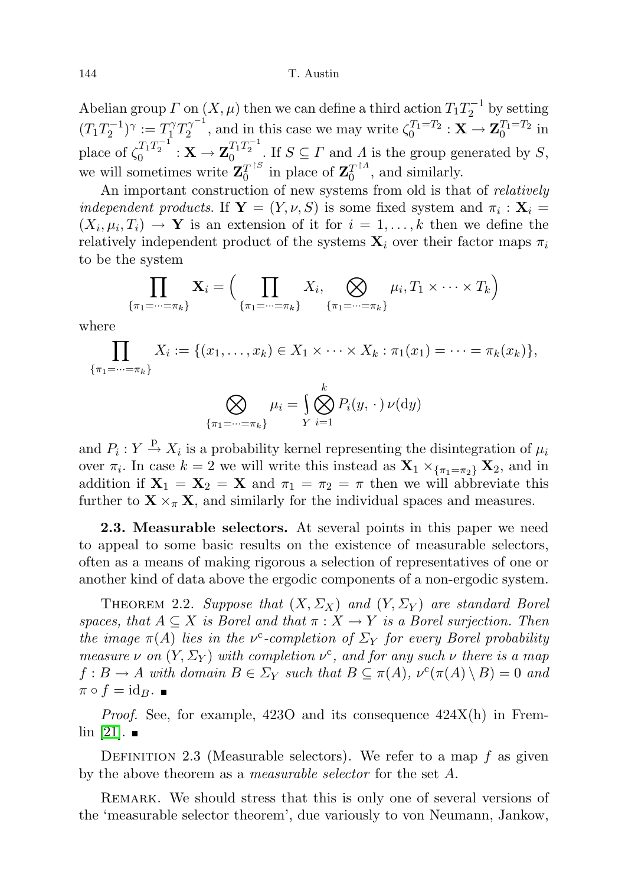Abelian group $\Gamma$ on $(X, \mu)$ then we can define a third action $T_1T_2^{-1}$ by setting $(T_1T_2^{-1})^\gamma := T_1^\gamma T_2^{\gamma^{-1}}$, and in this case we may write $\zeta_0^{T_1=T_2} : \mathbf{X} \to \mathbf{Z}_0^{T_1=T_2}$ in place of $\zeta_0^{T_1T_2^{-1}} : \mathbf{X} \to \mathbf{Z}_0^{T_1T_2^{-1}}$. If $S \subseteq \Gamma$ and $\Lambda$ is the group generated by $S$, we will sometimes write $\mathbf{Z}_0^{T^{\upharpoonright S}}$ in place of $\mathbf{Z}_0^{T^{\upharpoonright \Lambda}}$, and similarly.

An important construction of new systems from old is that of *relatively independent products*. If $\mathbf{Y} = (Y, \nu, S)$ is some fixed system and $\pi_i : \mathbf{X}_i = (X_i, \mu_i, T_i) \to \mathbf{Y}$ is an extension of it for $i = 1, \dots, k$ then we define the relatively independent product of the systems $\mathbf{X}_i$ over their factor maps $\pi_i$ to be the system

$$\prod_{\{\pi_1=\dots=\pi_k\}} \mathbf{X}_i = \Big( \prod_{\{\pi_1=\dots=\pi_k\}} X_i, \bigotimes_{\{\pi_1=\dots=\pi_k\}} \mu_i, T_1 \times \dots \times T_k \Big)$$

where

$$\prod_{\{\pi_1=\dots=\pi_k\}} X_i := \{(x_1, \dots, x_k) \in X_1 \times \dots \times X_k : \pi_1(x_1) = \dots = \pi_k(x_k)\},$$

$$\bigotimes_{\{\pi_1=\dots=\pi_k\}} \mu_i = \int_Y \bigotimes_{i=1}^k P_i(y, \cdot\,)\, \nu(\mathrm{d}y)$$

and $P_i : Y \xrightarrow{\mathrm{p}} X_i$ is a probability kernel representing the disintegration of $\mu_i$ over $\pi_i$. In case $k = 2$ we will write this instead as $\mathbf{X}_1 \times_{\{\pi_1=\pi_2\}} \mathbf{X}_2$, and in addition if $\mathbf{X}_1 = \mathbf{X}_2 = \mathbf{X}$ and $\pi_1 = \pi_2 = \pi$ then we will abbreviate this further to $\mathbf{X} \times_\pi \mathbf{X}$, and similarly for the individual spaces and measures.

**2.3. Measurable selectors.** At several points in this paper we need to appeal to some basic results on the existence of measurable selectors, often as a means of making rigorous a selection of representatives of one or another kind of data above the ergodic components of a non-ergodic system.

Theorem 2.2. *Suppose that $(X, \Sigma_X)$ and $(Y, \Sigma_Y)$ are standard Borel spaces, that $A \subseteq X$ is Borel and that $\pi : X \to Y$ is a Borel surjection. Then the image $\pi(A)$ lies in the $\nu^{\mathrm{c}}$-completion of $\Sigma_Y$ for every Borel probability measure $\nu$ on $(Y, \Sigma_Y)$ with completion $\nu^{\mathrm{c}}$, and for any such $\nu$ there is a map $f : B \to A$ with domain $B \in \Sigma_Y$ such that $B \subseteq \pi(A)$, $\nu^{\mathrm{c}}(\pi(A) \setminus B) = 0$ and $\pi \circ f = \mathrm{id}_B$.* ∎

*Proof.* See, for example, 423O and its consequence 424X(h) in Fremlin [21]. ∎

Definition 2.3 (Measurable selectors). We refer to a map $f$ as given by the above theorem as a *measurable selector* for the set $A$.

Remark. We should stress that this is only one of several versions of the 'measurable selector theorem', due variously to von Neumann, Jankow,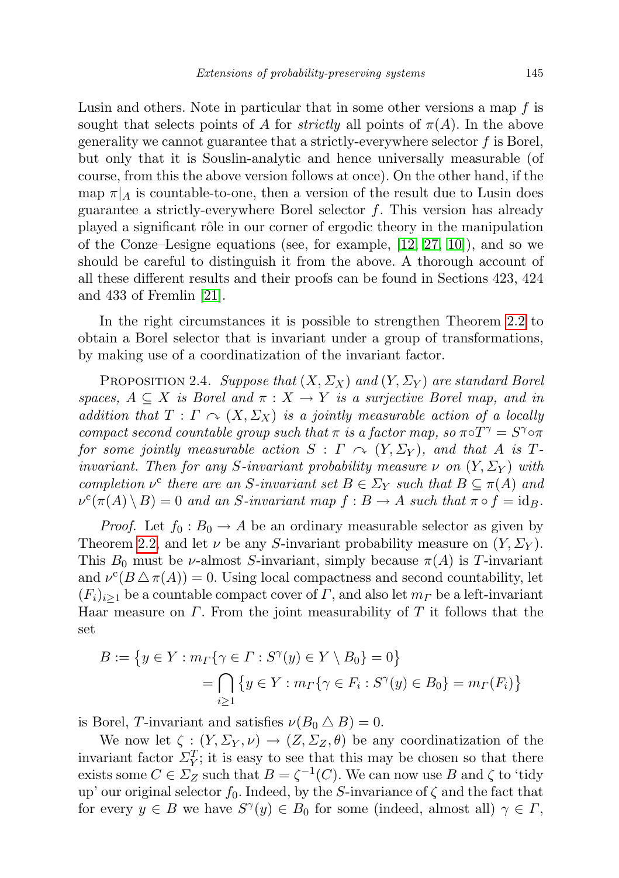Lusin and others. Note in particular that in some other versions a map $f$ is sought that selects points of $A$ for *strictly* all points of $\pi(A)$. In the above generality we cannot guarantee that a strictly-everywhere selector $f$ is Borel, but only that it is Souslin-analytic and hence universally measurable (of course, from this the above version follows at once). On the other hand, if the map $\pi|_A$ is countable-to-one, then a version of the result due to Lusin does guarantee a strictly-everywhere Borel selector $f$. This version has already played a significant rôle in our corner of ergodic theory in the manipulation of the Conze–Lesigne equations (see, for example, [12, 27, 10]), and so we should be careful to distinguish it from the above. A thorough account of all these different results and their proofs can be found in Sections 423, 424 and 433 of Fremlin [21].

In the right circumstances it is possible to strengthen Theorem 2.2 to obtain a Borel selector that is invariant under a group of transformations, by making use of a coordinatization of the invariant factor.

Proposition 2.4. *Suppose that $(X, \Sigma_X)$ and $(Y, \Sigma_Y)$ are standard Borel spaces, $A \subseteq X$ is Borel and $\pi : X \to Y$ is a surjective Borel map, and in addition that $T : \Gamma \curvearrowright (X, \Sigma_X)$ is a jointly measurable action of a locally compact second countable group such that $\pi$ is a factor map, so $\pi \circ T^\gamma = S^\gamma \circ \pi$ for some jointly measurable action $S : \Gamma \curvearrowright (Y, \Sigma_Y)$, and that $A$ is $T$-invariant. Then for any $S$-invariant probability measure $\nu$ on $(Y, \Sigma_Y)$ with completion $\nu^{\mathrm{c}}$ there are an $S$-invariant set $B \in \Sigma_Y$ such that $B \subseteq \pi(A)$ and $\nu^{\mathrm{c}}(\pi(A) \setminus B) = 0$ and an $S$-invariant map $f : B \to A$ such that $\pi \circ f = \mathrm{id}_B$.*

*Proof.* Let $f_0 : B_0 \to A$ be an ordinary measurable selector as given by Theorem 2.2, and let $\nu$ be any $S$-invariant probability measure on $(Y, \Sigma_Y)$. This $B_0$ must be $\nu$-almost $S$-invariant, simply because $\pi(A)$ is $T$-invariant and $\nu^{\mathrm{c}}(B \triangle \pi(A)) = 0$. Using local compactness and second countability, let $(F_i)_{i \geq 1}$ be a countable compact cover of $\Gamma$, and also let $m_\Gamma$ be a left-invariant Haar measure on $\Gamma$. From the joint measurability of $T$ it follows that the set

$$
\begin{aligned}
B &:= \{y \in Y : m_\Gamma\{\gamma \in \Gamma : S^\gamma(y) \in Y \setminus B_0\} = 0\} \\
&= \bigcap_{i \geq 1} \{y \in Y : m_\Gamma\{\gamma \in F_i : S^\gamma(y) \in B_0\} = m_\Gamma(F_i)\}
\end{aligned}
$$

is Borel, $T$-invariant and satisfies $\nu(B_0 \triangle B) = 0$.

We now let $\zeta : (Y, \Sigma_Y, \nu) \to (Z, \Sigma_Z, \theta)$ be any coordinatization of the invariant factor $\Sigma_Y^T$; it is easy to see that this may be chosen so that there exists some $C \in \Sigma_Z$ such that $B = \zeta^{-1}(C)$. We can now use $B$ and $\zeta$ to 'tidy up' our original selector $f_0$. Indeed, by the $S$-invariance of $\zeta$ and the fact that for every $y \in B$ we have $S^\gamma(y) \in B_0$ for some (indeed, almost all) $\gamma \in \Gamma$,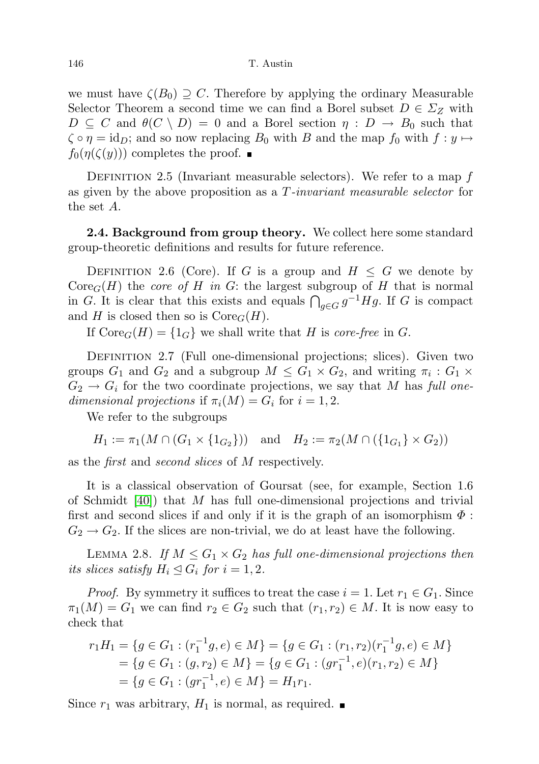we must have $\zeta(B_0) \supseteq C$. Therefore by applying the ordinary Measurable Selector Theorem a second time we can find a Borel subset $D \in \Sigma_Z$ with $D \subseteq C$ and $\theta(C \setminus D) = 0$ and a Borel section $\eta : D \to B_0$ such that $\zeta \circ \eta = \mathrm{id}_D$; and so now replacing $B_0$ with $B$ and the map $f_0$ with $f : y \mapsto f_0(\eta(\zeta(y)))$ completes the proof. ∎

Definition 2.5 (Invariant measurable selectors). We refer to a map $f$ as given by the above proposition as a *$T$-invariant measurable selector* for the set $A$.

**2.4. Background from group theory.** We collect here some standard group-theoretic definitions and results for future reference.

Definition 2.6 (Core). If $G$ is a group and $H \leq G$ we denote by $\mathrm{Core}_G(H)$ the *core of $H$ in $G$*: the largest subgroup of $H$ that is normal in $G$. It is clear that this exists and equals $\bigcap_{g \in G} g^{-1}Hg$. If $G$ is compact and $H$ is closed then so is $\mathrm{Core}_G(H)$.

If $\mathrm{Core}_G(H) = \{1_G\}$ we shall write that $H$ is *core-free* in $G$.

Definition 2.7 (Full one-dimensional projections; slices). Given two groups $G_1$ and $G_2$ and a subgroup $M \leq G_1 \times G_2$, and writing $\pi_i : G_1 \times G_2 \to G_i$ for the two coordinate projections, we say that $M$ has *full one-dimensional projections* if $\pi_i(M) = G_i$ for $i = 1, 2$.

We refer to the subgroups

$$H_1 := \pi_1(M \cap (G_1 \times \{1_{G_2}\})) \quad \text{and} \quad H_2 := \pi_2(M \cap (\{1_{G_1}\} \times G_2))$$

as the *first* and *second slices* of $M$ respectively.

It is a classical observation of Goursat (see, for example, Section 1.6 of Schmidt [40]) that $M$ has full one-dimensional projections and trivial first and second slices if and only if it is the graph of an isomorphism $\Phi : G_2 \to G_2$. If the slices are non-trivial, we do at least have the following.

Lemma 2.8. *If $M \leq G_1 \times G_2$ has full one-dimensional projections then its slices satisfy $H_i \trianglelefteq G_i$ for $i = 1, 2$.*

*Proof.* By symmetry it suffices to treat the case $i = 1$. Let $r_1 \in G_1$. Since $\pi_1(M) = G_1$ we can find $r_2 \in G_2$ such that $(r_1, r_2) \in M$. It is now easy to check that

$$\begin{aligned} r_1 H_1 &= \{g \in G_1 : (r_1^{-1}g, e) \in M\} = \{g \in G_1 : (r_1, r_2)(r_1^{-1}g, e) \in M\} \\ &= \{g \in G_1 : (g, r_2) \in M\} = \{g \in G_1 : (gr_1^{-1}, e)(r_1, r_2) \in M\} \\ &= \{g \in G_1 : (gr_1^{-1}, e) \in M\} = H_1 r_1. \end{aligned}$$

Since $r_1$ was arbitrary, $H_1$ is normal, as required. ∎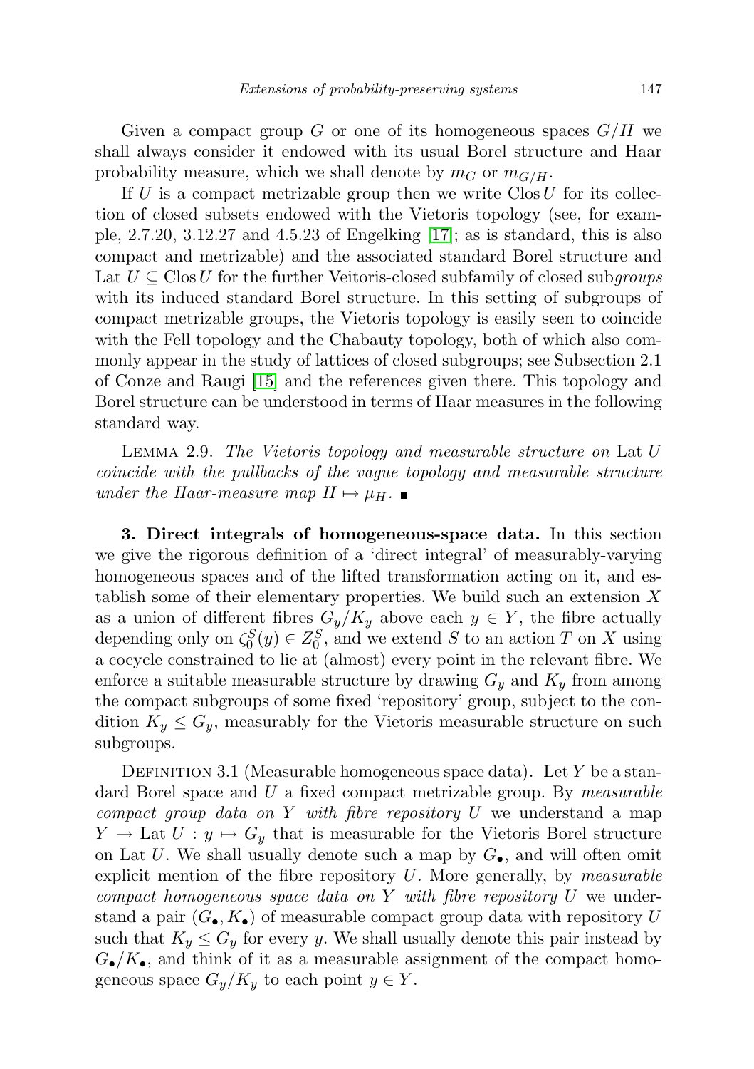Given a compact group $G$ or one of its homogeneous spaces $G/H$ we shall always consider it endowed with its usual Borel structure and Haar probability measure, which we shall denote by $m_G$ or $m_{G/H}$.

If $U$ is a compact metrizable group then we write $\mathrm{Clos}\, U$ for its collection of closed subsets endowed with the Vietoris topology (see, for example, 2.7.20, 3.12.27 and 4.5.23 of Engelking [17]; as is standard, this is also compact and metrizable) and the associated standard Borel structure and $\mathrm{Lat}\, U \subseteq \mathrm{Clos}\, U$ for the further Veitoris-closed subfamily of closed sub*groups* with its induced standard Borel structure. In this setting of subgroups of compact metrizable groups, the Vietoris topology is easily seen to coincide with the Fell topology and the Chabauty topology, both of which also commonly appear in the study of lattices of closed subgroups; see Subsection 2.1 of Conze and Raugi [15] and the references given there. This topology and Borel structure can be understood in terms of Haar measures in the following standard way.

Lemma 2.9. *The Vietoris topology and measurable structure on* $\mathrm{Lat}\, U$ *coincide with the pullbacks of the vague topology and measurable structure under the Haar-measure map* $H \mapsto \mu_H$. ∎

**3. Direct integrals of homogeneous-space data.** In this section we give the rigorous definition of a 'direct integral' of measurably-varying homogeneous spaces and of the lifted transformation acting on it, and establish some of their elementary properties. We build such an extension $X$ as a union of different fibres $G_y/K_y$ above each $y \in Y$, the fibre actually depending only on $\zeta_0^S(y) \in Z_0^S$, and we extend $S$ to an action $T$ on $X$ using a cocycle constrained to lie at (almost) every point in the relevant fibre. We enforce a suitable measurable structure by drawing $G_y$ and $K_y$ from among the compact subgroups of some fixed 'repository' group, subject to the condition $K_y \leq G_y$, measurably for the Vietoris measurable structure on such subgroups.

Definition 3.1 (Measurable homogeneous space data). Let $Y$ be a standard Borel space and $U$ a fixed compact metrizable group. By *measurable compact group data on* $Y$ *with fibre repository* $U$ we understand a map $Y \to \mathrm{Lat}\, U : y \mapsto G_y$ that is measurable for the Vietoris Borel structure on $\mathrm{Lat}\, U$. We shall usually denote such a map by $G_\bullet$, and will often omit explicit mention of the fibre repository $U$. More generally, by *measurable compact homogeneous space data on* $Y$ *with fibre repository* $U$ we understand a pair $(G_\bullet, K_\bullet)$ of measurable compact group data with repository $U$ such that $K_y \leq G_y$ for every $y$. We shall usually denote this pair instead by $G_\bullet/K_\bullet$, and think of it as a measurable assignment of the compact homogeneous space $G_y/K_y$ to each point $y \in Y$.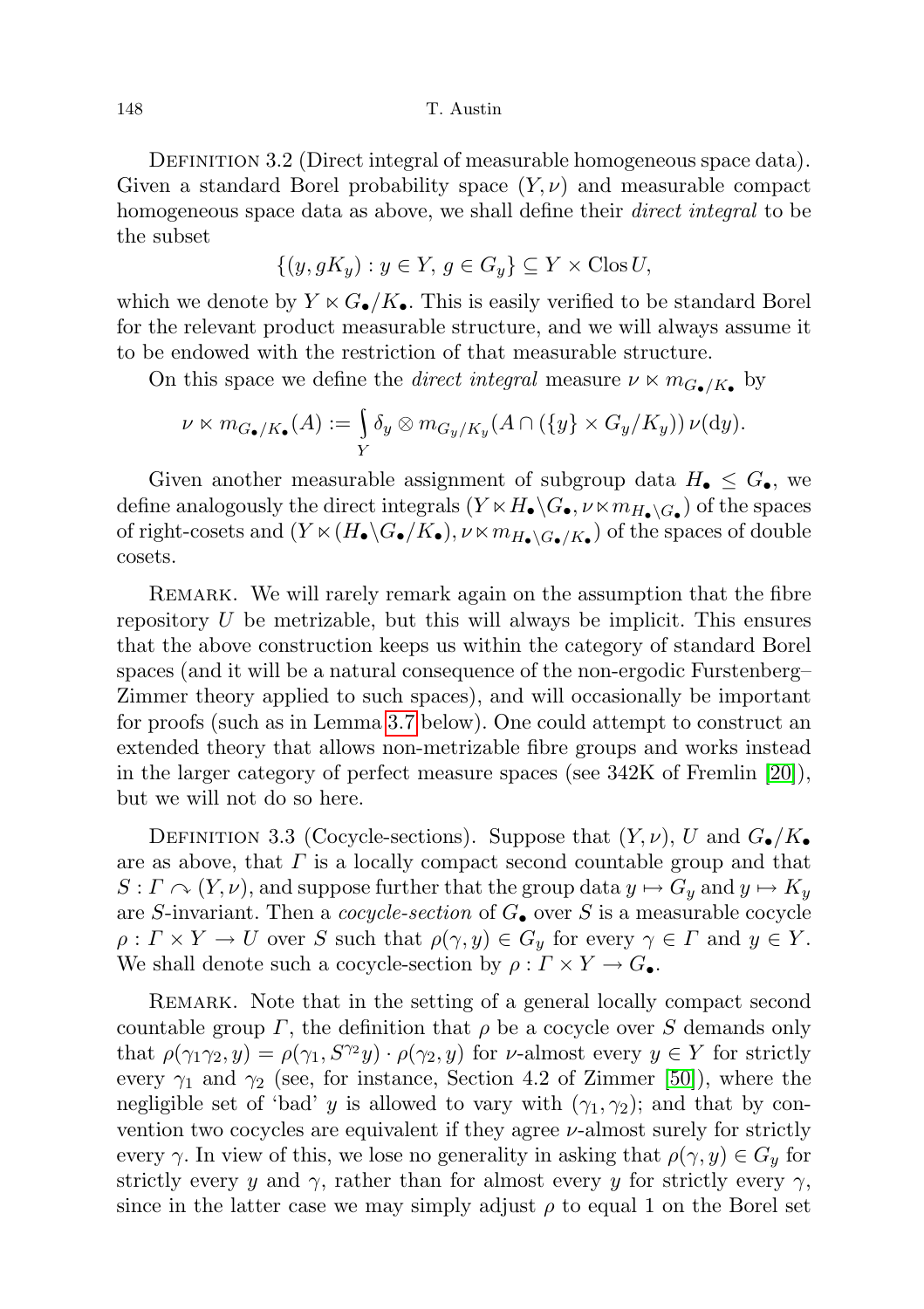Definition 3.2 (Direct integral of measurable homogeneous space data). Given a standard Borel probability space $(Y,\nu)$ and measurable compact homogeneous space data as above, we shall define their *direct integral* to be the subset

$$\{(y, gK_y) : y \in Y,\ g \in G_y\} \subseteq Y \times \operatorname{Clos} U,$$

which we denote by $Y \ltimes G_\bullet/K_\bullet$. This is easily verified to be standard Borel for the relevant product measurable structure, and we will always assume it to be endowed with the restriction of that measurable structure.

On this space we define the *direct integral* measure $\nu \ltimes m_{G_\bullet/K_\bullet}$ by

$$\nu \ltimes m_{G_\bullet/K_\bullet}(A) := \int_Y \delta_y \otimes m_{G_y/K_y}(A \cap (\{y\} \times G_y/K_y))\,\nu(\mathrm{d}y).$$

Given another measurable assignment of subgroup data $H_\bullet \leq G_\bullet$, we define analogously the direct integrals $(Y \ltimes H_\bullet\backslash G_\bullet, \nu \ltimes m_{H_\bullet\backslash G_\bullet})$ of the spaces of right-cosets and $(Y \ltimes (H_\bullet\backslash G_\bullet/K_\bullet), \nu \ltimes m_{H_\bullet\backslash G_\bullet/K_\bullet})$ of the spaces of double cosets.

Remark. We will rarely remark again on the assumption that the fibre repository $U$ be metrizable, but this will always be implicit. This ensures that the above construction keeps us within the category of standard Borel spaces (and it will be a natural consequence of the non-ergodic Furstenberg–Zimmer theory applied to such spaces), and will occasionally be important for proofs (such as in Lemma 3.7 below). One could attempt to construct an extended theory that allows non-metrizable fibre groups and works instead in the larger category of perfect measure spaces (see 342K of Fremlin [20]), but we will not do so here.

Definition 3.3 (Cocycle-sections). Suppose that $(Y,\nu)$, $U$ and $G_\bullet/K_\bullet$ are as above, that $\Gamma$ is a locally compact second countable group and that $S : \Gamma \curvearrowright (Y,\nu)$, and suppose further that the group data $y \mapsto G_y$ and $y \mapsto K_y$ are $S$-invariant. Then a *cocycle-section* of $G_\bullet$ over $S$ is a measurable cocycle $\rho : \Gamma \times Y \to U$ over $S$ such that $\rho(\gamma, y) \in G_y$ for every $\gamma \in \Gamma$ and $y \in Y$. We shall denote such a cocycle-section by $\rho : \Gamma \times Y \to G_\bullet$.

Remark. Note that in the setting of a general locally compact second countable group $\Gamma$, the definition that $\rho$ be a cocycle over $S$ demands only that $\rho(\gamma_1\gamma_2, y) = \rho(\gamma_1, S^{\gamma_2}y) \cdot \rho(\gamma_2, y)$ for $\nu$-almost every $y \in Y$ for strictly every $\gamma_1$ and $\gamma_2$ (see, for instance, Section 4.2 of Zimmer [50]), where the negligible set of 'bad' $y$ is allowed to vary with $(\gamma_1, \gamma_2)$; and that by convention two cocycles are equivalent if they agree $\nu$-almost surely for strictly every $\gamma$. In view of this, we lose no generality in asking that $\rho(\gamma, y) \in G_y$ for strictly every $y$ and $\gamma$, rather than for almost every $y$ for strictly every $\gamma$, since in the latter case we may simply adjust $\rho$ to equal 1 on the Borel set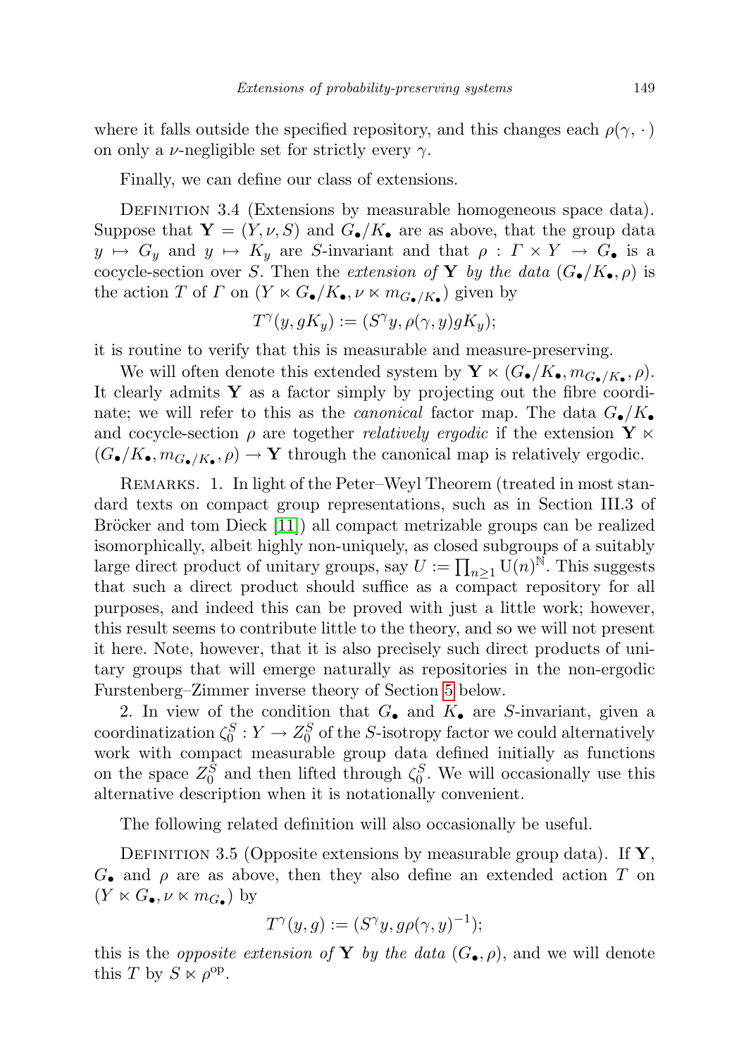where it falls outside the specified repository, and this changes each $\rho(\gamma, \cdot)$ on only a $\nu$-negligible set for strictly every $\gamma$.

Finally, we can define our class of extensions.

Definition 3.4 (Extensions by measurable homogeneous space data). Suppose that $\mathbf{Y} = (Y, \nu, S)$ and $G_\bullet/K_\bullet$ are as above, that the group data $y \mapsto G_y$ and $y \mapsto K_y$ are $S$-invariant and that $\rho : \Gamma \times Y \to G_\bullet$ is a cocycle-section over $S$. Then the *extension of* $\mathbf{Y}$ *by the data* $(G_\bullet/K_\bullet, \rho)$ is the action $T$ of $\Gamma$ on $(Y \ltimes G_\bullet/K_\bullet, \nu \ltimes m_{G_\bullet/K_\bullet})$ given by

$$T^\gamma(y, gK_y) := (S^\gamma y, \rho(\gamma, y)gK_y);$$

it is routine to verify that this is measurable and measure-preserving.

We will often denote this extended system by $\mathbf{Y} \ltimes (G_\bullet/K_\bullet, m_{G_\bullet/K_\bullet}, \rho)$. It clearly admits $\mathbf{Y}$ as a factor simply by projecting out the fibre coordinate; we will refer to this as the *canonical* factor map. The data $G_\bullet/K_\bullet$ and cocycle-section $\rho$ are together *relatively ergodic* if the extension $\mathbf{Y} \ltimes (G_\bullet/K_\bullet, m_{G_\bullet/K_\bullet}, \rho) \to \mathbf{Y}$ through the canonical map is relatively ergodic.

Remarks. 1. In light of the Peter–Weyl Theorem (treated in most standard texts on compact group representations, such as in Section III.3 of Bröcker and tom Dieck [11]) all compact metrizable groups can be realized isomorphically, albeit highly non-uniquely, as closed subgroups of a suitably large direct product of unitary groups, say $U := \prod_{n \geq 1} \mathrm{U}(n)^{\mathbb{N}}$. This suggests that such a direct product should suffice as a compact repository for all purposes, and indeed this can be proved with just a little work; however, this result seems to contribute little to the theory, and so we will not present it here. Note, however, that it is also precisely such direct products of unitary groups that will emerge naturally as repositories in the non-ergodic Furstenberg–Zimmer inverse theory of Section 5 below.

2. In view of the condition that $G_\bullet$ and $K_\bullet$ are $S$-invariant, given a coordinatization $\zeta_0^S : Y \to Z_0^S$ of the $S$-isotropy factor we could alternatively work with compact measurable group data defined initially as functions on the space $Z_0^S$ and then lifted through $\zeta_0^S$. We will occasionally use this alternative description when it is notationally convenient.

The following related definition will also occasionally be useful.

Definition 3.5 (Opposite extensions by measurable group data). If $\mathbf{Y}$, $G_\bullet$ and $\rho$ are as above, then they also define an extended action $T$ on $(Y \ltimes G_\bullet, \nu \ltimes m_{G_\bullet})$ by

$$T^\gamma(y, g) := (S^\gamma y, g\rho(\gamma, y)^{-1});$$

this is the *opposite extension of* $\mathbf{Y}$ *by the data* $(G_\bullet, \rho)$, and we will denote this $T$ by $S \ltimes \rho^{\mathrm{op}}$.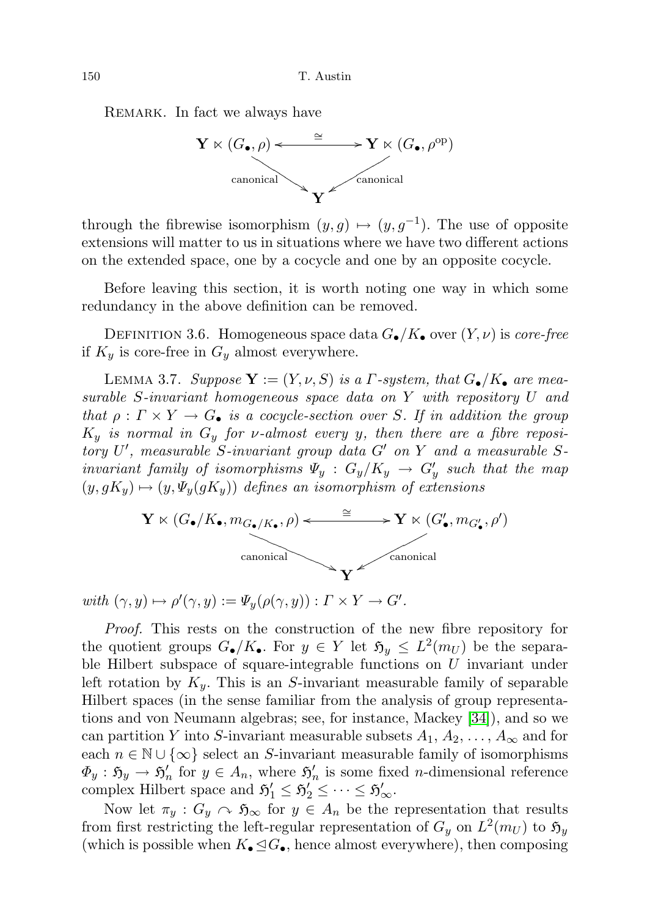REMARK. In fact we always have

$$\begin{array}{ccc} \mathbf{Y} \ltimes (G_\bullet, \rho) & \xleftrightarrow{\cong} & \mathbf{Y} \ltimes (G_\bullet, \rho^{\mathrm{op}}) \\ & \searrow_{\text{canonical}} \quad \swarrow_{\text{canonical}} & \\ & \mathbf{Y} & \end{array}$$

through the fibrewise isomorphism $(y, g) \mapsto (y, g^{-1})$. The use of opposite extensions will matter to us in situations where we have two different actions on the extended space, one by a cocycle and one by an opposite cocycle.

Before leaving this section, it is worth noting one way in which some redundancy in the above definition can be removed.

DEFINITION 3.6. Homogeneous space data $G_\bullet/K_\bullet$ over $(Y, \nu)$ is *core-free* if $K_y$ is core-free in $G_y$ almost everywhere.

LEMMA 3.7. *Suppose $\mathbf{Y} := (Y, \nu, S)$ is a $\Gamma$-system, that $G_\bullet/K_\bullet$ are measurable $S$-invariant homogeneous space data on $Y$ with repository $U$ and that $\rho : \Gamma \times Y \to G_\bullet$ is a cocycle-section over $S$. If in addition the group $K_y$ is normal in $G_y$ for $\nu$-almost every $y$, then there are a fibre repository $U'$, measurable $S$-invariant group data $G'$ on $Y$ and a measurable $S$-invariant family of isomorphisms $\Psi_y : G_y/K_y \to G'_y$ such that the map $(y, gK_y) \mapsto (y, \Psi_y(gK_y))$ defines an isomorphism of extensions*

$$\begin{array}{ccc} \mathbf{Y} \ltimes (G_\bullet/K_\bullet, m_{G_\bullet/K_\bullet}, \rho) & \xleftrightarrow{\cong} & \mathbf{Y} \ltimes (G'_\bullet, m_{G'_\bullet}, \rho') \\ & \searrow_{\text{canonical}} \quad \swarrow_{\text{canonical}} & \\ & \mathbf{Y} & \end{array}$$

*with $(\gamma, y) \mapsto \rho'(\gamma, y) := \Psi_y(\rho(\gamma, y)) : \Gamma \times Y \to G'$.*

*Proof.* This rests on the construction of the new fibre repository for the quotient groups $G_\bullet/K_\bullet$. For $y \in Y$ let $\mathfrak{H}_y \leq L^2(m_U)$ be the separable Hilbert subspace of square-integrable functions on $U$ invariant under left rotation by $K_y$. This is an $S$-invariant measurable family of separable Hilbert spaces (in the sense familiar from the analysis of group representations and von Neumann algebras; see, for instance, Mackey [34]), and so we can partition $Y$ into $S$-invariant measurable subsets $A_1, A_2, \dots, A_\infty$ and for each $n \in \mathbb{N} \cup \{\infty\}$ select an $S$-invariant measurable family of isomorphisms $\Phi_y : \mathfrak{H}_y \to \mathfrak{H}'_n$ for $y \in A_n$, where $\mathfrak{H}'_n$ is some fixed $n$-dimensional reference complex Hilbert space and $\mathfrak{H}'_1 \leq \mathfrak{H}'_2 \leq \dots \leq \mathfrak{H}'_\infty$.

Now let $\pi_y : G_y \curvearrowright \mathfrak{H}_\infty$ for $y \in A_n$ be the representation that results from first restricting the left-regular representation of $G_y$ on $L^2(m_U)$ to $\mathfrak{H}_y$ (which is possible when $K_\bullet \trianglelefteq G_\bullet$, hence almost everywhere), then composing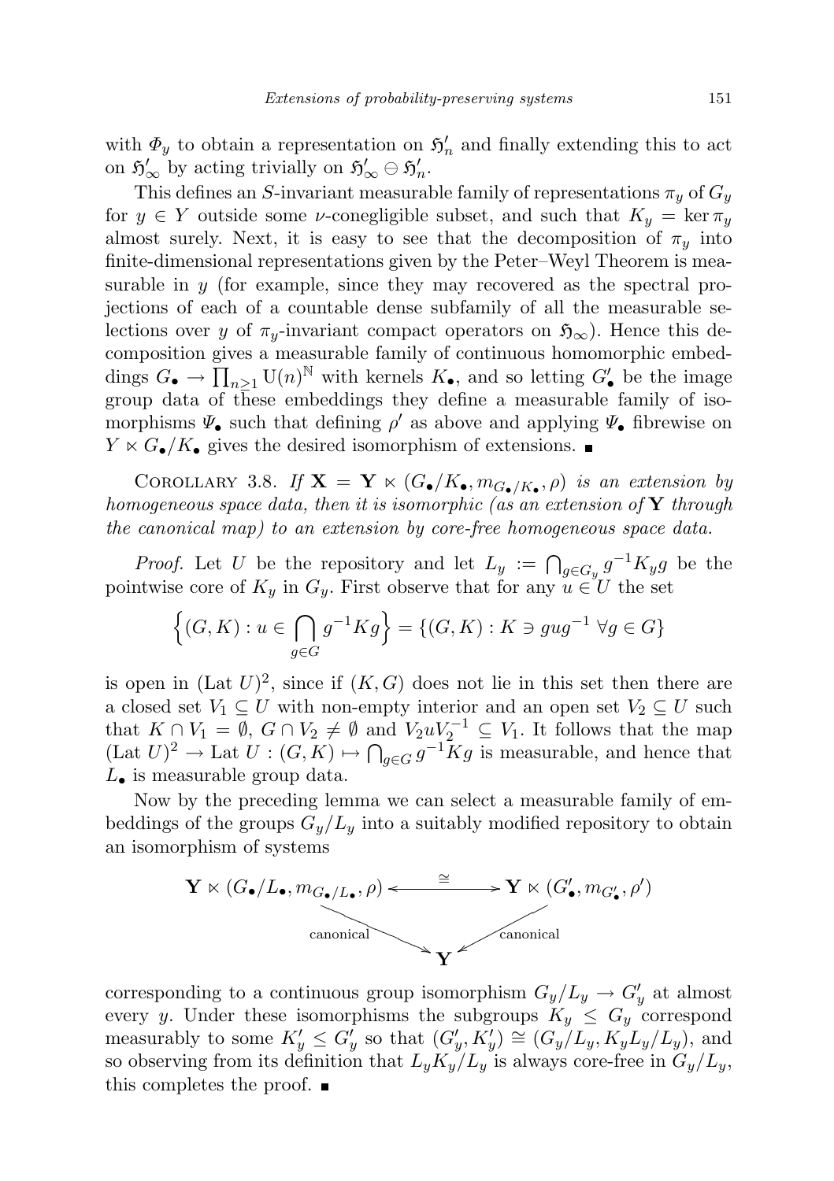with $\Phi_y$ to obtain a representation on $\mathfrak{H}'_n$ and finally extending this to act on $\mathfrak{H}'_\infty$ by acting trivially on $\mathfrak{H}'_\infty \ominus \mathfrak{H}'_n$.

This defines an $S$-invariant measurable family of representations $\pi_y$ of $G_y$ for $y \in Y$ outside some $\nu$-conegligible subset, and such that $K_y = \ker \pi_y$ almost surely. Next, it is easy to see that the decomposition of $\pi_y$ into finite-dimensional representations given by the Peter–Weyl Theorem is measurable in $y$ (for example, since they may recovered as the spectral projections of each of a countable dense subfamily of all the measurable selections over $y$ of $\pi_y$-invariant compact operators on $\mathfrak{H}_\infty$). Hence this decomposition gives a measurable family of continuous homomorphic embeddings $G_\bullet \to \prod_{n\geq 1} \mathrm{U}(n)^{\mathbb{N}}$ with kernels $K_\bullet$, and so letting $G'_\bullet$ be the image group data of these embeddings they define a measurable family of isomorphisms $\Psi_\bullet$ such that defining $\rho'$ as above and applying $\Psi_\bullet$ fibrewise on $Y \ltimes G_\bullet/K_\bullet$ gives the desired isomorphism of extensions. ∎

Corollary 3.8. *If $\mathbf{X} = \mathbf{Y} \ltimes (G_\bullet/K_\bullet, m_{G_\bullet/K_\bullet}, \rho)$ is an extension by homogeneous space data, then it is isomorphic (as an extension of $\mathbf{Y}$ through the canonical map) to an extension by core-free homogeneous space data.*

*Proof.* Let $U$ be the repository and let $L_y := \bigcap_{g\in G_y} g^{-1}K_y g$ be the pointwise core of $K_y$ in $G_y$. First observe that for any $u \in U$ the set

$$\Big\{(G,K) : u \in \bigcap_{g\in G} g^{-1}Kg\Big\} = \{(G,K) : K \ni gug^{-1}\ \forall g \in G\}$$

is open in $(\mathrm{Lat}\,U)^2$, since if $(K,G)$ does not lie in this set then there are a closed set $V_1 \subseteq U$ with non-empty interior and an open set $V_2 \subseteq U$ such that $K \cap V_1 = \emptyset$, $G \cap V_2 \neq \emptyset$ and $V_2 u V_2^{-1} \subseteq V_1$. It follows that the map $(\mathrm{Lat}\,U)^2 \to \mathrm{Lat}\,U : (G,K) \mapsto \bigcap_{g\in G} g^{-1}Kg$ is measurable, and hence that $L_\bullet$ is measurable group data.

Now by the preceding lemma we can select a measurable family of embeddings of the groups $G_y/L_y$ into a suitably modified repository to obtain an isomorphism of systems

$$\begin{array}{ccc} \mathbf{Y} \ltimes (G_\bullet/L_\bullet, m_{G_\bullet/L_\bullet}, \rho) & \xleftrightarrow{\ \cong\ } & \mathbf{Y} \ltimes (G'_\bullet, m_{G'_\bullet}, \rho') \\ & \searrow_{\text{canonical}} \quad {}_{\text{canonical}}\swarrow & \\ & \mathbf{Y} & \end{array}$$

corresponding to a continuous group isomorphism $G_y/L_y \to G'_y$ at almost every $y$. Under these isomorphisms the subgroups $K_y \leq G_y$ correspond measurably to some $K'_y \leq G'_y$ so that $(G'_y, K'_y) \cong (G_y/L_y, K_yL_y/L_y)$, and so observing from its definition that $L_yK_y/L_y$ is always core-free in $G_y/L_y$, this completes the proof. ∎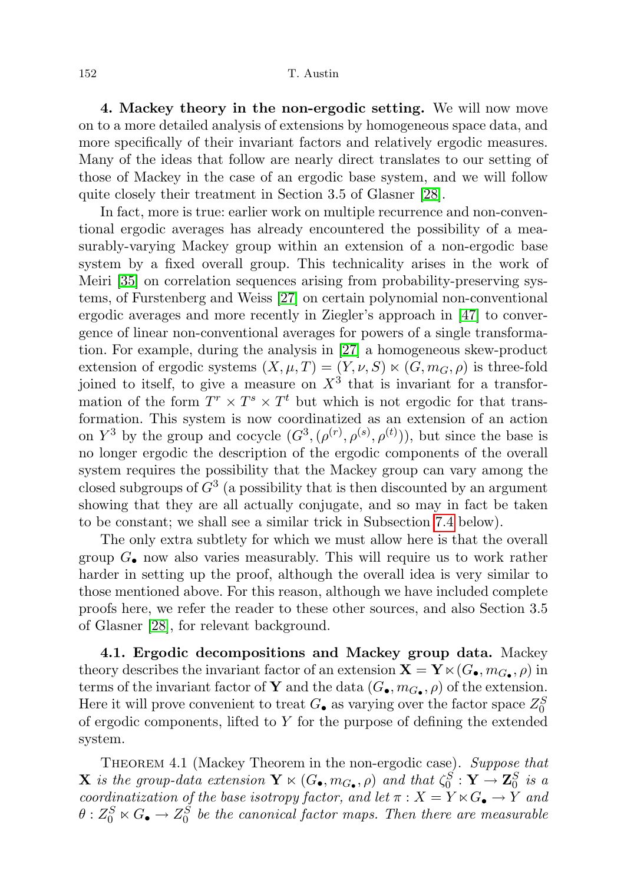**4. Mackey theory in the non-ergodic setting.** We will now move on to a more detailed analysis of extensions by homogeneous space data, and more specifically of their invariant factors and relatively ergodic measures. Many of the ideas that follow are nearly direct translates to our setting of those of Mackey in the case of an ergodic base system, and we will follow quite closely their treatment in Section 3.5 of Glasner [28].

In fact, more is true: earlier work on multiple recurrence and non-conventional ergodic averages has already encountered the possibility of a measurably-varying Mackey group within an extension of a non-ergodic base system by a fixed overall group. This technicality arises in the work of Meiri [35] on correlation sequences arising from probability-preserving systems, of Furstenberg and Weiss [27] on certain polynomial non-conventional ergodic averages and more recently in Ziegler's approach in [47] to convergence of linear non-conventional averages for powers of a single transformation. For example, during the analysis in [27] a homogeneous skew-product extension of ergodic systems $(X, \mu, T) = (Y, \nu, S) \ltimes (G, m_G, \rho)$ is three-fold joined to itself, to give a measure on $X^3$ that is invariant for a transformation of the form $T^r \times T^s \times T^t$ but which is not ergodic for that transformation. This system is now coordinatized as an extension of an action on $Y^3$ by the group and cocycle $(G^3, (\rho^{(r)}, \rho^{(s)}, \rho^{(t)}))$, but since the base is no longer ergodic the description of the ergodic components of the overall system requires the possibility that the Mackey group can vary among the closed subgroups of $G^3$ (a possibility that is then discounted by an argument showing that they are all actually conjugate, and so may in fact be taken to be constant; we shall see a similar trick in Subsection 7.4 below).

The only extra subtlety for which we must allow here is that the overall group $G_\bullet$ now also varies measurably. This will require us to work rather harder in setting up the proof, although the overall idea is very similar to those mentioned above. For this reason, although we have included complete proofs here, we refer the reader to these other sources, and also Section 3.5 of Glasner [28], for relevant background.

**4.1. Ergodic decompositions and Mackey group data.** Mackey theory describes the invariant factor of an extension $\mathbf{X} = \mathbf{Y} \ltimes (G_\bullet, m_{G_\bullet}, \rho)$ in terms of the invariant factor of $\mathbf{Y}$ and the data $(G_\bullet, m_{G_\bullet}, \rho)$ of the extension. Here it will prove convenient to treat $G_\bullet$ as varying over the factor space $Z_0^S$ of ergodic components, lifted to $Y$ for the purpose of defining the extended system.

Theorem 4.1 (Mackey Theorem in the non-ergodic case). *Suppose that $\mathbf{X}$ is the group-data extension $\mathbf{Y} \ltimes (G_\bullet, m_{G_\bullet}, \rho)$ and that $\zeta_0^S : \mathbf{Y} \to \mathbf{Z}_0^S$ is a coordinatization of the base isotropy factor, and let $\pi : X = Y \ltimes G_\bullet \to Y$ and $\theta : Z_0^S \ltimes G_\bullet \to Z_0^S$ be the canonical factor maps. Then there are measurable*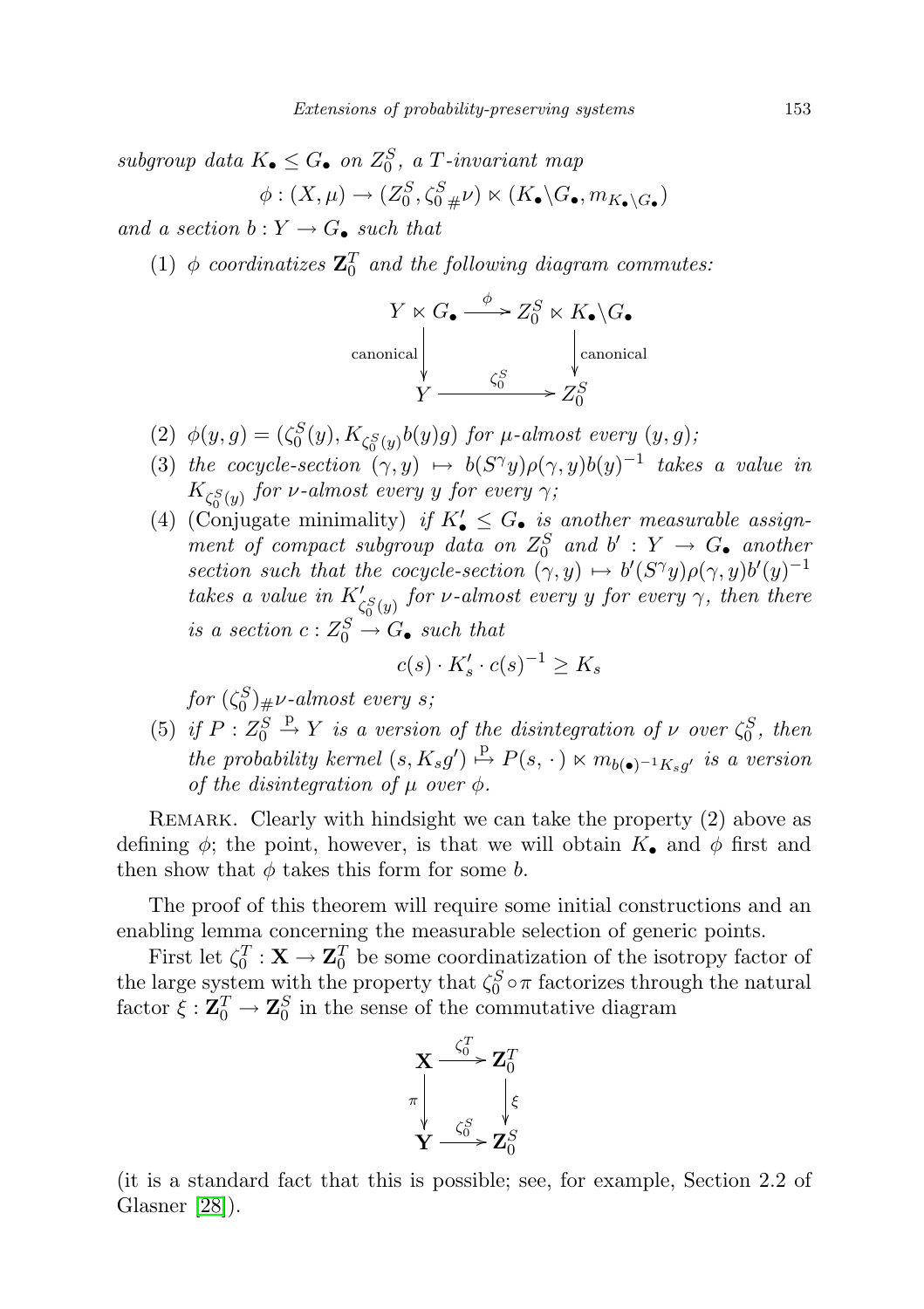*subgroup data $K_\bullet \leq G_\bullet$ on $Z_0^S$, a $T$-invariant map*

$$\phi : (X,\mu) \to (Z_0^S, \zeta_0^S{}_{\#}\nu) \ltimes (K_\bullet\backslash G_\bullet, m_{K_\bullet\backslash G_\bullet})$$

*and a section $b : Y \to G_\bullet$ such that*

(1) *$\phi$ coordinatizes $\mathbf{Z}_0^T$ and the following diagram commutes:*

$$\begin{array}{ccc} Y \ltimes G_\bullet & \xrightarrow{\ \phi\ } & Z_0^S \ltimes K_\bullet\backslash G_\bullet \\ \text{canonical}\big\downarrow & & \big\downarrow\text{canonical} \\ Y & \xrightarrow{\ \zeta_0^S\ } & Z_0^S \end{array}$$

(2) *$\phi(y,g) = (\zeta_0^S(y), K_{\zeta_0^S(y)} b(y) g)$ for $\mu$-almost every $(y,g)$;*

(3) *the cocycle-section $(\gamma, y) \mapsto b(S^\gamma y)\rho(\gamma,y)b(y)^{-1}$ takes a value in $K_{\zeta_0^S(y)}$ for $\nu$-almost every $y$ for every $\gamma$;*

(4) (Conjugate minimality) *if $K'_\bullet \leq G_\bullet$ is another measurable assignment of compact subgroup data on $Z_0^S$ and $b' : Y \to G_\bullet$ another section such that the cocycle-section $(\gamma,y) \mapsto b'(S^\gamma y)\rho(\gamma,y)b'(y)^{-1}$ takes a value in $K'_{\zeta_0^S(y)}$ for $\nu$-almost every $y$ for every $\gamma$, then there is a section $c : Z_0^S \to G_\bullet$ such that*

$$c(s)\cdot K'_s \cdot c(s)^{-1} \geq K_s$$

*for $(\zeta_0^S)_{\#}\nu$-almost every $s$;*

(5) *if $P : Z_0^S \xrightarrow{\mathrm{p}} Y$ is a version of the disintegration of $\nu$ over $\zeta_0^S$, then the probability kernel $(s, K_s g') \overset{\mathrm{p}}{\mapsto} P(s,\,\cdot\,) \ltimes m_{b(\bullet)^{-1}K_s g'}$ is a version of the disintegration of $\mu$ over $\phi$.*

Remark. Clearly with hindsight we can take the property (2) above as defining $\phi$; the point, however, is that we will obtain $K_\bullet$ and $\phi$ first and then show that $\phi$ takes this form for some $b$.

The proof of this theorem will require some initial constructions and an enabling lemma concerning the measurable selection of generic points.

First let $\zeta_0^T : \mathbf{X} \to \mathbf{Z}_0^T$ be some coordinatization of the isotropy factor of the large system with the property that $\zeta_0^S \circ \pi$ factorizes through the natural factor $\xi : \mathbf{Z}_0^T \to \mathbf{Z}_0^S$ in the sense of the commutative diagram

$$\begin{array}{ccc} \mathbf{X} & \xrightarrow{\ \zeta_0^T\ } & \mathbf{Z}_0^T \\ \pi\big\downarrow & & \big\downarrow\xi \\ \mathbf{Y} & \xrightarrow{\ \zeta_0^S\ } & \mathbf{Z}_0^S \end{array}$$

(it is a standard fact that this is possible; see, for example, Section 2.2 of Glasner [28]).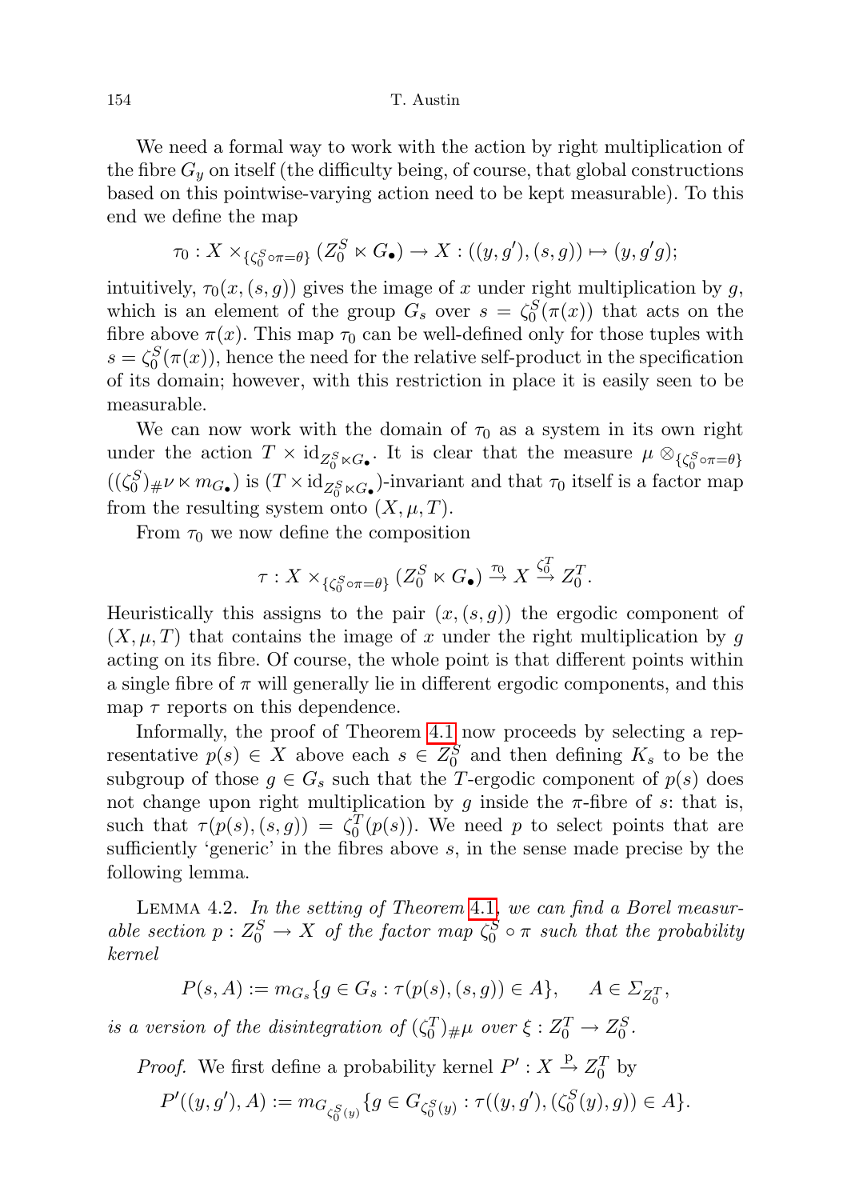We need a formal way to work with the action by right multiplication of the fibre $G_y$ on itself (the difficulty being, of course, that global constructions based on this pointwise-varying action need to be kept measurable). To this end we define the map

$$\tau_0 : X \times_{\{\zeta_0^S \circ \pi = \theta\}} (Z_0^S \ltimes G_\bullet) \to X : ((y, g'), (s, g)) \mapsto (y, g'g);$$

intuitively, $\tau_0(x, (s, g))$ gives the image of $x$ under right multiplication by $g$, which is an element of the group $G_s$ over $s = \zeta_0^S(\pi(x))$ that acts on the fibre above $\pi(x)$. This map $\tau_0$ can be well-defined only for those tuples with $s = \zeta_0^S(\pi(x))$, hence the need for the relative self-product in the specification of its domain; however, with this restriction in place it is easily seen to be measurable.

We can now work with the domain of $\tau_0$ as a system in its own right under the action $T \times \mathrm{id}_{Z_0^S \ltimes G_\bullet}$. It is clear that the measure $\mu \otimes_{\{\zeta_0^S \circ \pi = \theta\}} ((\zeta_0^S)_\# \nu \ltimes m_{G_\bullet})$ is $(T \times \mathrm{id}_{Z_0^S \ltimes G_\bullet})$-invariant and that $\tau_0$ itself is a factor map from the resulting system onto $(X, \mu, T)$.

From $\tau_0$ we now define the composition

$$\tau : X \times_{\{\zeta_0^S \circ \pi = \theta\}} (Z_0^S \ltimes G_\bullet) \xrightarrow{\tau_0} X \xrightarrow{\zeta_0^T} Z_0^T.$$

Heuristically this assigns to the pair $(x, (s, g))$ the ergodic component of $(X, \mu, T)$ that contains the image of $x$ under the right multiplication by $g$ acting on its fibre. Of course, the whole point is that different points within a single fibre of $\pi$ will generally lie in different ergodic components, and this map $\tau$ reports on this dependence.

Informally, the proof of Theorem 4.1 now proceeds by selecting a representative $p(s) \in X$ above each $s \in Z_0^S$ and then defining $K_s$ to be the subgroup of those $g \in G_s$ such that the $T$-ergodic component of $p(s)$ does not change upon right multiplication by $g$ inside the $\pi$-fibre of $s$: that is, such that $\tau(p(s), (s, g)) = \zeta_0^T(p(s))$. We need $p$ to select points that are sufficiently 'generic' in the fibres above $s$, in the sense made precise by the following lemma.

Lemma 4.2. *In the setting of Theorem 4.1, we can find a Borel measurable section $p : Z_0^S \to X$ of the factor map $\zeta_0^S \circ \pi$ such that the probability kernel*

$$P(s, A) := m_{G_s}\{g \in G_s : \tau(p(s), (s, g)) \in A\}, \qquad A \in \Sigma_{Z_0^T},$$

*is a version of the disintegration of $(\zeta_0^T)_\# \mu$ over $\xi : Z_0^T \to Z_0^S$.*

*Proof.* We first define a probability kernel $P' : X \xrightarrow{\mathrm{p}} Z_0^T$ by

$$P'((y, g'), A) := m_{G_{\zeta_0^S(y)}}\{g \in G_{\zeta_0^S(y)} : \tau((y, g'), (\zeta_0^S(y), g)) \in A\}.$$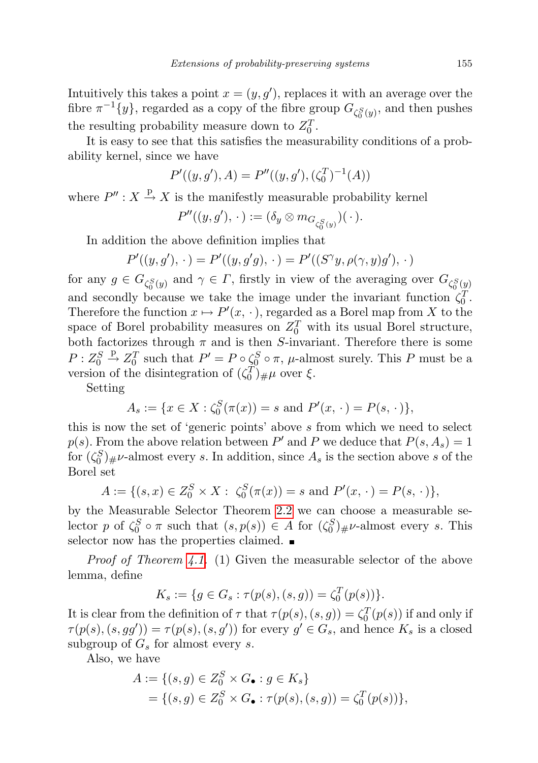Intuitively this takes a point $x = (y, g')$, replaces it with an average over the fibre $\pi^{-1}\{y\}$, regarded as a copy of the fibre group $G_{\zeta_0^S(y)}$, and then pushes the resulting probability measure down to $Z_0^T$.

It is easy to see that this satisfies the measurability conditions of a probability kernel, since we have

$$P'((y,g'),A) = P''((y,g'),(\zeta_0^T)^{-1}(A))$$

where $P'' : X \xrightarrow{\mathrm{p}} X$ is the manifestly measurable probability kernel

$$P''((y,g'),\,\cdot\,) := (\delta_y \otimes m_{G_{\zeta_0^S(y)}})(\,\cdot\,).$$

In addition the above definition implies that

$$P'((y,g'),\,\cdot\,) = P'((y,g'g),\,\cdot\,) = P'((S^\gamma y, \rho(\gamma,y)g'),\,\cdot\,)$$

for any $g \in G_{\zeta_0^S(y)}$ and $\gamma \in \Gamma$, firstly in view of the averaging over $G_{\zeta_0^S(y)}$ and secondly because we take the image under the invariant function $\zeta_0^T$. Therefore the function $x \mapsto P'(x,\,\cdot\,)$, regarded as a Borel map from $X$ to the space of Borel probability measures on $Z_0^T$ with its usual Borel structure, both factorizes through $\pi$ and is then $S$-invariant. Therefore there is some $P : Z_0^S \xrightarrow{\mathrm{p}} Z_0^T$ such that $P' = P \circ \zeta_0^S \circ \pi$, $\mu$-almost surely. This $P$ must be a version of the disintegration of $(\zeta_0^T)_{\#}\mu$ over $\xi$.

Setting

$$A_s := \{x \in X : \zeta_0^S(\pi(x)) = s \text{ and } P'(x,\,\cdot\,) = P(s,\,\cdot\,)\},$$

this is now the set of 'generic points' above $s$ from which we need to select $p(s)$. From the above relation between $P'$ and $P$ we deduce that $P(s, A_s) = 1$ for $(\zeta_0^S)_{\#}\nu$-almost every $s$. In addition, since $A_s$ is the section above $s$ of the Borel set

$$A := \{(s,x) \in Z_0^S \times X :\ \zeta_0^S(\pi(x)) = s \text{ and } P'(x,\,\cdot\,) = P(s,\,\cdot\,)\},$$

by the Measurable Selector Theorem 2.2 we can choose a measurable selector $p$ of $\zeta_0^S \circ \pi$ such that $(s, p(s)) \in A$ for $(\zeta_0^S)_{\#}\nu$-almost every $s$. This selector now has the properties claimed. ∎

*Proof of Theorem 4.1.* (1) Given the measurable selector of the above lemma, define

$$K_s := \{g \in G_s : \tau(p(s),(s,g)) = \zeta_0^T(p(s))\}.$$

It is clear from the definition of $\tau$ that $\tau(p(s),(s,g)) = \zeta_0^T(p(s))$ if and only if $\tau(p(s),(s,gg')) = \tau(p(s),(s,g'))$ for every $g' \in G_s$, and hence $K_s$ is a closed subgroup of $G_s$ for almost every $s$.

Also, we have

$$\begin{aligned}
A &:= \{(s,g) \in Z_0^S \times G_\bullet : g \in K_s\}\\
&= \{(s,g) \in Z_0^S \times G_\bullet : \tau(p(s),(s,g)) = \zeta_0^T(p(s))\},
\end{aligned}$$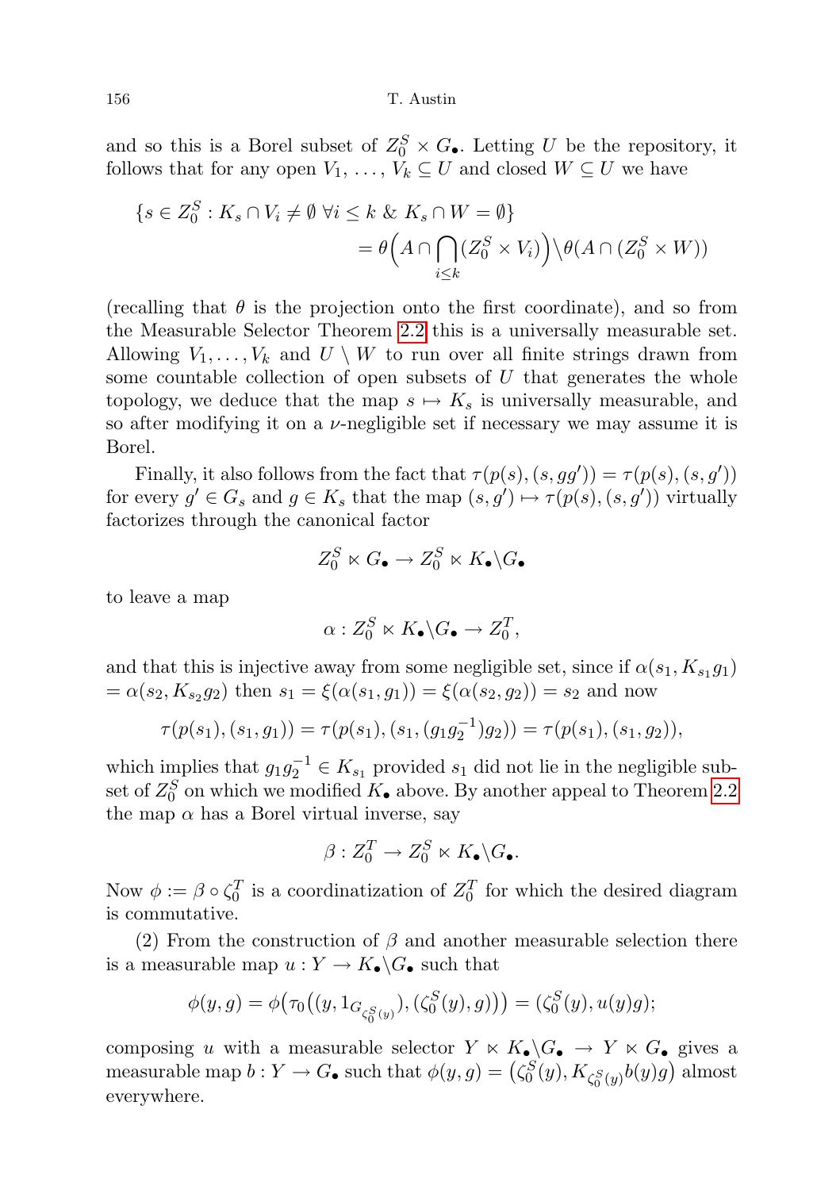and so this is a Borel subset of $Z_0^S \times G_\bullet$. Letting $U$ be the repository, it follows that for any open $V_1, \ldots, V_k \subseteq U$ and closed $W \subseteq U$ we have

$$\{s \in Z_0^S : K_s \cap V_i \neq \emptyset \ \forall i \leq k \ \& \ K_s \cap W = \emptyset\} \\ = \theta\Big(A \cap \bigcap_{i \leq k}(Z_0^S \times V_i)\Big) \backslash \theta(A \cap (Z_0^S \times W))$$

(recalling that $\theta$ is the projection onto the first coordinate), and so from the Measurable Selector Theorem 2.2 this is a universally measurable set. Allowing $V_1, \ldots, V_k$ and $U \setminus W$ to run over all finite strings drawn from some countable collection of open subsets of $U$ that generates the whole topology, we deduce that the map $s \mapsto K_s$ is universally measurable, and so after modifying it on a $\nu$-negligible set if necessary we may assume it is Borel.

Finally, it also follows from the fact that $\tau(p(s), (s, gg')) = \tau(p(s), (s, g'))$ for every $g' \in G_s$ and $g \in K_s$ that the map $(s, g') \mapsto \tau(p(s), (s, g'))$ virtually factorizes through the canonical factor

$$Z_0^S \ltimes G_\bullet \to Z_0^S \ltimes K_\bullet \backslash G_\bullet$$

to leave a map

$$\alpha : Z_0^S \ltimes K_\bullet \backslash G_\bullet \to Z_0^T,$$

and that this is injective away from some negligible set, since if $\alpha(s_1, K_{s_1} g_1) = \alpha(s_2, K_{s_2} g_2)$ then $s_1 = \xi(\alpha(s_1, g_1)) = \xi(\alpha(s_2, g_2)) = s_2$ and now

$$\tau(p(s_1), (s_1, g_1)) = \tau(p(s_1), (s_1, (g_1 g_2^{-1}) g_2)) = \tau(p(s_1), (s_1, g_2)),$$

which implies that $g_1 g_2^{-1} \in K_{s_1}$ provided $s_1$ did not lie in the negligible subset of $Z_0^S$ on which we modified $K_\bullet$ above. By another appeal to Theorem 2.2 the map $\alpha$ has a Borel virtual inverse, say

$$\beta : Z_0^T \to Z_0^S \ltimes K_\bullet \backslash G_\bullet.$$

Now $\phi := \beta \circ \zeta_0^T$ is a coordinatization of $Z_0^T$ for which the desired diagram is commutative.

(2) From the construction of $\beta$ and another measurable selection there is a measurable map $u : Y \to K_\bullet \backslash G_\bullet$ such that

$$\phi(y, g) = \phi\big(\tau_0\big((y, 1_{G_{\zeta_0^S(y)}}), (\zeta_0^S(y), g)\big)\big) = (\zeta_0^S(y), u(y)g);$$

composing $u$ with a measurable selector $Y \ltimes K_\bullet \backslash G_\bullet \to Y \ltimes G_\bullet$ gives a measurable map $b : Y \to G_\bullet$ such that $\phi(y, g) = \big(\zeta_0^S(y), K_{\zeta_0^S(y)} b(y) g\big)$ almost everywhere.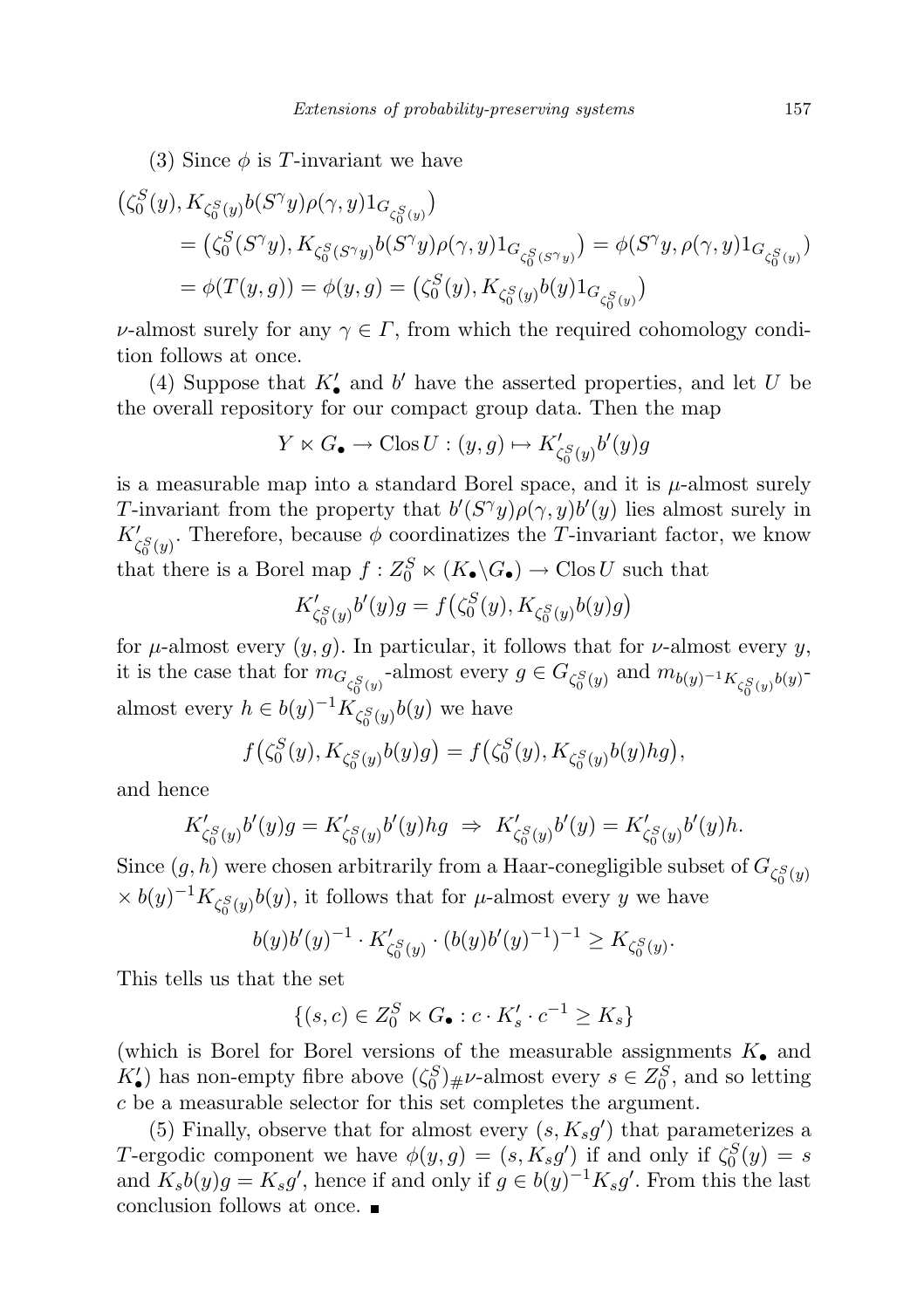(3) Since $\phi$ is $T$-invariant we have

$$
\begin{aligned}
\big(\zeta_0^S(y), K_{\zeta_0^S(y)} b(S^\gamma y)\rho(\gamma,y)1_{G_{\zeta_0^S(y)}}\big)
&= \big(\zeta_0^S(S^\gamma y), K_{\zeta_0^S(S^\gamma y)} b(S^\gamma y)\rho(\gamma,y)1_{G_{\zeta_0^S(S^\gamma y)}}\big) = \phi(S^\gamma y, \rho(\gamma,y)1_{G_{\zeta_0^S(y)}}) \\
&= \phi(T(y,g)) = \phi(y,g) = \big(\zeta_0^S(y), K_{\zeta_0^S(y)} b(y) 1_{G_{\zeta_0^S(y)}}\big)
\end{aligned}
$$

$\nu$-almost surely for any $\gamma \in \Gamma$, from which the required cohomology condition follows at once.

(4) Suppose that $K'_\bullet$ and $b'$ have the asserted properties, and let $U$ be the overall repository for our compact group data. Then the map

$$
Y \ltimes G_\bullet \to \operatorname{Clos} U : (y,g) \mapsto K'_{\zeta_0^S(y)} b'(y) g
$$

is a measurable map into a standard Borel space, and it is $\mu$-almost surely $T$-invariant from the property that $b'(S^\gamma y)\rho(\gamma,y)b'(y)$ lies almost surely in $K'_{\zeta_0^S(y)}$. Therefore, because $\phi$ coordinatizes the $T$-invariant factor, we know that there is a Borel map $f : Z_0^S \ltimes (K_\bullet \backslash G_\bullet) \to \operatorname{Clos} U$ such that

$$
K'_{\zeta_0^S(y)} b'(y) g = f\big(\zeta_0^S(y), K_{\zeta_0^S(y)} b(y) g\big)
$$

for $\mu$-almost every $(y,g)$. In particular, it follows that for $\nu$-almost every $y$, it is the case that for $m_{G_{\zeta_0^S(y)}}$-almost every $g \in G_{\zeta_0^S(y)}$ and $m_{b(y)^{-1}K_{\zeta_0^S(y)}b(y)}$-almost every $h \in b(y)^{-1}K_{\zeta_0^S(y)} b(y)$ we have

$$
f\big(\zeta_0^S(y), K_{\zeta_0^S(y)} b(y) g\big) = f\big(\zeta_0^S(y), K_{\zeta_0^S(y)} b(y) h g\big),
$$

and hence

$$
K'_{\zeta_0^S(y)} b'(y) g = K'_{\zeta_0^S(y)} b'(y) h g \;\Rightarrow\; K'_{\zeta_0^S(y)} b'(y) = K'_{\zeta_0^S(y)} b'(y) h.
$$

Since $(g,h)$ were chosen arbitrarily from a Haar-conegligible subset of $G_{\zeta_0^S(y)} \times b(y)^{-1}K_{\zeta_0^S(y)}b(y)$, it follows that for $\mu$-almost every $y$ we have

$$
b(y)b'(y)^{-1} \cdot K'_{\zeta_0^S(y)} \cdot (b(y)b'(y)^{-1})^{-1} \geq K_{\zeta_0^S(y)}.
$$

This tells us that the set

$$
\{(s,c) \in Z_0^S \ltimes G_\bullet : c \cdot K'_s \cdot c^{-1} \geq K_s\}
$$

(which is Borel for Borel versions of the measurable assignments $K_\bullet$ and $K'_\bullet$) has non-empty fibre above $(\zeta_0^S)_\# \nu$-almost every $s \in Z_0^S$, and so letting $c$ be a measurable selector for this set completes the argument.

(5) Finally, observe that for almost every $(s, K_s g')$ that parameterizes a $T$-ergodic component we have $\phi(y,g) = (s, K_s g')$ if and only if $\zeta_0^S(y) = s$ and $K_s b(y) g = K_s g'$, hence if and only if $g \in b(y)^{-1} K_s g'$. From this the last conclusion follows at once. ∎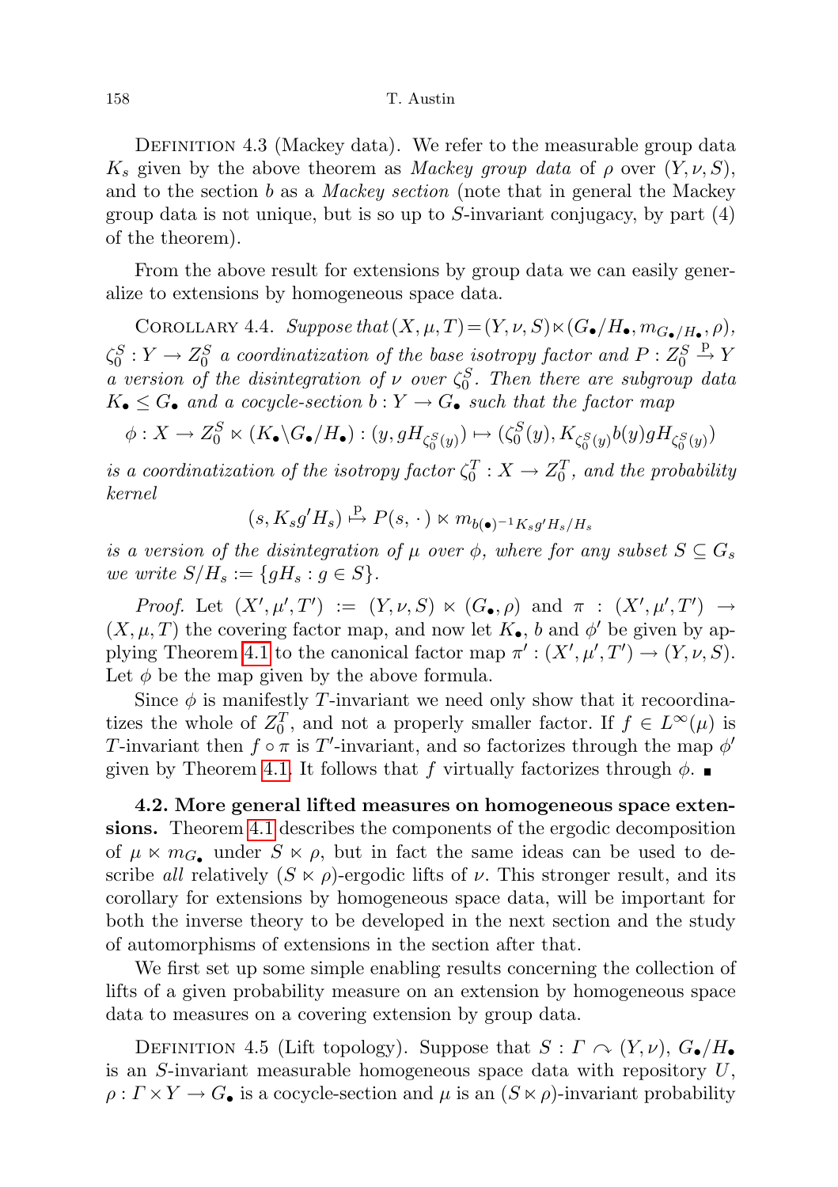Definition 4.3 (Mackey data). We refer to the measurable group data $K_s$ given by the above theorem as *Mackey group data* of $\rho$ over $(Y,\nu,S)$, and to the section $b$ as a *Mackey section* (note that in general the Mackey group data is not unique, but is so up to $S$-invariant conjugacy, by part (4) of the theorem).

From the above result for extensions by group data we can easily generalize to extensions by homogeneous space data.

Corollary 4.4. *Suppose that* $(X,\mu,T)=(Y,\nu,S)\ltimes(G_\bullet/H_\bullet, m_{G_\bullet/H_\bullet},\rho)$, $\zeta_0^S : Y\to Z_0^S$ *a coordinatization of the base isotropy factor and* $P: Z_0^S \xrightarrow{\mathrm{p}} Y$ *a version of the disintegration of* $\nu$ *over* $\zeta_0^S$. *Then there are subgroup data* $K_\bullet \le G_\bullet$ *and a cocycle-section* $b: Y\to G_\bullet$ *such that the factor map*

$$\phi: X\to Z_0^S\ltimes(K_\bullet\backslash G_\bullet/H_\bullet) : (y, gH_{\zeta_0^S(y)}) \mapsto (\zeta_0^S(y), K_{\zeta_0^S(y)}b(y)gH_{\zeta_0^S(y)})$$

*is a coordinatization of the isotropy factor* $\zeta_0^T: X\to Z_0^T$, *and the probability kernel*

$$(s, K_sg'H_s)\overset{\mathrm{p}}{\mapsto} P(s,\,\cdot\,)\ltimes m_{b(\bullet)^{-1}K_sg'H_s/H_s}$$

*is a version of the disintegration of* $\mu$ *over* $\phi$, *where for any subset* $S\subseteq G_s$ *we write* $S/H_s := \{gH_s : g\in S\}$.

*Proof.* Let $(X',\mu',T') := (Y,\nu,S)\ltimes(G_\bullet,\rho)$ and $\pi : (X',\mu',T')\to (X,\mu,T)$ the covering factor map, and now let $K_\bullet$, $b$ and $\phi'$ be given by applying Theorem 4.1 to the canonical factor map $\pi' : (X',\mu',T')\to(Y,\nu,S)$. Let $\phi$ be the map given by the above formula.

Since $\phi$ is manifestly $T$-invariant we need only show that it recoordinatizes the whole of $Z_0^T$, and not a properly smaller factor. If $f\in L^\infty(\mu)$ is $T$-invariant then $f\circ\pi$ is $T'$-invariant, and so factorizes through the map $\phi'$ given by Theorem 4.1. It follows that $f$ virtually factorizes through $\phi$. ∎

**4.2. More general lifted measures on homogeneous space extensions.** Theorem 4.1 describes the components of the ergodic decomposition of $\mu\ltimes m_{G_\bullet}$ under $S\ltimes\rho$, but in fact the same ideas can be used to describe *all* relatively $(S\ltimes\rho)$-ergodic lifts of $\nu$. This stronger result, and its corollary for extensions by homogeneous space data, will be important for both the inverse theory to be developed in the next section and the study of automorphisms of extensions in the section after that.

We first set up some simple enabling results concerning the collection of lifts of a given probability measure on an extension by homogeneous space data to measures on a covering extension by group data.

Definition 4.5 (Lift topology). Suppose that $S: \Gamma \curvearrowright (Y,\nu)$, $G_\bullet/H_\bullet$ is an $S$-invariant measurable homogeneous space data with repository $U$, $\rho: \Gamma\times Y\to G_\bullet$ is a cocycle-section and $\mu$ is an $(S\ltimes\rho)$-invariant probability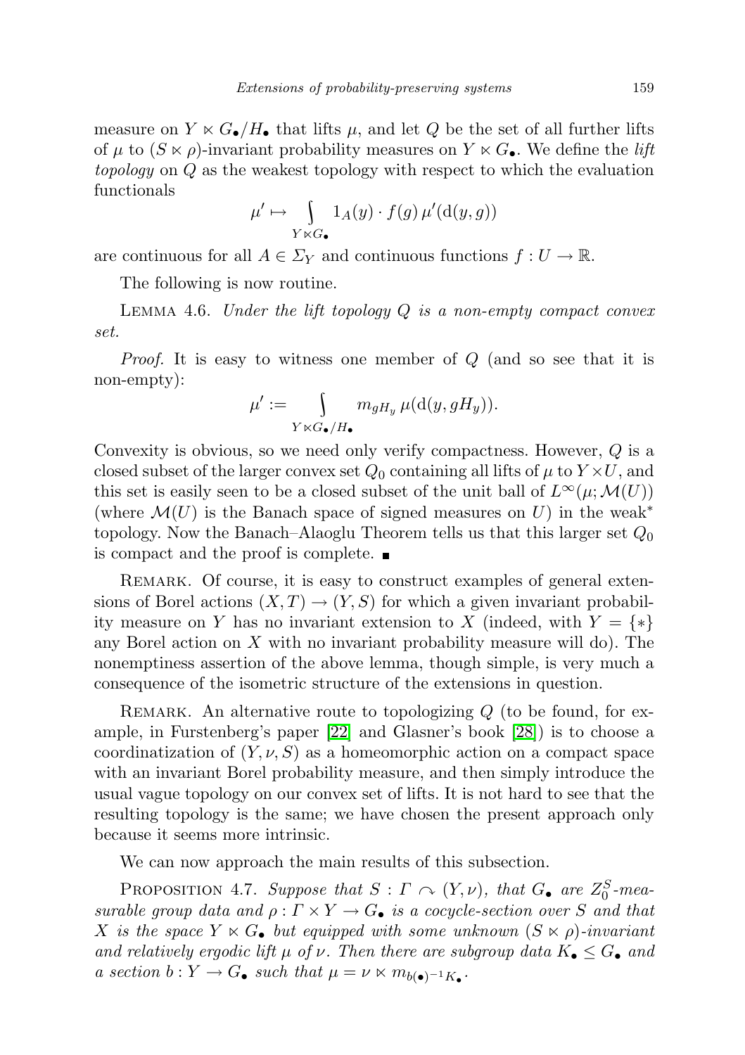measure on $Y \ltimes G_\bullet/H_\bullet$ that lifts $\mu$, and let $Q$ be the set of all further lifts of $\mu$ to $(S \ltimes \rho)$-invariant probability measures on $Y \ltimes G_\bullet$. We define the *lift topology* on $Q$ as the weakest topology with respect to which the evaluation functionals

$$\mu' \mapsto \int_{Y \ltimes G_\bullet} 1_A(y) \cdot f(g)\, \mu'(\mathrm{d}(y,g))$$

are continuous for all $A \in \Sigma_Y$ and continuous functions $f : U \to \mathbb{R}$.

The following is now routine.

Lemma 4.6. *Under the lift topology $Q$ is a non-empty compact convex set.*

*Proof.* It is easy to witness one member of $Q$ (and so see that it is non-empty):

$$\mu' := \int_{Y \ltimes G_\bullet/H_\bullet} m_{gH_y}\, \mu(\mathrm{d}(y, gH_y)).$$

Convexity is obvious, so we need only verify compactness. However, $Q$ is a closed subset of the larger convex set $Q_0$ containing all lifts of $\mu$ to $Y \times U$, and this set is easily seen to be a closed subset of the unit ball of $L^\infty(\mu; \mathcal{M}(U))$ (where $\mathcal{M}(U)$ is the Banach space of signed measures on $U$) in the weak$^*$ topology. Now the Banach–Alaoglu Theorem tells us that this larger set $Q_0$ is compact and the proof is complete. ∎

Remark. Of course, it is easy to construct examples of general extensions of Borel actions $(X,T) \to (Y,S)$ for which a given invariant probability measure on $Y$ has no invariant extension to $X$ (indeed, with $Y = \{*\}$ any Borel action on $X$ with no invariant probability measure will do). The nonemptiness assertion of the above lemma, though simple, is very much a consequence of the isometric structure of the extensions in question.

Remark. An alternative route to topologizing $Q$ (to be found, for example, in Furstenberg's paper [22] and Glasner's book [28]) is to choose a coordinatization of $(Y, \nu, S)$ as a homeomorphic action on a compact space with an invariant Borel probability measure, and then simply introduce the usual vague topology on our convex set of lifts. It is not hard to see that the resulting topology is the same; we have chosen the present approach only because it seems more intrinsic.

We can now approach the main results of this subsection.

Proposition 4.7. *Suppose that $S : \Gamma \curvearrowright (Y, \nu)$, that $G_\bullet$ are $Z_0^S$-measurable group data and $\rho : \Gamma \times Y \to G_\bullet$ is a cocycle-section over $S$ and that $X$ is the space $Y \ltimes G_\bullet$ but equipped with some unknown $(S \ltimes \rho)$-invariant and relatively ergodic lift $\mu$ of $\nu$. Then there are subgroup data $K_\bullet \leq G_\bullet$ and a section $b : Y \to G_\bullet$ such that $\mu = \nu \ltimes m_{b(\bullet)^{-1}K_\bullet}$.*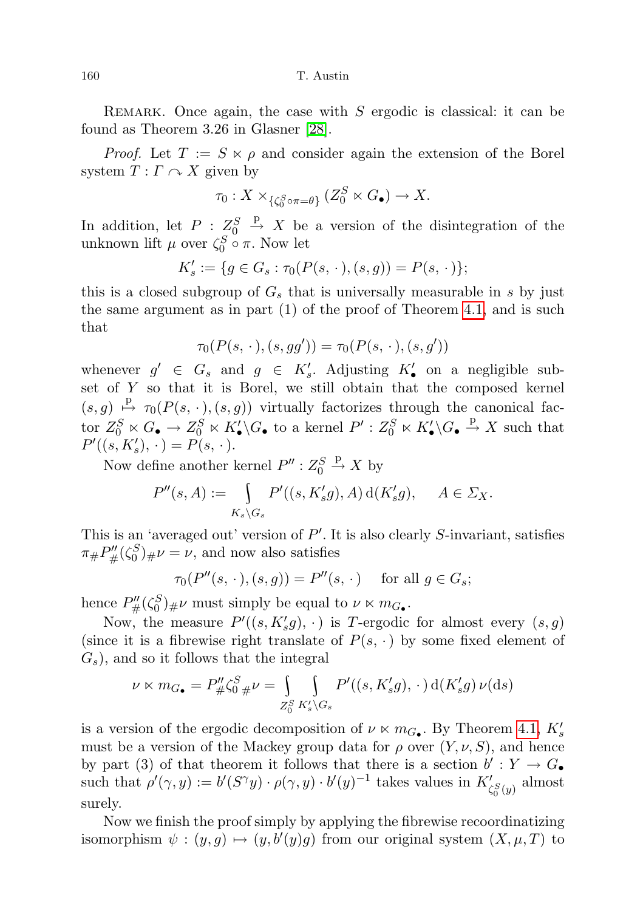Remark. Once again, the case with $S$ ergodic is classical: it can be found as Theorem 3.26 in Glasner [28].

*Proof.* Let $T := S \ltimes \rho$ and consider again the extension of the Borel system $T : \Gamma \curvearrowright X$ given by

$$\tau_0 : X \times_{\{\zeta_0^S \circ \pi = \theta\}} (Z_0^S \ltimes G_\bullet) \to X.$$

In addition, let $P : Z_0^S \xrightarrow{\mathrm{p}} X$ be a version of the disintegration of the unknown lift $\mu$ over $\zeta_0^S \circ \pi$. Now let

$$K'_s := \{g \in G_s : \tau_0(P(s, \cdot\,), (s, g)) = P(s, \cdot\,)\};$$

this is a closed subgroup of $G_s$ that is universally measurable in $s$ by just the same argument as in part (1) of the proof of Theorem 4.1, and is such that

$$\tau_0(P(s, \cdot\,), (s, gg')) = \tau_0(P(s, \cdot\,), (s, g'))$$

whenever $g' \in G_s$ and $g \in K'_s$. Adjusting $K'_\bullet$ on a negligible subset of $Y$ so that it is Borel, we still obtain that the composed kernel $(s, g) \xmapsto{\mathrm{p}} \tau_0(P(s, \cdot\,), (s, g))$ virtually factorizes through the canonical factor $Z_0^S \ltimes G_\bullet \to Z_0^S \ltimes K'_\bullet\backslash G_\bullet$ to a kernel $P' : Z_0^S \ltimes K'_\bullet\backslash G_\bullet \xrightarrow{\mathrm{p}} X$ such that $P'((s, K'_s), \cdot\,) = P(s, \cdot\,)$.

Now define another kernel $P'' : Z_0^S \xrightarrow{\mathrm{p}} X$ by

$$P''(s, A) := \int_{K_s\backslash G_s} P'((s, K'_s g), A)\, \mathrm{d}(K'_s g), \qquad A \in \Sigma_X.$$

This is an 'averaged out' version of $P'$. It is also clearly $S$-invariant, satisfies $\pi_\# P''_\# (\zeta_0^S)_\# \nu = \nu$, and now also satisfies

$$\tau_0(P''(s, \cdot\,), (s, g)) = P''(s, \cdot\,) \quad \text{ for all } g \in G_s;$$

hence $P''_\# (\zeta_0^S)_\# \nu$ must simply be equal to $\nu \ltimes m_{G_\bullet}$.

Now, the measure $P'((s, K'_s g), \cdot\,)$ is $T$-ergodic for almost every $(s, g)$ (since it is a fibrewise right translate of $P(s, \cdot\,)$ by some fixed element of $G_s$), and so it follows that the integral

$$\nu \ltimes m_{G_\bullet} = P''_\# {\zeta_0^S}_\# \nu = \int_{Z_0^S} \int_{K'_s\backslash G_s} P'((s, K'_s g), \cdot\,)\, \mathrm{d}(K'_s g)\, \nu(\mathrm{d}s)$$

is a version of the ergodic decomposition of $\nu \ltimes m_{G_\bullet}$. By Theorem 4.1, $K'_s$ must be a version of the Mackey group data for $\rho$ over $(Y, \nu, S)$, and hence by part (3) of that theorem it follows that there is a section $b' : Y \to G_\bullet$ such that $\rho'(\gamma, y) := b'(S^\gamma y) \cdot \rho(\gamma, y) \cdot b'(y)^{-1}$ takes values in $K'_{\zeta_0^S(y)}$ almost surely.

Now we finish the proof simply by applying the fibrewise recoordinatizing isomorphism $\psi : (y, g) \mapsto (y, b'(y)g)$ from our original system $(X, \mu, T)$ to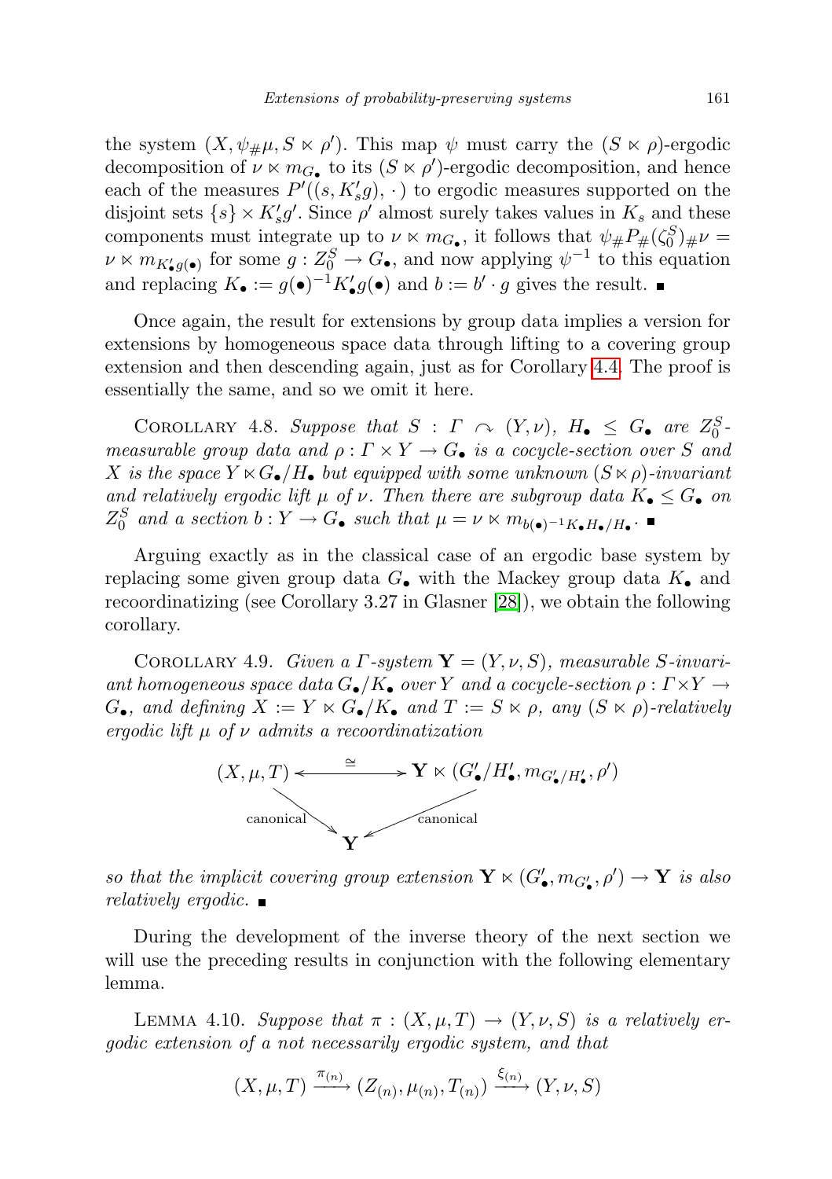the system $(X, \psi_\# \mu, S \ltimes \rho')$. This map $\psi$ must carry the $(S \ltimes \rho)$-ergodic decomposition of $\nu \ltimes m_{G_\bullet}$ to its $(S \ltimes \rho')$-ergodic decomposition, and hence each of the measures $P'((s, K'_s g), \cdot)$ to ergodic measures supported on the disjoint sets $\{s\} \times K'_s g'$. Since $\rho'$ almost surely takes values in $K_s$ and these components must integrate up to $\nu \ltimes m_{G_\bullet}$, it follows that $\psi_\# P_\# (\zeta_0^S)_\# \nu = \nu \ltimes m_{K'_\bullet g(\bullet)}$ for some $g : Z_0^S \to G_\bullet$, and now applying $\psi^{-1}$ to this equation and replacing $K_\bullet := g(\bullet)^{-1} K'_\bullet g(\bullet)$ and $b := b' \cdot g$ gives the result. ∎

Once again, the result for extensions by group data implies a version for extensions by homogeneous space data through lifting to a covering group extension and then descending again, just as for Corollary 4.4. The proof is essentially the same, and so we omit it here.

COROLLARY 4.8. *Suppose that $S : \Gamma \curvearrowright (Y, \nu)$, $H_\bullet \leq G_\bullet$ are $Z_0^S$-measurable group data and $\rho : \Gamma \times Y \to G_\bullet$ is a cocycle-section over $S$ and $X$ is the space $Y \ltimes G_\bullet / H_\bullet$ but equipped with some unknown $(S \ltimes \rho)$-invariant and relatively ergodic lift $\mu$ of $\nu$. Then there are subgroup data $K_\bullet \leq G_\bullet$ on $Z_0^S$ and a section $b : Y \to G_\bullet$ such that $\mu = \nu \ltimes m_{b(\bullet)^{-1} K_\bullet H_\bullet / H_\bullet}$.* ∎

Arguing exactly as in the classical case of an ergodic base system by replacing some given group data $G_\bullet$ with the Mackey group data $K_\bullet$ and recoordinatizing (see Corollary 3.27 in Glasner [28]), we obtain the following corollary.

COROLLARY 4.9. *Given a $\Gamma$-system $\mathbf{Y} = (Y, \nu, S)$, measurable $S$-invariant homogeneous space data $G_\bullet / K_\bullet$ over $Y$ and a cocycle-section $\rho : \Gamma \times Y \to G_\bullet$, and defining $X := Y \ltimes G_\bullet / K_\bullet$ and $T := S \ltimes \rho$, any $(S \ltimes \rho)$-relatively ergodic lift $\mu$ of $\nu$ admits a recoordinatization*

$$
\begin{array}{ccc}
(X, \mu, T) & \stackrel{\cong}{\longleftrightarrow} & \mathbf{Y} \ltimes (G'_\bullet / H'_\bullet, m_{G'_\bullet / H'_\bullet}, \rho') \\
& {\scriptstyle\text{canonical}} \searrow \quad \swarrow {\scriptstyle\text{canonical}} & \\
& \mathbf{Y} &
\end{array}
$$

*so that the implicit covering group extension $\mathbf{Y} \ltimes (G'_\bullet, m_{G'_\bullet}, \rho') \to \mathbf{Y}$ is also relatively ergodic.* ∎

During the development of the inverse theory of the next section we will use the preceding results in conjunction with the following elementary lemma.

LEMMA 4.10. *Suppose that $\pi : (X, \mu, T) \to (Y, \nu, S)$ is a relatively ergodic extension of a not necessarily ergodic system, and that*

$$(X, \mu, T) \xrightarrow{\pi_{(n)}} (Z_{(n)}, \mu_{(n)}, T_{(n)}) \xrightarrow{\xi_{(n)}} (Y, \nu, S)$$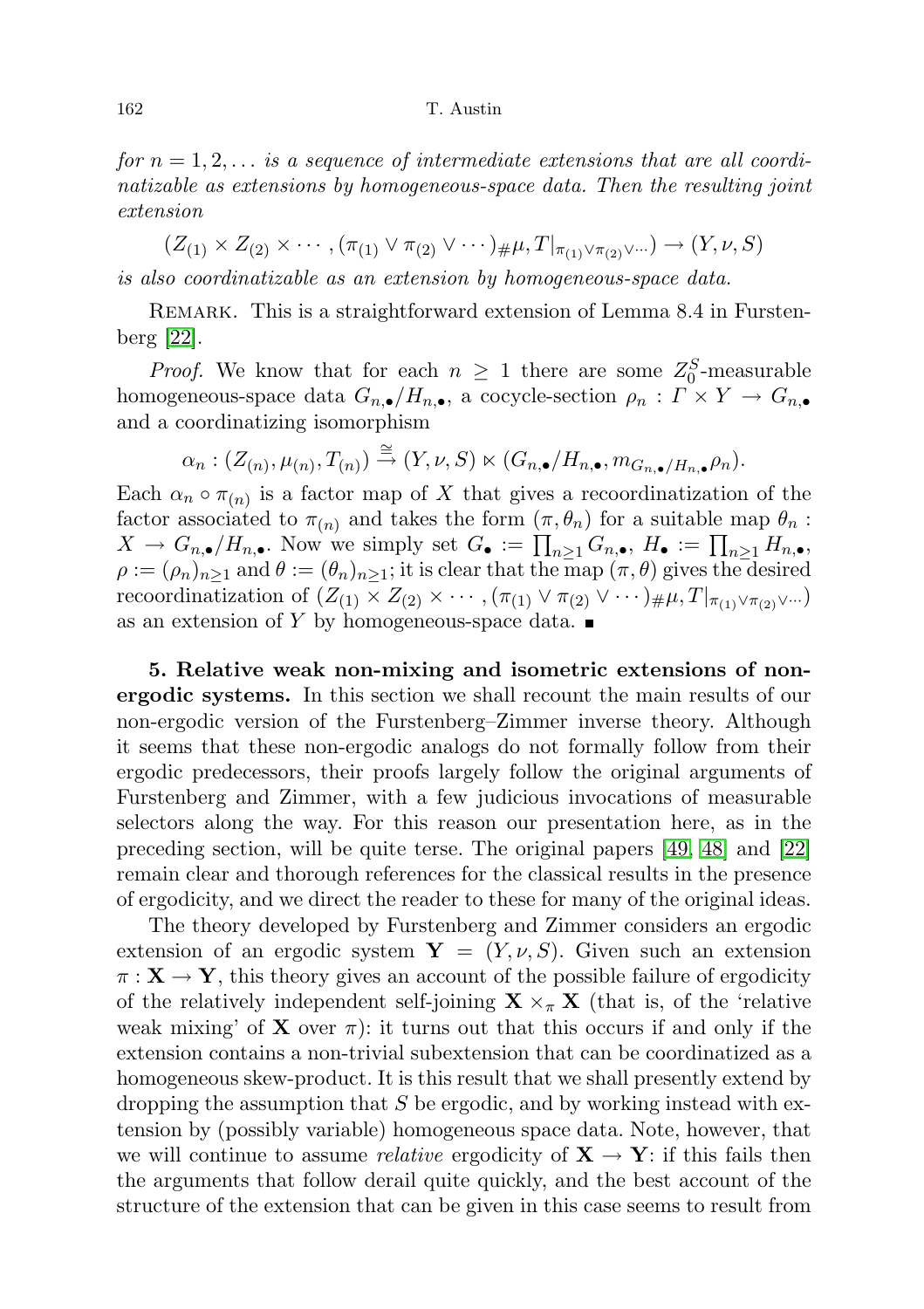*for $n = 1, 2, \ldots$ is a sequence of intermediate extensions that are all coordinatizable as extensions by homogeneous-space data. Then the resulting joint extension*

$$(Z_{(1)} \times Z_{(2)} \times \cdots, (\pi_{(1)} \vee \pi_{(2)} \vee \cdots)_{\#}\mu, T|_{\pi_{(1)} \vee \pi_{(2)} \vee \cdots}) \to (Y, \nu, S)$$

*is also coordinatizable as an extension by homogeneous-space data.*

Remark. This is a straightforward extension of Lemma 8.4 in Furstenberg [22].

*Proof.* We know that for each $n \geq 1$ there are some $Z_0^S$-measurable homogeneous-space data $G_{n,\bullet}/H_{n,\bullet}$, a cocycle-section $\rho_n : \Gamma \times Y \to G_{n,\bullet}$ and a coordinatizing isomorphism

$$\alpha_n : (Z_{(n)}, \mu_{(n)}, T_{(n)}) \xrightarrow{\cong} (Y, \nu, S) \ltimes (G_{n,\bullet}/H_{n,\bullet}, m_{G_{n,\bullet}/H_{n,\bullet}} \rho_n).$$

Each $\alpha_n \circ \pi_{(n)}$ is a factor map of $X$ that gives a recoordinatization of the factor associated to $\pi_{(n)}$ and takes the form $(\pi, \theta_n)$ for a suitable map $\theta_n : X \to G_{n,\bullet}/H_{n,\bullet}$. Now we simply set $G_\bullet := \prod_{n \geq 1} G_{n,\bullet}$, $H_\bullet := \prod_{n \geq 1} H_{n,\bullet}$, $\rho := (\rho_n)_{n \geq 1}$ and $\theta := (\theta_n)_{n \geq 1}$; it is clear that the map $(\pi, \theta)$ gives the desired recoordinatization of $(Z_{(1)} \times Z_{(2)} \times \cdots, (\pi_{(1)} \vee \pi_{(2)} \vee \cdots)_{\#}\mu, T|_{\pi_{(1)} \vee \pi_{(2)} \vee \cdots})$ as an extension of $Y$ by homogeneous-space data. ∎

**5. Relative weak non-mixing and isometric extensions of non-ergodic systems.** In this section we shall recount the main results of our non-ergodic version of the Furstenberg–Zimmer inverse theory. Although it seems that these non-ergodic analogs do not formally follow from their ergodic predecessors, their proofs largely follow the original arguments of Furstenberg and Zimmer, with a few judicious invocations of measurable selectors along the way. For this reason our presentation here, as in the preceding section, will be quite terse. The original papers [49, 48] and [22] remain clear and thorough references for the classical results in the presence of ergodicity, and we direct the reader to these for many of the original ideas.

The theory developed by Furstenberg and Zimmer considers an ergodic extension of an ergodic system $\mathbf{Y} = (Y, \nu, S)$. Given such an extension $\pi : \mathbf{X} \to \mathbf{Y}$, this theory gives an account of the possible failure of ergodicity of the relatively independent self-joining $\mathbf{X} \times_\pi \mathbf{X}$ (that is, of the 'relative weak mixing' of $\mathbf{X}$ over $\pi$): it turns out that this occurs if and only if the extension contains a non-trivial subextension that can be coordinatized as a homogeneous skew-product. It is this result that we shall presently extend by dropping the assumption that $S$ be ergodic, and by working instead with extension by (possibly variable) homogeneous space data. Note, however, that we will continue to assume *relative* ergodicity of $\mathbf{X} \to \mathbf{Y}$: if this fails then the arguments that follow derail quite quickly, and the best account of the structure of the extension that can be given in this case seems to result from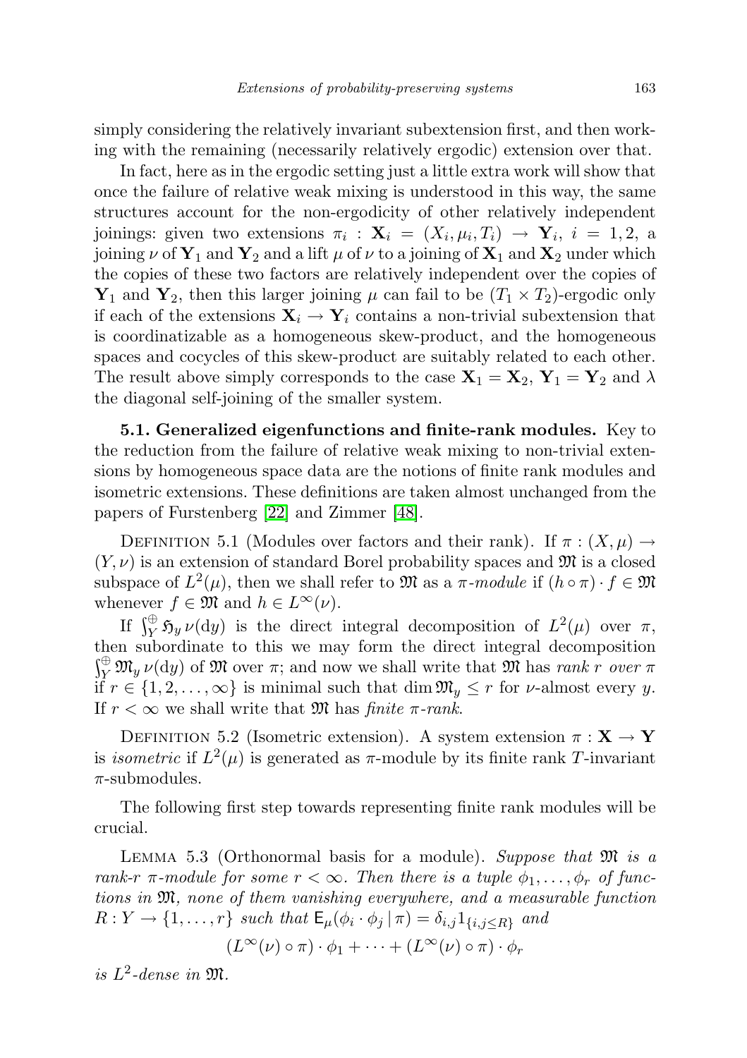simply considering the relatively invariant subextension first, and then working with the remaining (necessarily relatively ergodic) extension over that.

In fact, here as in the ergodic setting just a little extra work will show that once the failure of relative weak mixing is understood in this way, the same structures account for the non-ergodicity of other relatively independent joinings: given two extensions $\pi_i : \mathbf{X}_i = (X_i, \mu_i, T_i) \to \mathbf{Y}_i$, $i = 1, 2$, a joining $\nu$ of $\mathbf{Y}_1$ and $\mathbf{Y}_2$ and a lift $\mu$ of $\nu$ to a joining of $\mathbf{X}_1$ and $\mathbf{X}_2$ under which the copies of these two factors are relatively independent over the copies of $\mathbf{Y}_1$ and $\mathbf{Y}_2$, then this larger joining $\mu$ can fail to be $(T_1 \times T_2)$-ergodic only if each of the extensions $\mathbf{X}_i \to \mathbf{Y}_i$ contains a non-trivial subextension that is coordinatizable as a homogeneous skew-product, and the homogeneous spaces and cocycles of this skew-product are suitably related to each other. The result above simply corresponds to the case $\mathbf{X}_1 = \mathbf{X}_2$, $\mathbf{Y}_1 = \mathbf{Y}_2$ and $\lambda$ the diagonal self-joining of the smaller system.

**5.1. Generalized eigenfunctions and finite-rank modules.** Key to the reduction from the failure of relative weak mixing to non-trivial extensions by homogeneous space data are the notions of finite rank modules and isometric extensions. These definitions are taken almost unchanged from the papers of Furstenberg [22] and Zimmer [48].

Definition 5.1 (Modules over factors and their rank). If $\pi : (X, \mu) \to (Y, \nu)$ is an extension of standard Borel probability spaces and $\mathfrak{M}$ is a closed subspace of $L^2(\mu)$, then we shall refer to $\mathfrak{M}$ as a *$\pi$-module* if $(h \circ \pi) \cdot f \in \mathfrak{M}$ whenever $f \in \mathfrak{M}$ and $h \in L^\infty(\nu)$.

If $\int_Y^\oplus \mathfrak{H}_y \, \nu(\mathrm{d}y)$ is the direct integral decomposition of $L^2(\mu)$ over $\pi$, then subordinate to this we may form the direct integral decomposition $\int_Y^\oplus \mathfrak{M}_y \, \nu(\mathrm{d}y)$ of $\mathfrak{M}$ over $\pi$; and now we shall write that $\mathfrak{M}$ has *rank $r$ over $\pi$* if $r \in \{1, 2, \ldots, \infty\}$ is minimal such that $\dim \mathfrak{M}_y \leq r$ for $\nu$-almost every $y$. If $r < \infty$ we shall write that $\mathfrak{M}$ has *finite $\pi$-rank*.

Definition 5.2 (Isometric extension). A system extension $\pi : \mathbf{X} \to \mathbf{Y}$ is *isometric* if $L^2(\mu)$ is generated as $\pi$-module by its finite rank $T$-invariant $\pi$-submodules.

The following first step towards representing finite rank modules will be crucial.

Lemma 5.3 (Orthonormal basis for a module). *Suppose that $\mathfrak{M}$ is a rank-$r$ $\pi$-module for some $r < \infty$. Then there is a tuple $\phi_1, \ldots, \phi_r$ of functions in $\mathfrak{M}$, none of them vanishing everywhere, and a measurable function $R : Y \to \{1, \ldots, r\}$ such that $\mathsf{E}_\mu(\phi_i \cdot \phi_j \,|\, \pi) = \delta_{i,j} 1_{\{i,j \leq R\}}$ and*

$$(L^\infty(\nu) \circ \pi) \cdot \phi_1 + \cdots + (L^\infty(\nu) \circ \pi) \cdot \phi_r$$

*is $L^2$-dense in $\mathfrak{M}$.*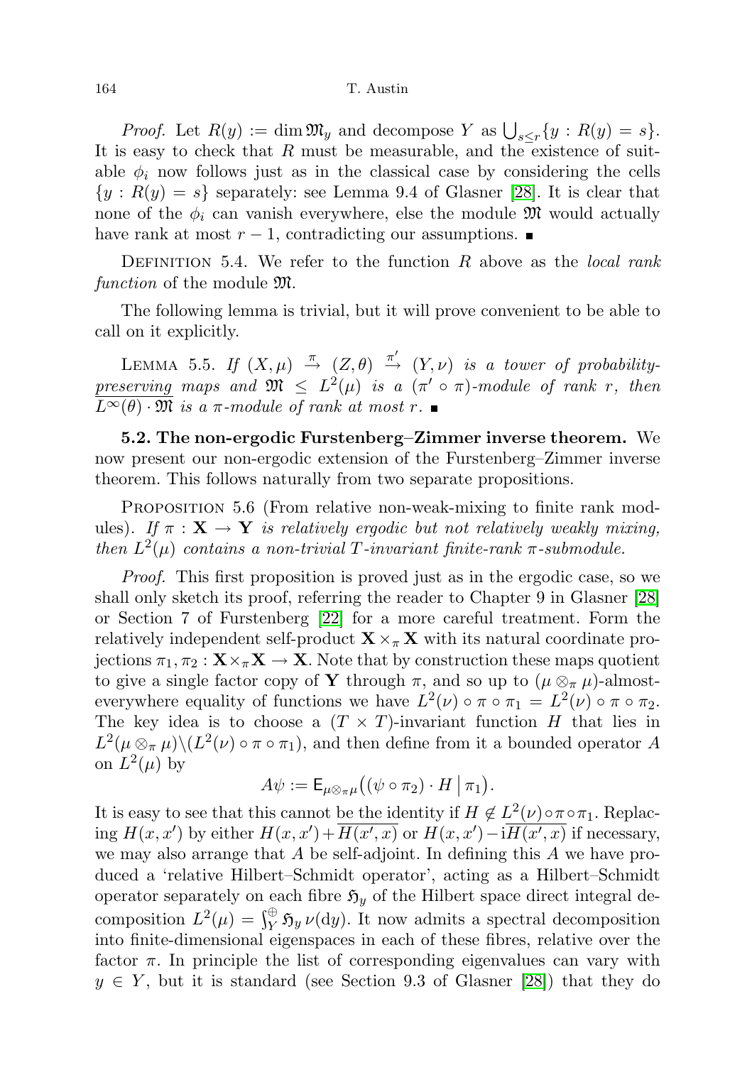*Proof.* Let $R(y) := \dim \mathfrak{M}_y$ and decompose $Y$ as $\bigcup_{s \leq r} \{y : R(y) = s\}$. It is easy to check that $R$ must be measurable, and the existence of suitable $\phi_i$ now follows just as in the classical case by considering the cells $\{y : R(y) = s\}$ separately: see Lemma 9.4 of Glasner [28]. It is clear that none of the $\phi_i$ can vanish everywhere, else the module $\mathfrak{M}$ would actually have rank at most $r - 1$, contradicting our assumptions. ∎

Definition 5.4. We refer to the function $R$ above as the *local rank function* of the module $\mathfrak{M}$.

The following lemma is trivial, but it will prove convenient to be able to call on it explicitly.

Lemma 5.5. *If $(X, \mu) \xrightarrow{\pi} (Z, \theta) \xrightarrow{\pi'} (Y, \nu)$ is a tower of probability-preserving maps and $\mathfrak{M} \leq L^2(\mu)$ is a $(\pi' \circ \pi)$-module of rank $r$, then $L^\infty(\theta) \cdot \mathfrak{M}$ is a $\pi$-module of rank at most $r$.* ∎

**5.2. The non-ergodic Furstenberg–Zimmer inverse theorem.** We now present our non-ergodic extension of the Furstenberg–Zimmer inverse theorem. This follows naturally from two separate propositions.

Proposition 5.6 (From relative non-weak-mixing to finite rank modules). *If $\pi : \mathbf{X} \to \mathbf{Y}$ is relatively ergodic but not relatively weakly mixing, then $L^2(\mu)$ contains a non-trivial $T$-invariant finite-rank $\pi$-submodule.*

*Proof.* This first proposition is proved just as in the ergodic case, so we shall only sketch its proof, referring the reader to Chapter 9 in Glasner [28] or Section 7 of Furstenberg [22] for a more careful treatment. Form the relatively independent self-product $\mathbf{X} \times_\pi \mathbf{X}$ with its natural coordinate projections $\pi_1, \pi_2 : \mathbf{X} \times_\pi \mathbf{X} \to \mathbf{X}$. Note that by construction these maps quotient to give a single factor copy of $\mathbf{Y}$ through $\pi$, and so up to $(\mu \otimes_\pi \mu)$-almost-everywhere equality of functions we have $L^2(\nu) \circ \pi \circ \pi_1 = L^2(\nu) \circ \pi \circ \pi_2$. The key idea is to choose a $(T \times T)$-invariant function $H$ that lies in $L^2(\mu \otimes_\pi \mu) \backslash (L^2(\nu) \circ \pi \circ \pi_1)$, and then define from it a bounded operator $A$ on $L^2(\mu)$ by

$$A\psi := \mathsf{E}_{\mu \otimes_\pi \mu}\big((\psi \circ \pi_2) \cdot H \,\big|\, \pi_1\big).$$

It is easy to see that this cannot be the identity if $H \notin L^2(\nu) \circ \pi \circ \pi_1$. Replacing $H(x, x')$ by either $H(x, x') + \overline{H(x', x)}$ or $H(x, x') - \mathrm{i}\overline{H(x', x)}$ if necessary, we may also arrange that $A$ be self-adjoint. In defining this $A$ we have produced a 'relative Hilbert–Schmidt operator', acting as a Hilbert–Schmidt operator separately on each fibre $\mathfrak{H}_y$ of the Hilbert space direct integral decomposition $L^2(\mu) = \int_Y^\oplus \mathfrak{H}_y \, \nu(\mathrm{d}y)$. It now admits a spectral decomposition into finite-dimensional eigenspaces in each of these fibres, relative over the factor $\pi$. In principle the list of corresponding eigenvalues can vary with $y \in Y$, but it is standard (see Section 9.3 of Glasner [28]) that they do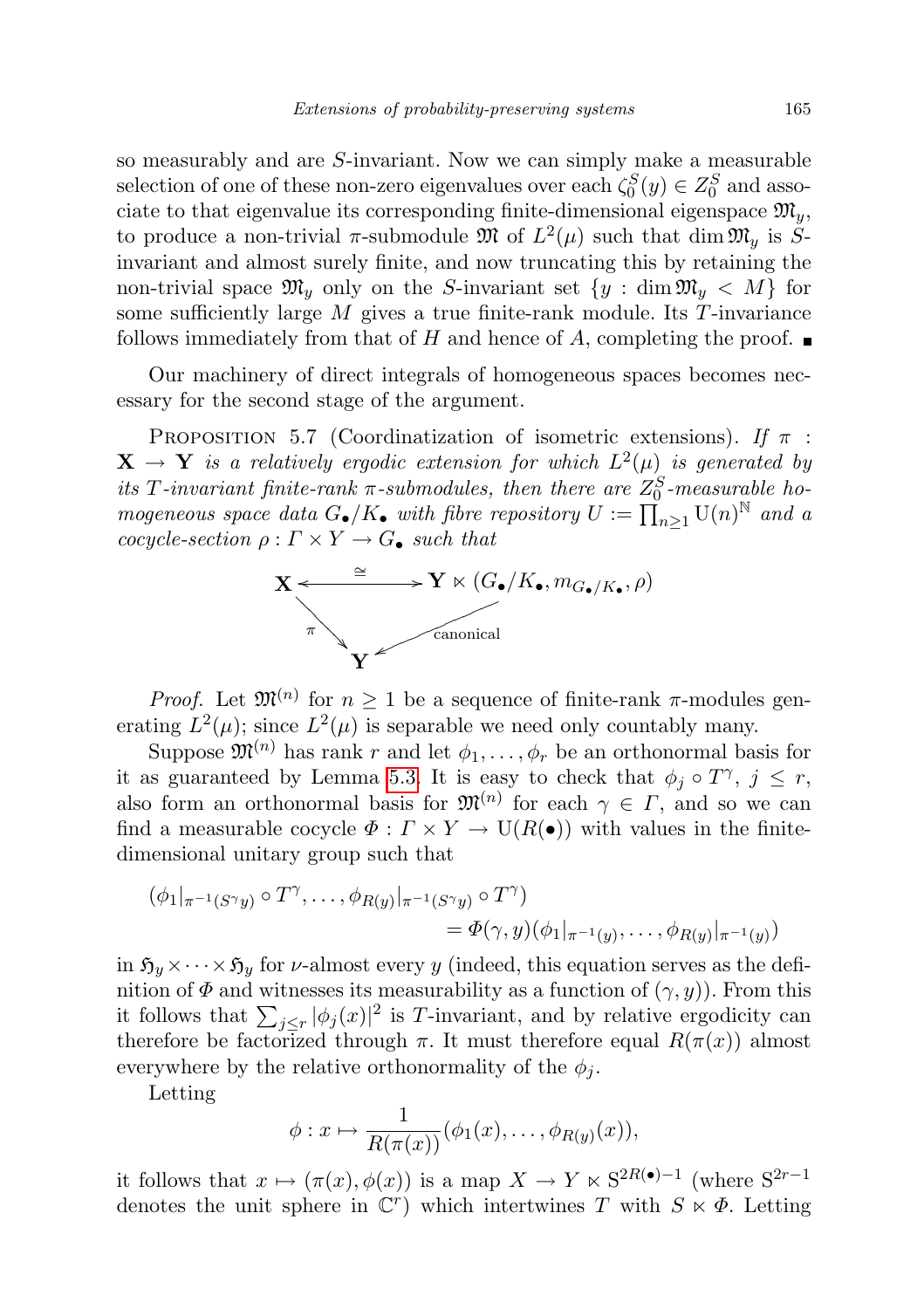so measurably and are $S$-invariant. Now we can simply make a measurable selection of one of these non-zero eigenvalues over each $\zeta_0^S(y) \in Z_0^S$ and associate to that eigenvalue its corresponding finite-dimensional eigenspace $\mathfrak{M}_y$, to produce a non-trivial $\pi$-submodule $\mathfrak{M}$ of $L^2(\mu)$ such that $\dim \mathfrak{M}_y$ is $S$-invariant and almost surely finite, and now truncating this by retaining the non-trivial space $\mathfrak{M}_y$ only on the $S$-invariant set $\{y : \dim \mathfrak{M}_y < M\}$ for some sufficiently large $M$ gives a true finite-rank module. Its $T$-invariance follows immediately from that of $H$ and hence of $A$, completing the proof. ∎

Our machinery of direct integrals of homogeneous spaces becomes necessary for the second stage of the argument.

Proposition 5.7 (Coordinatization of isometric extensions). *If $\pi : \mathbf{X} \to \mathbf{Y}$ is a relatively ergodic extension for which $L^2(\mu)$ is generated by its $T$-invariant finite-rank $\pi$-submodules, then there are $Z_0^S$-measurable homogeneous space data $G_\bullet/K_\bullet$ with fibre repository $U := \prod_{n\geq 1} \mathrm{U}(n)^{\mathbb{N}}$ and a cocycle-section $\rho : \Gamma \times Y \to G_\bullet$ such that*

$$\begin{array}{ccc} \mathbf{X} & \xleftrightarrow{\;\cong\;} & \mathbf{Y} \ltimes (G_\bullet/K_\bullet, m_{G_\bullet/K_\bullet}, \rho) \\ & {\scriptstyle\pi}\searrow \quad \swarrow{\scriptstyle\text{canonical}} & \\ & \mathbf{Y} & \end{array}$$

*Proof.* Let $\mathfrak{M}^{(n)}$ for $n \geq 1$ be a sequence of finite-rank $\pi$-modules generating $L^2(\mu)$; since $L^2(\mu)$ is separable we need only countably many.

Suppose $\mathfrak{M}^{(n)}$ has rank $r$ and let $\phi_1, \dots, \phi_r$ be an orthonormal basis for it as guaranteed by Lemma 5.3. It is easy to check that $\phi_j \circ T^\gamma$, $j \leq r$, also form an orthonormal basis for $\mathfrak{M}^{(n)}$ for each $\gamma \in \Gamma$, and so we can find a measurable cocycle $\Phi : \Gamma \times Y \to \mathrm{U}(R(\bullet))$ with values in the finite-dimensional unitary group such that

$$\begin{aligned}(\phi_1|_{\pi^{-1}(S^\gamma y)} \circ T^\gamma, \dots, \phi_{R(y)}|_{\pi^{-1}(S^\gamma y)} \circ T^\gamma) \\ = \Phi(\gamma, y)(\phi_1|_{\pi^{-1}(y)}, \dots, \phi_{R(y)}|_{\pi^{-1}(y)})\end{aligned}$$

in $\mathfrak{H}_y \times \dots \times \mathfrak{H}_y$ for $\nu$-almost every $y$ (indeed, this equation serves as the definition of $\Phi$ and witnesses its measurability as a function of $(\gamma, y)$). From this it follows that $\sum_{j\leq r} |\phi_j(x)|^2$ is $T$-invariant, and by relative ergodicity can therefore be factorized through $\pi$. It must therefore equal $R(\pi(x))$ almost everywhere by the relative orthonormality of the $\phi_j$.

Letting

$$\phi : x \mapsto \frac{1}{R(\pi(x))}(\phi_1(x), \dots, \phi_{R(y)}(x)),$$

it follows that $x \mapsto (\pi(x), \phi(x))$ is a map $X \to Y \ltimes \mathrm{S}^{2R(\bullet)-1}$ (where $\mathrm{S}^{2r-1}$ denotes the unit sphere in $\mathbb{C}^r$) which intertwines $T$ with $S \ltimes \Phi$. Letting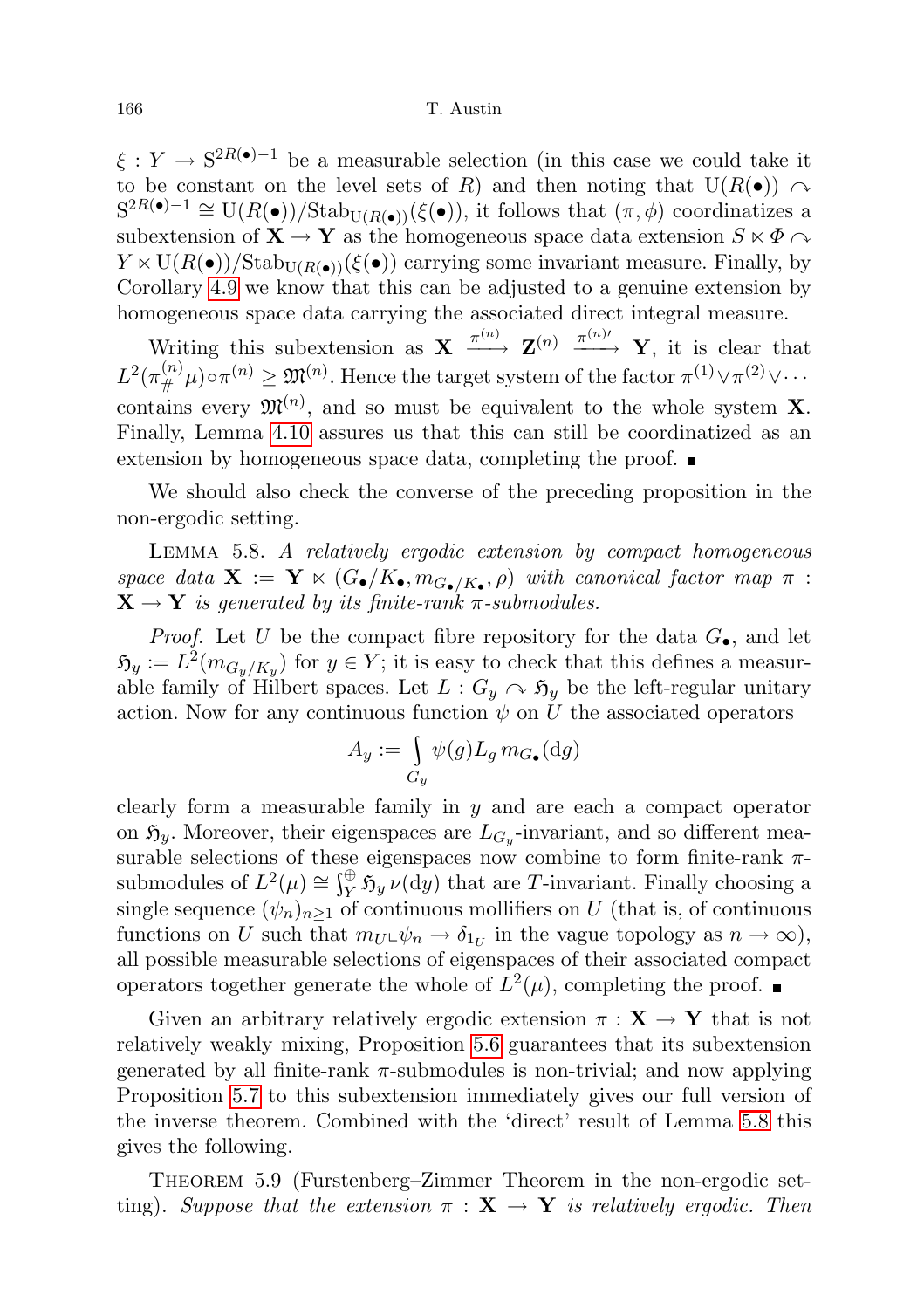$\xi : Y \to \mathrm{S}^{2R(\bullet)-1}$ be a measurable selection (in this case we could take it to be constant on the level sets of $R$) and then noting that $\mathrm{U}(R(\bullet)) \curvearrowright \mathrm{S}^{2R(\bullet)-1} \cong \mathrm{U}(R(\bullet))/\mathrm{Stab}_{\mathrm{U}(R(\bullet))}(\xi(\bullet))$, it follows that $(\pi, \phi)$ coordinatizes a subextension of $\mathbf{X} \to \mathbf{Y}$ as the homogeneous space data extension $S \ltimes \Phi \curvearrowright Y \ltimes \mathrm{U}(R(\bullet))/\mathrm{Stab}_{\mathrm{U}(R(\bullet))}(\xi(\bullet))$ carrying some invariant measure. Finally, by Corollary 4.9 we know that this can be adjusted to a genuine extension by homogeneous space data carrying the associated direct integral measure.

Writing this subextension as $\mathbf{X} \xrightarrow{\pi^{(n)}} \mathbf{Z}^{(n)} \xrightarrow{\pi^{(n)\prime}} \mathbf{Y}$, it is clear that $L^2(\pi^{(n)}_{\#}\mu)\circ\pi^{(n)} \geq \mathfrak{M}^{(n)}$. Hence the target system of the factor $\pi^{(1)}\vee\pi^{(2)}\vee\cdots$ contains every $\mathfrak{M}^{(n)}$, and so must be equivalent to the whole system $\mathbf{X}$. Finally, Lemma 4.10 assures us that this can still be coordinatized as an extension by homogeneous space data, completing the proof. ∎

We should also check the converse of the preceding proposition in the non-ergodic setting.

Lemma 5.8. *A relatively ergodic extension by compact homogeneous space data $\mathbf{X} := \mathbf{Y} \ltimes (G_\bullet/K_\bullet, m_{G_\bullet/K_\bullet}, \rho)$ with canonical factor map $\pi : \mathbf{X} \to \mathbf{Y}$ is generated by its finite-rank $\pi$-submodules.*

*Proof.* Let $U$ be the compact fibre repository for the data $G_\bullet$, and let $\mathfrak{H}_y := L^2(m_{G_y/K_y})$ for $y \in Y$; it is easy to check that this defines a measurable family of Hilbert spaces. Let $L : G_y \curvearrowright \mathfrak{H}_y$ be the left-regular unitary action. Now for any continuous function $\psi$ on $U$ the associated operators

$$A_y := \int_{G_y} \psi(g) L_g \, m_{G_\bullet}(\mathrm{d}g)$$

clearly form a measurable family in $y$ and are each a compact operator on $\mathfrak{H}_y$. Moreover, their eigenspaces are $L_{G_y}$-invariant, and so different measurable selections of these eigenspaces now combine to form finite-rank $\pi$-submodules of $L^2(\mu) \cong \int_Y^{\oplus} \mathfrak{H}_y \, \nu(\mathrm{d}y)$ that are $T$-invariant. Finally choosing a single sequence $(\psi_n)_{n\geq 1}$ of continuous mollifiers on $U$ (that is, of continuous functions on $U$ such that $m_U \llcorner \psi_n \to \delta_{1_U}$ in the vague topology as $n \to \infty$), all possible measurable selections of eigenspaces of their associated compact operators together generate the whole of $L^2(\mu)$, completing the proof. ∎

Given an arbitrary relatively ergodic extension $\pi : \mathbf{X} \to \mathbf{Y}$ that is not relatively weakly mixing, Proposition 5.6 guarantees that its subextension generated by all finite-rank $\pi$-submodules is non-trivial; and now applying Proposition 5.7 to this subextension immediately gives our full version of the inverse theorem. Combined with the 'direct' result of Lemma 5.8 this gives the following.

Theorem 5.9 (Furstenberg–Zimmer Theorem in the non-ergodic setting). *Suppose that the extension $\pi : \mathbf{X} \to \mathbf{Y}$ is relatively ergodic. Then*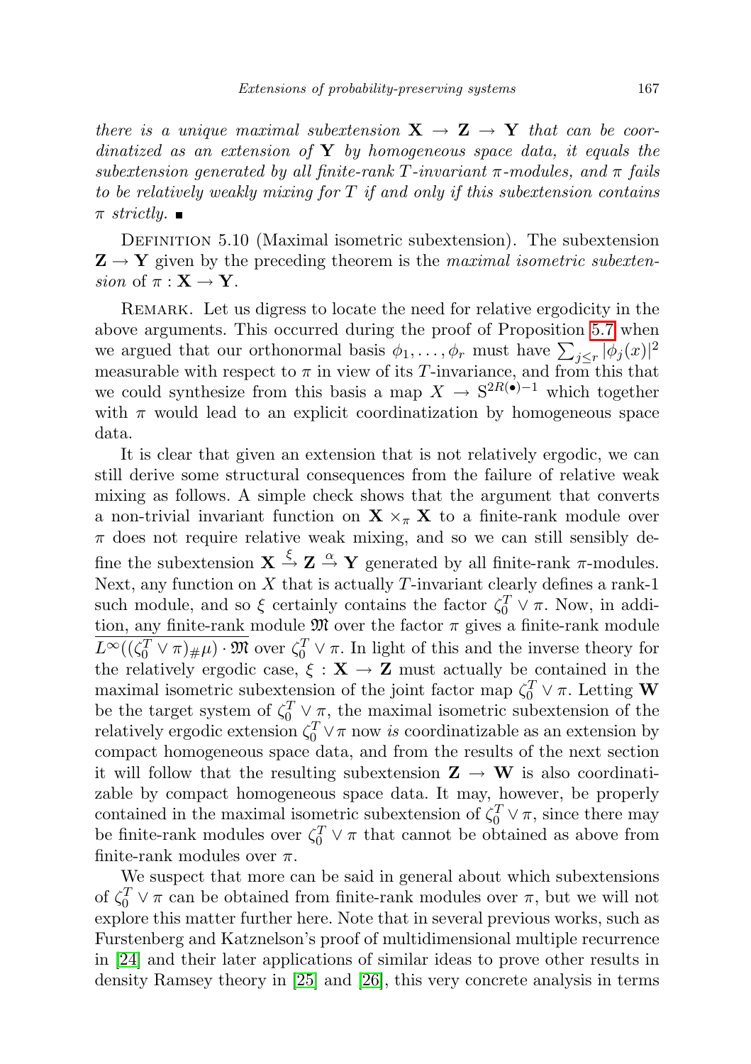*there is a unique maximal subextension $\mathbf{X} \to \mathbf{Z} \to \mathbf{Y}$ that can be coordinatized as an extension of $\mathbf{Y}$ by homogeneous space data, it equals the subextension generated by all finite-rank $T$-invariant $\pi$-modules, and $\pi$ fails to be relatively weakly mixing for $T$ if and only if this subextension contains $\pi$ strictly.* ∎

Definition 5.10 (Maximal isometric subextension). The subextension $\mathbf{Z} \to \mathbf{Y}$ given by the preceding theorem is the *maximal isometric subextension* of $\pi : \mathbf{X} \to \mathbf{Y}$.

Remark. Let us digress to locate the need for relative ergodicity in the above arguments. This occurred during the proof of Proposition 5.7 when we argued that our orthonormal basis $\phi_1, \dots, \phi_r$ must have $\sum_{j \leq r} |\phi_j(x)|^2$ measurable with respect to $\pi$ in view of its $T$-invariance, and from this that we could synthesize from this basis a map $X \to \mathrm{S}^{2R(\bullet)-1}$ which together with $\pi$ would lead to an explicit coordinatization by homogeneous space data.

It is clear that given an extension that is not relatively ergodic, we can still derive some structural consequences from the failure of relative weak mixing as follows. A simple check shows that the argument that converts a non-trivial invariant function on $\mathbf{X} \times_\pi \mathbf{X}$ to a finite-rank module over $\pi$ does not require relative weak mixing, and so we can still sensibly define the subextension $\mathbf{X} \xrightarrow{\xi} \mathbf{Z} \xrightarrow{\alpha} \mathbf{Y}$ generated by all finite-rank $\pi$-modules. Next, any function on $X$ that is actually $T$-invariant clearly defines a rank-1 such module, and so $\xi$ certainly contains the factor $\zeta_0^T \vee \pi$. Now, in addition, any finite-rank module $\mathfrak{M}$ over the factor $\pi$ gives a finite-rank module $\overline{L^\infty((\zeta_0^T \vee \pi)_\# \mu) \cdot \mathfrak{M}}$ over $\zeta_0^T \vee \pi$. In light of this and the inverse theory for the relatively ergodic case, $\xi : \mathbf{X} \to \mathbf{Z}$ must actually be contained in the maximal isometric subextension of the joint factor map $\zeta_0^T \vee \pi$. Letting $\mathbf{W}$ be the target system of $\zeta_0^T \vee \pi$, the maximal isometric subextension of the relatively ergodic extension $\zeta_0^T \vee \pi$ now *is* coordinatizable as an extension by compact homogeneous space data, and from the results of the next section it will follow that the resulting subextension $\mathbf{Z} \to \mathbf{W}$ is also coordinatizable by compact homogeneous space data. It may, however, be properly contained in the maximal isometric subextension of $\zeta_0^T \vee \pi$, since there may be finite-rank modules over $\zeta_0^T \vee \pi$ that cannot be obtained as above from finite-rank modules over $\pi$.

We suspect that more can be said in general about which subextensions of $\zeta_0^T \vee \pi$ can be obtained from finite-rank modules over $\pi$, but we will not explore this matter further here. Note that in several previous works, such as Furstenberg and Katznelson's proof of multidimensional multiple recurrence in [24] and their later applications of similar ideas to prove other results in density Ramsey theory in [25] and [26], this very concrete analysis in terms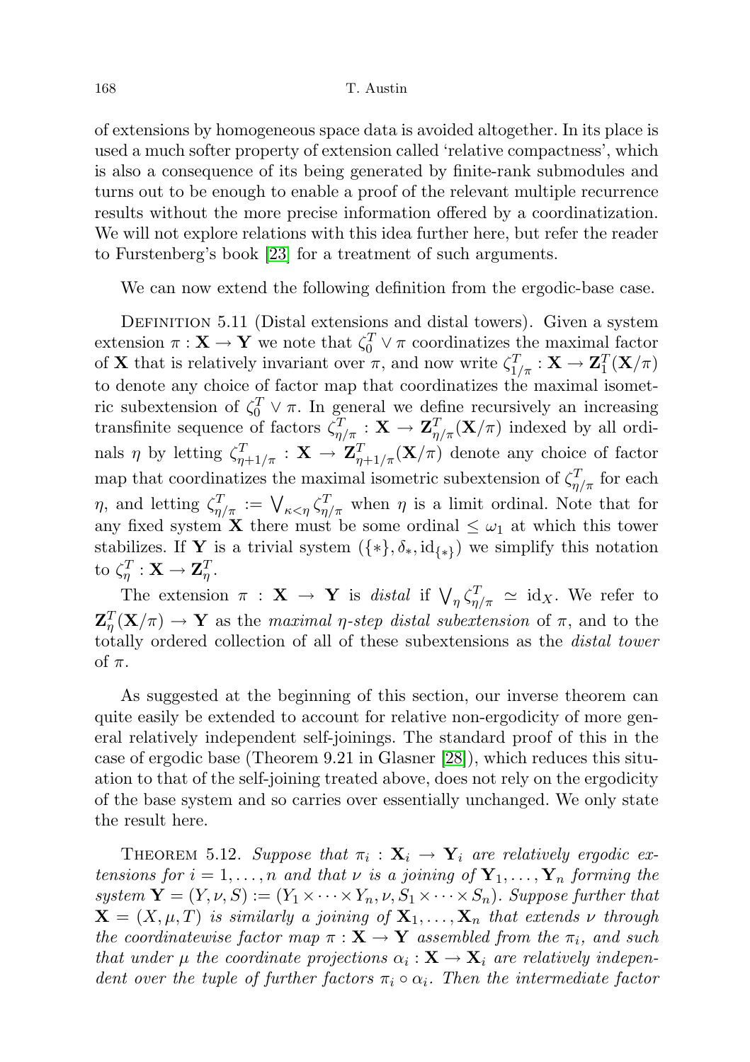of extensions by homogeneous space data is avoided altogether. In its place is used a much softer property of extension called 'relative compactness', which is also a consequence of its being generated by finite-rank submodules and turns out to be enough to enable a proof of the relevant multiple recurrence results without the more precise information offered by a coordinatization. We will not explore relations with this idea further here, but refer the reader to Furstenberg's book [23] for a treatment of such arguments.

We can now extend the following definition from the ergodic-base case.

Definition 5.11 (Distal extensions and distal towers). Given a system extension $\pi : \mathbf{X} \to \mathbf{Y}$ we note that $\zeta_0^T \vee \pi$ coordinatizes the maximal factor of $\mathbf{X}$ that is relatively invariant over $\pi$, and now write $\zeta_{1/\pi}^T : \mathbf{X} \to \mathbf{Z}_1^T(\mathbf{X}/\pi)$ to denote any choice of factor map that coordinatizes the maximal isometric subextension of $\zeta_0^T \vee \pi$. In general we define recursively an increasing transfinite sequence of factors $\zeta_{\eta/\pi}^T : \mathbf{X} \to \mathbf{Z}_{\eta/\pi}^T(\mathbf{X}/\pi)$ indexed by all ordinals $\eta$ by letting $\zeta_{\eta+1/\pi}^T : \mathbf{X} \to \mathbf{Z}_{\eta+1/\pi}^T(\mathbf{X}/\pi)$ denote any choice of factor map that coordinatizes the maximal isometric subextension of $\zeta_{\eta/\pi}^T$ for each $\eta$, and letting $\zeta_{\eta/\pi}^T := \bigvee_{\kappa<\eta} \zeta_{\eta/\pi}^T$ when $\eta$ is a limit ordinal. Note that for any fixed system $\mathbf{X}$ there must be some ordinal $\leq \omega_1$ at which this tower stabilizes. If $\mathbf{Y}$ is a trivial system $(\{*\}, \delta_*, \mathrm{id}_{\{*\}})$ we simplify this notation to $\zeta_\eta^T : \mathbf{X} \to \mathbf{Z}_\eta^T$.

The extension $\pi : \mathbf{X} \to \mathbf{Y}$ is *distal* if $\bigvee_\eta \zeta_{\eta/\pi}^T \simeq \mathrm{id}_X$. We refer to $\mathbf{Z}_\eta^T(\mathbf{X}/\pi) \to \mathbf{Y}$ as the *maximal $\eta$-step distal subextension* of $\pi$, and to the totally ordered collection of all of these subextensions as the *distal tower* of $\pi$.

As suggested at the beginning of this section, our inverse theorem can quite easily be extended to account for relative non-ergodicity of more general relatively independent self-joinings. The standard proof of this in the case of ergodic base (Theorem 9.21 in Glasner [28]), which reduces this situation to that of the self-joining treated above, does not rely on the ergodicity of the base system and so carries over essentially unchanged. We only state the result here.

Theorem 5.12. *Suppose that $\pi_i : \mathbf{X}_i \to \mathbf{Y}_i$ are relatively ergodic extensions for $i = 1, \dots, n$ and that $\nu$ is a joining of $\mathbf{Y}_1, \dots, \mathbf{Y}_n$ forming the system $\mathbf{Y} = (Y, \nu, S) := (Y_1 \times \cdots \times Y_n, \nu, S_1 \times \cdots \times S_n)$. Suppose further that $\mathbf{X} = (X, \mu, T)$ is similarly a joining of $\mathbf{X}_1, \dots, \mathbf{X}_n$ that extends $\nu$ through the coordinatewise factor map $\pi : \mathbf{X} \to \mathbf{Y}$ assembled from the $\pi_i$, and such that under $\mu$ the coordinate projections $\alpha_i : \mathbf{X} \to \mathbf{X}_i$ are relatively independent over the tuple of further factors $\pi_i \circ \alpha_i$. Then the intermediate factor*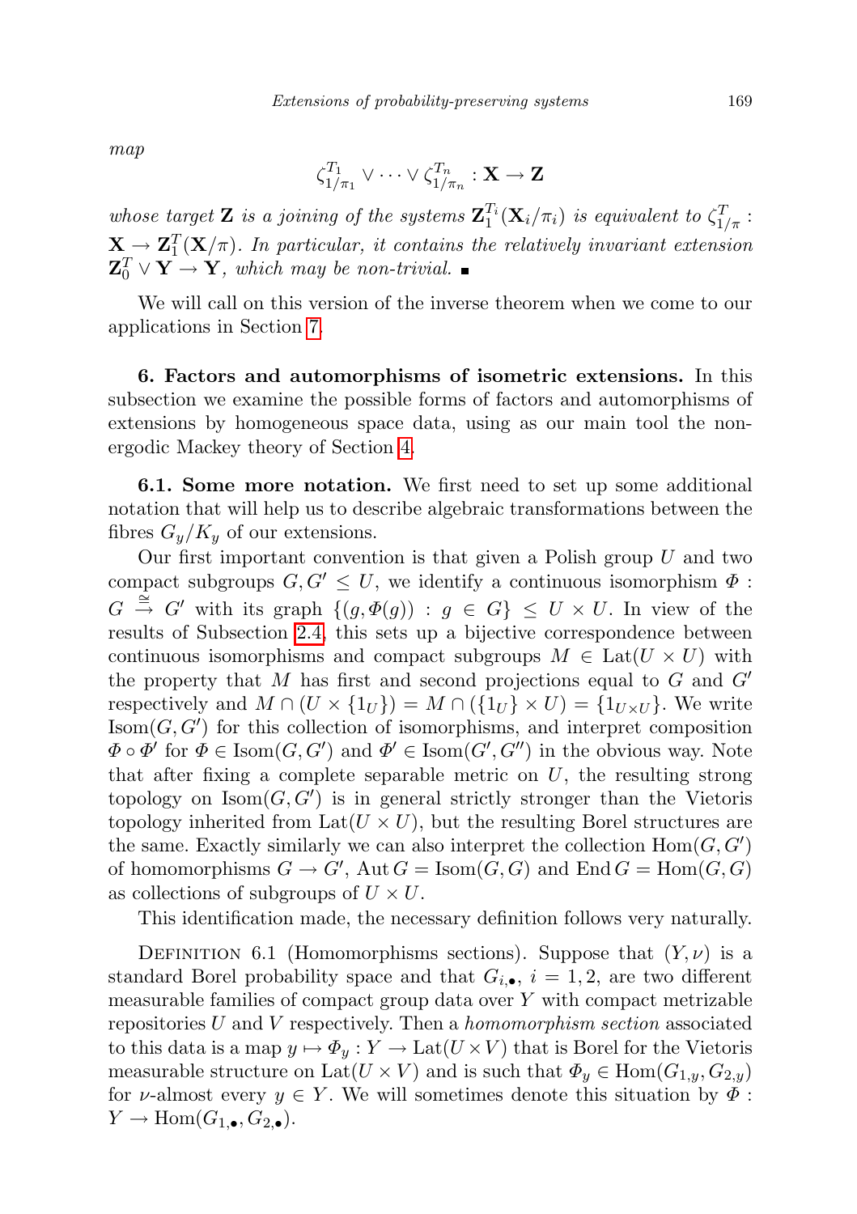*map*

$$\zeta_{1/\pi_1}^{T_1} \vee \cdots \vee \zeta_{1/\pi_n}^{T_n} : \mathbf{X} \to \mathbf{Z}$$

*whose target* $\mathbf{Z}$ *is a joining of the systems* $\mathbf{Z}_1^{T_i}(\mathbf{X}_i/\pi_i)$ *is equivalent to* $\zeta_{1/\pi}^T : \mathbf{X} \to \mathbf{Z}_1^T(\mathbf{X}/\pi)$. *In particular, it contains the relatively invariant extension* $\mathbf{Z}_0^T \vee \mathbf{Y} \to \mathbf{Y}$, *which may be non-trivial.* ∎

We will call on this version of the inverse theorem when we come to our applications in Section 7.

**6. Factors and automorphisms of isometric extensions.** In this subsection we examine the possible forms of factors and automorphisms of extensions by homogeneous space data, using as our main tool the non-ergodic Mackey theory of Section 4.

**6.1. Some more notation.** We first need to set up some additional notation that will help us to describe algebraic transformations between the fibres $G_y/K_y$ of our extensions.

Our first important convention is that given a Polish group $U$ and two compact subgroups $G, G' \leq U$, we identify a continuous isomorphism $\Phi : G \xrightarrow{\cong} G'$ with its graph $\{(g, \Phi(g)) : g \in G\} \leq U \times U$. In view of the results of Subsection 2.4, this sets up a bijective correspondence between continuous isomorphisms and compact subgroups $M \in \mathrm{Lat}(U \times U)$ with the property that $M$ has first and second projections equal to $G$ and $G'$ respectively and $M \cap (U \times \{1_U\}) = M \cap (\{1_U\} \times U) = \{1_{U \times U}\}$. We write $\mathrm{Isom}(G, G')$ for this collection of isomorphisms, and interpret composition $\Phi \circ \Phi'$ for $\Phi \in \mathrm{Isom}(G, G')$ and $\Phi' \in \mathrm{Isom}(G', G'')$ in the obvious way. Note that after fixing a complete separable metric on $U$, the resulting strong topology on $\mathrm{Isom}(G, G')$ is in general strictly stronger than the Vietoris topology inherited from $\mathrm{Lat}(U \times U)$, but the resulting Borel structures are the same. Exactly similarly we can also interpret the collection $\mathrm{Hom}(G, G')$ of homomorphisms $G \to G'$, $\mathrm{Aut}\, G = \mathrm{Isom}(G, G)$ and $\mathrm{End}\, G = \mathrm{Hom}(G, G)$ as collections of subgroups of $U \times U$.

This identification made, the necessary definition follows very naturally.

Definition 6.1 (Homomorphisms sections). Suppose that $(Y, \nu)$ is a standard Borel probability space and that $G_{i,\bullet}$, $i = 1, 2$, are two different measurable families of compact group data over $Y$ with compact metrizable repositories $U$ and $V$ respectively. Then a *homomorphism section* associated to this data is a map $y \mapsto \Phi_y : Y \to \mathrm{Lat}(U \times V)$ that is Borel for the Vietoris measurable structure on $\mathrm{Lat}(U \times V)$ and is such that $\Phi_y \in \mathrm{Hom}(G_{1,y}, G_{2,y})$ for $\nu$-almost every $y \in Y$. We will sometimes denote this situation by $\Phi : Y \to \mathrm{Hom}(G_{1,\bullet}, G_{2,\bullet})$.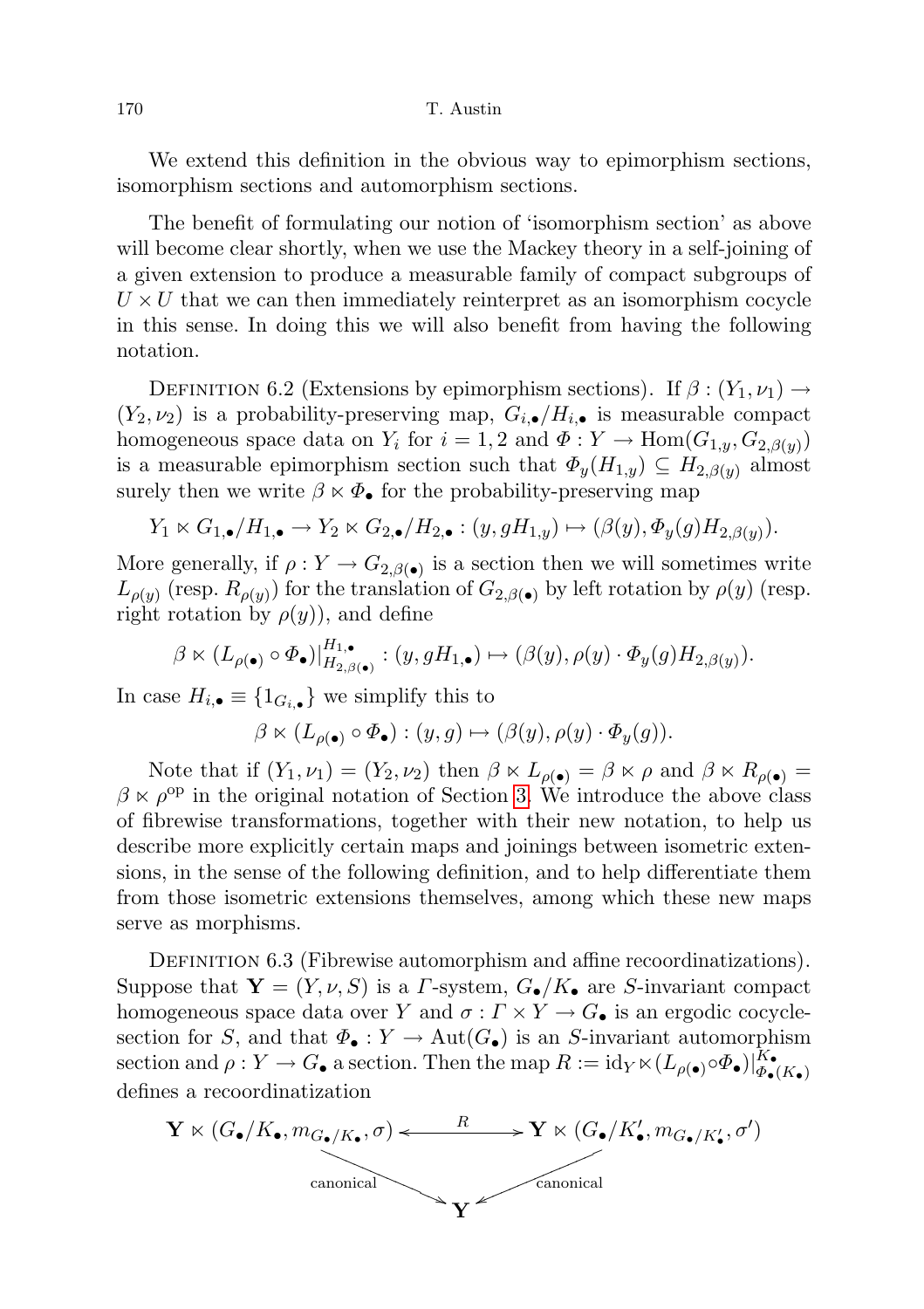We extend this definition in the obvious way to epimorphism sections, isomorphism sections and automorphism sections.

The benefit of formulating our notion of 'isomorphism section' as above will become clear shortly, when we use the Mackey theory in a self-joining of a given extension to produce a measurable family of compact subgroups of $U \times U$ that we can then immediately reinterpret as an isomorphism cocycle in this sense. In doing this we will also benefit from having the following notation.

Definition 6.2 (Extensions by epimorphism sections). If $\beta : (Y_1, \nu_1) \to (Y_2, \nu_2)$ is a probability-preserving map, $G_{i,\bullet}/H_{i,\bullet}$ is measurable compact homogeneous space data on $Y_i$ for $i = 1, 2$ and $\Phi : Y \to \mathrm{Hom}(G_{1,y}, G_{2,\beta(y)})$ is a measurable epimorphism section such that $\Phi_y(H_{1,y}) \subseteq H_{2,\beta(y)}$ almost surely then we write $\beta \ltimes \Phi_\bullet$ for the probability-preserving map

$$Y_1 \ltimes G_{1,\bullet}/H_{1,\bullet} \to Y_2 \ltimes G_{2,\bullet}/H_{2,\bullet} : (y, gH_{1,y}) \mapsto (\beta(y), \Phi_y(g)H_{2,\beta(y)}).$$

More generally, if $\rho : Y \to G_{2,\beta(\bullet)}$ is a section then we will sometimes write $L_{\rho(y)}$ (resp. $R_{\rho(y)}$) for the translation of $G_{2,\beta(\bullet)}$ by left rotation by $\rho(y)$ (resp. right rotation by $\rho(y)$), and define

$$\beta \ltimes (L_{\rho(\bullet)} \circ \Phi_\bullet)|^{H_{1,\bullet}}_{H_{2,\beta(\bullet)}} : (y, gH_{1,\bullet}) \mapsto (\beta(y), \rho(y) \cdot \Phi_y(g)H_{2,\beta(y)}).$$

In case $H_{i,\bullet} \equiv \{1_{G_{i,\bullet}}\}$ we simplify this to

$$\beta \ltimes (L_{\rho(\bullet)} \circ \Phi_\bullet) : (y, g) \mapsto (\beta(y), \rho(y) \cdot \Phi_y(g)).$$

Note that if $(Y_1, \nu_1) = (Y_2, \nu_2)$ then $\beta \ltimes L_{\rho(\bullet)} = \beta \ltimes \rho$ and $\beta \ltimes R_{\rho(\bullet)} = \beta \ltimes \rho^{\mathrm{op}}$ in the original notation of Section 3. We introduce the above class of fibrewise transformations, together with their new notation, to help us describe more explicitly certain maps and joinings between isometric extensions, in the sense of the following definition, and to help differentiate them from those isometric extensions themselves, among which these new maps serve as morphisms.

Definition 6.3 (Fibrewise automorphism and affine recoordinatizations). Suppose that $\mathbf{Y} = (Y, \nu, S)$ is a $\Gamma$-system, $G_\bullet/K_\bullet$ are $S$-invariant compact homogeneous space data over $Y$ and $\sigma : \Gamma \times Y \to G_\bullet$ is an ergodic cocycle-section for $S$, and that $\Phi_\bullet : Y \to \mathrm{Aut}(G_\bullet)$ is an $S$-invariant automorphism section and $\rho : Y \to G_\bullet$ a section. Then the map $R := \mathrm{id}_Y \ltimes (L_{\rho(\bullet)} \circ \Phi_\bullet)|^{K_\bullet}_{\Phi_\bullet(K_\bullet)}$ defines a recoordinatization

$$\begin{array}{ccc} \mathbf{Y} \ltimes (G_\bullet/K_\bullet, m_{G_\bullet/K_\bullet}, \sigma) & \xleftrightarrow{\;R\;} & \mathbf{Y} \ltimes (G_\bullet/K'_\bullet, m_{G_\bullet/K'_\bullet}, \sigma') \\ & \searrow_{\text{canonical}} \quad {}_{\text{canonical}}\swarrow & \\ & \mathbf{Y} & \end{array}$$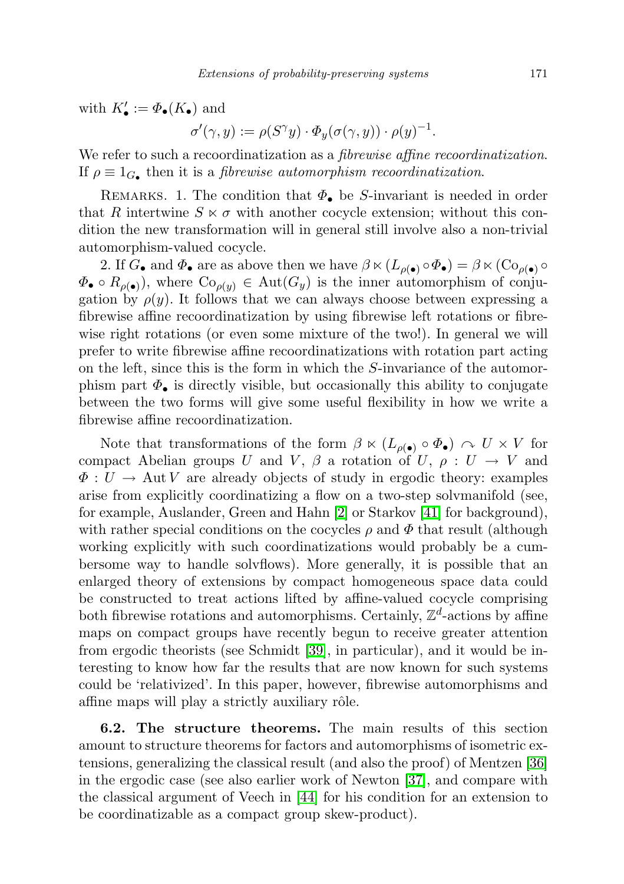with $K'_\bullet := \Phi_\bullet(K_\bullet)$ and

$$\sigma'(\gamma, y) := \rho(S^\gamma y) \cdot \Phi_y(\sigma(\gamma, y)) \cdot \rho(y)^{-1}.$$

We refer to such a recoordinatization as a *fibrewise affine recoordinatization*. If $\rho \equiv 1_{G_\bullet}$ then it is a *fibrewise automorphism recoordinatization*.

Remarks. 1. The condition that $\Phi_\bullet$ be $S$-invariant is needed in order that $R$ intertwine $S \ltimes \sigma$ with another cocycle extension; without this condition the new transformation will in general still involve also a non-trivial automorphism-valued cocycle.

2. If $G_\bullet$ and $\Phi_\bullet$ are as above then we have $\beta \ltimes (L_{\rho(\bullet)} \circ \Phi_\bullet) = \beta \ltimes (\mathrm{Co}_{\rho(\bullet)} \circ \Phi_\bullet \circ R_{\rho(\bullet)})$, where $\mathrm{Co}_{\rho(y)} \in \mathrm{Aut}(G_y)$ is the inner automorphism of conjugation by $\rho(y)$. It follows that we can always choose between expressing a fibrewise affine recoordinatization by using fibrewise left rotations or fibrewise right rotations (or even some mixture of the two!). In general we will prefer to write fibrewise affine recoordinatizations with rotation part acting on the left, since this is the form in which the $S$-invariance of the automorphism part $\Phi_\bullet$ is directly visible, but occasionally this ability to conjugate between the two forms will give some useful flexibility in how we write a fibrewise affine recoordinatization.

Note that transformations of the form $\beta \ltimes (L_{\rho(\bullet)} \circ \Phi_\bullet) \curvearrowright U \times V$ for compact Abelian groups $U$ and $V$, $\beta$ a rotation of $U$, $\rho : U \to V$ and $\Phi : U \to \mathrm{Aut}\, V$ are already objects of study in ergodic theory: examples arise from explicitly coordinatizing a flow on a two-step solvmanifold (see, for example, Auslander, Green and Hahn [2] or Starkov [41] for background), with rather special conditions on the cocycles $\rho$ and $\Phi$ that result (although working explicitly with such coordinatizations would probably be a cumbersome way to handle solvflows). More generally, it is possible that an enlarged theory of extensions by compact homogeneous space data could be constructed to treat actions lifted by affine-valued cocycle comprising both fibrewise rotations and automorphisms. Certainly, $\mathbb{Z}^d$-actions by affine maps on compact groups have recently begun to receive greater attention from ergodic theorists (see Schmidt [39], in particular), and it would be interesting to know how far the results that are now known for such systems could be 'relativized'. In this paper, however, fibrewise automorphisms and affine maps will play a strictly auxiliary rôle.

**6.2. The structure theorems.** The main results of this section amount to structure theorems for factors and automorphisms of isometric extensions, generalizing the classical result (and also the proof) of Mentzen [36] in the ergodic case (see also earlier work of Newton [37], and compare with the classical argument of Veech in [44] for his condition for an extension to be coordinatizable as a compact group skew-product).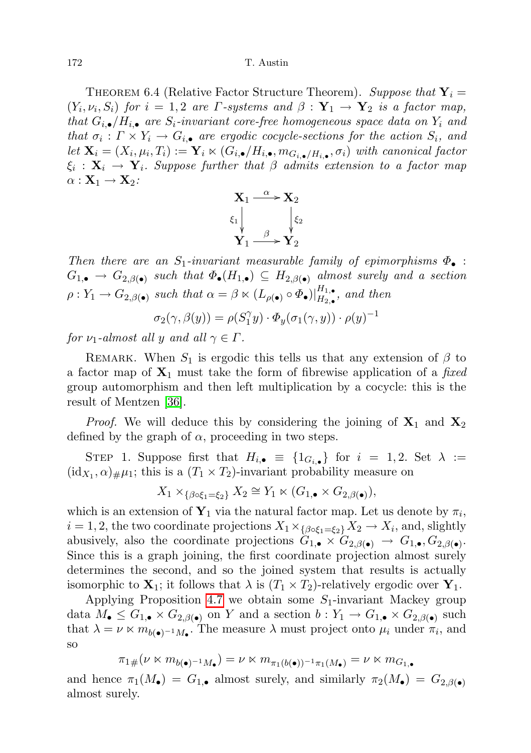Theorem 6.4 (Relative Factor Structure Theorem). *Suppose that $\mathbf{Y}_i = (Y_i, \nu_i, S_i)$ for $i = 1, 2$ are $\Gamma$-systems and $\beta : \mathbf{Y}_1 \to \mathbf{Y}_2$ is a factor map, that $G_{i,\bullet}/H_{i,\bullet}$ are $S_i$-invariant core-free homogeneous space data on $Y_i$ and that $\sigma_i : \Gamma \times Y_i \to G_{i,\bullet}$ are ergodic cocycle-sections for the action $S_i$, and let $\mathbf{X}_i = (X_i, \mu_i, T_i) := \mathbf{Y}_i \ltimes (G_{i,\bullet}/H_{i,\bullet}, m_{G_{i,\bullet}/H_{i,\bullet}}, \sigma_i)$ with canonical factor $\xi_i : \mathbf{X}_i \to \mathbf{Y}_i$. Suppose further that $\beta$ admits extension to a factor map $\alpha : \mathbf{X}_1 \to \mathbf{X}_2$:*

$$
\begin{array}{ccc}
\mathbf{X}_1 & \xrightarrow{\alpha} & \mathbf{X}_2 \\
{\scriptstyle \xi_1}\downarrow & & \downarrow{\scriptstyle \xi_2} \\
\mathbf{Y}_1 & \xrightarrow{\beta} & \mathbf{Y}_2
\end{array}
$$

*Then there are an $S_1$-invariant measurable family of epimorphisms $\Phi_\bullet : G_{1,\bullet} \to G_{2,\beta(\bullet)}$ such that $\Phi_\bullet(H_{1,\bullet}) \subseteq H_{2,\beta(\bullet)}$ almost surely and a section $\rho : Y_1 \to G_{2,\beta(\bullet)}$ such that $\alpha = \beta \ltimes (L_{\rho(\bullet)} \circ \Phi_\bullet)|^{H_{1,\bullet}}_{H_{2,\bullet}}$, and then*

$$
\sigma_2(\gamma, \beta(y)) = \rho(S_1^\gamma y) \cdot \Phi_y(\sigma_1(\gamma, y)) \cdot \rho(y)^{-1}
$$

*for $\nu_1$-almost all $y$ and all $\gamma \in \Gamma$.*

Remark. When $S_1$ is ergodic this tells us that any extension of $\beta$ to a factor map of $\mathbf{X}_1$ must take the form of fibrewise application of a *fixed* group automorphism and then left multiplication by a cocycle: this is the result of Mentzen [36].

*Proof.* We will deduce this by considering the joining of $\mathbf{X}_1$ and $\mathbf{X}_2$ defined by the graph of $\alpha$, proceeding in two steps.

Step 1. Suppose first that $H_{i,\bullet} \equiv \{1_{G_{i,\bullet}}\}$ for $i = 1, 2$. Set $\lambda := (\mathrm{id}_{X_1}, \alpha)_\# \mu_1$; this is a $(T_1 \times T_2)$-invariant probability measure on

$$
X_1 \times_{\{\beta \circ \xi_1 = \xi_2\}} X_2 \cong Y_1 \ltimes (G_{1,\bullet} \times G_{2,\beta(\bullet)}),
$$

which is an extension of $\mathbf{Y}_1$ via the natural factor map. Let us denote by $\pi_i$, $i = 1, 2$, the two coordinate projections $X_1 \times_{\{\beta \circ \xi_1 = \xi_2\}} X_2 \to X_i$, and, slightly abusively, also the coordinate projections $G_{1,\bullet} \times G_{2,\beta(\bullet)} \to G_{1,\bullet}, G_{2,\beta(\bullet)}$. Since this is a graph joining, the first coordinate projection almost surely determines the second, and so the joined system that results is actually isomorphic to $\mathbf{X}_1$; it follows that $\lambda$ is $(T_1 \times T_2)$-relatively ergodic over $\mathbf{Y}_1$.

Applying Proposition 4.7 we obtain some $S_1$-invariant Mackey group data $M_\bullet \leq G_{1,\bullet} \times G_{2,\beta(\bullet)}$ on $Y$ and a section $b : Y_1 \to G_{1,\bullet} \times G_{2,\beta(\bullet)}$ such that $\lambda = \nu \ltimes m_{b(\bullet)^{-1} M_\bullet}$. The measure $\lambda$ must project onto $\mu_i$ under $\pi_i$, and so

$$
\pi_{1\#}(\nu \ltimes m_{b(\bullet)^{-1} M_\bullet}) = \nu \ltimes m_{\pi_1(b(\bullet))^{-1} \pi_1(M_\bullet)} = \nu \ltimes m_{G_{1,\bullet}}
$$

and hence $\pi_1(M_\bullet) = G_{1,\bullet}$ almost surely, and similarly $\pi_2(M_\bullet) = G_{2,\beta(\bullet)}$ almost surely.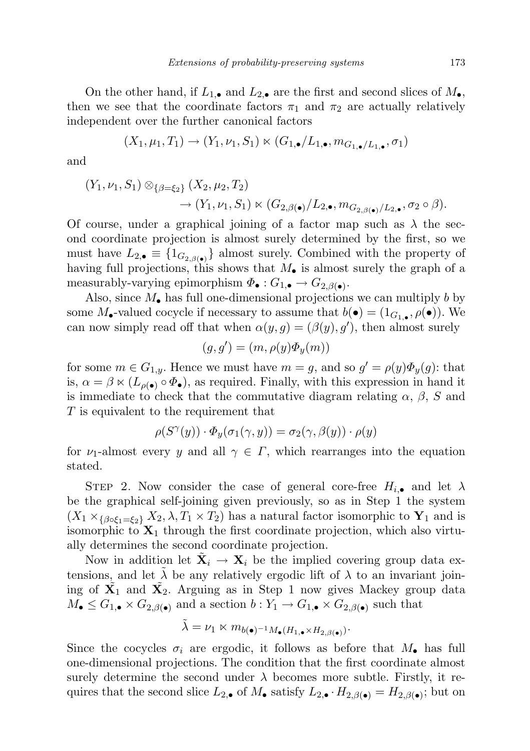On the other hand, if $L_{1,\bullet}$ and $L_{2,\bullet}$ are the first and second slices of $M_\bullet$, then we see that the coordinate factors $\pi_1$ and $\pi_2$ are actually relatively independent over the further canonical factors

$$(X_1, \mu_1, T_1) \to (Y_1, \nu_1, S_1) \ltimes (G_{1,\bullet}/L_{1,\bullet}, m_{G_{1,\bullet}/L_{1,\bullet}}, \sigma_1)$$

and

$$(Y_1, \nu_1, S_1) \otimes_{\{\beta = \xi_2\}} (X_2, \mu_2, T_2) \\ \to (Y_1, \nu_1, S_1) \ltimes (G_{2,\beta(\bullet)}/L_{2,\bullet}, m_{G_{2,\beta(\bullet)}/L_{2,\bullet}}, \sigma_2 \circ \beta).$$

Of course, under a graphical joining of a factor map such as $\lambda$ the second coordinate projection is almost surely determined by the first, so we must have $L_{2,\bullet} \equiv \{1_{G_{2,\beta(\bullet)}}\}$ almost surely. Combined with the property of having full projections, this shows that $M_\bullet$ is almost surely the graph of a measurably-varying epimorphism $\Phi_\bullet : G_{1,\bullet} \to G_{2,\beta(\bullet)}$.

Also, since $M_\bullet$ has full one-dimensional projections we can multiply $b$ by some $M_\bullet$-valued cocycle if necessary to assume that $b(\bullet) = (1_{G_{1,\bullet}}, \rho(\bullet))$. We can now simply read off that when $\alpha(y, g) = (\beta(y), g')$, then almost surely

$$(g, g') = (m, \rho(y)\Phi_y(m))$$

for some $m \in G_{1,y}$. Hence we must have $m = g$, and so $g' = \rho(y)\Phi_y(g)$: that is, $\alpha = \beta \ltimes (L_{\rho(\bullet)} \circ \Phi_\bullet)$, as required. Finally, with this expression in hand it is immediate to check that the commutative diagram relating $\alpha$, $\beta$, $S$ and $T$ is equivalent to the requirement that

$$\rho(S^\gamma(y)) \cdot \Phi_y(\sigma_1(\gamma, y)) = \sigma_2(\gamma, \beta(y)) \cdot \rho(y)$$

for $\nu_1$-almost every $y$ and all $\gamma \in \Gamma$, which rearranges into the equation stated.

Step 2. Now consider the case of general core-free $H_{i,\bullet}$ and let $\lambda$ be the graphical self-joining given previously, so as in Step 1 the system $(X_1 \times_{\{\beta\circ\xi_1 = \xi_2\}} X_2, \lambda, T_1 \times T_2)$ has a natural factor isomorphic to $\mathbf{Y}_1$ and is isomorphic to $\mathbf{X}_1$ through the first coordinate projection, which also virtually determines the second coordinate projection.

Now in addition let $\tilde{\mathbf{X}}_i \to \mathbf{X}_i$ be the implied covering group data extensions, and let $\tilde{\lambda}$ be any relatively ergodic lift of $\lambda$ to an invariant joining of $\tilde{\mathbf{X}}_1$ and $\tilde{\mathbf{X}}_2$. Arguing as in Step 1 now gives Mackey group data $M_\bullet \le G_{1,\bullet} \times G_{2,\beta(\bullet)}$ and a section $b : Y_1 \to G_{1,\bullet} \times G_{2,\beta(\bullet)}$ such that

$$\tilde{\lambda} = \nu_1 \ltimes m_{b(\bullet)^{-1} M_\bullet (H_{1,\bullet} \times H_{2,\beta(\bullet)})}.$$

Since the cocycles $\sigma_i$ are ergodic, it follows as before that $M_\bullet$ has full one-dimensional projections. The condition that the first coordinate almost surely determine the second under $\lambda$ becomes more subtle. Firstly, it requires that the second slice $L_{2,\bullet}$ of $M_\bullet$ satisfy $L_{2,\bullet} \cdot H_{2,\beta(\bullet)} = H_{2,\beta(\bullet)}$; but on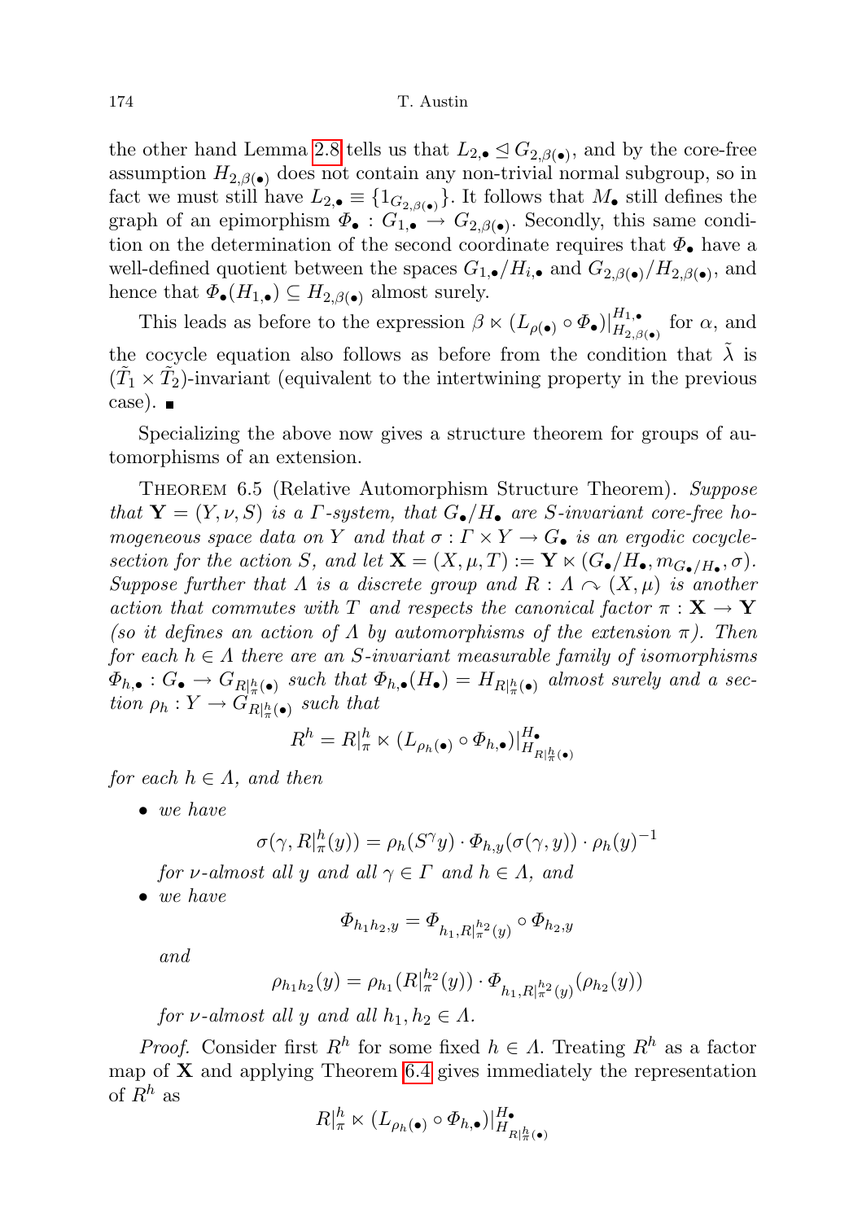the other hand Lemma 2.8 tells us that $L_{2,\bullet} \trianglelefteq G_{2,\beta(\bullet)}$, and by the core-free assumption $H_{2,\beta(\bullet)}$ does not contain any non-trivial normal subgroup, so in fact we must still have $L_{2,\bullet} \equiv \{1_{G_{2,\beta(\bullet)}}\}$. It follows that $M_\bullet$ still defines the graph of an epimorphism $\Phi_\bullet : G_{1,\bullet} \to G_{2,\beta(\bullet)}$. Secondly, this same condition on the determination of the second coordinate requires that $\Phi_\bullet$ have a well-defined quotient between the spaces $G_{1,\bullet}/H_{i,\bullet}$ and $G_{2,\beta(\bullet)}/H_{2,\beta(\bullet)}$, and hence that $\Phi_\bullet(H_{1,\bullet}) \subseteq H_{2,\beta(\bullet)}$ almost surely.

This leads as before to the expression $\beta \ltimes (L_{\rho(\bullet)} \circ \Phi_\bullet)|^{H_{1,\bullet}}_{H_{2,\beta(\bullet)}}$ for $\alpha$, and the cocycle equation also follows as before from the condition that $\tilde{\lambda}$ is $(\tilde{T}_1 \times \tilde{T}_2)$-invariant (equivalent to the intertwining property in the previous case). ∎

Specializing the above now gives a structure theorem for groups of automorphisms of an extension.

Theorem 6.5 (Relative Automorphism Structure Theorem). *Suppose that $\mathbf{Y} = (Y, \nu, S)$ is a $\Gamma$-system, that $G_\bullet/H_\bullet$ are $S$-invariant core-free homogeneous space data on $Y$ and that $\sigma : \Gamma \times Y \to G_\bullet$ is an ergodic cocycle-section for the action $S$, and let $\mathbf{X} = (X, \mu, T) := \mathbf{Y} \ltimes (G_\bullet/H_\bullet, m_{G_\bullet/H_\bullet}, \sigma)$. Suppose further that $\Lambda$ is a discrete group and $R : \Lambda \curvearrowright (X, \mu)$ is another action that commutes with $T$ and respects the canonical factor $\pi : \mathbf{X} \to \mathbf{Y}$ (so it defines an action of $\Lambda$ by automorphisms of the extension $\pi$). Then for each $h \in \Lambda$ there are an $S$-invariant measurable family of isomorphisms $\Phi_{h,\bullet} : G_\bullet \to G_{R|^h_\pi(\bullet)}$ such that $\Phi_{h,\bullet}(H_\bullet) = H_{R|^h_\pi(\bullet)}$ almost surely and a section $\rho_h : Y \to G_{R|^h_\pi(\bullet)}$ such that*

$$R^h = R|^h_\pi \ltimes (L_{\rho_h(\bullet)} \circ \Phi_{h,\bullet})|^{H_\bullet}_{H_{R|^h_\pi(\bullet)}}$$

*for each $h \in \Lambda$, and then*

- *we have*
$$\sigma(\gamma, R|^h_\pi(y)) = \rho_h(S^\gamma y) \cdot \Phi_{h,y}(\sigma(\gamma, y)) \cdot \rho_h(y)^{-1}$$
*for $\nu$-almost all $y$ and all $\gamma \in \Gamma$ and $h \in \Lambda$, and*
- *we have*
$$\Phi_{h_1 h_2, y} = \Phi_{h_1, R|^{h_2}_\pi(y)} \circ \Phi_{h_2, y}$$
*and*
$$\rho_{h_1 h_2}(y) = \rho_{h_1}(R|^{h_2}_\pi(y)) \cdot \Phi_{h_1, R|^{h_2}_\pi(y)}(\rho_{h_2}(y))$$
*for $\nu$-almost all $y$ and all $h_1, h_2 \in \Lambda$.*

*Proof.* Consider first $R^h$ for some fixed $h \in \Lambda$. Treating $R^h$ as a factor map of $\mathbf{X}$ and applying Theorem 6.4 gives immediately the representation of $R^h$ as

$$R|^h_\pi \ltimes (L_{\rho_h(\bullet)} \circ \Phi_{h,\bullet})|^{H_\bullet}_{H_{R|^h_\pi(\bullet)}}$$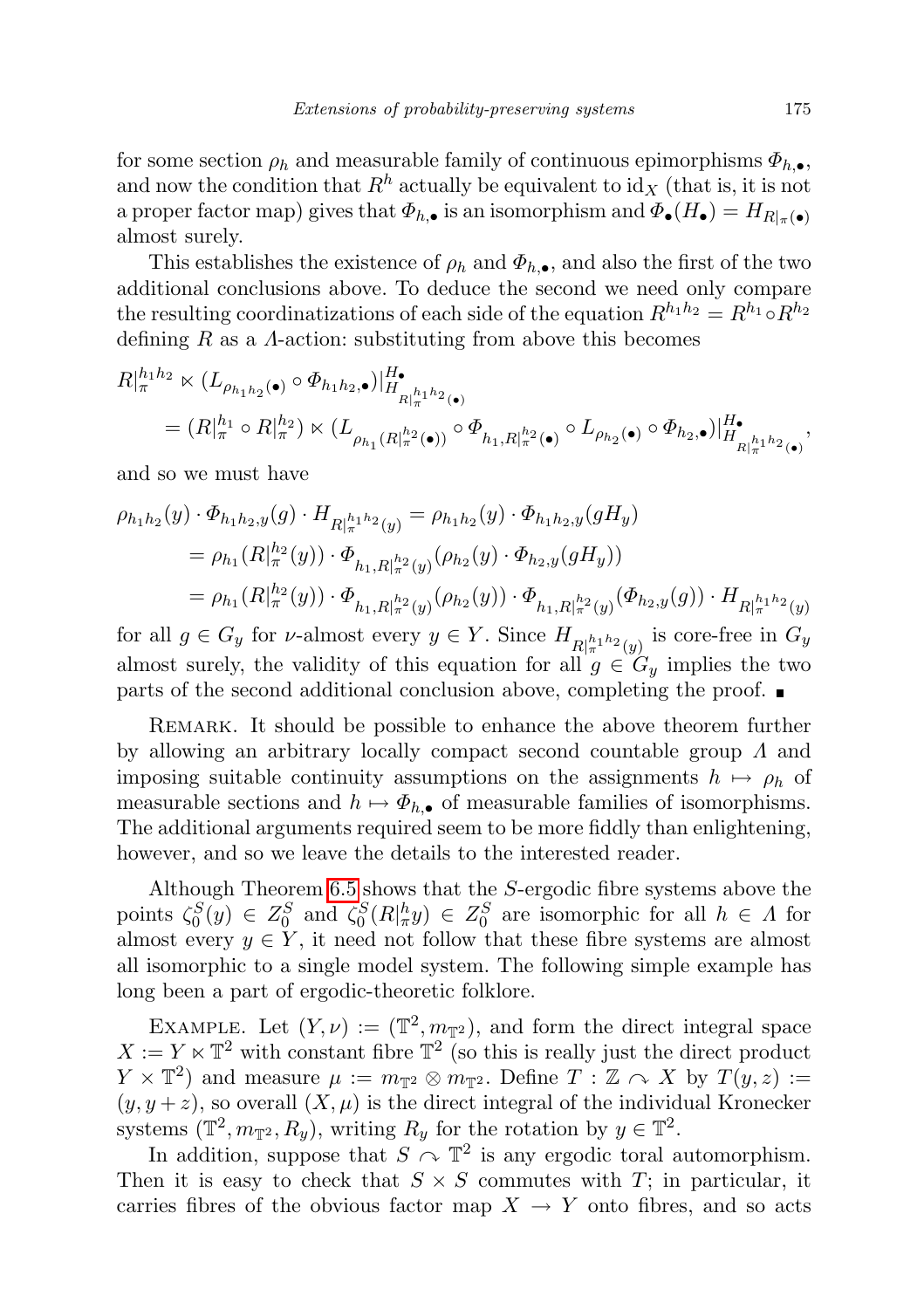for some section $\rho_h$ and measurable family of continuous epimorphisms $\Phi_{h,\bullet}$, and now the condition that $R^h$ actually be equivalent to $\mathrm{id}_X$ (that is, it is not a proper factor map) gives that $\Phi_{h,\bullet}$ is an isomorphism and $\Phi_\bullet(H_\bullet) = H_{R|_\pi(\bullet)}$ almost surely.

This establishes the existence of $\rho_h$ and $\Phi_{h,\bullet}$, and also the first of the two additional conclusions above. To deduce the second we need only compare the resulting coordinatizations of each side of the equation $R^{h_1h_2} = R^{h_1} \circ R^{h_2}$ defining $R$ as a $\Lambda$-action: substituting from above this becomes

$$
\begin{aligned}
&R|_\pi^{h_1h_2} \ltimes (L_{\rho_{h_1h_2}(\bullet)} \circ \Phi_{h_1h_2,\bullet})|_{H_{R|_\pi^{h_1h_2}(\bullet)}}^{H_\bullet} \\
&\quad = (R|_\pi^{h_1} \circ R|_\pi^{h_2}) \ltimes (L_{\rho_{h_1}(R|_\pi^{h_2}(\bullet))} \circ \Phi_{h_1,R|_\pi^{h_2}(\bullet)} \circ L_{\rho_{h_2}(\bullet)} \circ \Phi_{h_2,\bullet})|_{H_{R|_\pi^{h_1h_2}(\bullet)}}^{H_\bullet},
\end{aligned}
$$

and so we must have

$$
\begin{aligned}
\rho_{h_1h_2}(y) \cdot \Phi_{h_1h_2,y}(g) \cdot H_{R|_\pi^{h_1h_2}(y)} &= \rho_{h_1h_2}(y) \cdot \Phi_{h_1h_2,y}(gH_y) \\
&= \rho_{h_1}(R|_\pi^{h_2}(y)) \cdot \Phi_{h_1,R|_\pi^{h_2}(y)}(\rho_{h_2}(y) \cdot \Phi_{h_2,y}(gH_y)) \\
&= \rho_{h_1}(R|_\pi^{h_2}(y)) \cdot \Phi_{h_1,R|_\pi^{h_2}(y)}(\rho_{h_2}(y)) \cdot \Phi_{h_1,R|_\pi^{h_2}(y)}(\Phi_{h_2,y}(g)) \cdot H_{R|_\pi^{h_1h_2}(y)}
\end{aligned}
$$

for all $g \in G_y$ for $\nu$-almost every $y \in Y$. Since $H_{R|_\pi^{h_1h_2}(y)}$ is core-free in $G_y$ almost surely, the validity of this equation for all $g \in G_y$ implies the two parts of the second additional conclusion above, completing the proof. ■

Remark. It should be possible to enhance the above theorem further by allowing an arbitrary locally compact second countable group $\Lambda$ and imposing suitable continuity assumptions on the assignments $h \mapsto \rho_h$ of measurable sections and $h \mapsto \Phi_{h,\bullet}$ of measurable families of isomorphisms. The additional arguments required seem to be more fiddly than enlightening, however, and so we leave the details to the interested reader.

Although Theorem 6.5 shows that the $S$-ergodic fibre systems above the points $\zeta_0^S(y) \in Z_0^S$ and $\zeta_0^S(R|_\pi^h y) \in Z_0^S$ are isomorphic for all $h \in \Lambda$ for almost every $y \in Y$, it need not follow that these fibre systems are almost all isomorphic to a single model system. The following simple example has long been a part of ergodic-theoretic folklore.

Example. Let $(Y,\nu) := (\mathbb{T}^2, m_{\mathbb{T}^2})$, and form the direct integral space $X := Y \ltimes \mathbb{T}^2$ with constant fibre $\mathbb{T}^2$ (so this is really just the direct product $Y \times \mathbb{T}^2$) and measure $\mu := m_{\mathbb{T}^2} \otimes m_{\mathbb{T}^2}$. Define $T : \mathbb{Z} \curvearrowright X$ by $T(y,z) := (y, y+z)$, so overall $(X,\mu)$ is the direct integral of the individual Kronecker systems $(\mathbb{T}^2, m_{\mathbb{T}^2}, R_y)$, writing $R_y$ for the rotation by $y \in \mathbb{T}^2$.

In addition, suppose that $S \curvearrowright \mathbb{T}^2$ is any ergodic toral automorphism. Then it is easy to check that $S \times S$ commutes with $T$; in particular, it carries fibres of the obvious factor map $X \to Y$ onto fibres, and so acts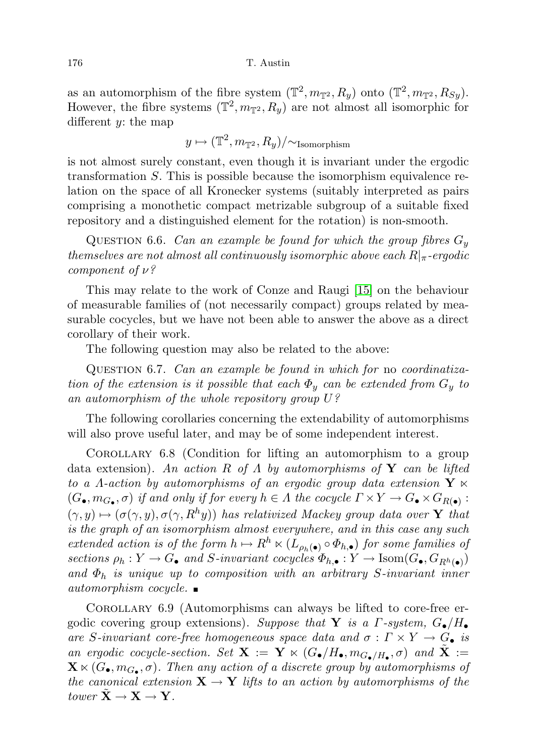as an automorphism of the fibre system $(\mathbb{T}^2, m_{\mathbb{T}^2}, R_y)$ onto $(\mathbb{T}^2, m_{\mathbb{T}^2}, R_{Sy})$. However, the fibre systems $(\mathbb{T}^2, m_{\mathbb{T}^2}, R_y)$ are not almost all isomorphic for different $y$: the map

$$y \mapsto (\mathbb{T}^2, m_{\mathbb{T}^2}, R_y)/\sim_{\text{Isomorphism}}$$

is not almost surely constant, even though it is invariant under the ergodic transformation $S$. This is possible because the isomorphism equivalence relation on the space of all Kronecker systems (suitably interpreted as pairs comprising a monothetic compact metrizable subgroup of a suitable fixed repository and a distinguished element for the rotation) is non-smooth.

Question 6.6. *Can an example be found for which the group fibres $G_y$ themselves are not almost all continuously isomorphic above each $R|_\pi$-ergodic component of $\nu$?*

This may relate to the work of Conze and Raugi [15] on the behaviour of measurable families of (not necessarily compact) groups related by measurable cocycles, but we have not been able to answer the above as a direct corollary of their work.

The following question may also be related to the above:

Question 6.7. *Can an example be found in which for* no *coordinatization of the extension is it possible that each $\Phi_y$ can be extended from $G_y$ to an automorphism of the whole repository group $U$?*

The following corollaries concerning the extendability of automorphisms will also prove useful later, and may be of some independent interest.

Corollary 6.8 (Condition for lifting an automorphism to a group data extension). *An action $R$ of $\Lambda$ by automorphisms of $\mathbf{Y}$ can be lifted to a $\Lambda$-action by automorphisms of an ergodic group data extension $\mathbf{Y} \ltimes (G_\bullet, m_{G_\bullet}, \sigma)$ if and only if for every $h \in \Lambda$ the cocycle $\Gamma \times Y \to G_\bullet \times G_{R(\bullet)}$ : $(\gamma, y) \mapsto (\sigma(\gamma, y), \sigma(\gamma, R^h y))$ has relativized Mackey group data over $\mathbf{Y}$ that is the graph of an isomorphism almost everywhere, and in this case any such extended action is of the form $h \mapsto R^h \ltimes (L_{\rho_h(\bullet)} \circ \Phi_{h,\bullet})$ for some families of sections $\rho_h : Y \to G_\bullet$ and $S$-invariant cocycles $\Phi_{h,\bullet} : Y \to \mathrm{Isom}(G_\bullet, G_{R^h(\bullet)})$ and $\Phi_h$ is unique up to composition with an arbitrary $S$-invariant inner automorphism cocycle.* ∎

Corollary 6.9 (Automorphisms can always be lifted to core-free ergodic covering group extensions). *Suppose that $\mathbf{Y}$ is a $\Gamma$-system, $G_\bullet/H_\bullet$ are $S$-invariant core-free homogeneous space data and $\sigma : \Gamma \times Y \to G_\bullet$ is an ergodic cocycle-section. Set $\mathbf{X} := \mathbf{Y} \ltimes (G_\bullet/H_\bullet, m_{G_\bullet/H_\bullet}, \sigma)$ and $\tilde{\mathbf{X}} := \mathbf{X} \ltimes (G_\bullet, m_{G_\bullet}, \sigma)$. Then any action of a discrete group by automorphisms of the canonical extension $\mathbf{X} \to \mathbf{Y}$ lifts to an action by automorphisms of the tower $\tilde{\mathbf{X}} \to \mathbf{X} \to \mathbf{Y}$.*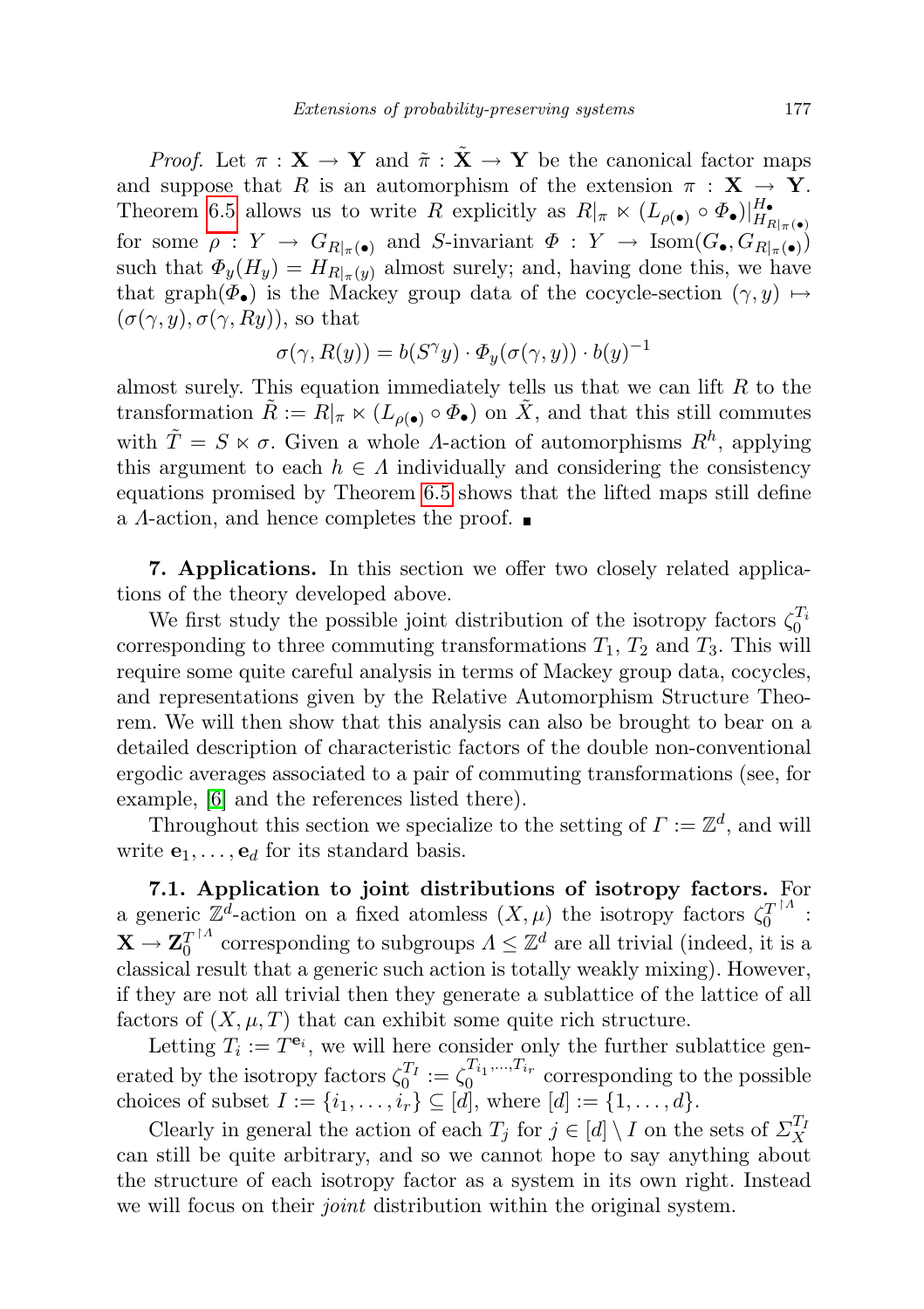*Proof.* Let $\pi : \mathbf{X} \to \mathbf{Y}$ and $\tilde{\pi} : \tilde{\mathbf{X}} \to \mathbf{Y}$ be the canonical factor maps and suppose that $R$ is an automorphism of the extension $\pi : \mathbf{X} \to \mathbf{Y}$. Theorem 6.5 allows us to write $R$ explicitly as $R|_\pi \ltimes (L_{\rho(\bullet)} \circ \Phi_\bullet)|^{H_\bullet}_{H_{R|_\pi(\bullet)}}$ for some $\rho : Y \to G_{R|_\pi(\bullet)}$ and $S$-invariant $\Phi : Y \to \mathrm{Isom}(G_\bullet, G_{R|_\pi(\bullet)})$ such that $\Phi_y(H_y) = H_{R|_\pi(y)}$ almost surely; and, having done this, we have that graph$(\Phi_\bullet)$ is the Mackey group data of the cocycle-section $(\gamma, y) \mapsto (\sigma(\gamma, y), \sigma(\gamma, Ry))$, so that

$$\sigma(\gamma, R(y)) = b(S^\gamma y) \cdot \Phi_y(\sigma(\gamma, y)) \cdot b(y)^{-1}$$

almost surely. This equation immediately tells us that we can lift $R$ to the transformation $\tilde{R} := R|_\pi \ltimes (L_{\rho(\bullet)} \circ \Phi_\bullet)$ on $\tilde{X}$, and that this still commutes with $\tilde{T} = S \ltimes \sigma$. Given a whole $\Lambda$-action of automorphisms $R^h$, applying this argument to each $h \in \Lambda$ individually and considering the consistency equations promised by Theorem 6.5 shows that the lifted maps still define a $\Lambda$-action, and hence completes the proof. ■

**7. Applications.** In this section we offer two closely related applications of the theory developed above.

We first study the possible joint distribution of the isotropy factors $\zeta_0^{T_i}$ corresponding to three commuting transformations $T_1$, $T_2$ and $T_3$. This will require some quite careful analysis in terms of Mackey group data, cocycles, and representations given by the Relative Automorphism Structure Theorem. We will then show that this analysis can also be brought to bear on a detailed description of characteristic factors of the double non-conventional ergodic averages associated to a pair of commuting transformations (see, for example, [6] and the references listed there).

Throughout this section we specialize to the setting of $\Gamma := \mathbb{Z}^d$, and will write $\mathbf{e}_1, \ldots, \mathbf{e}_d$ for its standard basis.

**7.1. Application to joint distributions of isotropy factors.** For a generic $\mathbb{Z}^d$-action on a fixed atomless $(X, \mu)$ the isotropy factors $\zeta_0^{T^{\restriction \Lambda}} : \mathbf{X} \to \mathbf{Z}_0^{T^{\restriction \Lambda}}$ corresponding to subgroups $\Lambda \leq \mathbb{Z}^d$ are all trivial (indeed, it is a classical result that a generic such action is totally weakly mixing). However, if they are not all trivial then they generate a sublattice of the lattice of all factors of $(X, \mu, T)$ that can exhibit some quite rich structure.

Letting $T_i := T^{\mathbf{e}_i}$, we will here consider only the further sublattice generated by the isotropy factors $\zeta_0^{T_I} := \zeta_0^{T_{i_1}, \ldots, T_{i_r}}$ corresponding to the possible choices of subset $I := \{i_1, \ldots, i_r\} \subseteq [d]$, where $[d] := \{1, \ldots, d\}$.

Clearly in general the action of each $T_j$ for $j \in [d] \setminus I$ on the sets of $\Sigma_X^{T_I}$ can still be quite arbitrary, and so we cannot hope to say anything about the structure of each isotropy factor as a system in its own right. Instead we will focus on their *joint* distribution within the original system.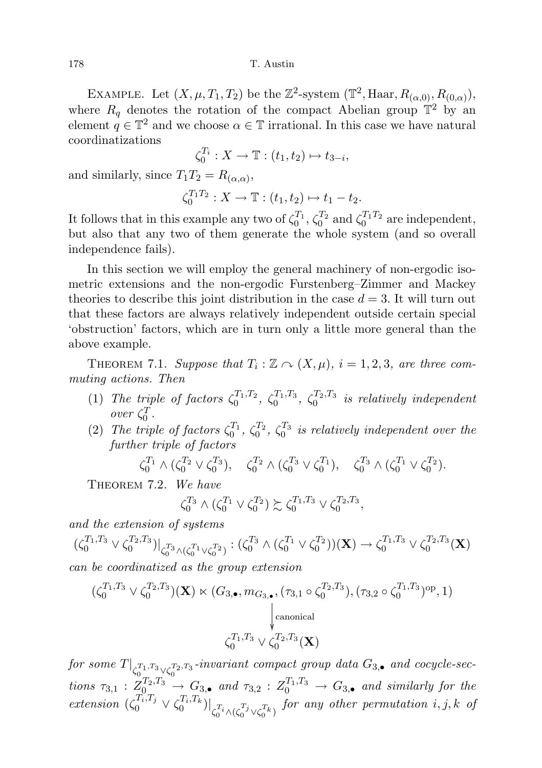EXAMPLE. Let $(X,\mu,T_1,T_2)$ be the $\mathbb{Z}^2$-system $(\mathbb{T}^2,\mathrm{Haar},R_{(\alpha,0)},R_{(0,\alpha)})$, where $R_q$ denotes the rotation of the compact Abelian group $\mathbb{T}^2$ by an element $q\in\mathbb{T}^2$ and we choose $\alpha\in\mathbb{T}$ irrational. In this case we have natural coordinatizations

$$\zeta_0^{T_i}: X\to\mathbb{T}:(t_1,t_2)\mapsto t_{3-i},$$

and similarly, since $T_1T_2 = R_{(\alpha,\alpha)}$,

$$\zeta_0^{T_1T_2}: X\to\mathbb{T}:(t_1,t_2)\mapsto t_1-t_2.$$

It follows that in this example any two of $\zeta_0^{T_1}$, $\zeta_0^{T_2}$ and $\zeta_0^{T_1T_2}$ are independent, but also that any two of them generate the whole system (and so overall independence fails).

In this section we will employ the general machinery of non-ergodic isometric extensions and the non-ergodic Furstenberg–Zimmer and Mackey theories to describe this joint distribution in the case $d=3$. It will turn out that these factors are always relatively independent outside certain special 'obstruction' factors, which are in turn only a little more general than the above example.

THEOREM 7.1. *Suppose that $T_i:\mathbb{Z}\curvearrowright(X,\mu)$, $i=1,2,3$, are three commuting actions. Then*

1. *The triple of factors $\zeta_0^{T_1,T_2}$, $\zeta_0^{T_1,T_3}$, $\zeta_0^{T_2,T_3}$ is relatively independent over $\zeta_0^{T}$.*
2. *The triple of factors $\zeta_0^{T_1}$, $\zeta_0^{T_2}$, $\zeta_0^{T_3}$ is relatively independent over the further triple of factors*

$$\zeta_0^{T_1}\wedge(\zeta_0^{T_2}\vee\zeta_0^{T_3}),\quad \zeta_0^{T_2}\wedge(\zeta_0^{T_3}\vee\zeta_0^{T_1}),\quad \zeta_0^{T_3}\wedge(\zeta_0^{T_1}\vee\zeta_0^{T_2}).$$

THEOREM 7.2. *We have*

$$\zeta_0^{T_3}\wedge(\zeta_0^{T_1}\vee\zeta_0^{T_2})\succsim\zeta_0^{T_1,T_3}\vee\zeta_0^{T_2,T_3},$$

*and the extension of systems*

$$(\zeta_0^{T_1,T_3}\vee\zeta_0^{T_2,T_3})|_{\zeta_0^{T_3}\wedge(\zeta_0^{T_1}\vee\zeta_0^{T_2})}:(\zeta_0^{T_3}\wedge(\zeta_0^{T_1}\vee\zeta_0^{T_2}))(\mathbf{X})\to\zeta_0^{T_1,T_3}\vee\zeta_0^{T_2,T_3}(\mathbf{X})$$

*can be coordinatized as the group extension*

$$\begin{array}{c}(\zeta_0^{T_1,T_3}\vee\zeta_0^{T_2,T_3})(\mathbf{X})\ltimes(G_{3,\bullet},m_{G_{3,\bullet}},(\tau_{3,1}\circ\zeta_0^{T_2,T_3}),(\tau_{3,2}\circ\zeta_0^{T_1,T_3})^{\mathrm{op}},1)\\ \Big\downarrow{\scriptstyle \text{canonical}}\\ \zeta_0^{T_1,T_3}\vee\zeta_0^{T_2,T_3}(\mathbf{X})\end{array}$$

*for some $T|_{\zeta_0^{T_1,T_3}\vee\zeta_0^{T_2,T_3}}$-invariant compact group data $G_{3,\bullet}$ and cocycle-sections $\tau_{3,1}: Z_0^{T_2,T_3}\to G_{3,\bullet}$ and $\tau_{3,2}: Z_0^{T_1,T_3}\to G_{3,\bullet}$ and similarly for the extension $(\zeta_0^{T_i,T_j}\vee\zeta_0^{T_i,T_k})|_{\zeta_0^{T_i}\wedge(\zeta_0^{T_j}\vee\zeta_0^{T_k})}$ for any other permutation $i,j,k$ of*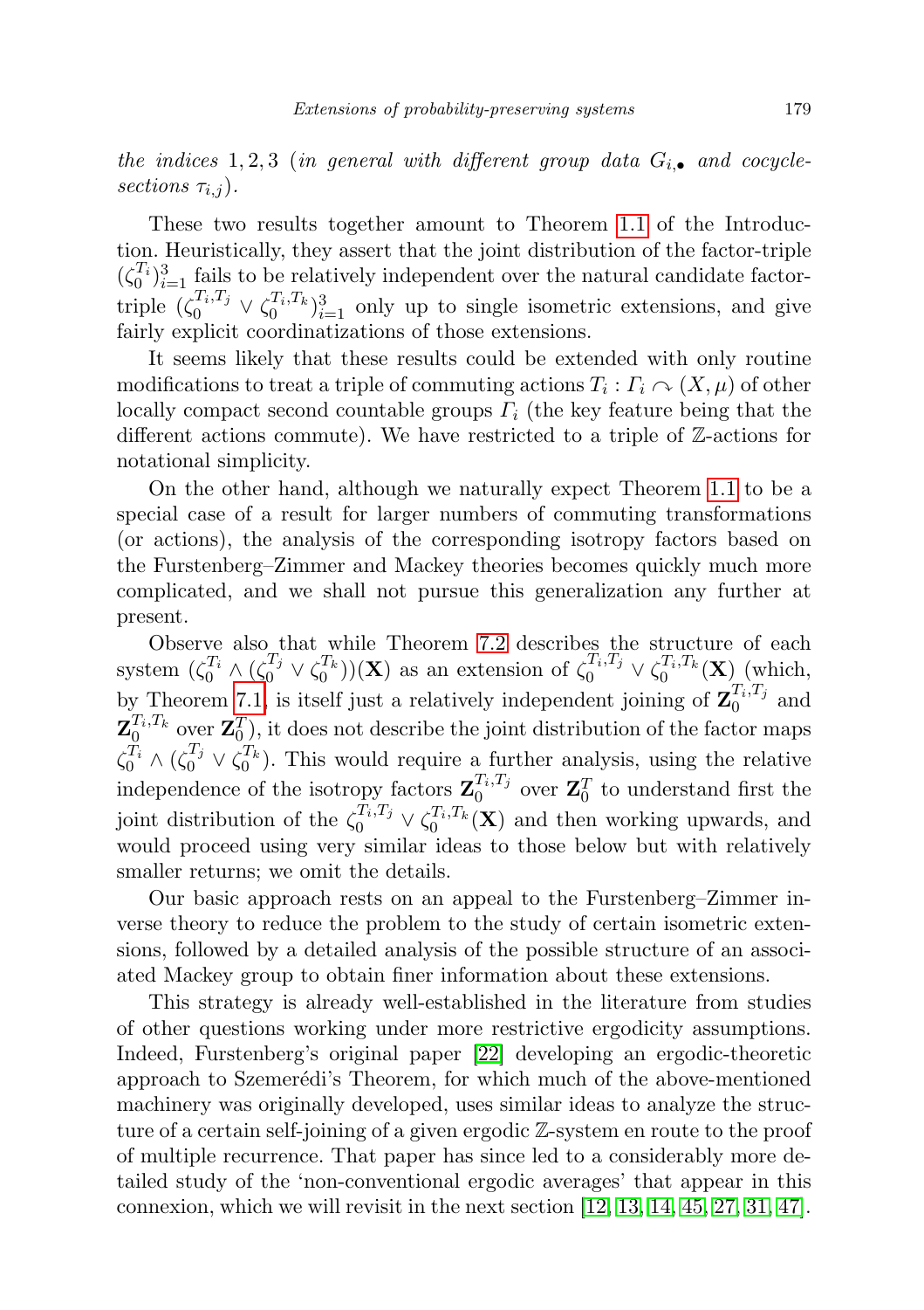*the indices* $1,2,3$ (*in general with different group data* $G_{i,\bullet}$ *and cocycle-sections* $\tau_{i,j}$).

These two results together amount to Theorem 1.1 of the Introduction. Heuristically, they assert that the joint distribution of the factor-triple $(\zeta_0^{T_i})_{i=1}^3$ fails to be relatively independent over the natural candidate factor-triple $(\zeta_0^{T_i,T_j} \vee \zeta_0^{T_i,T_k})_{i=1}^3$ only up to single isometric extensions, and give fairly explicit coordinatizations of those extensions.

It seems likely that these results could be extended with only routine modifications to treat a triple of commuting actions $T_i : \Gamma_i \curvearrowright (X,\mu)$ of other locally compact second countable groups $\Gamma_i$ (the key feature being that the different actions commute). We have restricted to a triple of $\mathbb{Z}$-actions for notational simplicity.

On the other hand, although we naturally expect Theorem 1.1 to be a special case of a result for larger numbers of commuting transformations (or actions), the analysis of the corresponding isotropy factors based on the Furstenberg–Zimmer and Mackey theories becomes quickly much more complicated, and we shall not pursue this generalization any further at present.

Observe also that while Theorem 7.2 describes the structure of each system $(\zeta_0^{T_i} \wedge (\zeta_0^{T_j} \vee \zeta_0^{T_k}))(\mathbf{X})$ as an extension of $\zeta_0^{T_i,T_j} \vee \zeta_0^{T_i,T_k}(\mathbf{X})$ (which, by Theorem 7.1, is itself just a relatively independent joining of $\mathbf{Z}_0^{T_i,T_j}$ and $\mathbf{Z}_0^{T_i,T_k}$ over $\mathbf{Z}_0^{T}$), it does not describe the joint distribution of the factor maps $\zeta_0^{T_i} \wedge (\zeta_0^{T_j} \vee \zeta_0^{T_k})$. This would require a further analysis, using the relative independence of the isotropy factors $\mathbf{Z}_0^{T_i,T_j}$ over $\mathbf{Z}_0^{T}$ to understand first the joint distribution of the $\zeta_0^{T_i,T_j} \vee \zeta_0^{T_i,T_k}(\mathbf{X})$ and then working upwards, and would proceed using very similar ideas to those below but with relatively smaller returns; we omit the details.

Our basic approach rests on an appeal to the Furstenberg–Zimmer inverse theory to reduce the problem to the study of certain isometric extensions, followed by a detailed analysis of the possible structure of an associated Mackey group to obtain finer information about these extensions.

This strategy is already well-established in the literature from studies of other questions working under more restrictive ergodicity assumptions. Indeed, Furstenberg's original paper [22] developing an ergodic-theoretic approach to Szemerédi's Theorem, for which much of the above-mentioned machinery was originally developed, uses similar ideas to analyze the structure of a certain self-joining of a given ergodic $\mathbb{Z}$-system en route to the proof of multiple recurrence. That paper has since led to a considerably more detailed study of the 'non-conventional ergodic averages' that appear in this connexion, which we will revisit in the next section [12, 13, 14, 45, 27, 31, 47].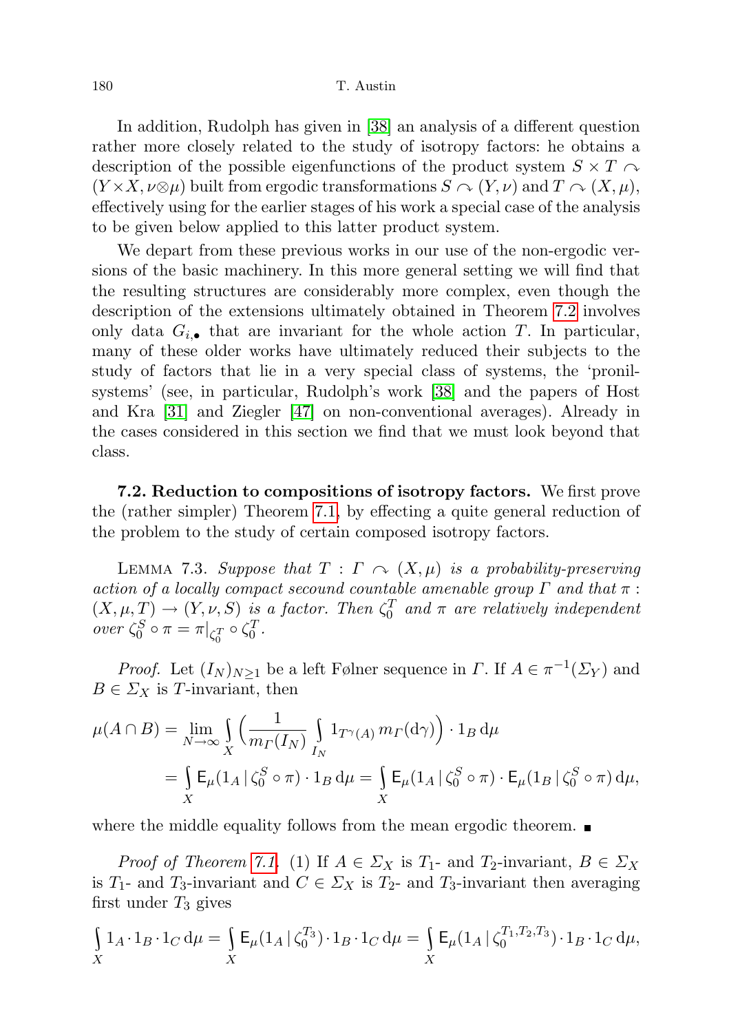In addition, Rudolph has given in [38] an analysis of a different question rather more closely related to the study of isotropy factors: he obtains a description of the possible eigenfunctions of the product system $S \times T \curvearrowright (Y \times X, \nu \otimes \mu)$ built from ergodic transformations $S \curvearrowright (Y, \nu)$ and $T \curvearrowright (X, \mu)$, effectively using for the earlier stages of his work a special case of the analysis to be given below applied to this latter product system.

We depart from these previous works in our use of the non-ergodic versions of the basic machinery. In this more general setting we will find that the resulting structures are considerably more complex, even though the description of the extensions ultimately obtained in Theorem 7.2 involves only data $G_{i,\bullet}$ that are invariant for the whole action $T$. In particular, many of these older works have ultimately reduced their subjects to the study of factors that lie in a very special class of systems, the 'pronilsystems' (see, in particular, Rudolph's work [38] and the papers of Host and Kra [31] and Ziegler [47] on non-conventional averages). Already in the cases considered in this section we find that we must look beyond that class.

**7.2. Reduction to compositions of isotropy factors.** We first prove the (rather simpler) Theorem 7.1, by effecting a quite general reduction of the problem to the study of certain composed isotropy factors.

Lemma 7.3. *Suppose that $T : \Gamma \curvearrowright (X, \mu)$ is a probability-preserving action of a locally compact secound countable amenable group $\Gamma$ and that $\pi : (X, \mu, T) \to (Y, \nu, S)$ is a factor. Then $\zeta_0^T$ and $\pi$ are relatively independent over $\zeta_0^S \circ \pi = \pi|_{\zeta_0^T} \circ \zeta_0^T$.*

*Proof.* Let $(I_N)_{N \geq 1}$ be a left Følner sequence in $\Gamma$. If $A \in \pi^{-1}(\Sigma_Y)$ and $B \in \Sigma_X$ is $T$-invariant, then

$$\begin{aligned}\mu(A \cap B) &= \lim_{N \to \infty} \int_X \Big( \frac{1}{m_\Gamma(I_N)} \int_{I_N} 1_{T^\gamma(A)} \, m_\Gamma(\mathrm{d}\gamma) \Big) \cdot 1_B \, \mathrm{d}\mu \\ &= \int_X \mathsf{E}_\mu(1_A \,|\, \zeta_0^S \circ \pi) \cdot 1_B \, \mathrm{d}\mu = \int_X \mathsf{E}_\mu(1_A \,|\, \zeta_0^S \circ \pi) \cdot \mathsf{E}_\mu(1_B \,|\, \zeta_0^S \circ \pi) \, \mathrm{d}\mu,\end{aligned}$$

where the middle equality follows from the mean ergodic theorem. ■

*Proof of Theorem 7.1.* (1) If $A \in \Sigma_X$ is $T_1$- and $T_2$-invariant, $B \in \Sigma_X$ is $T_1$- and $T_3$-invariant and $C \in \Sigma_X$ is $T_2$- and $T_3$-invariant then averaging first under $T_3$ gives

$$\int_X 1_A \cdot 1_B \cdot 1_C \, \mathrm{d}\mu = \int_X \mathsf{E}_\mu(1_A \,|\, \zeta_0^{T_3}) \cdot 1_B \cdot 1_C \, \mathrm{d}\mu = \int_X \mathsf{E}_\mu(1_A \,|\, \zeta_0^{T_1, T_2, T_3}) \cdot 1_B \cdot 1_C \, \mathrm{d}\mu,$$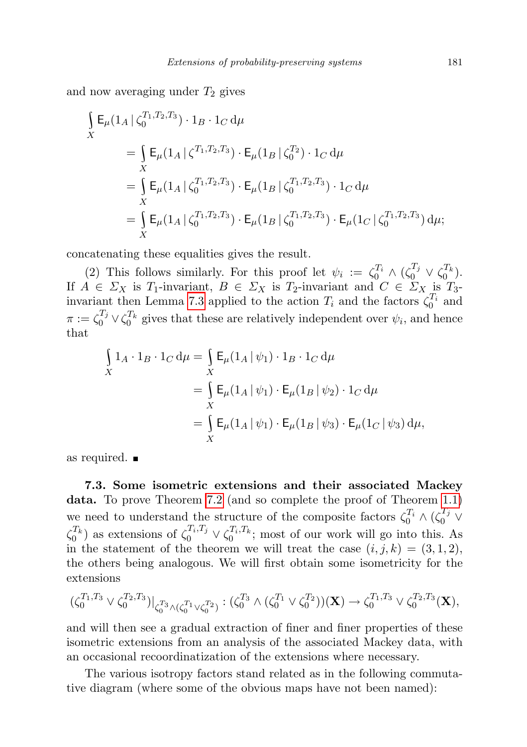and now averaging under $T_2$ gives

$$\begin{aligned}
\int_X \mathsf{E}_\mu(1_A \,|\, \zeta_0^{T_1,T_2,T_3}) \cdot 1_B \cdot 1_C \,\mathrm{d}\mu
&= \int_X \mathsf{E}_\mu(1_A \,|\, \zeta^{T_1,T_2,T_3}) \cdot \mathsf{E}_\mu(1_B \,|\, \zeta_0^{T_2}) \cdot 1_C \,\mathrm{d}\mu \\
&= \int_X \mathsf{E}_\mu(1_A \,|\, \zeta_0^{T_1,T_2,T_3}) \cdot \mathsf{E}_\mu(1_B \,|\, \zeta_0^{T_1,T_2,T_3}) \cdot 1_C \,\mathrm{d}\mu \\
&= \int_X \mathsf{E}_\mu(1_A \,|\, \zeta_0^{T_1,T_2,T_3}) \cdot \mathsf{E}_\mu(1_B \,|\, \zeta_0^{T_1,T_2,T_3}) \cdot \mathsf{E}_\mu(1_C \,|\, \zeta_0^{T_1,T_2,T_3}) \,\mathrm{d}\mu;
\end{aligned}$$

concatenating these equalities gives the result.

(2) This follows similarly. For this proof let $\psi_i := \zeta_0^{T_i} \wedge (\zeta_0^{T_j} \vee \zeta_0^{T_k})$. If $A \in \Sigma_X$ is $T_1$-invariant, $B \in \Sigma_X$ is $T_2$-invariant and $C \in \Sigma_X$ is $T_3$-invariant then Lemma 7.3 applied to the action $T_i$ and the factors $\zeta_0^{T_i}$ and $\pi := \zeta_0^{T_j} \vee \zeta_0^{T_k}$ gives that these are relatively independent over $\psi_i$, and hence that

$$\begin{aligned}
\int_X 1_A \cdot 1_B \cdot 1_C \,\mathrm{d}\mu &= \int_X \mathsf{E}_\mu(1_A \,|\, \psi_1) \cdot 1_B \cdot 1_C \,\mathrm{d}\mu \\
&= \int_X \mathsf{E}_\mu(1_A \,|\, \psi_1) \cdot \mathsf{E}_\mu(1_B \,|\, \psi_2) \cdot 1_C \,\mathrm{d}\mu \\
&= \int_X \mathsf{E}_\mu(1_A \,|\, \psi_1) \cdot \mathsf{E}_\mu(1_B \,|\, \psi_3) \cdot \mathsf{E}_\mu(1_C \,|\, \psi_3) \,\mathrm{d}\mu,
\end{aligned}$$

as required. ∎

**7.3. Some isometric extensions and their associated Mackey data.** To prove Theorem 7.2 (and so complete the proof of Theorem 1.1) we need to understand the structure of the composite factors $\zeta_0^{T_i} \wedge (\zeta_0^{T_j} \vee \zeta_0^{T_k})$ as extensions of $\zeta_0^{T_i,T_j} \vee \zeta_0^{T_i,T_k}$; most of our work will go into this. As in the statement of the theorem we will treat the case $(i,j,k) = (3,1,2)$, the others being analogous. We will first obtain some isometricity for the extensions

$$(\zeta_0^{T_1,T_3} \vee \zeta_0^{T_2,T_3})|_{\zeta_0^{T_3} \wedge (\zeta_0^{T_1} \vee \zeta_0^{T_2})} : (\zeta_0^{T_3} \wedge (\zeta_0^{T_1} \vee \zeta_0^{T_2}))(\mathbf{X}) \to \zeta_0^{T_1,T_3} \vee \zeta_0^{T_2,T_3}(\mathbf{X}),$$

and will then see a gradual extraction of finer and finer properties of these isometric extensions from an analysis of the associated Mackey data, with an occasional recoordinatization of the extensions where necessary.

The various isotropy factors stand related as in the following commutative diagram (where some of the obvious maps have not been named):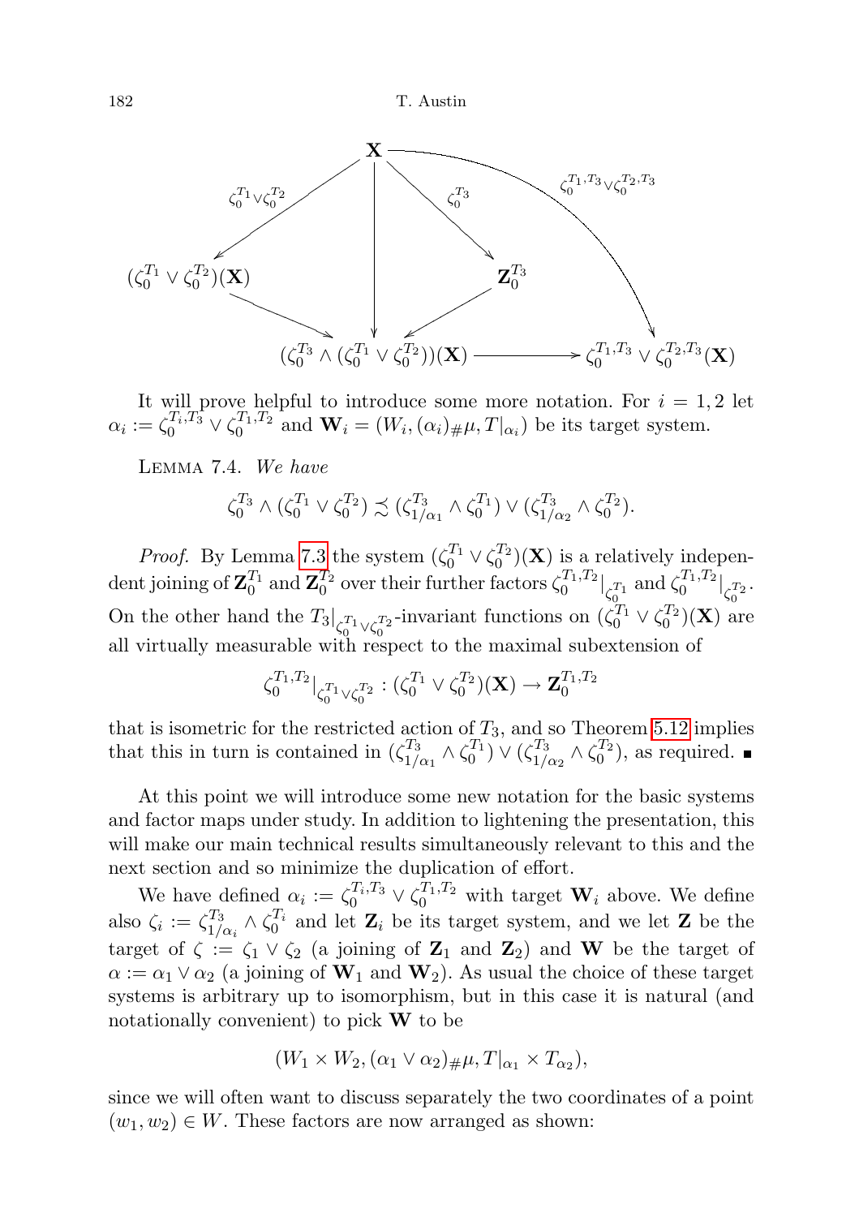$$
\begin{array}{ccccc}
 & & \mathbf{X} & & \\
 & \swarrow^{\zeta_0^{T_1}\vee\zeta_0^{T_2}} & \downarrow & \searrow^{\zeta_0^{T_3}} & \searrow^{\zeta_0^{T_1,T_3}\vee\zeta_0^{T_2,T_3}} \\
(\zeta_0^{T_1}\vee\zeta_0^{T_2})(\mathbf{X}) & & & \mathbf{Z}_0^{T_3} & \\
 & \searrow & \downarrow & \swarrow & \\
 & & (\zeta_0^{T_3}\wedge(\zeta_0^{T_1}\vee\zeta_0^{T_2}))(\mathbf{X}) & \longrightarrow & \zeta_0^{T_1,T_3}\vee\zeta_0^{T_2,T_3}(\mathbf{X})
\end{array}
$$

It will prove helpful to introduce some more notation. For $i = 1, 2$ let $\alpha_i := \zeta_0^{T_i,T_3} \vee \zeta_0^{T_1,T_2}$ and $\mathbf{W}_i = (W_i, (\alpha_i)_{\#}\mu, T|_{\alpha_i})$ be its target system.

Lemma 7.4. *We have*

$$\zeta_0^{T_3} \wedge (\zeta_0^{T_1} \vee \zeta_0^{T_2}) \precsim (\zeta_{1/\alpha_1}^{T_3} \wedge \zeta_0^{T_1}) \vee (\zeta_{1/\alpha_2}^{T_3} \wedge \zeta_0^{T_2}).$$

*Proof.* By Lemma 7.3 the system $(\zeta_0^{T_1} \vee \zeta_0^{T_2})(\mathbf{X})$ is a relatively independent joining of $\mathbf{Z}_0^{T_1}$ and $\mathbf{Z}_0^{T_2}$ over their further factors $\zeta_0^{T_1,T_2}|_{\zeta_0^{T_1}}$ and $\zeta_0^{T_1,T_2}|_{\zeta_0^{T_2}}$. On the other hand the $T_3|_{\zeta_0^{T_1}\vee\zeta_0^{T_2}}$-invariant functions on $(\zeta_0^{T_1} \vee \zeta_0^{T_2})(\mathbf{X})$ are all virtually measurable with respect to the maximal subextension of

$$\zeta_0^{T_1,T_2}|_{\zeta_0^{T_1}\vee\zeta_0^{T_2}} : (\zeta_0^{T_1} \vee \zeta_0^{T_2})(\mathbf{X}) \to \mathbf{Z}_0^{T_1,T_2}$$

that is isometric for the restricted action of $T_3$, and so Theorem 5.12 implies that this in turn is contained in $(\zeta_{1/\alpha_1}^{T_3} \wedge \zeta_0^{T_1}) \vee (\zeta_{1/\alpha_2}^{T_3} \wedge \zeta_0^{T_2})$, as required. ∎

At this point we will introduce some new notation for the basic systems and factor maps under study. In addition to lightening the presentation, this will make our main technical results simultaneously relevant to this and the next section and so minimize the duplication of effort.

We have defined $\alpha_i := \zeta_0^{T_i,T_3} \vee \zeta_0^{T_1,T_2}$ with target $\mathbf{W}_i$ above. We define also $\zeta_i := \zeta_{1/\alpha_i}^{T_3} \wedge \zeta_0^{T_i}$ and let $\mathbf{Z}_i$ be its target system, and we let $\mathbf{Z}$ be the target of $\zeta := \zeta_1 \vee \zeta_2$ (a joining of $\mathbf{Z}_1$ and $\mathbf{Z}_2$) and $\mathbf{W}$ be the target of $\alpha := \alpha_1 \vee \alpha_2$ (a joining of $\mathbf{W}_1$ and $\mathbf{W}_2$). As usual the choice of these target systems is arbitrary up to isomorphism, but in this case it is natural (and notationally convenient) to pick $\mathbf{W}$ to be

$$(W_1 \times W_2, (\alpha_1 \vee \alpha_2)_{\#}\mu, T|_{\alpha_1} \times T_{\alpha_2}),$$

since we will often want to discuss separately the two coordinates of a point $(w_1, w_2) \in W$. These factors are now arranged as shown: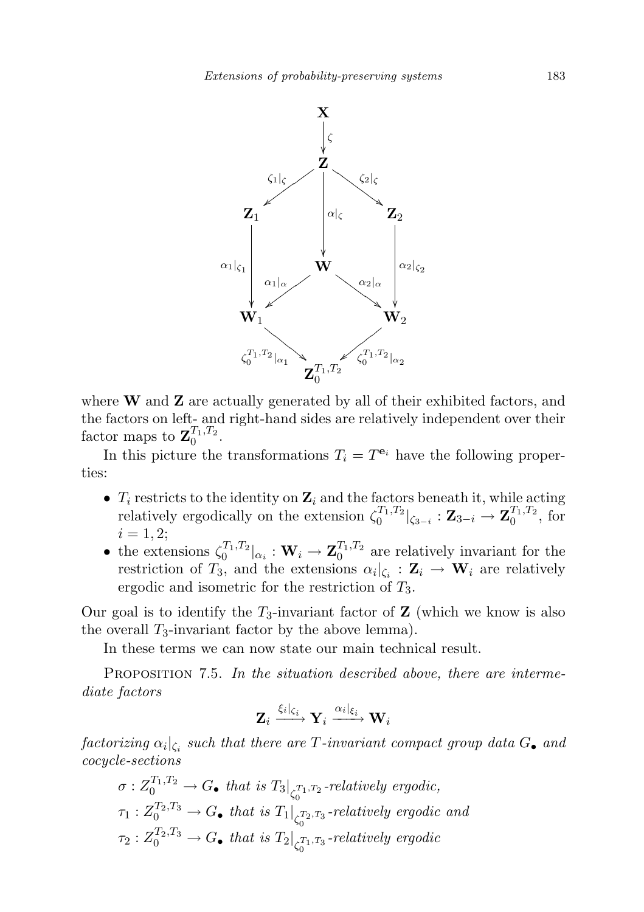$$\begin{array}{ccccc}
 & & \mathbf{X} & & \\
 & & \downarrow{\scriptstyle \zeta} & & \\
 & & \mathbf{Z} & & \\
 & \swarrow{\scriptstyle \zeta_1|_\zeta} & \downarrow{\scriptstyle \alpha|_\zeta} & \searrow{\scriptstyle \zeta_2|_\zeta} & \\
\mathbf{Z}_1 & & & & \mathbf{Z}_2 \\
\downarrow{\scriptstyle \alpha_1|_{\zeta_1}} & & \mathbf{W} & & \downarrow{\scriptstyle \alpha_2|_{\zeta_2}} \\
 & \swarrow{\scriptstyle \alpha_1|_\alpha} & & \searrow{\scriptstyle \alpha_2|_\alpha} & \\
\mathbf{W}_1 & & & & \mathbf{W}_2 \\
 & \searrow{\scriptstyle \zeta_0^{T_1,T_2}|_{\alpha_1}} & & \swarrow{\scriptstyle \zeta_0^{T_1,T_2}|_{\alpha_2}} & \\
 & & \mathbf{Z}_0^{T_1,T_2} & &
\end{array}$$

where $\mathbf{W}$ and $\mathbf{Z}$ are actually generated by all of their exhibited factors, and the factors on left- and right-hand sides are relatively independent over their factor maps to $\mathbf{Z}_0^{T_1,T_2}$.

In this picture the transformations $T_i = T^{\mathbf{e}_i}$ have the following properties:

- $T_i$ restricts to the identity on $\mathbf{Z}_i$ and the factors beneath it, while acting relatively ergodically on the extension $\zeta_0^{T_1,T_2}|_{\zeta_{3-i}} : \mathbf{Z}_{3-i} \to \mathbf{Z}_0^{T_1,T_2}$, for $i = 1, 2$;
- the extensions $\zeta_0^{T_1,T_2}|_{\alpha_i} : \mathbf{W}_i \to \mathbf{Z}_0^{T_1,T_2}$ are relatively invariant for the restriction of $T_3$, and the extensions $\alpha_i|_{\zeta_i} : \mathbf{Z}_i \to \mathbf{W}_i$ are relatively ergodic and isometric for the restriction of $T_3$.

Our goal is to identify the $T_3$-invariant factor of $\mathbf{Z}$ (which we know is also the overall $T_3$-invariant factor by the above lemma).

In these terms we can now state our main technical result.

Proposition 7.5. *In the situation described above, there are intermediate factors*

$$\mathbf{Z}_i \xrightarrow{\xi_i|_{\zeta_i}} \mathbf{Y}_i \xrightarrow{\alpha_i|_{\xi_i}} \mathbf{W}_i$$

*factorizing $\alpha_i|_{\zeta_i}$ such that there are $T$-invariant compact group data $G_\bullet$ and cocycle-sections*

$\sigma : Z_0^{T_1,T_2} \to G_\bullet$ *that is $T_3|_{\zeta_0^{T_1,T_2}}$-relatively ergodic,*
$\tau_1 : Z_0^{T_2,T_3} \to G_\bullet$ *that is $T_1|_{\zeta_0^{T_2,T_3}}$-relatively ergodic and*
$\tau_2 : Z_0^{T_2,T_3} \to G_\bullet$ *that is $T_2|_{\zeta_0^{T_1,T_3}}$-relatively ergodic*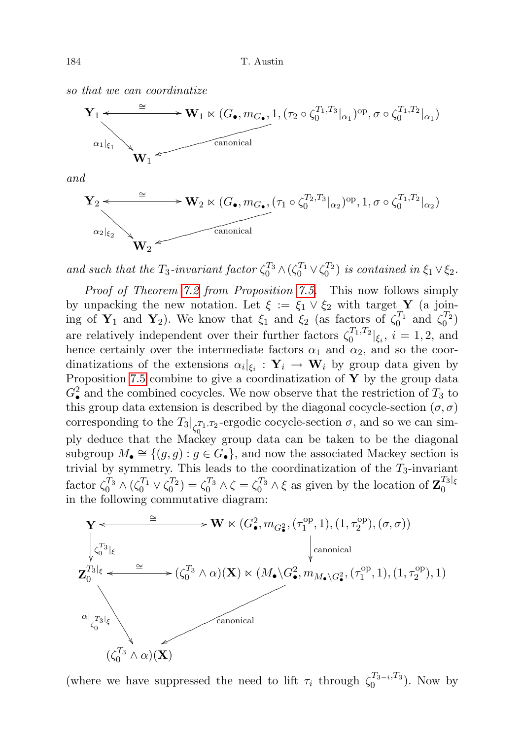*so that we can coordinatize*

$$\begin{array}{ccc}
\mathbf{Y}_1 & \stackrel{\cong}{\longleftrightarrow} & \mathbf{W}_1 \ltimes (G_\bullet, m_{G_\bullet}, 1, (\tau_2 \circ \zeta_0^{T_1,T_3}|_{\alpha_1})^{\mathrm{op}}, \sigma \circ \zeta_0^{T_1,T_2}|_{\alpha_1}) \\
 & {\scriptstyle \alpha_1|_{\xi_1}} \searrow \quad \swarrow {\scriptstyle \text{canonical}} & \\
 & \mathbf{W}_1 &
\end{array}$$

*and*

$$\begin{array}{ccc}
\mathbf{Y}_2 & \stackrel{\cong}{\longleftrightarrow} & \mathbf{W}_2 \ltimes (G_\bullet, m_{G_\bullet}, (\tau_1 \circ \zeta_0^{T_2,T_3}|_{\alpha_2})^{\mathrm{op}}, 1, \sigma \circ \zeta_0^{T_1,T_2}|_{\alpha_2}) \\
 & {\scriptstyle \alpha_2|_{\xi_2}} \searrow \quad \swarrow {\scriptstyle \text{canonical}} & \\
 & \mathbf{W}_2 &
\end{array}$$

*and such that the $T_3$-invariant factor $\zeta_0^{T_3} \wedge (\zeta_0^{T_1} \vee \zeta_0^{T_2})$ is contained in $\xi_1 \vee \xi_2$.*

*Proof of Theorem 7.2 from Proposition 7.5.* This now follows simply by unpacking the new notation. Let $\xi := \xi_1 \vee \xi_2$ with target $\mathbf{Y}$ (a joining of $\mathbf{Y}_1$ and $\mathbf{Y}_2$). We know that $\xi_1$ and $\xi_2$ (as factors of $\zeta_0^{T_1}$ and $\zeta_0^{T_2}$) are relatively independent over their further factors $\zeta_0^{T_1,T_2}|_{\xi_i}$, $i = 1, 2$, and hence certainly over the intermediate factors $\alpha_1$ and $\alpha_2$, and so the coordinatizations of the extensions $\alpha_i|_{\xi_i} : \mathbf{Y}_i \to \mathbf{W}_i$ by group data given by Proposition 7.5 combine to give a coordinatization of $\mathbf{Y}$ by the group data $G_\bullet^2$ and the combined cocycles. We now observe that the restriction of $T_3$ to this group data extension is described by the diagonal cocycle-section $(\sigma, \sigma)$ corresponding to the $T_3|_{\zeta_0^{T_1,T_2}}$-ergodic cocycle-section $\sigma$, and so we can simply deduce that the Mackey group data can be taken to be the diagonal subgroup $M_\bullet \cong \{(g, g) : g \in G_\bullet\}$, and now the associated Mackey section is trivial by symmetry. This leads to the coordinatization of the $T_3$-invariant factor $\zeta_0^{T_3} \wedge (\zeta_0^{T_1} \vee \zeta_0^{T_2}) = \zeta_0^{T_3} \wedge \zeta = \zeta_0^{T_3} \wedge \xi$ as given by the location of $\mathbf{Z}_0^{T_3|_\xi}$ in the following commutative diagram:

$$\begin{array}{ccc}
\mathbf{Y} & \stackrel{\cong}{\longleftrightarrow} & \mathbf{W} \ltimes (G_\bullet^2, m_{G_\bullet^2}, (\tau_1^{\mathrm{op}}, 1), (1, \tau_2^{\mathrm{op}}), (\sigma, \sigma)) \\
\downarrow {\scriptstyle \zeta_0^{T_3}|_\xi} & & \downarrow {\scriptstyle \text{canonical}} \\
\mathbf{Z}_0^{T_3|_\xi} & \stackrel{\cong}{\longleftrightarrow} & (\zeta_0^{T_3} \wedge \alpha)(\mathbf{X}) \ltimes (M_\bullet \backslash G_\bullet^2, m_{M_\bullet \backslash G_\bullet^2}, (\tau_1^{\mathrm{op}}, 1), (1, \tau_2^{\mathrm{op}}), 1) \\
 & {\scriptstyle \alpha|_{\zeta_0^{T_3}|_\xi}} \searrow \quad \swarrow {\scriptstyle \text{canonical}} & \\
 & (\zeta_0^{T_3} \wedge \alpha)(\mathbf{X}) &
\end{array}$$

(where we have suppressed the need to lift $\tau_i$ through $\zeta_0^{T_{3-i},T_3}$). Now by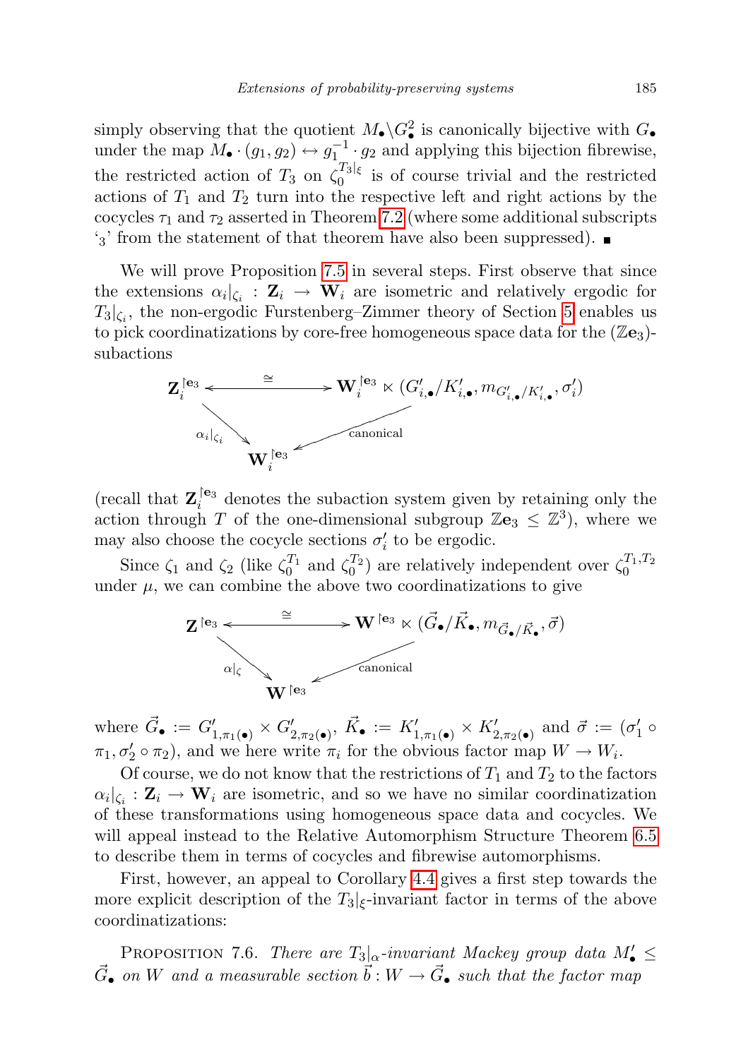simply observing that the quotient $M_\bullet\backslash G_\bullet^2$ is canonically bijective with $G_\bullet$ under the map $M_\bullet \cdot (g_1, g_2) \leftrightarrow g_1^{-1} \cdot g_2$ and applying this bijection fibrewise, the restricted action of $T_3$ on $\zeta_0^{T_3|_\xi}$ is of course trivial and the restricted actions of $T_1$ and $T_2$ turn into the respective left and right actions by the cocycles $\tau_1$ and $\tau_2$ asserted in Theorem 7.2 (where some additional subscripts '$_3$' from the statement of that theorem have also been suppressed). ■

We will prove Proposition 7.5 in several steps. First observe that since the extensions $\alpha_i|_{\zeta_i} : \mathbf{Z}_i \to \mathbf{W}_i$ are isometric and relatively ergodic for $T_3|_{\zeta_i}$, the non-ergodic Furstenberg–Zimmer theory of Section 5 enables us to pick coordinatizations by core-free homogeneous space data for the $(\mathbb{Z}\mathbf{e}_3)$-subactions

$$\begin{array}{ccc} \mathbf{Z}_i^{\restriction \mathbf{e}_3} & \xleftrightarrow{\ \cong\ } & \mathbf{W}_i^{\restriction \mathbf{e}_3} \ltimes (G'_{i,\bullet}/K'_{i,\bullet}, m_{G'_{i,\bullet}/K'_{i,\bullet}}, \sigma'_i) \\ & {\scriptstyle \alpha_i|_{\zeta_i}} \searrow \quad \swarrow {\scriptstyle \text{canonical}} & \\ & \mathbf{W}_i^{\restriction \mathbf{e}_3} & \end{array}$$

(recall that $\mathbf{Z}_i^{\restriction \mathbf{e}_3}$ denotes the subaction system given by retaining only the action through $T$ of the one-dimensional subgroup $\mathbb{Z}\mathbf{e}_3 \leq \mathbb{Z}^3$), where we may also choose the cocycle sections $\sigma'_i$ to be ergodic.

Since $\zeta_1$ and $\zeta_2$ (like $\zeta_0^{T_1}$ and $\zeta_0^{T_2}$) are relatively independent over $\zeta_0^{T_1,T_2}$ under $\mu$, we can combine the above two coordinatizations to give

$$\begin{array}{ccc} \mathbf{Z}^{\restriction \mathbf{e}_3} & \xleftrightarrow{\ \cong\ } & \mathbf{W}^{\restriction \mathbf{e}_3} \ltimes (\vec{G}_\bullet/\vec{K}_\bullet, m_{\vec{G}_\bullet/\vec{K}_\bullet}, \vec{\sigma}) \\ & {\scriptstyle \alpha|_{\zeta}} \searrow \quad \swarrow {\scriptstyle \text{canonical}} & \\ & \mathbf{W}^{\restriction \mathbf{e}_3} & \end{array}$$

where $\vec{G}_\bullet := G'_{1,\pi_1(\bullet)} \times G'_{2,\pi_2(\bullet)}$, $\vec{K}_\bullet := K'_{1,\pi_1(\bullet)} \times K'_{2,\pi_2(\bullet)}$ and $\vec{\sigma} := (\sigma'_1 \circ \pi_1, \sigma'_2 \circ \pi_2)$, and we here write $\pi_i$ for the obvious factor map $W \to W_i$.

Of course, we do not know that the restrictions of $T_1$ and $T_2$ to the factors $\alpha_i|_{\zeta_i} : \mathbf{Z}_i \to \mathbf{W}_i$ are isometric, and so we have no similar coordinatization of these transformations using homogeneous space data and cocycles. We will appeal instead to the Relative Automorphism Structure Theorem 6.5 to describe them in terms of cocycles and fibrewise automorphisms.

First, however, an appeal to Corollary 4.4 gives a first step towards the more explicit description of the $T_3|_\xi$-invariant factor in terms of the above coordinatizations:

Proposition 7.6. *There are $T_3|_\alpha$-invariant Mackey group data $M'_\bullet \leq \vec{G}_\bullet$ on $W$ and a measurable section $\vec{b} : W \to \vec{G}_\bullet$ such that the factor map*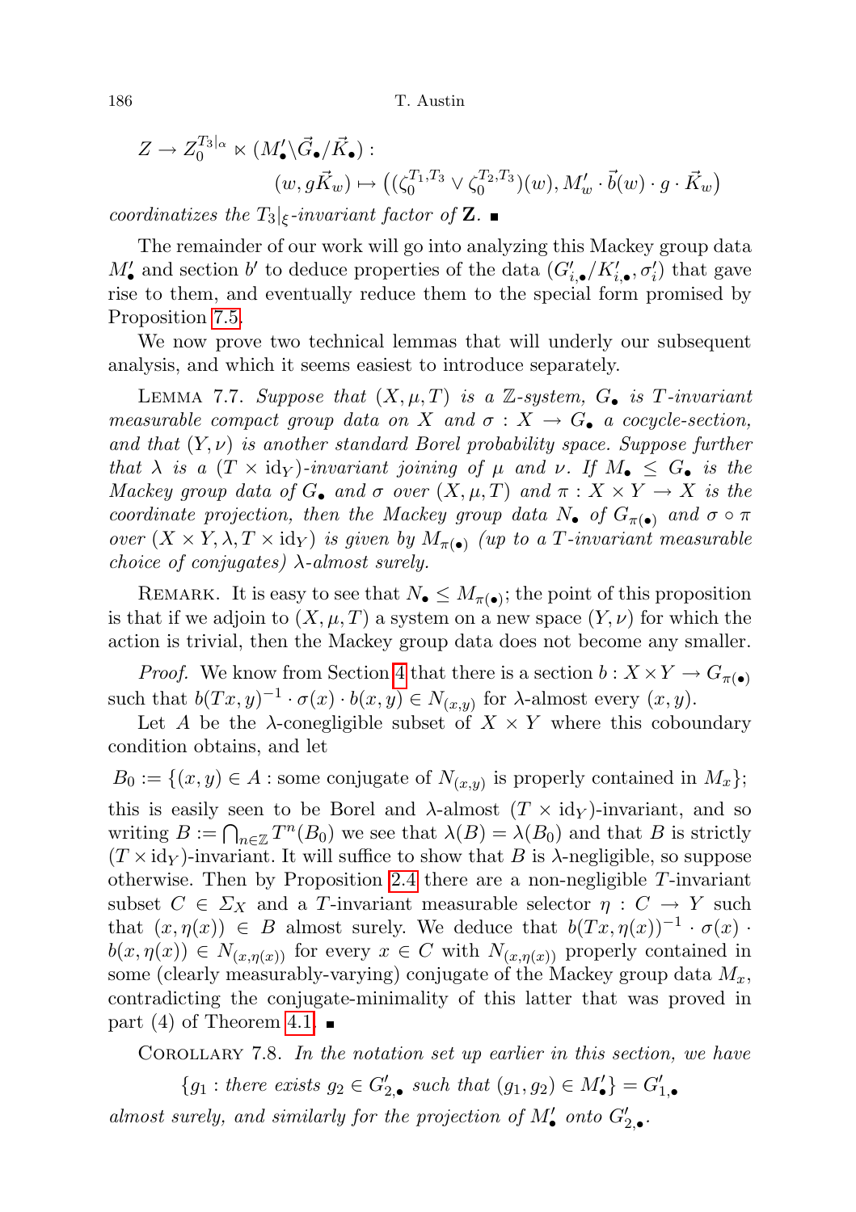$$Z \to Z_0^{T_3|_\alpha} \ltimes (M'_\bullet \backslash \vec{G}_\bullet / \vec{K}_\bullet) :$$
$$(w, g\vec{K}_w) \mapsto \big((\zeta_0^{T_1,T_3} \vee \zeta_0^{T_2,T_3})(w), M'_w \cdot \vec{b}(w) \cdot g \cdot \vec{K}_w\big)$$

*coordinatizes the $T_3|_\xi$-invariant factor of* $\mathbf{Z}$. ∎

The remainder of our work will go into analyzing this Mackey group data $M'_\bullet$ and section $b'$ to deduce properties of the data $(G'_{i,\bullet}/K'_{i,\bullet}, \sigma'_i)$ that gave rise to them, and eventually reduce them to the special form promised by Proposition 7.5.

We now prove two technical lemmas that will underly our subsequent analysis, and which it seems easiest to introduce separately.

LEMMA 7.7. *Suppose that $(X, \mu, T)$ is a $\mathbb{Z}$-system, $G_\bullet$ is $T$-invariant measurable compact group data on $X$ and $\sigma : X \to G_\bullet$ a cocycle-section, and that $(Y, \nu)$ is another standard Borel probability space. Suppose further that $\lambda$ is a $(T \times \mathrm{id}_Y)$-invariant joining of $\mu$ and $\nu$. If $M_\bullet \le G_\bullet$ is the Mackey group data of $G_\bullet$ and $\sigma$ over $(X, \mu, T)$ and $\pi : X \times Y \to X$ is the coordinate projection, then the Mackey group data $N_\bullet$ of $G_{\pi(\bullet)}$ and $\sigma \circ \pi$ over $(X \times Y, \lambda, T \times \mathrm{id}_Y)$ is given by $M_{\pi(\bullet)}$ (up to a $T$-invariant measurable choice of conjugates) $\lambda$-almost surely.*

REMARK. It is easy to see that $N_\bullet \le M_{\pi(\bullet)}$; the point of this proposition is that if we adjoin to $(X, \mu, T)$ a system on a new space $(Y, \nu)$ for which the action is trivial, then the Mackey group data does not become any smaller.

*Proof.* We know from Section 4 that there is a section $b : X \times Y \to G_{\pi(\bullet)}$ such that $b(Tx, y)^{-1} \cdot \sigma(x) \cdot b(x, y) \in N_{(x,y)}$ for $\lambda$-almost every $(x, y)$.

Let $A$ be the $\lambda$-conegligible subset of $X \times Y$ where this coboundary condition obtains, and let

$$B_0 := \{(x, y) \in A : \text{some conjugate of } N_{(x,y)} \text{ is properly contained in } M_x\};$$

this is easily seen to be Borel and $\lambda$-almost $(T \times \mathrm{id}_Y)$-invariant, and so writing $B := \bigcap_{n \in \mathbb{Z}} T^n(B_0)$ we see that $\lambda(B) = \lambda(B_0)$ and that $B$ is strictly $(T \times \mathrm{id}_Y)$-invariant. It will suffice to show that $B$ is $\lambda$-negligible, so suppose otherwise. Then by Proposition 2.4 there are a non-negligible $T$-invariant subset $C \in \Sigma_X$ and a $T$-invariant measurable selector $\eta : C \to Y$ such that $(x, \eta(x)) \in B$ almost surely. We deduce that $b(Tx, \eta(x))^{-1} \cdot \sigma(x) \cdot b(x, \eta(x)) \in N_{(x,\eta(x))}$ for every $x \in C$ with $N_{(x,\eta(x))}$ properly contained in some (clearly measurably-varying) conjugate of the Mackey group data $M_x$, contradicting the conjugate-minimality of this latter that was proved in part (4) of Theorem 4.1. ∎

COROLLARY 7.8. *In the notation set up earlier in this section, we have*

$$\{g_1 : \text{there exists } g_2 \in G'_{2,\bullet} \text{ such that } (g_1, g_2) \in M'_\bullet\} = G'_{1,\bullet}$$

*almost surely, and similarly for the projection of $M'_\bullet$ onto $G'_{2,\bullet}$.*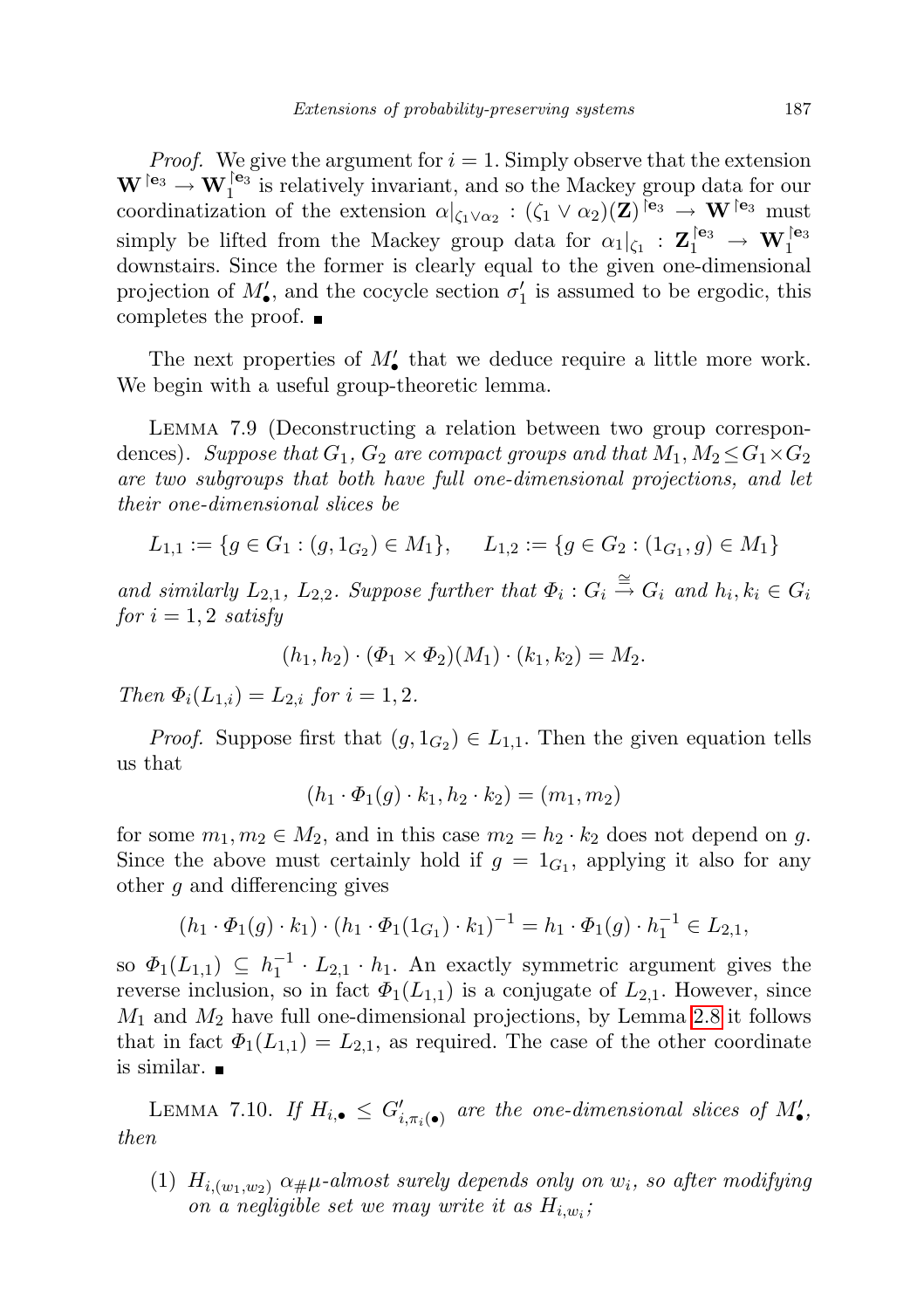*Proof.* We give the argument for $i = 1$. Simply observe that the extension $\mathbf{W}^{\upharpoonright \mathbf{e}_3} \to \mathbf{W}_1^{\upharpoonright \mathbf{e}_3}$ is relatively invariant, and so the Mackey group data for our coordinatization of the extension $\alpha|_{\zeta_1 \vee \alpha_2} : (\zeta_1 \vee \alpha_2)(\mathbf{Z})^{\upharpoonright \mathbf{e}_3} \to \mathbf{W}^{\upharpoonright \mathbf{e}_3}$ must simply be lifted from the Mackey group data for $\alpha_1|_{\zeta_1} : \mathbf{Z}_1^{\upharpoonright \mathbf{e}_3} \to \mathbf{W}_1^{\upharpoonright \mathbf{e}_3}$ downstairs. Since the former is clearly equal to the given one-dimensional projection of $M'_\bullet$, and the cocycle section $\sigma'_1$ is assumed to be ergodic, this completes the proof. ∎

The next properties of $M'_\bullet$ that we deduce require a little more work. We begin with a useful group-theoretic lemma.

LEMMA 7.9 (Deconstructing a relation between two group correspondences). *Suppose that $G_1$, $G_2$ are compact groups and that $M_1, M_2 \le G_1 \times G_2$ are two subgroups that both have full one-dimensional projections, and let their one-dimensional slices be*

$$L_{1,1} := \{g \in G_1 : (g, 1_{G_2}) \in M_1\}, \qquad L_{1,2} := \{g \in G_2 : (1_{G_1}, g) \in M_1\}$$

*and similarly $L_{2,1}$, $L_{2,2}$. Suppose further that $\Phi_i : G_i \xrightarrow{\cong} G_i$ and $h_i, k_i \in G_i$ for $i = 1, 2$ satisfy*

$$(h_1, h_2) \cdot (\Phi_1 \times \Phi_2)(M_1) \cdot (k_1, k_2) = M_2.$$

*Then $\Phi_i(L_{1,i}) = L_{2,i}$ for $i = 1, 2$.*

*Proof.* Suppose first that $(g, 1_{G_2}) \in L_{1,1}$. Then the given equation tells us that

$$(h_1 \cdot \Phi_1(g) \cdot k_1, h_2 \cdot k_2) = (m_1, m_2)$$

for some $m_1, m_2 \in M_2$, and in this case $m_2 = h_2 \cdot k_2$ does not depend on $g$. Since the above must certainly hold if $g = 1_{G_1}$, applying it also for any other $g$ and differencing gives

$$(h_1 \cdot \Phi_1(g) \cdot k_1) \cdot (h_1 \cdot \Phi_1(1_{G_1}) \cdot k_1)^{-1} = h_1 \cdot \Phi_1(g) \cdot h_1^{-1} \in L_{2,1},$$

so $\Phi_1(L_{1,1}) \subseteq h_1^{-1} \cdot L_{2,1} \cdot h_1$. An exactly symmetric argument gives the reverse inclusion, so in fact $\Phi_1(L_{1,1})$ is a conjugate of $L_{2,1}$. However, since $M_1$ and $M_2$ have full one-dimensional projections, by Lemma 2.8 it follows that in fact $\Phi_1(L_{1,1}) = L_{2,1}$, as required. The case of the other coordinate is similar. ∎

LEMMA 7.10. *If $H_{i,\bullet} \le G'_{i,\pi_i(\bullet)}$ are the one-dimensional slices of $M'_\bullet$, then*

1. *$H_{i,(w_1,w_2)}$ $\alpha_\# \mu$-almost surely depends only on $w_i$, so after modifying on a negligible set we may write it as $H_{i,w_i}$;*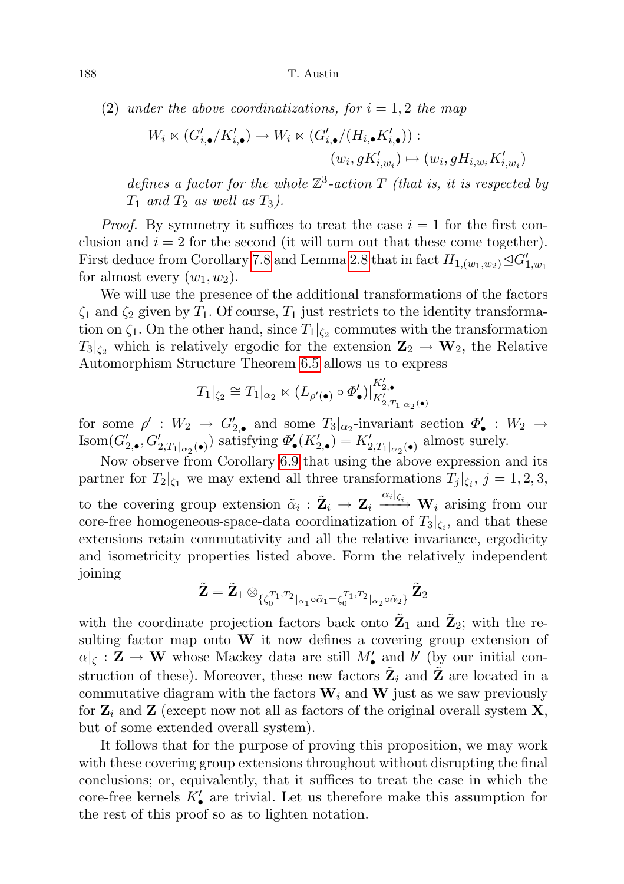(2) *under the above coordinatizations, for $i = 1, 2$ the map*

$$W_i \ltimes (G'_{i,\bullet}/K'_{i,\bullet}) \to W_i \ltimes (G'_{i,\bullet}/(H_{i,\bullet}K'_{i,\bullet})) :$$
$$(w_i, gK'_{i,w_i}) \mapsto (w_i, gH_{i,w_i}K'_{i,w_i})$$

*defines a factor for the whole $\mathbb{Z}^3$-action $T$ (that is, it is respected by $T_1$ and $T_2$ as well as $T_3$).*

*Proof.* By symmetry it suffices to treat the case $i = 1$ for the first conclusion and $i = 2$ for the second (it will turn out that these come together). First deduce from Corollary 7.8 and Lemma 2.8 that in fact $H_{1,(w_1,w_2)} \trianglelefteq G'_{1,w_1}$ for almost every $(w_1, w_2)$.

We will use the presence of the additional transformations of the factors $\zeta_1$ and $\zeta_2$ given by $T_1$. Of course, $T_1$ just restricts to the identity transformation on $\zeta_1$. On the other hand, since $T_1|_{\zeta_2}$ commutes with the transformation $T_3|_{\zeta_2}$ which is relatively ergodic for the extension $\mathbf{Z}_2 \to \mathbf{W}_2$, the Relative Automorphism Structure Theorem 6.5 allows us to express

$$T_1|_{\zeta_2} \cong T_1|_{\alpha_2} \ltimes (L_{\rho'(\bullet)} \circ \Phi'_\bullet)\big|^{K'_{2,\bullet}}_{K'_{2,T_1|_{\alpha_2}(\bullet)}}$$

for some $\rho' : W_2 \to G'_{2,\bullet}$ and some $T_3|_{\alpha_2}$-invariant section $\Phi'_\bullet : W_2 \to \mathrm{Isom}(G'_{2,\bullet}, G'_{2,T_1|_{\alpha_2}(\bullet)})$ satisfying $\Phi'_\bullet(K'_{2,\bullet}) = K'_{2,T_1|_{\alpha_2}(\bullet)}$ almost surely.

Now observe from Corollary 6.9 that using the above expression and its partner for $T_2|_{\zeta_1}$ we may extend all three transformations $T_j|_{\zeta_i}$, $j = 1, 2, 3$, to the covering group extension $\tilde{\alpha}_i : \tilde{\mathbf{Z}}_i \to \mathbf{Z}_i \xrightarrow{\alpha_i|_{\zeta_i}} \mathbf{W}_i$ arising from our core-free homogeneous-space-data coordinatization of $T_3|_{\zeta_i}$, and that these extensions retain commutativity and all the relative invariance, ergodicity and isometricity properties listed above. Form the relatively independent joining

$$\tilde{\mathbf{Z}} = \tilde{\mathbf{Z}}_1 \otimes_{\{\zeta_0^{T_1,T_2}|_{\alpha_1} \circ \tilde{\alpha}_1 = \zeta_0^{T_1,T_2}|_{\alpha_2} \circ \tilde{\alpha}_2\}} \tilde{\mathbf{Z}}_2$$

with the coordinate projection factors back onto $\tilde{\mathbf{Z}}_1$ and $\tilde{\mathbf{Z}}_2$; with the resulting factor map onto $\mathbf{W}$ it now defines a covering group extension of $\alpha|_\zeta : \mathbf{Z} \to \mathbf{W}$ whose Mackey data are still $M'_\bullet$ and $b'$ (by our initial construction of these). Moreover, these new factors $\tilde{\mathbf{Z}}_i$ and $\tilde{\mathbf{Z}}$ are located in a commutative diagram with the factors $\mathbf{W}_i$ and $\mathbf{W}$ just as we saw previously for $\mathbf{Z}_i$ and $\mathbf{Z}$ (except now not all as factors of the original overall system $\mathbf{X}$, but of some extended overall system).

It follows that for the purpose of proving this proposition, we may work with these covering group extensions throughout without disrupting the final conclusions; or, equivalently, that it suffices to treat the case in which the core-free kernels $K'_\bullet$ are trivial. Let us therefore make this assumption for the rest of this proof so as to lighten notation.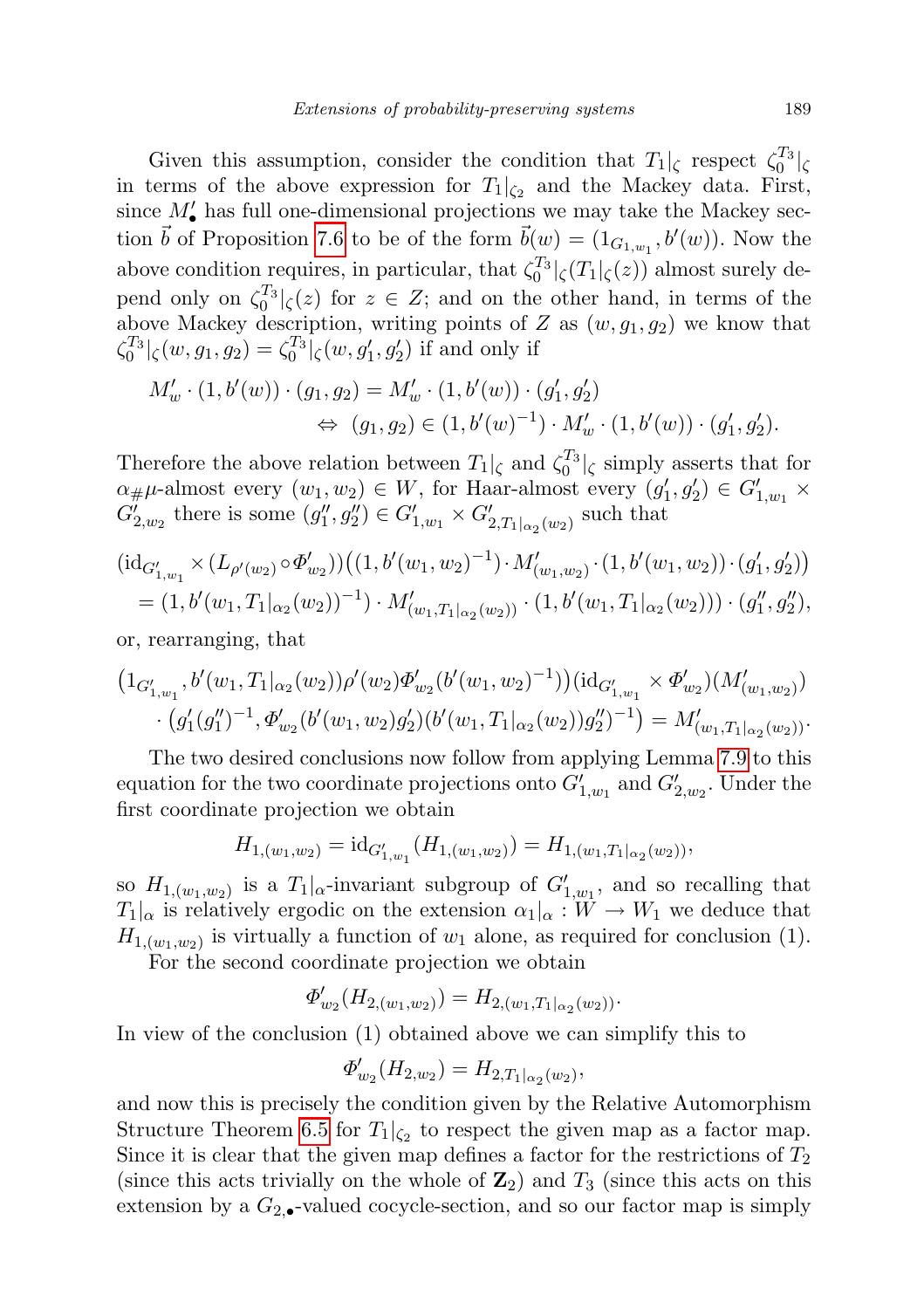Given this assumption, consider the condition that $T_1|_\zeta$ respect $\zeta_0^{T_3}|_\zeta$ in terms of the above expression for $T_1|_{\zeta_2}$ and the Mackey data. First, since $M'_\bullet$ has full one-dimensional projections we may take the Mackey section $\vec{b}$ of Proposition 7.6 to be of the form $\vec{b}(w) = (1_{G_{1,w_1}}, b'(w))$. Now the above condition requires, in particular, that $\zeta_0^{T_3}|_\zeta(T_1|_\zeta(z))$ almost surely depend only on $\zeta_0^{T_3}|_\zeta(z)$ for $z \in Z$; and on the other hand, in terms of the above Mackey description, writing points of $Z$ as $(w, g_1, g_2)$ we know that $\zeta_0^{T_3}|_\zeta(w, g_1, g_2) = \zeta_0^{T_3}|_\zeta(w, g'_1, g'_2)$ if and only if

$$
\begin{aligned}
M'_w \cdot (1, b'(w)) \cdot (g_1, g_2) &= M'_w \cdot (1, b'(w)) \cdot (g'_1, g'_2) \\
&\Leftrightarrow\ (g_1, g_2) \in (1, b'(w)^{-1}) \cdot M'_w \cdot (1, b'(w)) \cdot (g'_1, g'_2).
\end{aligned}
$$

Therefore the above relation between $T_1|_\zeta$ and $\zeta_0^{T_3}|_\zeta$ simply asserts that for $\alpha_\#\mu$-almost every $(w_1, w_2) \in W$, for Haar-almost every $(g'_1, g'_2) \in G'_{1,w_1} \times G'_{2,w_2}$ there is some $(g''_1, g''_2) \in G'_{1,w_1} \times G'_{2,T_1|_{\alpha_2}(w_2)}$ such that

$$
\begin{aligned}
&(\mathrm{id}_{G'_{1,w_1}} \times (L_{\rho'(w_2)} \circ \Phi'_{w_2}))\big((1, b'(w_1, w_2)^{-1}) \cdot M'_{(w_1,w_2)} \cdot (1, b'(w_1, w_2)) \cdot (g'_1, g'_2)\big) \\
&\quad = (1, b'(w_1, T_1|_{\alpha_2}(w_2))^{-1}) \cdot M'_{(w_1, T_1|_{\alpha_2}(w_2))} \cdot (1, b'(w_1, T_1|_{\alpha_2}(w_2))) \cdot (g''_1, g''_2),
\end{aligned}
$$

or, rearranging, that

$$
\begin{aligned}
&\big(1_{G'_{1,w_1}}, b'(w_1, T_1|_{\alpha_2}(w_2))\rho'(w_2)\Phi'_{w_2}(b'(w_1, w_2)^{-1})\big)(\mathrm{id}_{G'_{1,w_1}} \times \Phi'_{w_2})(M'_{(w_1,w_2)}) \\
&\quad \cdot \big(g'_1(g''_1)^{-1}, \Phi'_{w_2}(b'(w_1, w_2)g'_2)(b'(w_1, T_1|_{\alpha_2}(w_2))g''_2)^{-1}\big) = M'_{(w_1, T_1|_{\alpha_2}(w_2))}.
\end{aligned}
$$

The two desired conclusions now follow from applying Lemma 7.9 to this equation for the two coordinate projections onto $G'_{1,w_1}$ and $G'_{2,w_2}$. Under the first coordinate projection we obtain

$$
H_{1,(w_1,w_2)} = \mathrm{id}_{G'_{1,w_1}}(H_{1,(w_1,w_2)}) = H_{1,(w_1, T_1|_{\alpha_2}(w_2))},
$$

so $H_{1,(w_1,w_2)}$ is a $T_1|_\alpha$-invariant subgroup of $G'_{1,w_1}$, and so recalling that $T_1|_\alpha$ is relatively ergodic on the extension $\alpha_1|_\alpha : W \to W_1$ we deduce that $H_{1,(w_1,w_2)}$ is virtually a function of $w_1$ alone, as required for conclusion (1).

For the second coordinate projection we obtain

$$
\Phi'_{w_2}(H_{2,(w_1,w_2)}) = H_{2,(w_1, T_1|_{\alpha_2}(w_2))}.
$$

In view of the conclusion (1) obtained above we can simplify this to

$$
\Phi'_{w_2}(H_{2,w_2}) = H_{2, T_1|_{\alpha_2}(w_2)},
$$

and now this is precisely the condition given by the Relative Automorphism Structure Theorem 6.5 for $T_1|_{\zeta_2}$ to respect the given map as a factor map. Since it is clear that the given map defines a factor for the restrictions of $T_2$ (since this acts trivially on the whole of $\mathbf{Z}_2$) and $T_3$ (since this acts on this extension by a $G_{2,\bullet}$-valued cocycle-section, and so our factor map is simply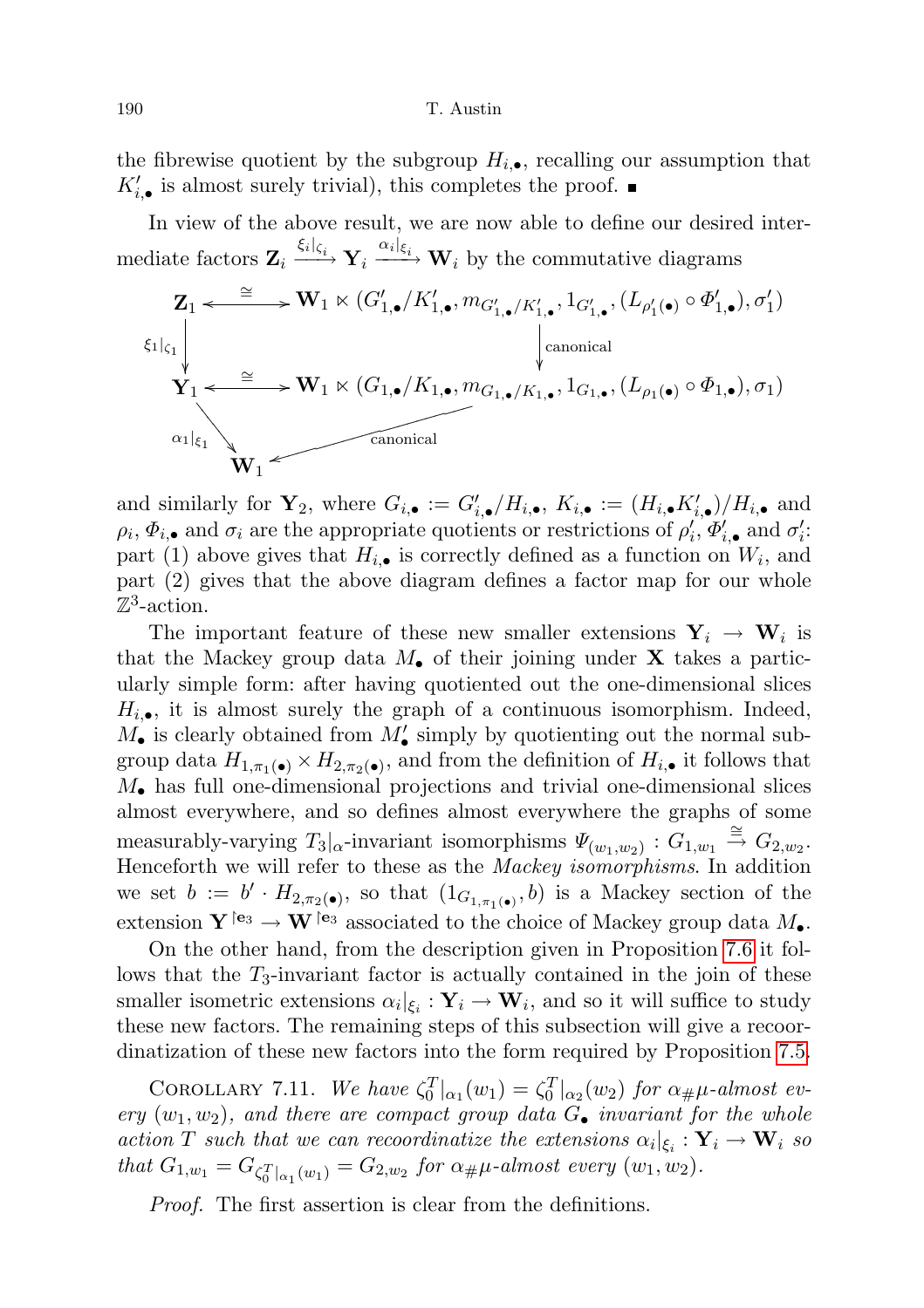the fibrewise quotient by the subgroup $H_{i,\bullet}$, recalling our assumption that $K'_{i,\bullet}$ is almost surely trivial), this completes the proof. ■

In view of the above result, we are now able to define our desired intermediate factors $\mathbf{Z}_i \xrightarrow{\xi_i|_{\zeta_i}} \mathbf{Y}_i \xrightarrow{\alpha_i|_{\xi_i}} \mathbf{W}_i$ by the commutative diagrams

$$\begin{array}{ccc}
\mathbf{Z}_1 & \xleftrightarrow{\cong} & \mathbf{W}_1 \ltimes (G'_{1,\bullet}/K'_{1,\bullet}, m_{G'_{1,\bullet}/K'_{1,\bullet}}, 1_{G'_{1,\bullet}}, (L_{\rho'_1(\bullet)} \circ \Phi'_{1,\bullet}), \sigma'_1) \\
\downarrow{\scriptstyle \xi_1|_{\zeta_1}} & & \downarrow{\scriptstyle \text{canonical}} \\
\mathbf{Y}_1 & \xleftrightarrow{\cong} & \mathbf{W}_1 \ltimes (G_{1,\bullet}/K_{1,\bullet}, m_{G_{1,\bullet}/K_{1,\bullet}}, 1_{G_{1,\bullet}}, (L_{\rho_1(\bullet)} \circ \Phi_{1,\bullet}), \sigma_1) \\
\searrow{\scriptstyle \alpha_1|_{\xi_1}} & & \swarrow{\scriptstyle \text{canonical}} \\
& \mathbf{W}_1 &
\end{array}$$

and similarly for $\mathbf{Y}_2$, where $G_{i,\bullet} := G'_{i,\bullet}/H_{i,\bullet}$, $K_{i,\bullet} := (H_{i,\bullet}K'_{i,\bullet})/H_{i,\bullet}$ and $\rho_i$, $\Phi_{i,\bullet}$ and $\sigma_i$ are the appropriate quotients or restrictions of $\rho'_i$, $\Phi'_{i,\bullet}$ and $\sigma'_i$: part (1) above gives that $H_{i,\bullet}$ is correctly defined as a function on $W_i$, and part (2) gives that the above diagram defines a factor map for our whole $\mathbb{Z}^3$-action.

The important feature of these new smaller extensions $\mathbf{Y}_i \to \mathbf{W}_i$ is that the Mackey group data $M_\bullet$ of their joining under $\mathbf{X}$ takes a particularly simple form: after having quotiented out the one-dimensional slices $H_{i,\bullet}$, it is almost surely the graph of a continuous isomorphism. Indeed, $M_\bullet$ is clearly obtained from $M'_\bullet$ simply by quotienting out the normal subgroup data $H_{1,\pi_1(\bullet)} \times H_{2,\pi_2(\bullet)}$, and from the definition of $H_{i,\bullet}$ it follows that $M_\bullet$ has full one-dimensional projections and trivial one-dimensional slices almost everywhere, and so defines almost everywhere the graphs of some measurably-varying $T_3|_\alpha$-invariant isomorphisms $\Psi_{(w_1,w_2)} : G_{1,w_1} \xrightarrow{\cong} G_{2,w_2}$. Henceforth we will refer to these as the *Mackey isomorphisms*. In addition we set $b := b' \cdot H_{2,\pi_2(\bullet)}$, so that $(1_{G_{1,\pi_1(\bullet)}}, b)$ is a Mackey section of the extension $\mathbf{Y}^{\restriction \mathbf{e}_3} \to \mathbf{W}^{\restriction \mathbf{e}_3}$ associated to the choice of Mackey group data $M_\bullet$.

On the other hand, from the description given in Proposition 7.6 it follows that the $T_3$-invariant factor is actually contained in the join of these smaller isometric extensions $\alpha_i|_{\xi_i} : \mathbf{Y}_i \to \mathbf{W}_i$, and so it will suffice to study these new factors. The remaining steps of this subsection will give a recoordinatization of these new factors into the form required by Proposition 7.5.

Corollary 7.11. *We have $\zeta_0^T|_{\alpha_1}(w_1) = \zeta_0^T|_{\alpha_2}(w_2)$ for $\alpha_\#\mu$-almost every $(w_1, w_2)$, and there are compact group data $G_\bullet$ invariant for the whole action $T$ such that we can recoordinatize the extensions $\alpha_i|_{\xi_i} : \mathbf{Y}_i \to \mathbf{W}_i$ so that $G_{1,w_1} = G_{\zeta_0^T|_{\alpha_1}(w_1)} = G_{2,w_2}$ for $\alpha_\#\mu$-almost every $(w_1, w_2)$.*

*Proof.* The first assertion is clear from the definitions.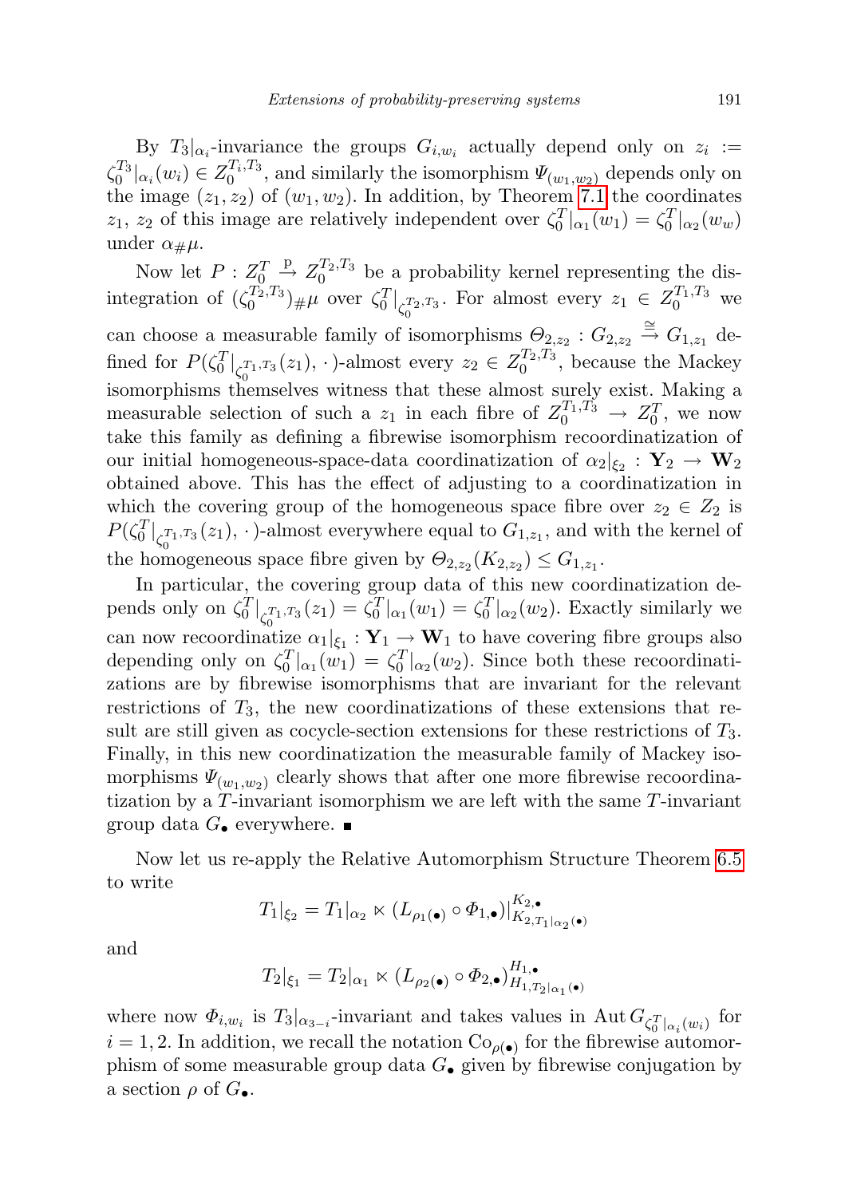By $T_3|_{\alpha_i}$-invariance the groups $G_{i,w_i}$ actually depend only on $z_i := \zeta_0^{T_3}|_{\alpha_i}(w_i) \in Z_0^{T_i,T_3}$, and similarly the isomorphism $\Psi_{(w_1,w_2)}$ depends only on the image $(z_1, z_2)$ of $(w_1, w_2)$. In addition, by Theorem 7.1 the coordinates $z_1$, $z_2$ of this image are relatively independent over $\zeta_0^T|_{\alpha_1}(w_1) = \zeta_0^T|_{\alpha_2}(w_w)$ under $\alpha_{\#}\mu$.

Now let $P : Z_0^T \xrightarrow{\mathrm{p}} Z_0^{T_2,T_3}$ be a probability kernel representing the disintegration of $(\zeta_0^{T_2,T_3})_{\#}\mu$ over $\zeta_0^T|_{\zeta_0^{T_2,T_3}}$. For almost every $z_1 \in Z_0^{T_1,T_3}$ we can choose a measurable family of isomorphisms $\Theta_{2,z_2} : G_{2,z_2} \xrightarrow{\cong} G_{1,z_1}$ defined for $P(\zeta_0^T|_{\zeta_0^{T_1,T_3}}(z_1), \cdot)$-almost every $z_2 \in Z_0^{T_2,T_3}$, because the Mackey isomorphisms themselves witness that these almost surely exist. Making a measurable selection of such a $z_1$ in each fibre of $Z_0^{T_1,T_3} \to Z_0^T$, we now take this family as defining a fibrewise isomorphism recoordinatization of our initial homogeneous-space-data coordinatization of $\alpha_2|_{\xi_2} : \mathbf{Y}_2 \to \mathbf{W}_2$ obtained above. This has the effect of adjusting to a coordinatization in which the covering group of the homogeneous space fibre over $z_2 \in Z_2$ is $P(\zeta_0^T|_{\zeta_0^{T_1,T_3}}(z_1), \cdot)$-almost everywhere equal to $G_{1,z_1}$, and with the kernel of the homogeneous space fibre given by $\Theta_{2,z_2}(K_{2,z_2}) \leq G_{1,z_1}$.

In particular, the covering group data of this new coordinatization depends only on $\zeta_0^T|_{\zeta_0^{T_1,T_3}}(z_1) = \zeta_0^T|_{\alpha_1}(w_1) = \zeta_0^T|_{\alpha_2}(w_2)$. Exactly similarly we can now recoordinatize $\alpha_1|_{\xi_1} : \mathbf{Y}_1 \to \mathbf{W}_1$ to have covering fibre groups also depending only on $\zeta_0^T|_{\alpha_1}(w_1) = \zeta_0^T|_{\alpha_2}(w_2)$. Since both these recoordinatizations are by fibrewise isomorphisms that are invariant for the relevant restrictions of $T_3$, the new coordinatizations of these extensions that result are still given as cocycle-section extensions for these restrictions of $T_3$. Finally, in this new coordinatization the measurable family of Mackey isomorphisms $\Psi_{(w_1,w_2)}$ clearly shows that after one more fibrewise recoordinatization by a $T$-invariant isomorphism we are left with the same $T$-invariant group data $G_\bullet$ everywhere. ■

Now let us re-apply the Relative Automorphism Structure Theorem 6.5 to write

$$T_1|_{\xi_2} = T_1|_{\alpha_2} \ltimes (L_{\rho_1(\bullet)} \circ \Phi_{1,\bullet})|^{K_{2,\bullet}}_{K_{2,T_1|_{\alpha_2}(\bullet)}}$$

and

$$T_2|_{\xi_1} = T_2|_{\alpha_1} \ltimes (L_{\rho_2(\bullet)} \circ \Phi_{2,\bullet})|^{H_{1,\bullet}}_{H_{1,T_2|_{\alpha_1}(\bullet)}}$$

where now $\Phi_{i,w_i}$ is $T_3|_{\alpha_{3-i}}$-invariant and takes values in $\mathrm{Aut}\, G_{\zeta_0^T|_{\alpha_i}(w_i)}$ for $i = 1, 2$. In addition, we recall the notation $\mathrm{Co}_{\rho(\bullet)}$ for the fibrewise automorphism of some measurable group data $G_\bullet$ given by fibrewise conjugation by a section $\rho$ of $G_\bullet$.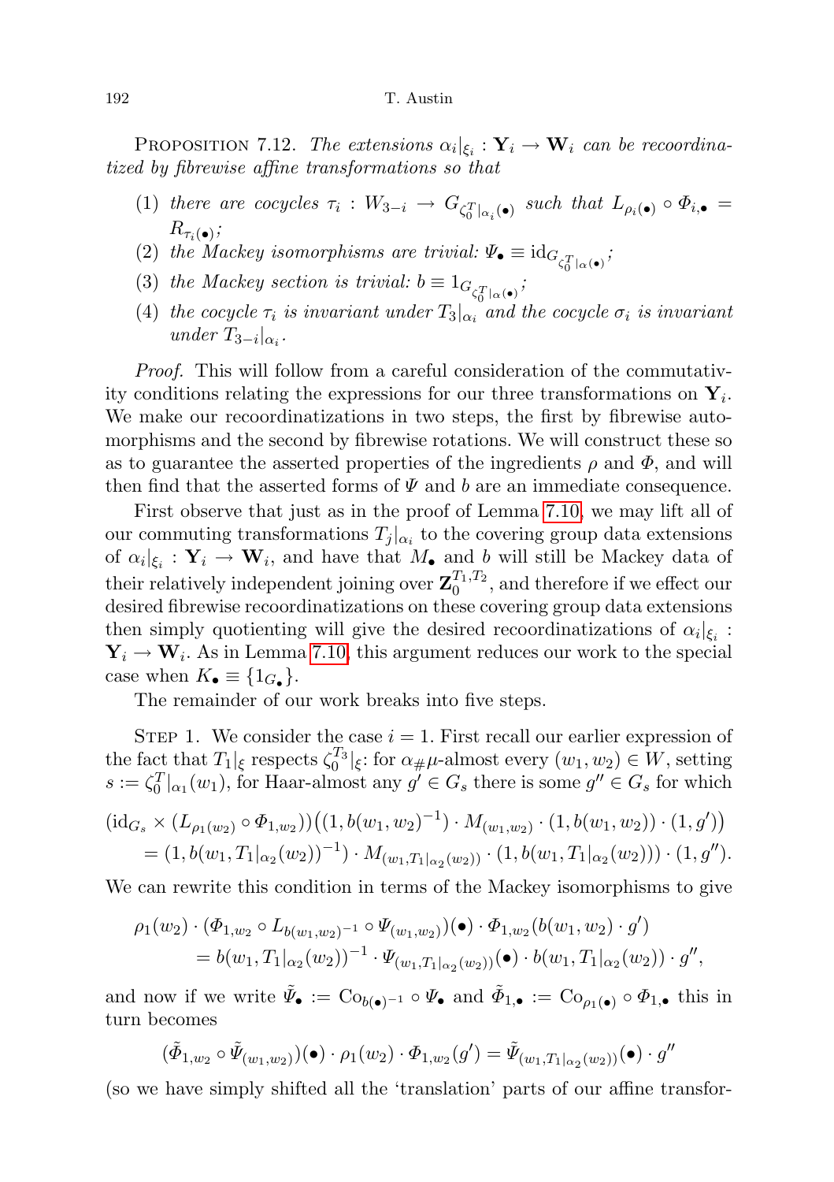PROPOSITION 7.12. *The extensions $\alpha_i|_{\xi_i} : \mathbf{Y}_i \to \mathbf{W}_i$ can be recoordinatized by fibrewise affine transformations so that*

1. *there are cocycles $\tau_i : W_{3-i} \to G_{\zeta_0^T|_{\alpha_i}(\bullet)}$ such that $L_{\rho_i(\bullet)} \circ \Phi_{i,\bullet} = R_{\tau_i(\bullet)}$;*
2. *the Mackey isomorphisms are trivial: $\Psi_\bullet \equiv \mathrm{id}_{G_{\zeta_0^T|_{\alpha}(\bullet)}}$;*
3. *the Mackey section is trivial: $b \equiv 1_{G_{\zeta_0^T|_{\alpha}(\bullet)}}$;*
4. *the cocycle $\tau_i$ is invariant under $T_3|_{\alpha_i}$ and the cocycle $\sigma_i$ is invariant under $T_{3-i}|_{\alpha_i}$.*

*Proof.* This will follow from a careful consideration of the commutativity conditions relating the expressions for our three transformations on $\mathbf{Y}_i$. We make our recoordinatizations in two steps, the first by fibrewise automorphisms and the second by fibrewise rotations. We will construct these so as to guarantee the asserted properties of the ingredients $\rho$ and $\Phi$, and will then find that the asserted forms of $\Psi$ and $b$ are an immediate consequence.

First observe that just as in the proof of Lemma 7.10, we may lift all of our commuting transformations $T_j|_{\alpha_i}$ to the covering group data extensions of $\alpha_i|_{\xi_i} : \mathbf{Y}_i \to \mathbf{W}_i$, and have that $M_\bullet$ and $b$ will still be Mackey data of their relatively independent joining over $\mathbf{Z}_0^{T_1,T_2}$, and therefore if we effect our desired fibrewise recoordinatizations on these covering group data extensions then simply quotienting will give the desired recoordinatizations of $\alpha_i|_{\xi_i} : \mathbf{Y}_i \to \mathbf{W}_i$. As in Lemma 7.10, this argument reduces our work to the special case when $K_\bullet \equiv \{1_{G_\bullet}\}$.

The remainder of our work breaks into five steps.

STEP 1. We consider the case $i = 1$. First recall our earlier expression of the fact that $T_1|_\xi$ respects $\zeta_0^{T_3}|_\xi$: for $\alpha_\#\mu$-almost every $(w_1, w_2) \in W$, setting $s := \zeta_0^T|_{\alpha_1}(w_1)$, for Haar-almost any $g' \in G_s$ there is some $g'' \in G_s$ for which

$$
\begin{aligned}
(\mathrm{id}_{G_s} \times (L_{\rho_1(w_2)} \circ \Phi_{1,w_2}))&\big((1, b(w_1, w_2)^{-1}) \cdot M_{(w_1,w_2)} \cdot (1, b(w_1, w_2)) \cdot (1, g')\big) \\
&= (1, b(w_1, T_1|_{\alpha_2}(w_2))^{-1}) \cdot M_{(w_1,T_1|_{\alpha_2}(w_2))} \cdot (1, b(w_1, T_1|_{\alpha_2}(w_2))) \cdot (1, g'').
\end{aligned}
$$

We can rewrite this condition in terms of the Mackey isomorphisms to give

$$
\begin{aligned}
\rho_1(w_2) \cdot (\Phi_{1,w_2} \circ L_{b(w_1,w_2)^{-1}} \circ \Psi_{(w_1,w_2)})(\bullet) &\cdot \Phi_{1,w_2}(b(w_1, w_2) \cdot g') \\
&= b(w_1, T_1|_{\alpha_2}(w_2))^{-1} \cdot \Psi_{(w_1,T_1|_{\alpha_2}(w_2))}(\bullet) \cdot b(w_1, T_1|_{\alpha_2}(w_2)) \cdot g'',
\end{aligned}
$$

and now if we write $\tilde{\Psi}_\bullet := \mathrm{Co}_{b(\bullet)^{-1}} \circ \Psi_\bullet$ and $\tilde{\Phi}_{1,\bullet} := \mathrm{Co}_{\rho_1(\bullet)} \circ \Phi_{1,\bullet}$ this in turn becomes

$$
(\tilde{\Phi}_{1,w_2} \circ \tilde{\Psi}_{(w_1,w_2)})(\bullet) \cdot \rho_1(w_2) \cdot \Phi_{1,w_2}(g') = \tilde{\Psi}_{(w_1,T_1|_{\alpha_2}(w_2))}(\bullet) \cdot g''
$$

(so we have simply shifted all the 'translation' parts of our affine transfor-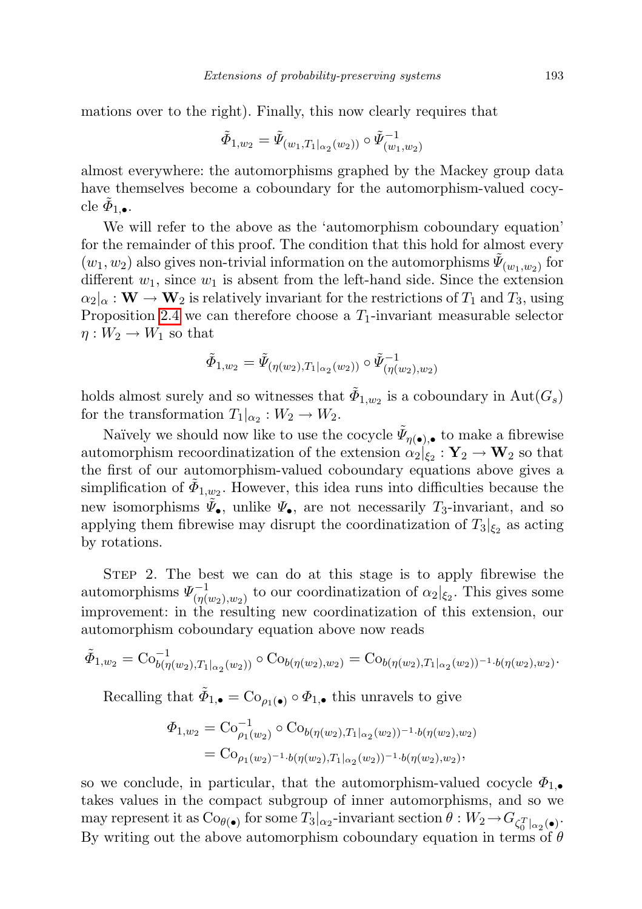mations over to the right). Finally, this now clearly requires that

$$\tilde{\Phi}_{1,w_2} = \tilde{\Psi}_{(w_1,T_1|_{\alpha_2}(w_2))} \circ \tilde{\Psi}^{-1}_{(w_1,w_2)}$$

almost everywhere: the automorphisms graphed by the Mackey group data have themselves become a coboundary for the automorphism-valued cocycle $\tilde{\Phi}_{1,\bullet}$.

We will refer to the above as the 'automorphism coboundary equation' for the remainder of this proof. The condition that this hold for almost every $(w_1, w_2)$ also gives non-trivial information on the automorphisms $\tilde{\Psi}_{(w_1,w_2)}$ for different $w_1$, since $w_1$ is absent from the left-hand side. Since the extension $\alpha_2|_\alpha : \mathbf{W} \to \mathbf{W}_2$ is relatively invariant for the restrictions of $T_1$ and $T_3$, using Proposition 2.4 we can therefore choose a $T_1$-invariant measurable selector $\eta : W_2 \to W_1$ so that

$$\tilde{\Phi}_{1,w_2} = \tilde{\Psi}_{(\eta(w_2),T_1|_{\alpha_2}(w_2))} \circ \tilde{\Psi}^{-1}_{(\eta(w_2),w_2)}$$

holds almost surely and so witnesses that $\tilde{\Phi}_{1,w_2}$ is a coboundary in $\mathrm{Aut}(G_s)$ for the transformation $T_1|_{\alpha_2} : W_2 \to W_2$.

Naïvely we should now like to use the cocycle $\tilde{\Psi}_{\eta(\bullet),\bullet}$ to make a fibrewise automorphism recoordinatization of the extension $\alpha_2|_{\xi_2} : \mathbf{Y}_2 \to \mathbf{W}_2$ so that the first of our automorphism-valued coboundary equations above gives a simplification of $\tilde{\Phi}_{1,w_2}$. However, this idea runs into difficulties because the new isomorphisms $\tilde{\Psi}_\bullet$, unlike $\Psi_\bullet$, are not necessarily $T_3$-invariant, and so applying them fibrewise may disrupt the coordinatization of $T_3|_{\xi_2}$ as acting by rotations.

Step 2. The best we can do at this stage is to apply fibrewise the automorphisms $\Psi^{-1}_{(\eta(w_2),w_2)}$ to our coordinatization of $\alpha_2|_{\xi_2}$. This gives some improvement: in the resulting new coordinatization of this extension, our automorphism coboundary equation above now reads

$$\tilde{\Phi}_{1,w_2} = \mathrm{Co}^{-1}_{b(\eta(w_2),T_1|_{\alpha_2}(w_2))} \circ \mathrm{Co}_{b(\eta(w_2),w_2)} = \mathrm{Co}_{b(\eta(w_2),T_1|_{\alpha_2}(w_2))^{-1}\cdot b(\eta(w_2),w_2)}.$$

Recalling that $\tilde{\Phi}_{1,\bullet} = \mathrm{Co}_{\rho_1(\bullet)} \circ \Phi_{1,\bullet}$ this unravels to give

$$\begin{aligned}\Phi_{1,w_2} &= \mathrm{Co}^{-1}_{\rho_1(w_2)} \circ \mathrm{Co}_{b(\eta(w_2),T_1|_{\alpha_2}(w_2))^{-1}\cdot b(\eta(w_2),w_2)} \\ &= \mathrm{Co}_{\rho_1(w_2)^{-1}\cdot b(\eta(w_2),T_1|_{\alpha_2}(w_2))^{-1}\cdot b(\eta(w_2),w_2)},\end{aligned}$$

so we conclude, in particular, that the automorphism-valued cocycle $\Phi_{1,\bullet}$ takes values in the compact subgroup of inner automorphisms, and so we may represent it as $\mathrm{Co}_{\theta(\bullet)}$ for some $T_3|_{\alpha_2}$-invariant section $\theta : W_2 \to G_{\zeta_0^T|_{\alpha_2}(\bullet)}$. By writing out the above automorphism coboundary equation in terms of $\theta$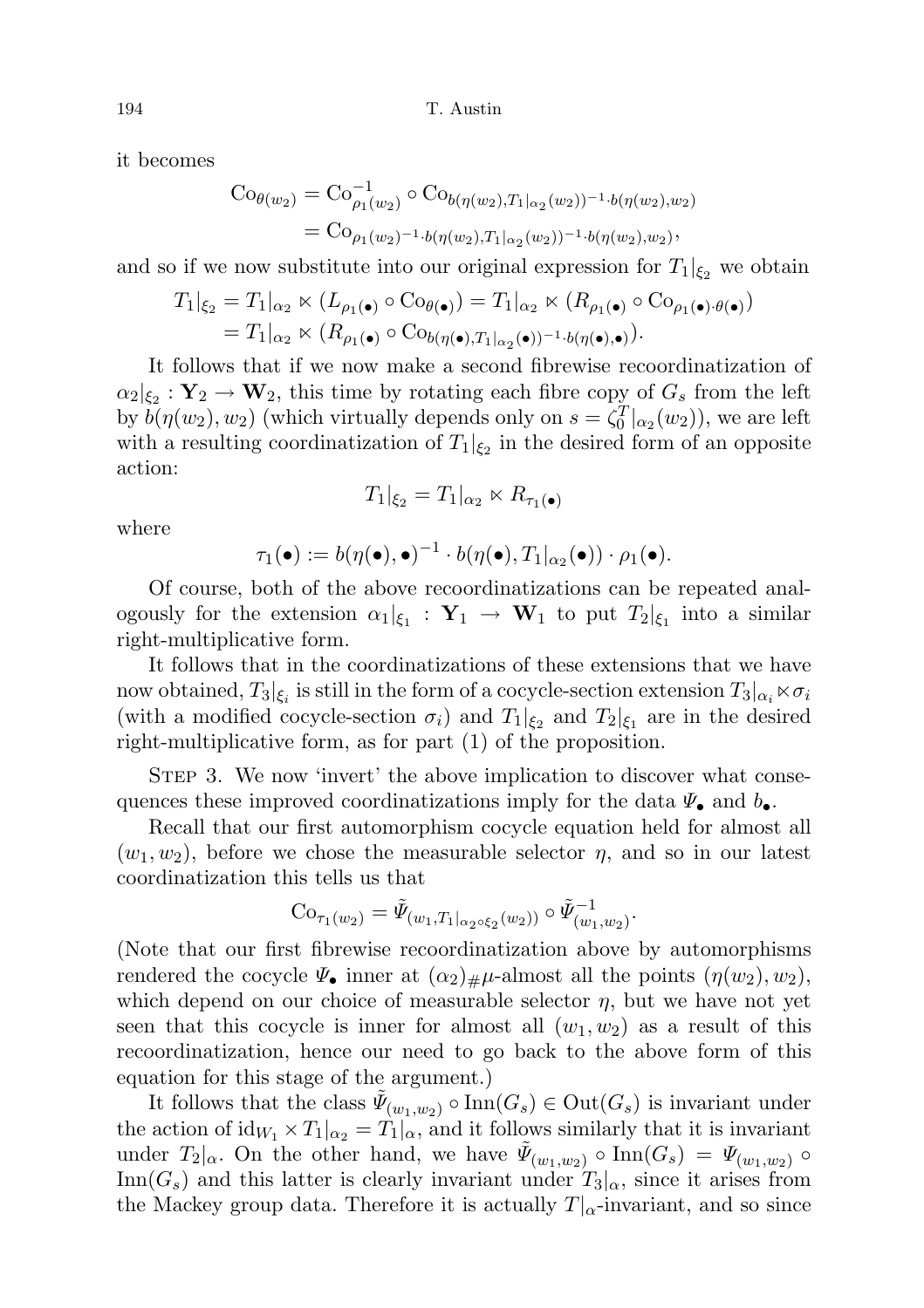it becomes

$$\mathrm{Co}_{\theta(w_2)} = \mathrm{Co}^{-1}_{\rho_1(w_2)} \circ \mathrm{Co}_{b(\eta(w_2),T_1|_{\alpha_2}(w_2))^{-1}\cdot b(\eta(w_2),w_2)}$$
$$= \mathrm{Co}_{\rho_1(w_2)^{-1}\cdot b(\eta(w_2),T_1|_{\alpha_2}(w_2))^{-1}\cdot b(\eta(w_2),w_2)},$$

and so if we now substitute into our original expression for $T_1|_{\xi_2}$ we obtain

$$T_1|_{\xi_2} = T_1|_{\alpha_2} \ltimes (L_{\rho_1(\bullet)} \circ \mathrm{Co}_{\theta(\bullet)}) = T_1|_{\alpha_2} \ltimes (R_{\rho_1(\bullet)} \circ \mathrm{Co}_{\rho_1(\bullet)\cdot\theta(\bullet)})$$
$$= T_1|_{\alpha_2} \ltimes (R_{\rho_1(\bullet)} \circ \mathrm{Co}_{b(\eta(\bullet),T_1|_{\alpha_2}(\bullet))^{-1}\cdot b(\eta(\bullet),\bullet)}).$$

It follows that if we now make a second fibrewise recoordinatization of $\alpha_2|_{\xi_2} : \mathbf{Y}_2 \to \mathbf{W}_2$, this time by rotating each fibre copy of $G_s$ from the left by $b(\eta(w_2), w_2)$ (which virtually depends only on $s = \zeta_0^T|_{\alpha_2}(w_2)$), we are left with a resulting coordinatization of $T_1|_{\xi_2}$ in the desired form of an opposite action:

$$T_1|_{\xi_2} = T_1|_{\alpha_2} \ltimes R_{\tau_1(\bullet)}$$

where

$$\tau_1(\bullet) := b(\eta(\bullet),\bullet)^{-1} \cdot b(\eta(\bullet), T_1|_{\alpha_2}(\bullet)) \cdot \rho_1(\bullet).$$

Of course, both of the above recoordinatizations can be repeated analogously for the extension $\alpha_1|_{\xi_1} : \mathbf{Y}_1 \to \mathbf{W}_1$ to put $T_2|_{\xi_1}$ into a similar right-multiplicative form.

It follows that in the coordinatizations of these extensions that we have now obtained, $T_3|_{\xi_i}$ is still in the form of a cocycle-section extension $T_3|_{\alpha_i} \ltimes \sigma_i$ (with a modified cocycle-section $\sigma_i$) and $T_1|_{\xi_2}$ and $T_2|_{\xi_1}$ are in the desired right-multiplicative form, as for part (1) of the proposition.

Step 3. We now 'invert' the above implication to discover what consequences these improved coordinatizations imply for the data $\Psi_\bullet$ and $b_\bullet$.

Recall that our first automorphism cocycle equation held for almost all $(w_1, w_2)$, before we chose the measurable selector $\eta$, and so in our latest coordinatization this tells us that

$$\mathrm{Co}_{\tau_1(w_2)} = \tilde{\Psi}_{(w_1,T_1|_{\alpha_2\circ\xi_2}(w_2))} \circ \tilde{\Psi}^{-1}_{(w_1,w_2)}.$$

(Note that our first fibrewise recoordinatization above by automorphisms rendered the cocycle $\Psi_\bullet$ inner at $(\alpha_2)_\#\mu$-almost all the points $(\eta(w_2), w_2)$, which depend on our choice of measurable selector $\eta$, but we have not yet seen that this cocycle is inner for almost all $(w_1, w_2)$ as a result of this recoordinatization, hence our need to go back to the above form of this equation for this stage of the argument.)

It follows that the class $\tilde{\Psi}_{(w_1,w_2)} \circ \mathrm{Inn}(G_s) \in \mathrm{Out}(G_s)$ is invariant under the action of $\mathrm{id}_{W_1} \times T_1|_{\alpha_2} = T_1|_\alpha$, and it follows similarly that it is invariant under $T_2|_\alpha$. On the other hand, we have $\tilde{\Psi}_{(w_1,w_2)} \circ \mathrm{Inn}(G_s) = \Psi_{(w_1,w_2)} \circ \mathrm{Inn}(G_s)$ and this latter is clearly invariant under $T_3|_\alpha$, since it arises from the Mackey group data. Therefore it is actually $T|_\alpha$-invariant, and so since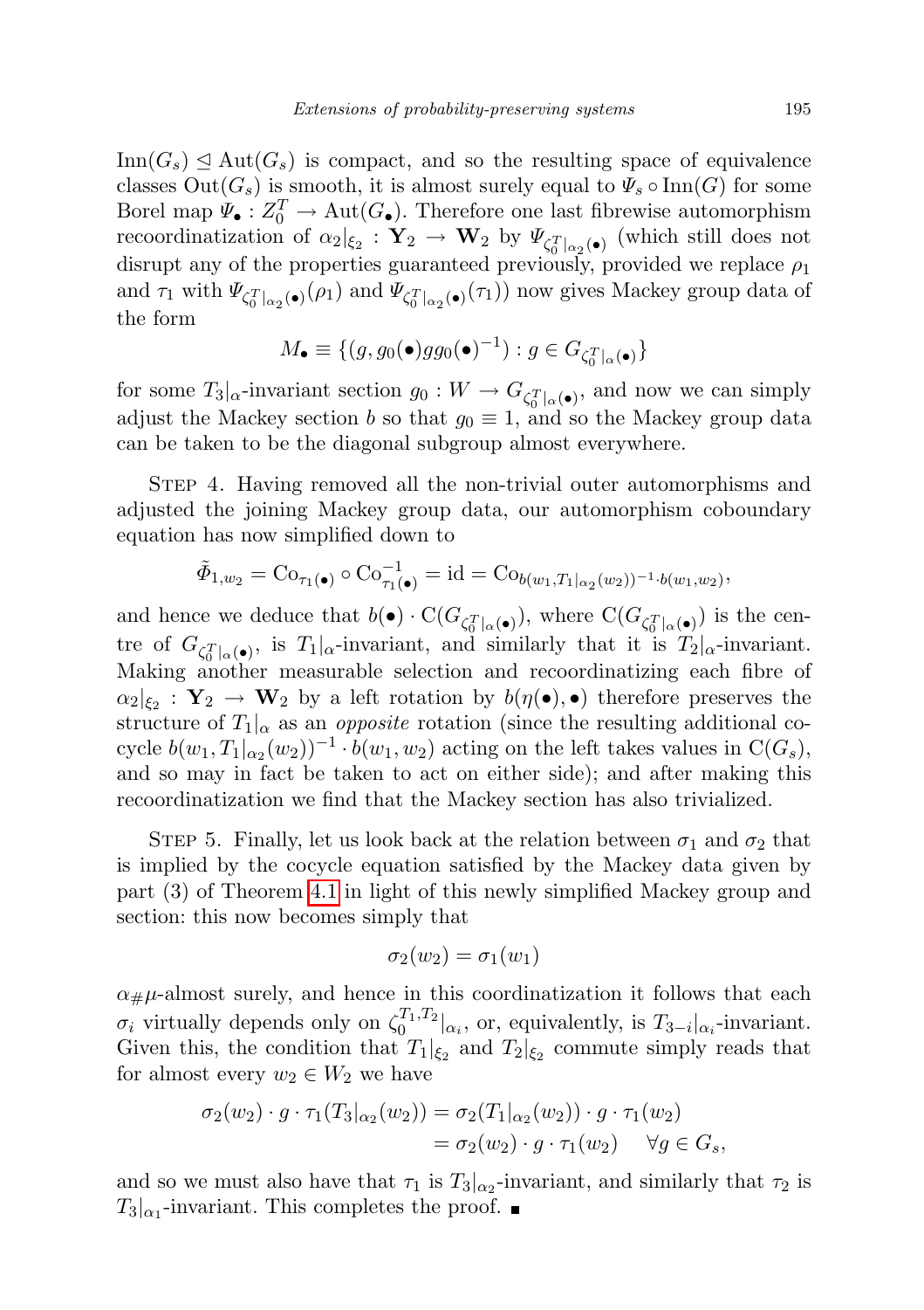$\mathrm{Inn}(G_s) \trianglelefteq \mathrm{Aut}(G_s)$ is compact, and so the resulting space of equivalence classes $\mathrm{Out}(G_s)$ is smooth, it is almost surely equal to $\Psi_s \circ \mathrm{Inn}(G)$ for some Borel map $\Psi_\bullet : Z_0^T \to \mathrm{Aut}(G_\bullet)$. Therefore one last fibrewise automorphism recoordinatization of $\alpha_2|_{\xi_2} : \mathbf{Y}_2 \to \mathbf{W}_2$ by $\Psi_{\zeta_0^T|_{\alpha_2}(\bullet)}$ (which still does not disrupt any of the properties guaranteed previously, provided we replace $\rho_1$ and $\tau_1$ with $\Psi_{\zeta_0^T|_{\alpha_2}(\bullet)}(\rho_1)$ and $\Psi_{\zeta_0^T|_{\alpha_2}(\bullet)}(\tau_1)$) now gives Mackey group data of the form

$$M_\bullet \equiv \{(g, g_0(\bullet) g g_0(\bullet)^{-1}) : g \in G_{\zeta_0^T|_\alpha(\bullet)}\}$$

for some $T_3|_\alpha$-invariant section $g_0 : W \to G_{\zeta_0^T|_\alpha(\bullet)}$, and now we can simply adjust the Mackey section $b$ so that $g_0 \equiv 1$, and so the Mackey group data can be taken to be the diagonal subgroup almost everywhere.

Step 4. Having removed all the non-trivial outer automorphisms and adjusted the joining Mackey group data, our automorphism coboundary equation has now simplified down to

$$\tilde{\Phi}_{1,w_2} = \mathrm{Co}_{\tau_1(\bullet)} \circ \mathrm{Co}_{\tau_1(\bullet)}^{-1} = \mathrm{id} = \mathrm{Co}_{b(w_1, T_1|_{\alpha_2}(w_2))^{-1} \cdot b(w_1,w_2)},$$

and hence we deduce that $b(\bullet) \cdot \mathrm{C}(G_{\zeta_0^T|_\alpha(\bullet)})$, where $\mathrm{C}(G_{\zeta_0^T|_\alpha(\bullet)})$ is the centre of $G_{\zeta_0^T|_\alpha(\bullet)}$, is $T_1|_\alpha$-invariant, and similarly that it is $T_2|_\alpha$-invariant. Making another measurable selection and recoordinatizing each fibre of $\alpha_2|_{\xi_2} : \mathbf{Y}_2 \to \mathbf{W}_2$ by a left rotation by $b(\eta(\bullet), \bullet)$ therefore preserves the structure of $T_1|_\alpha$ as an *opposite* rotation (since the resulting additional cocycle $b(w_1, T_1|_{\alpha_2}(w_2))^{-1} \cdot b(w_1, w_2)$ acting on the left takes values in $\mathrm{C}(G_s)$, and so may in fact be taken to act on either side); and after making this recoordinatization we find that the Mackey section has also trivialized.

Step 5. Finally, let us look back at the relation between $\sigma_1$ and $\sigma_2$ that is implied by the cocycle equation satisfied by the Mackey data given by part (3) of Theorem 4.1 in light of this newly simplified Mackey group and section: this now becomes simply that

$$\sigma_2(w_2) = \sigma_1(w_1)$$

$\alpha_{\#}\mu$-almost surely, and hence in this coordinatization it follows that each $\sigma_i$ virtually depends only on $\zeta_0^{T_1,T_2}|_{\alpha_i}$, or, equivalently, is $T_{3-i}|_{\alpha_i}$-invariant. Given this, the condition that $T_1|_{\xi_2}$ and $T_2|_{\xi_2}$ commute simply reads that for almost every $w_2 \in W_2$ we have

$$\begin{aligned}
\sigma_2(w_2) \cdot g \cdot \tau_1(T_3|_{\alpha_2}(w_2)) &= \sigma_2(T_1|_{\alpha_2}(w_2)) \cdot g \cdot \tau_1(w_2) \\
&= \sigma_2(w_2) \cdot g \cdot \tau_1(w_2) \quad \forall g \in G_s,
\end{aligned}$$

and so we must also have that $\tau_1$ is $T_3|_{\alpha_2}$-invariant, and similarly that $\tau_2$ is $T_3|_{\alpha_1}$-invariant. This completes the proof. ■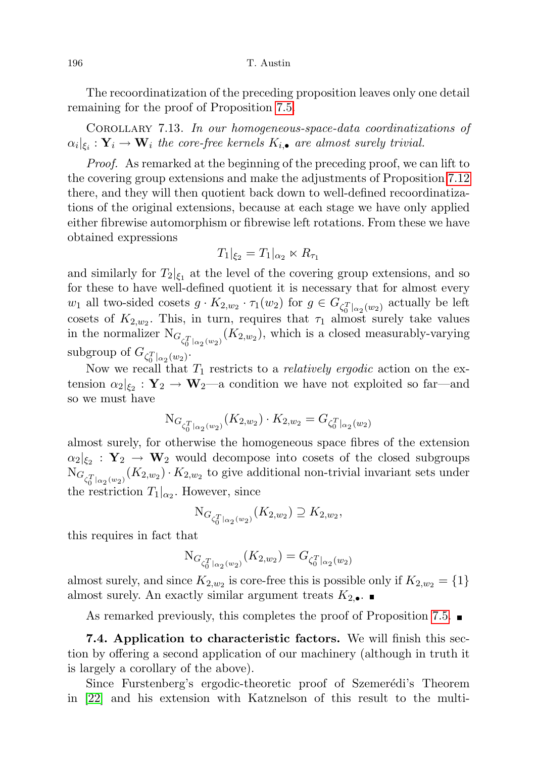The recoordinatization of the preceding proposition leaves only one detail remaining for the proof of Proposition 7.5.

Corollary 7.13. *In our homogeneous-space-data coordinatizations of $\alpha_i|_{\xi_i} : \mathbf{Y}_i \to \mathbf{W}_i$ the core-free kernels $K_{i,\bullet}$ are almost surely trivial.*

*Proof.* As remarked at the beginning of the preceding proof, we can lift to the covering group extensions and make the adjustments of Proposition 7.12 there, and they will then quotient back down to well-defined recoordinatizations of the original extensions, because at each stage we have only applied either fibrewise automorphism or fibrewise left rotations. From these we have obtained expressions

$$T_1|_{\xi_2} = T_1|_{\alpha_2} \ltimes R_{\tau_1}$$

and similarly for $T_2|_{\xi_1}$ at the level of the covering group extensions, and so for these to have well-defined quotient it is necessary that for almost every $w_1$ all two-sided cosets $g \cdot K_{2,w_2} \cdot \tau_1(w_2)$ for $g \in G_{\zeta_0^T|_{\alpha_2}(w_2)}$ actually be left cosets of $K_{2,w_2}$. This, in turn, requires that $\tau_1$ almost surely take values in the normalizer $\mathrm{N}_{G_{\zeta_0^T|_{\alpha_2}(w_2)}}(K_{2,w_2})$, which is a closed measurably-varying subgroup of $G_{\zeta_0^T|_{\alpha_2}(w_2)}$.

Now we recall that $T_1$ restricts to a *relatively ergodic* action on the extension $\alpha_2|_{\xi_2} : \mathbf{Y}_2 \to \mathbf{W}_2$—a condition we have not exploited so far—and so we must have

$$\mathrm{N}_{G_{\zeta_0^T|_{\alpha_2}(w_2)}}(K_{2,w_2}) \cdot K_{2,w_2} = G_{\zeta_0^T|_{\alpha_2}(w_2)}$$

almost surely, for otherwise the homogeneous space fibres of the extension $\alpha_2|_{\xi_2} : \mathbf{Y}_2 \to \mathbf{W}_2$ would decompose into cosets of the closed subgroups $\mathrm{N}_{G_{\zeta_0^T|_{\alpha_2}(w_2)}}(K_{2,w_2}) \cdot K_{2,w_2}$ to give additional non-trivial invariant sets under the restriction $T_1|_{\alpha_2}$. However, since

$$\mathrm{N}_{G_{\zeta_0^T|_{\alpha_2}(w_2)}}(K_{2,w_2}) \supseteq K_{2,w_2},$$

this requires in fact that

$$\mathrm{N}_{G_{\zeta_0^T|_{\alpha_2}(w_2)}}(K_{2,w_2}) = G_{\zeta_0^T|_{\alpha_2}(w_2)}$$

almost surely, and since $K_{2,w_2}$ is core-free this is possible only if $K_{2,w_2} = \{1\}$ almost surely. An exactly similar argument treats $K_{2,\bullet}$. ∎

As remarked previously, this completes the proof of Proposition 7.5. ∎

**7.4. Application to characteristic factors.** We will finish this section by offering a second application of our machinery (although in truth it is largely a corollary of the above).

Since Furstenberg's ergodic-theoretic proof of Szemerédi's Theorem in [22] and his extension with Katznelson of this result to the multi-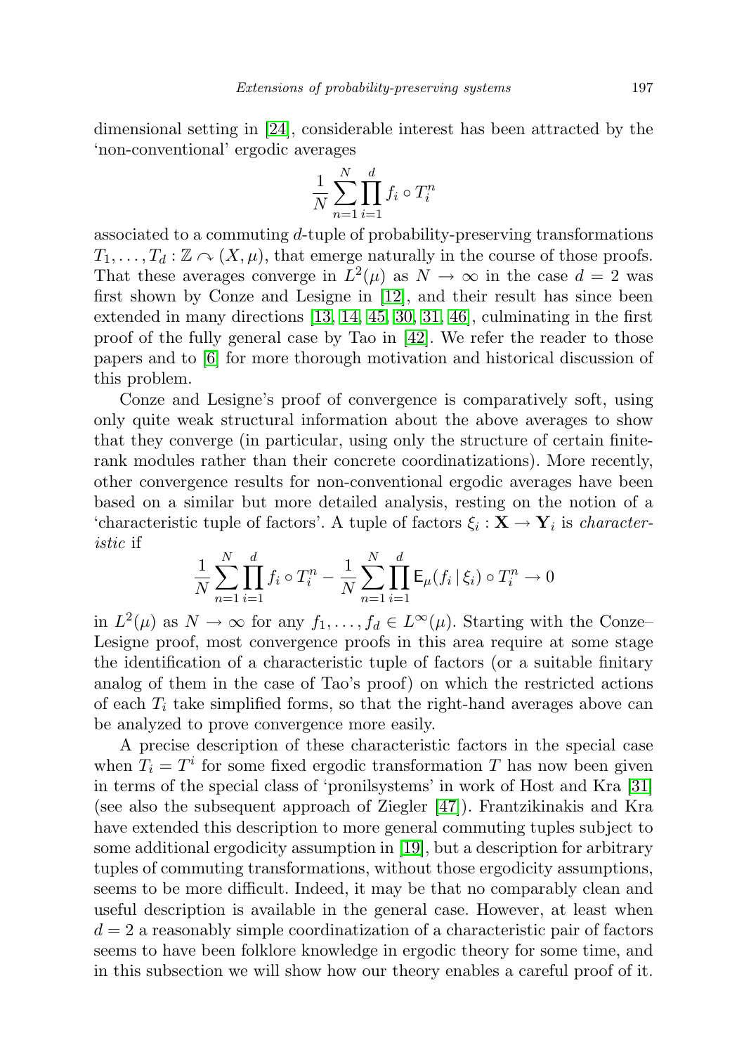dimensional setting in [24], considerable interest has been attracted by the 'non-conventional' ergodic averages

$$\frac{1}{N}\sum_{n=1}^{N}\prod_{i=1}^{d} f_i \circ T_i^n$$

associated to a commuting $d$-tuple of probability-preserving transformations $T_1, \dots, T_d : \mathbb{Z} \curvearrowright (X, \mu)$, that emerge naturally in the course of those proofs. That these averages converge in $L^2(\mu)$ as $N \to \infty$ in the case $d = 2$ was first shown by Conze and Lesigne in [12], and their result has since been extended in many directions [13, 14, 45, 30, 31, 46], culminating in the first proof of the fully general case by Tao in [42]. We refer the reader to those papers and to [6] for more thorough motivation and historical discussion of this problem.

Conze and Lesigne's proof of convergence is comparatively soft, using only quite weak structural information about the above averages to show that they converge (in particular, using only the structure of certain finite-rank modules rather than their concrete coordinatizations). More recently, other convergence results for non-conventional ergodic averages have been based on a similar but more detailed analysis, resting on the notion of a 'characteristic tuple of factors'. A tuple of factors $\xi_i : \mathbf{X} \to \mathbf{Y}_i$ is *characteristic* if

$$\frac{1}{N}\sum_{n=1}^{N}\prod_{i=1}^{d} f_i \circ T_i^n - \frac{1}{N}\sum_{n=1}^{N}\prod_{i=1}^{d} \mathsf{E}_\mu(f_i \,|\, \xi_i) \circ T_i^n \to 0$$

in $L^2(\mu)$ as $N \to \infty$ for any $f_1, \dots, f_d \in L^\infty(\mu)$. Starting with the Conze–Lesigne proof, most convergence proofs in this area require at some stage the identification of a characteristic tuple of factors (or a suitable finitary analog of them in the case of Tao's proof) on which the restricted actions of each $T_i$ take simplified forms, so that the right-hand averages above can be analyzed to prove convergence more easily.

A precise description of these characteristic factors in the special case when $T_i = T^i$ for some fixed ergodic transformation $T$ has now been given in terms of the special class of 'pronilsystems' in work of Host and Kra [31] (see also the subsequent approach of Ziegler [47]). Frantzikinakis and Kra have extended this description to more general commuting tuples subject to some additional ergodicity assumption in [19], but a description for arbitrary tuples of commuting transformations, without those ergodicity assumptions, seems to be more difficult. Indeed, it may be that no comparably clean and useful description is available in the general case. However, at least when $d = 2$ a reasonably simple coordinatization of a characteristic pair of factors seems to have been folklore knowledge in ergodic theory for some time, and in this subsection we will show how our theory enables a careful proof of it.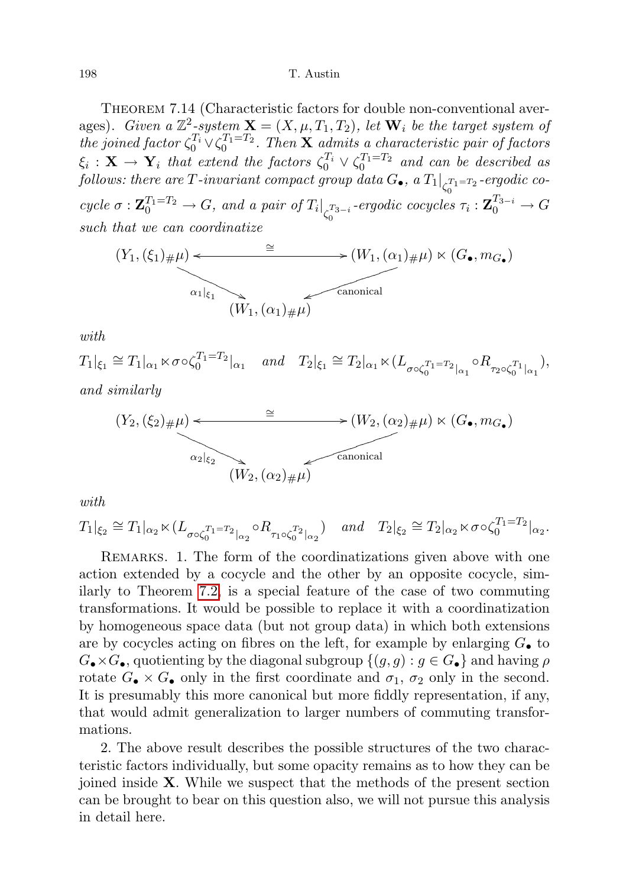Theorem 7.14 (Characteristic factors for double non-conventional averages). *Given a $\mathbb{Z}^2$-system $\mathbf{X} = (X, \mu, T_1, T_2)$, let $\mathbf{W}_i$ be the target system of the joined factor $\zeta_0^{T_i} \vee \zeta_0^{T_1=T_2}$. Then $\mathbf{X}$ admits a characteristic pair of factors $\xi_i : \mathbf{X} \to \mathbf{Y}_i$ that extend the factors $\zeta_0^{T_i} \vee \zeta_0^{T_1=T_2}$ and can be described as follows: there are $T$-invariant compact group data $G_\bullet$, a $T_1|_{\zeta_0^{T_1=T_2}}$-ergodic cocycle $\sigma : \mathbf{Z}_0^{T_1=T_2} \to G$, and a pair of $T_i|_{\zeta_0^{T_{3-i}}}$-ergodic cocycles $\tau_i : \mathbf{Z}_0^{T_{3-i}} \to G$ such that we can coordinatize*

$$
\begin{array}{ccc}
(Y_1, (\xi_1)_\# \mu) & \xleftarrow{\quad\cong\quad} & (W_1, (\alpha_1)_\# \mu) \ltimes (G_\bullet, m_{G_\bullet}) \\
& {\scriptstyle \alpha_1|_{\xi_1}} \searrow \quad \swarrow {\scriptstyle \text{canonical}} & \\
& (W_1, (\alpha_1)_\# \mu) &
\end{array}
$$

*with*

$$T_1|_{\xi_1} \cong T_1|_{\alpha_1} \ltimes \sigma \circ \zeta_0^{T_1=T_2}|_{\alpha_1} \quad \text{and} \quad T_2|_{\xi_1} \cong T_2|_{\alpha_1} \ltimes (L_{\sigma \circ \zeta_0^{T_1=T_2}|_{\alpha_1}} \circ R_{\tau_2 \circ \zeta_0^{T_1}|_{\alpha_1}}),$$

*and similarly*

$$
\begin{array}{ccc}
(Y_2, (\xi_2)_\# \mu) & \xleftarrow{\quad\cong\quad} & (W_2, (\alpha_2)_\# \mu) \ltimes (G_\bullet, m_{G_\bullet}) \\
& {\scriptstyle \alpha_2|_{\xi_2}} \searrow \quad \swarrow {\scriptstyle \text{canonical}} & \\
& (W_2, (\alpha_2)_\# \mu) &
\end{array}
$$

*with*

$$T_1|_{\xi_2} \cong T_1|_{\alpha_2} \ltimes (L_{\sigma \circ \zeta_0^{T_1=T_2}|_{\alpha_2}} \circ R_{\tau_1 \circ \zeta_0^{T_2}|_{\alpha_2}}) \quad \text{and} \quad T_2|_{\xi_2} \cong T_2|_{\alpha_2} \ltimes \sigma \circ \zeta_0^{T_1=T_2}|_{\alpha_2}.$$

Remarks. 1. The form of the coordinatizations given above with one action extended by a cocycle and the other by an opposite cocycle, similarly to Theorem 7.2, is a special feature of the case of two commuting transformations. It would be possible to replace it with a coordinatization by homogeneous space data (but not group data) in which both extensions are by cocycles acting on fibres on the left, for example by enlarging $G_\bullet$ to $G_\bullet \times G_\bullet$, quotienting by the diagonal subgroup $\{(g, g) : g \in G_\bullet\}$ and having $\rho$ rotate $G_\bullet \times G_\bullet$ only in the first coordinate and $\sigma_1$, $\sigma_2$ only in the second. It is presumably this more canonical but more fiddly representation, if any, that would admit generalization to larger numbers of commuting transformations.

2. The above result describes the possible structures of the two characteristic factors individually, but some opacity remains as to how they can be joined inside $\mathbf{X}$. While we suspect that the methods of the present section can be brought to bear on this question also, we will not pursue this analysis in detail here.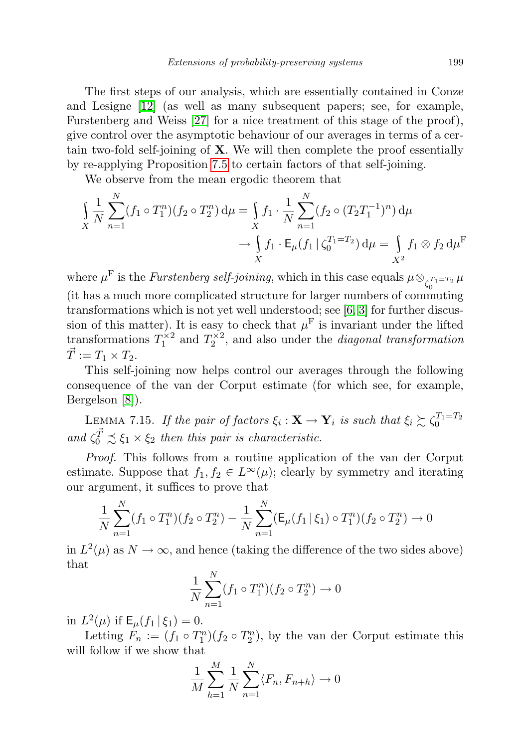The first steps of our analysis, which are essentially contained in Conze and Lesigne [12] (as well as many subsequent papers; see, for example, Furstenberg and Weiss [27] for a nice treatment of this stage of the proof), give control over the asymptotic behaviour of our averages in terms of a certain two-fold self-joining of $\mathbf{X}$. We will then complete the proof essentially by re-applying Proposition 7.5 to certain factors of that self-joining.

We observe from the mean ergodic theorem that

$$\int_X \frac{1}{N}\sum_{n=1}^{N}(f_1\circ T_1^n)(f_2\circ T_2^n)\,\mathrm{d}\mu = \int_X f_1\cdot \frac{1}{N}\sum_{n=1}^{N}(f_2\circ (T_2T_1^{-1})^n)\,\mathrm{d}\mu$$
$$\to \int_X f_1\cdot \mathsf{E}_\mu(f_1\,|\,\zeta_0^{T_1=T_2})\,\mathrm{d}\mu = \int_{X^2} f_1\otimes f_2\,\mathrm{d}\mu^{\mathrm{F}}$$

where $\mu^{\mathrm{F}}$ is the *Furstenberg self-joining*, which in this case equals $\mu\otimes_{\zeta_0^{T_1=T_2}}\mu$ (it has a much more complicated structure for larger numbers of commuting transformations which is not yet well understood; see [6, 3] for further discussion of this matter). It is easy to check that $\mu^{\mathrm{F}}$ is invariant under the lifted transformations $T_1^{\times 2}$ and $T_2^{\times 2}$, and also under the *diagonal transformation* $\vec{T} := T_1\times T_2$.

This self-joining now helps control our averages through the following consequence of the van der Corput estimate (for which see, for example, Bergelson [8]).

LEMMA 7.15. *If the pair of factors $\xi_i : \mathbf{X}\to\mathbf{Y}_i$ is such that $\xi_i \succsim \zeta_0^{T_1=T_2}$ and $\zeta_0^{\vec{T}} \precsim \xi_1\times\xi_2$ then this pair is characteristic.*

*Proof.* This follows from a routine application of the van der Corput estimate. Suppose that $f_1, f_2\in L^\infty(\mu)$; clearly by symmetry and iterating our argument, it suffices to prove that

$$\frac{1}{N}\sum_{n=1}^{N}(f_1\circ T_1^n)(f_2\circ T_2^n) - \frac{1}{N}\sum_{n=1}^{N}(\mathsf{E}_\mu(f_1\,|\,\xi_1)\circ T_1^n)(f_2\circ T_2^n)\to 0$$

in $L^2(\mu)$ as $N\to\infty$, and hence (taking the difference of the two sides above) that

$$\frac{1}{N}\sum_{n=1}^{N}(f_1\circ T_1^n)(f_2\circ T_2^n)\to 0$$

in $L^2(\mu)$ if $\mathsf{E}_\mu(f_1\,|\,\xi_1) = 0$.

Letting $F_n := (f_1\circ T_1^n)(f_2\circ T_2^n)$, by the van der Corput estimate this will follow if we show that

$$\frac{1}{M}\sum_{h=1}^{M}\frac{1}{N}\sum_{n=1}^{N}\langle F_n, F_{n+h}\rangle \to 0$$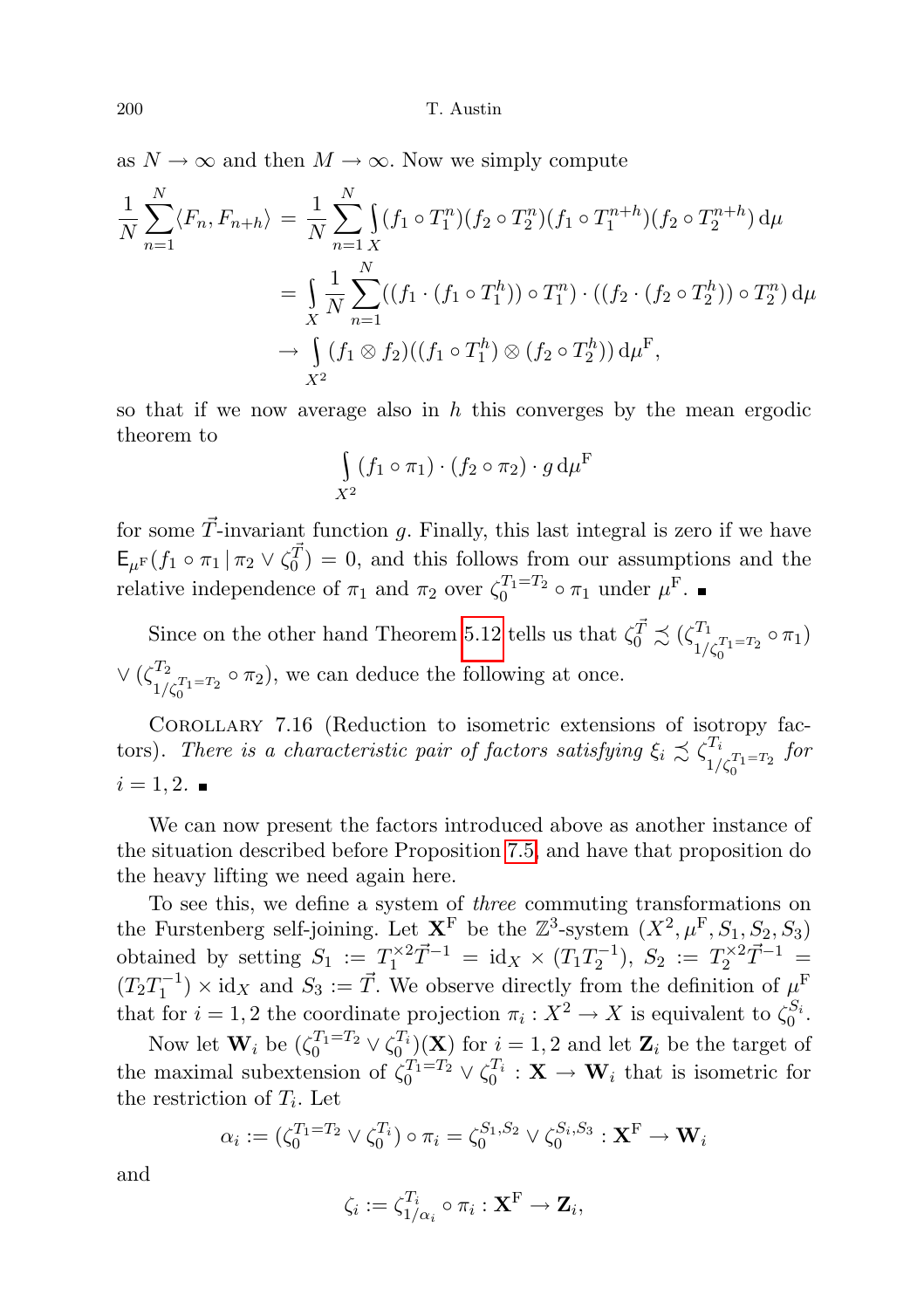as $N \to \infty$ and then $M \to \infty$. Now we simply compute

$$
\begin{aligned}
\frac{1}{N}\sum_{n=1}^{N}\langle F_n, F_{n+h}\rangle &= \frac{1}{N}\sum_{n=1}^{N}\int_X (f_1\circ T_1^n)(f_2\circ T_2^n)(f_1\circ T_1^{n+h})(f_2\circ T_2^{n+h})\,\mathrm{d}\mu \\
&= \int_X \frac{1}{N}\sum_{n=1}^{N}((f_1\cdot(f_1\circ T_1^h))\circ T_1^n)\cdot((f_2\cdot(f_2\circ T_2^h))\circ T_2^n)\,\mathrm{d}\mu \\
&\to \int_{X^2}(f_1\otimes f_2)((f_1\circ T_1^h)\otimes(f_2\circ T_2^h))\,\mathrm{d}\mu^{\mathrm{F}},
\end{aligned}
$$

so that if we now average also in $h$ this converges by the mean ergodic theorem to

$$
\int_{X^2}(f_1\circ\pi_1)\cdot(f_2\circ\pi_2)\cdot g\,\mathrm{d}\mu^{\mathrm{F}}
$$

for some $\vec{T}$-invariant function $g$. Finally, this last integral is zero if we have $\mathsf{E}_{\mu^{\mathrm{F}}}(f_1\circ\pi_1\,|\,\pi_2\vee\zeta_0^{\vec{T}}) = 0$, and this follows from our assumptions and the relative independence of $\pi_1$ and $\pi_2$ over $\zeta_0^{T_1=T_2}\circ\pi_1$ under $\mu^{\mathrm{F}}$. ■

Since on the other hand Theorem 5.12 tells us that $\zeta_0^{\vec{T}} \precsim (\zeta^{T_1}_{1/\zeta_0^{T_1=T_2}}\circ\pi_1) \vee (\zeta^{T_2}_{1/\zeta_0^{T_1=T_2}}\circ\pi_2)$, we can deduce the following at once.

Corollary 7.16 (Reduction to isometric extensions of isotropy factors). *There is a characteristic pair of factors satisfying $\xi_i \precsim \zeta^{T_i}_{1/\zeta_0^{T_1=T_2}}$ for $i = 1, 2$.* ■

We can now present the factors introduced above as another instance of the situation described before Proposition 7.5, and have that proposition do the heavy lifting we need again here.

To see this, we define a system of *three* commuting transformations on the Furstenberg self-joining. Let $\mathbf{X}^{\mathrm{F}}$ be the $\mathbb{Z}^3$-system $(X^2, \mu^{\mathrm{F}}, S_1, S_2, S_3)$ obtained by setting $S_1 := T_1^{\times 2}\vec{T}^{-1} = \mathrm{id}_X \times (T_1T_2^{-1})$, $S_2 := T_2^{\times 2}\vec{T}^{-1} = (T_2T_1^{-1}) \times \mathrm{id}_X$ and $S_3 := \vec{T}$. We observe directly from the definition of $\mu^{\mathrm{F}}$ that for $i = 1, 2$ the coordinate projection $\pi_i : X^2 \to X$ is equivalent to $\zeta_0^{S_i}$.

Now let $\mathbf{W}_i$ be $(\zeta_0^{T_1=T_2}\vee\zeta_0^{T_i})(\mathbf{X})$ for $i = 1, 2$ and let $\mathbf{Z}_i$ be the target of the maximal subextension of $\zeta_0^{T_1=T_2}\vee\zeta_0^{T_i} : \mathbf{X} \to \mathbf{W}_i$ that is isometric for the restriction of $T_i$. Let

$$
\alpha_i := (\zeta_0^{T_1=T_2}\vee\zeta_0^{T_i})\circ\pi_i = \zeta_0^{S_1,S_2}\vee\zeta_0^{S_i,S_3} : \mathbf{X}^{\mathrm{F}} \to \mathbf{W}_i
$$

and

$$
\zeta_i := \zeta^{T_i}_{1/\alpha_i}\circ\pi_i : \mathbf{X}^{\mathrm{F}} \to \mathbf{Z}_i,
$$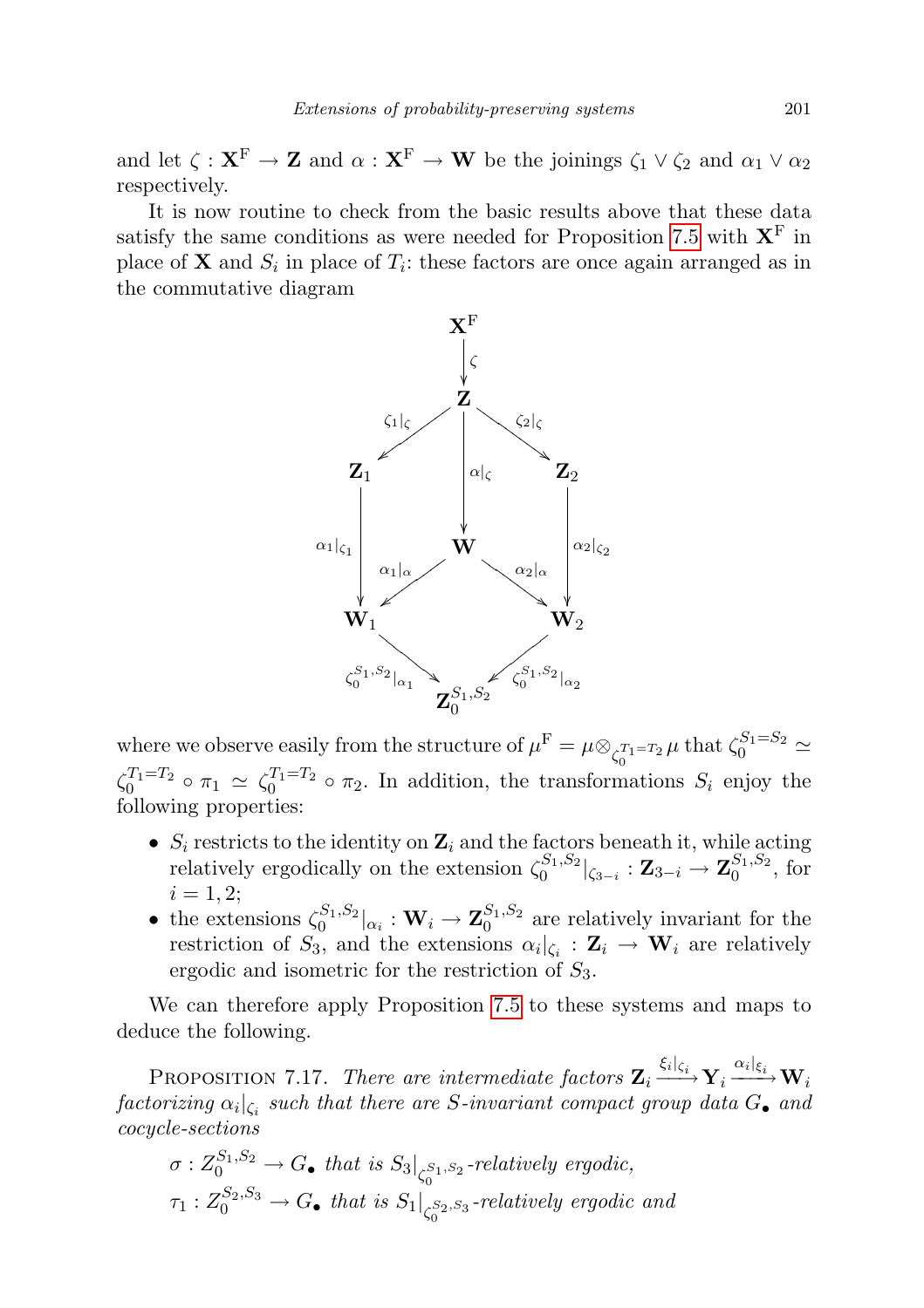and let $\zeta : \mathbf{X}^{\mathrm{F}} \to \mathbf{Z}$ and $\alpha : \mathbf{X}^{\mathrm{F}} \to \mathbf{W}$ be the joinings $\zeta_1 \vee \zeta_2$ and $\alpha_1 \vee \alpha_2$ respectively.

It is now routine to check from the basic results above that these data satisfy the same conditions as were needed for Proposition 7.5 with $\mathbf{X}^{\mathrm{F}}$ in place of $\mathbf{X}$ and $S_i$ in place of $T_i$: these factors are once again arranged as in the commutative diagram

$$
\begin{array}{ccccc}
 & & \mathbf{X}^{\mathrm{F}} & & \\
 & & \downarrow \zeta & & \\
 & & \mathbf{Z} & & \\
 & \swarrow \zeta_1|_\zeta & \downarrow \alpha|_\zeta & \searrow \zeta_2|_\zeta & \\
\mathbf{Z}_1 & & & & \mathbf{Z}_2 \\
\downarrow \alpha_1|_{\zeta_1} & & \mathbf{W} & & \downarrow \alpha_2|_{\zeta_2} \\
 & \swarrow \alpha_1|_\alpha & & \searrow \alpha_2|_\alpha & \\
\mathbf{W}_1 & & & & \mathbf{W}_2 \\
 & \searrow \zeta_0^{S_1,S_2}|_{\alpha_1} & & \swarrow \zeta_0^{S_1,S_2}|_{\alpha_2} & \\
 & & \mathbf{Z}_0^{S_1,S_2} & &
\end{array}
$$

where we observe easily from the structure of $\mu^{\mathrm{F}} = \mu \otimes_{\zeta_0^{T_1=T_2}} \mu$ that $\zeta_0^{S_1=S_2} \simeq \zeta_0^{T_1=T_2} \circ \pi_1 \simeq \zeta_0^{T_1=T_2} \circ \pi_2$. In addition, the transformations $S_i$ enjoy the following properties:

- $S_i$ restricts to the identity on $\mathbf{Z}_i$ and the factors beneath it, while acting relatively ergodically on the extension $\zeta_0^{S_1,S_2}|_{\zeta_{3-i}} : \mathbf{Z}_{3-i} \to \mathbf{Z}_0^{S_1,S_2}$, for $i = 1, 2$;
- the extensions $\zeta_0^{S_1,S_2}|_{\alpha_i} : \mathbf{W}_i \to \mathbf{Z}_0^{S_1,S_2}$ are relatively invariant for the restriction of $S_3$, and the extensions $\alpha_i|_{\zeta_i} : \mathbf{Z}_i \to \mathbf{W}_i$ are relatively ergodic and isometric for the restriction of $S_3$.

We can therefore apply Proposition 7.5 to these systems and maps to deduce the following.

Proposition 7.17. *There are intermediate factors* $\mathbf{Z}_i \xrightarrow{\xi_i|_{\zeta_i}} \mathbf{Y}_i \xrightarrow{\alpha_i|_{\xi_i}} \mathbf{W}_i$ *factorizing* $\alpha_i|_{\zeta_i}$ *such that there are* $S$*-invariant compact group data* $G_\bullet$ *and cocycle-sections*

$\sigma : Z_0^{S_1,S_2} \to G_\bullet$ *that is* $S_3|_{\zeta_0^{S_1,S_2}}$*-relatively ergodic,*

$\tau_1 : Z_0^{S_2,S_3} \to G_\bullet$ *that is* $S_1|_{\zeta_0^{S_2,S_3}}$*-relatively ergodic and*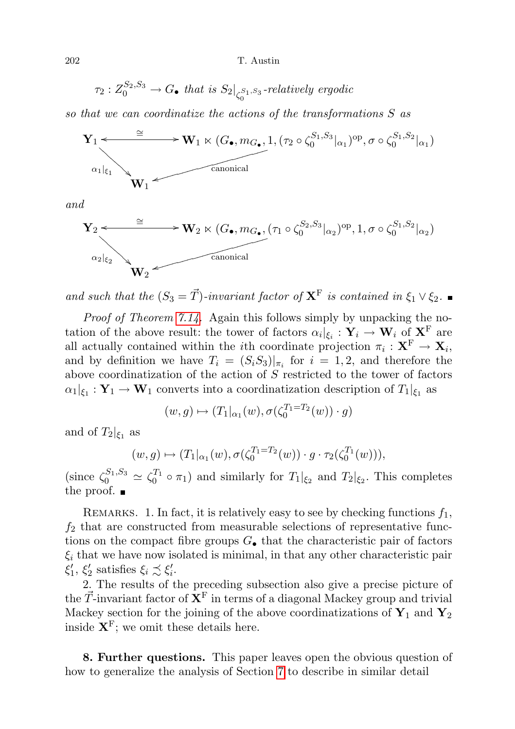$$\tau_2 : Z_0^{S_2,S_3} \to G_\bullet \text{ that is } S_2|_{\zeta_0^{S_1,S_3}}\text{-relatively ergodic}$$

*so that we can coordinatize the actions of the transformations $S$ as*

$$\begin{array}{ccc} \mathbf{Y}_1 & \xleftrightarrow{\cong} & \mathbf{W}_1 \ltimes (G_\bullet, m_{G_\bullet}, 1, (\tau_2 \circ \zeta_0^{S_1,S_3}|_{\alpha_1})^{\mathrm{op}}, \sigma \circ \zeta_0^{S_1,S_2}|_{\alpha_1}) \\ & {\scriptstyle \alpha_1|_{\xi_1}} \searrow & \swarrow {\scriptstyle \text{canonical}} \\ & \mathbf{W}_1 & \end{array}$$

*and*

$$\begin{array}{ccc} \mathbf{Y}_2 & \xleftrightarrow{\cong} & \mathbf{W}_2 \ltimes (G_\bullet, m_{G_\bullet}, (\tau_1 \circ \zeta_0^{S_2,S_3}|_{\alpha_2})^{\mathrm{op}}, 1, \sigma \circ \zeta_0^{S_1,S_2}|_{\alpha_2}) \\ & {\scriptstyle \alpha_2|_{\xi_2}} \searrow & \swarrow {\scriptstyle \text{canonical}} \\ & \mathbf{W}_2 & \end{array}$$

*and such that the $(S_3 = \vec{T})$-invariant factor of $\mathbf{X}^{\mathrm{F}}$ is contained in $\xi_1 \vee \xi_2$.* ∎

*Proof of Theorem 7.14.* Again this follows simply by unpacking the notation of the above result: the tower of factors $\alpha_i|_{\xi_i} : \mathbf{Y}_i \to \mathbf{W}_i$ of $\mathbf{X}^{\mathrm{F}}$ are all actually contained within the $i$th coordinate projection $\pi_i : \mathbf{X}^{\mathrm{F}} \to \mathbf{X}_i$, and by definition we have $T_i = (S_i S_3)|_{\pi_i}$ for $i = 1, 2$, and therefore the above coordinatization of the action of $S$ restricted to the tower of factors $\alpha_1|_{\xi_1} : \mathbf{Y}_1 \to \mathbf{W}_1$ converts into a coordinatization description of $T_1|_{\xi_1}$ as

$$(w, g) \mapsto (T_1|_{\alpha_1}(w), \sigma(\zeta_0^{T_1=T_2}(w)) \cdot g)$$

and of $T_2|_{\xi_1}$ as

$$(w, g) \mapsto (T_1|_{\alpha_1}(w), \sigma(\zeta_0^{T_1=T_2}(w)) \cdot g \cdot \tau_2(\zeta_0^{T_1}(w))),$$

(since $\zeta_0^{S_1,S_3} \simeq \zeta_0^{T_1} \circ \pi_1$) and similarly for $T_1|_{\xi_2}$ and $T_2|_{\xi_2}$. This completes the proof. ∎

REMARKS. 1. In fact, it is relatively easy to see by checking functions $f_1$, $f_2$ that are constructed from measurable selections of representative functions on the compact fibre groups $G_\bullet$ that the characteristic pair of factors $\xi_i$ that we have now isolated is minimal, in that any other characteristic pair $\xi_1'$, $\xi_2'$ satisfies $\xi_i \precsim \xi_i'$.

2. The results of the preceding subsection also give a precise picture of the $\vec{T}$-invariant factor of $\mathbf{X}^{\mathrm{F}}$ in terms of a diagonal Mackey group and trivial Mackey section for the joining of the above coordinatizations of $\mathbf{Y}_1$ and $\mathbf{Y}_2$ inside $\mathbf{X}^{\mathrm{F}}$; we omit these details here.

**8. Further questions.** This paper leaves open the obvious question of how to generalize the analysis of Section 7 to describe in similar detail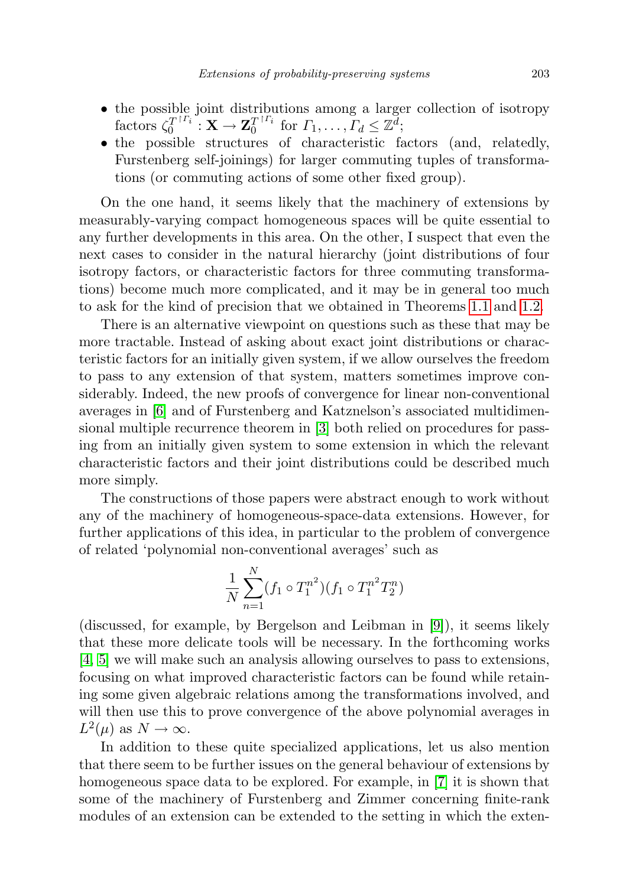- the possible joint distributions among a larger collection of isotropy factors $\zeta_0^{T^{\upharpoonright \Gamma_i}} : \mathbf{X} \to \mathbf{Z}_0^{T^{\upharpoonright \Gamma_i}}$ for $\Gamma_1, \ldots, \Gamma_d \leq \mathbb{Z}^d$;
- the possible structures of characteristic factors (and, relatedly, Furstenberg self-joinings) for larger commuting tuples of transformations (or commuting actions of some other fixed group).

On the one hand, it seems likely that the machinery of extensions by measurably-varying compact homogeneous spaces will be quite essential to any further developments in this area. On the other, I suspect that even the next cases to consider in the natural hierarchy (joint distributions of four isotropy factors, or characteristic factors for three commuting transformations) become much more complicated, and it may be in general too much to ask for the kind of precision that we obtained in Theorems 1.1 and 1.2.

There is an alternative viewpoint on questions such as these that may be more tractable. Instead of asking about exact joint distributions or characteristic factors for an initially given system, if we allow ourselves the freedom to pass to any extension of that system, matters sometimes improve considerably. Indeed, the new proofs of convergence for linear non-conventional averages in [6] and of Furstenberg and Katznelson's associated multidimensional multiple recurrence theorem in [3] both relied on procedures for passing from an initially given system to some extension in which the relevant characteristic factors and their joint distributions could be described much more simply.

The constructions of those papers were abstract enough to work without any of the machinery of homogeneous-space-data extensions. However, for further applications of this idea, in particular to the problem of convergence of related 'polynomial non-conventional averages' such as

$$\frac{1}{N}\sum_{n=1}^{N}(f_1 \circ T_1^{n^2})(f_1 \circ T_1^{n^2}T_2^n)$$

(discussed, for example, by Bergelson and Leibman in [9]), it seems likely that these more delicate tools will be necessary. In the forthcoming works [4, 5] we will make such an analysis allowing ourselves to pass to extensions, focusing on what improved characteristic factors can be found while retaining some given algebraic relations among the transformations involved, and will then use this to prove convergence of the above polynomial averages in $L^2(\mu)$ as $N \to \infty$.

In addition to these quite specialized applications, let us also mention that there seem to be further issues on the general behaviour of extensions by homogeneous space data to be explored. For example, in [7] it is shown that some of the machinery of Furstenberg and Zimmer concerning finite-rank modules of an extension can be extended to the setting in which the exten-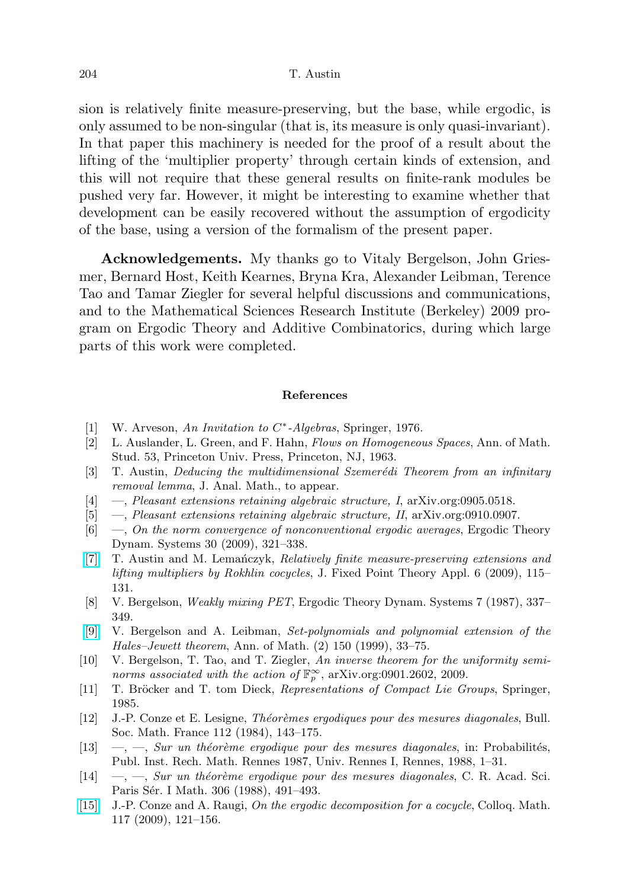sion is relatively finite measure-preserving, but the base, while ergodic, is only assumed to be non-singular (that is, its measure is only quasi-invariant). In that paper this machinery is needed for the proof of a result about the lifting of the 'multiplier property' through certain kinds of extension, and this will not require that these general results on finite-rank modules be pushed very far. However, it might be interesting to examine whether that development can be easily recovered without the assumption of ergodicity of the base, using a version of the formalism of the present paper.

**Acknowledgements.** My thanks go to Vitaly Bergelson, John Griesmer, Bernard Host, Keith Kearnes, Bryna Kra, Alexander Leibman, Terence Tao and Tamar Ziegler for several helpful discussions and communications, and to the Mathematical Sciences Research Institute (Berkeley) 2009 program on Ergodic Theory and Additive Combinatorics, during which large parts of this work were completed.

### References

[1] W. Arveson, *An Invitation to $C^*$-Algebras*, Springer, 1976.

[2] L. Auslander, L. Green, and F. Hahn, *Flows on Homogeneous Spaces*, Ann. of Math. Stud. 53, Princeton Univ. Press, Princeton, NJ, 1963.

[3] T. Austin, *Deducing the multidimensional Szemerédi Theorem from an infinitary removal lemma*, J. Anal. Math., to appear.

[4] —, *Pleasant extensions retaining algebraic structure, I*, arXiv.org:0905.0518.

[5] —, *Pleasant extensions retaining algebraic structure, II*, arXiv.org:0910.0907.

[6] —, *On the norm convergence of nonconventional ergodic averages*, Ergodic Theory Dynam. Systems 30 (2009), 321–338.

[7] T. Austin and M. Lemańczyk, *Relatively finite measure-preserving extensions and lifting multipliers by Rokhlin cocycles*, J. Fixed Point Theory Appl. 6 (2009), 115–131.

[8] V. Bergelson, *Weakly mixing PET*, Ergodic Theory Dynam. Systems 7 (1987), 337–349.

[9] V. Bergelson and A. Leibman, *Set-polynomials and polynomial extension of the Hales–Jewett theorem*, Ann. of Math. (2) 150 (1999), 33–75.

[10] V. Bergelson, T. Tao, and T. Ziegler, *An inverse theorem for the uniformity seminorms associated with the action of $\mathbb{F}_p^\infty$*, arXiv.org:0901.2602, 2009.

[11] T. Bröcker and T. tom Dieck, *Representations of Compact Lie Groups*, Springer, 1985.

[12] J.-P. Conze et E. Lesigne, *Théorèmes ergodiques pour des mesures diagonales*, Bull. Soc. Math. France 112 (1984), 143–175.

[13] —, —, *Sur un théorème ergodique pour des mesures diagonales*, in: Probabilités, Publ. Inst. Rech. Math. Rennes 1987, Univ. Rennes I, Rennes, 1988, 1–31.

[14] —, —, *Sur un théorème ergodique pour des mesures diagonales*, C. R. Acad. Sci. Paris Sér. I Math. 306 (1988), 491–493.

[15] J.-P. Conze and A. Raugi, *On the ergodic decomposition for a cocycle*, Colloq. Math. 117 (2009), 121–156.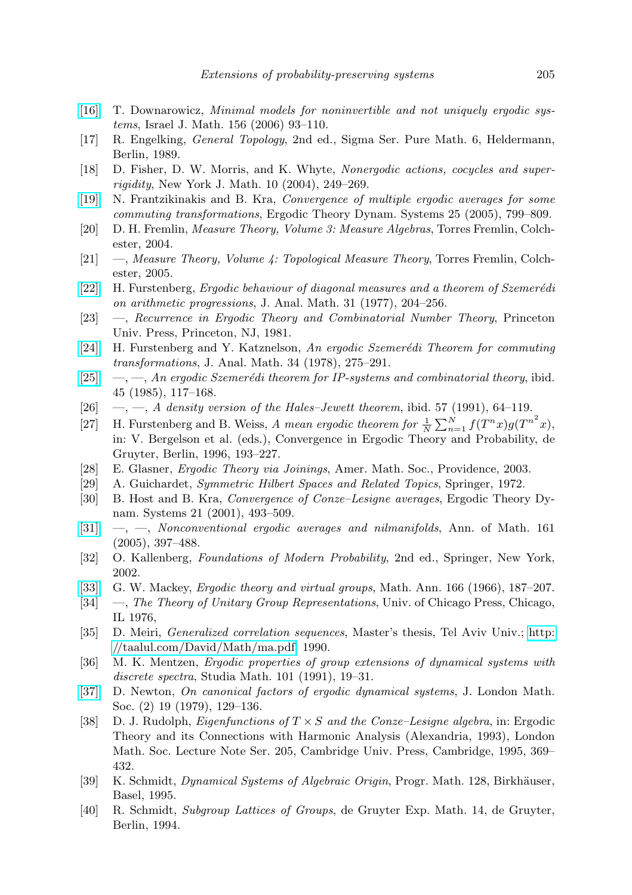[16] T. Downarowicz, *Minimal models for noninvertible and not uniquely ergodic systems*, Israel J. Math. 156 (2006) 93–110.

[17] R. Engelking, *General Topology*, 2nd ed., Sigma Ser. Pure Math. 6, Heldermann, Berlin, 1989.

[18] D. Fisher, D. W. Morris, and K. Whyte, *Nonergodic actions, cocycles and superrigidity*, New York J. Math. 10 (2004), 249–269.

[19] N. Frantzikinakis and B. Kra, *Convergence of multiple ergodic averages for some commuting transformations*, Ergodic Theory Dynam. Systems 25 (2005), 799–809.

[20] D. H. Fremlin, *Measure Theory, Volume 3: Measure Algebras*, Torres Fremlin, Colchester, 2004.

[21] —, *Measure Theory, Volume 4: Topological Measure Theory*, Torres Fremlin, Colchester, 2005.

[22] H. Furstenberg, *Ergodic behaviour of diagonal measures and a theorem of Szemerédi on arithmetic progressions*, J. Anal. Math. 31 (1977), 204–256.

[23] —, *Recurrence in Ergodic Theory and Combinatorial Number Theory*, Princeton Univ. Press, Princeton, NJ, 1981.

[24] H. Furstenberg and Y. Katznelson, *An ergodic Szemerédi Theorem for commuting transformations*, J. Anal. Math. 34 (1978), 275–291.

[25] —, —, *An ergodic Szemerédi theorem for IP-systems and combinatorial theory*, ibid. 45 (1985), 117–168.

[26] —, —, *A density version of the Hales–Jewett theorem*, ibid. 57 (1991), 64–119.

[27] H. Furstenberg and B. Weiss, *A mean ergodic theorem for* $\frac{1}{N}\sum_{n=1}^{N} f(T^n x)g(T^{n^2}x)$, in: V. Bergelson et al. (eds.), Convergence in Ergodic Theory and Probability, de Gruyter, Berlin, 1996, 193–227.

[28] E. Glasner, *Ergodic Theory via Joinings*, Amer. Math. Soc., Providence, 2003.

[29] A. Guichardet, *Symmetric Hilbert Spaces and Related Topics*, Springer, 1972.

[30] B. Host and B. Kra, *Convergence of Conze–Lesigne averages*, Ergodic Theory Dynam. Systems 21 (2001), 493–509.

[31] —, —, *Nonconventional ergodic averages and nilmanifolds*, Ann. of Math. 161 (2005), 397–488.

[32] O. Kallenberg, *Foundations of Modern Probability*, 2nd ed., Springer, New York, 2002.

[33] G. W. Mackey, *Ergodic theory and virtual groups*, Math. Ann. 166 (1966), 187–207.

[34] —, *The Theory of Unitary Group Representations*, Univ. of Chicago Press, Chicago, IL 1976,

[35] D. Meiri, *Generalized correlation sequences*, Master's thesis, Tel Aviv Univ.; http://taalul.com/David/Math/ma.pdf, 1990.

[36] M. K. Mentzen, *Ergodic properties of group extensions of dynamical systems with discrete spectra*, Studia Math. 101 (1991), 19–31.

[37] D. Newton, *On canonical factors of ergodic dynamical systems*, J. London Math. Soc. (2) 19 (1979), 129–136.

[38] D. J. Rudolph, *Eigenfunctions of* $T \times S$ *and the Conze–Lesigne algebra*, in: Ergodic Theory and its Connections with Harmonic Analysis (Alexandria, 1993), London Math. Soc. Lecture Note Ser. 205, Cambridge Univ. Press, Cambridge, 1995, 369–432.

[39] K. Schmidt, *Dynamical Systems of Algebraic Origin*, Progr. Math. 128, Birkhäuser, Basel, 1995.

[40] R. Schmidt, *Subgroup Lattices of Groups*, de Gruyter Exp. Math. 14, de Gruyter, Berlin, 1994.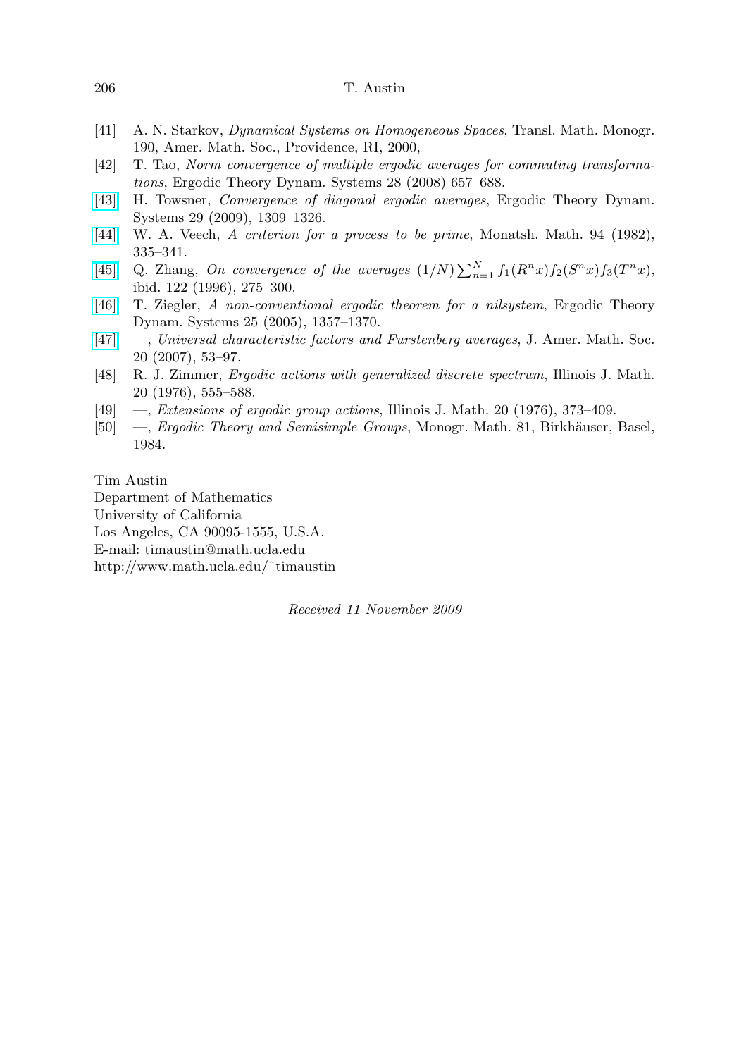[41] A. N. Starkov, *Dynamical Systems on Homogeneous Spaces*, Transl. Math. Monogr. 190, Amer. Math. Soc., Providence, RI, 2000,

[42] T. Tao, *Norm convergence of multiple ergodic averages for commuting transformations*, Ergodic Theory Dynam. Systems 28 (2008) 657–688.

[43] H. Towsner, *Convergence of diagonal ergodic averages*, Ergodic Theory Dynam. Systems 29 (2009), 1309–1326.

[44] W. A. Veech, *A criterion for a process to be prime*, Monatsh. Math. 94 (1982), 335–341.

[45] Q. Zhang, *On convergence of the averages* $(1/N)\sum_{n=1}^{N} f_1(R^n x) f_2(S^n x) f_3(T^n x)$, ibid. 122 (1996), 275–300.

[46] T. Ziegler, *A non-conventional ergodic theorem for a nilsystem*, Ergodic Theory Dynam. Systems 25 (2005), 1357–1370.

[47] —, *Universal characteristic factors and Furstenberg averages*, J. Amer. Math. Soc. 20 (2007), 53–97.

[48] R. J. Zimmer, *Ergodic actions with generalized discrete spectrum*, Illinois J. Math. 20 (1976), 555–588.

[49] —, *Extensions of ergodic group actions*, Illinois J. Math. 20 (1976), 373–409.

[50] —, *Ergodic Theory and Semisimple Groups*, Monogr. Math. 81, Birkhäuser, Basel, 1984.

Tim Austin
Department of Mathematics
University of California
Los Angeles, CA 90095-1555, U.S.A.
E-mail: timaustin@math.ucla.edu
http://www.math.ucla.edu/˜timaustin

*Received 11 November 2009*